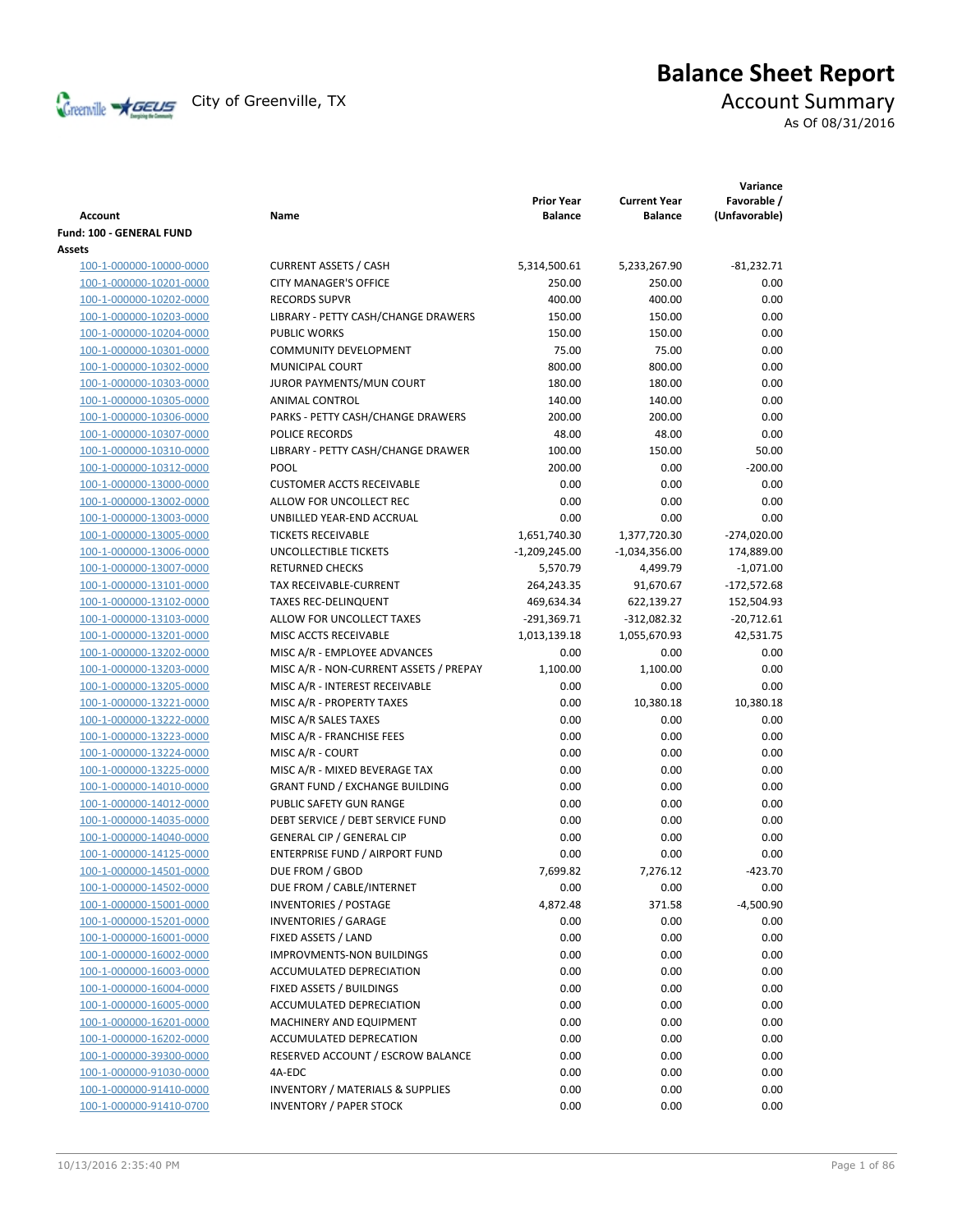# Balance Sheet Report

City of Greenville, TX

## Account Summary

As Of 08/31/2016

| Account | Name | Prior Year Balance | Current Year Balance | Variance Favorable / (Unfavorable) |
|---|---|---|---|---|
| **Fund: 100 - GENERAL FUND** | | | | |
| **Assets** | | | | |
| 100-1-000000-10000-0000 | CURRENT ASSETS / CASH | 5,314,500.61 | 5,233,267.90 | -81,232.71 |
| 100-1-000000-10201-0000 | CITY MANAGER'S OFFICE | 250.00 | 250.00 | 0.00 |
| 100-1-000000-10202-0000 | RECORDS SUPVR | 400.00 | 400.00 | 0.00 |
| 100-1-000000-10203-0000 | LIBRARY - PETTY CASH/CHANGE DRAWERS | 150.00 | 150.00 | 0.00 |
| 100-1-000000-10204-0000 | PUBLIC WORKS | 150.00 | 150.00 | 0.00 |
| 100-1-000000-10301-0000 | COMMUNITY DEVELOPMENT | 75.00 | 75.00 | 0.00 |
| 100-1-000000-10302-0000 | MUNICIPAL COURT | 800.00 | 800.00 | 0.00 |
| 100-1-000000-10303-0000 | JUROR PAYMENTS/MUN COURT | 180.00 | 180.00 | 0.00 |
| 100-1-000000-10305-0000 | ANIMAL CONTROL | 140.00 | 140.00 | 0.00 |
| 100-1-000000-10306-0000 | PARKS - PETTY CASH/CHANGE DRAWERS | 200.00 | 200.00 | 0.00 |
| 100-1-000000-10307-0000 | POLICE RECORDS | 48.00 | 48.00 | 0.00 |
| 100-1-000000-10310-0000 | LIBRARY - PETTY CASH/CHANGE DRAWER | 100.00 | 150.00 | 50.00 |
| 100-1-000000-10312-0000 | POOL | 200.00 | 0.00 | -200.00 |
| 100-1-000000-13000-0000 | CUSTOMER ACCTS RECEIVABLE | 0.00 | 0.00 | 0.00 |
| 100-1-000000-13002-0000 | ALLOW FOR UNCOLLECT REC | 0.00 | 0.00 | 0.00 |
| 100-1-000000-13003-0000 | UNBILLED YEAR-END ACCRUAL | 0.00 | 0.00 | 0.00 |
| 100-1-000000-13005-0000 | TICKETS RECEIVABLE | 1,651,740.30 | 1,377,720.30 | -274,020.00 |
| 100-1-000000-13006-0000 | UNCOLLECTIBLE TICKETS | -1,209,245.00 | -1,034,356.00 | 174,889.00 |
| 100-1-000000-13007-0000 | RETURNED CHECKS | 5,570.79 | 4,499.79 | -1,071.00 |
| 100-1-000000-13101-0000 | TAX RECEIVABLE-CURRENT | 264,243.35 | 91,670.67 | -172,572.68 |
| 100-1-000000-13102-0000 | TAXES REC-DELINQUENT | 469,634.34 | 622,139.27 | 152,504.93 |
| 100-1-000000-13103-0000 | ALLOW FOR UNCOLLECT TAXES | -291,369.71 | -312,082.32 | -20,712.61 |
| 100-1-000000-13201-0000 | MISC ACCTS RECEIVABLE | 1,013,139.18 | 1,055,670.93 | 42,531.75 |
| 100-1-000000-13202-0000 | MISC A/R - EMPLOYEE ADVANCES | 0.00 | 0.00 | 0.00 |
| 100-1-000000-13203-0000 | MISC A/R - NON-CURRENT ASSETS / PREPAY | 1,100.00 | 1,100.00 | 0.00 |
| 100-1-000000-13205-0000 | MISC A/R - INTEREST RECEIVABLE | 0.00 | 0.00 | 0.00 |
| 100-1-000000-13221-0000 | MISC A/R - PROPERTY TAXES | 0.00 | 10,380.18 | 10,380.18 |
| 100-1-000000-13222-0000 | MISC A/R SALES TAXES | 0.00 | 0.00 | 0.00 |
| 100-1-000000-13223-0000 | MISC A/R - FRANCHISE FEES | 0.00 | 0.00 | 0.00 |
| 100-1-000000-13224-0000 | MISC A/R - COURT | 0.00 | 0.00 | 0.00 |
| 100-1-000000-13225-0000 | MISC A/R - MIXED BEVERAGE TAX | 0.00 | 0.00 | 0.00 |
| 100-1-000000-14010-0000 | GRANT FUND / EXCHANGE BUILDING | 0.00 | 0.00 | 0.00 |
| 100-1-000000-14012-0000 | PUBLIC SAFETY GUN RANGE | 0.00 | 0.00 | 0.00 |
| 100-1-000000-14035-0000 | DEBT SERVICE / DEBT SERVICE FUND | 0.00 | 0.00 | 0.00 |
| 100-1-000000-14040-0000 | GENERAL CIP / GENERAL CIP | 0.00 | 0.00 | 0.00 |
| 100-1-000000-14125-0000 | ENTERPRISE FUND / AIRPORT FUND | 0.00 | 0.00 | 0.00 |
| 100-1-000000-14501-0000 | DUE FROM / GBOD | 7,699.82 | 7,276.12 | -423.70 |
| 100-1-000000-14502-0000 | DUE FROM / CABLE/INTERNET | 0.00 | 0.00 | 0.00 |
| 100-1-000000-15001-0000 | INVENTORIES / POSTAGE | 4,872.48 | 371.58 | -4,500.90 |
| 100-1-000000-15201-0000 | INVENTORIES / GARAGE | 0.00 | 0.00 | 0.00 |
| 100-1-000000-16001-0000 | FIXED ASSETS / LAND | 0.00 | 0.00 | 0.00 |
| 100-1-000000-16002-0000 | IMPROVMENTS-NON BUILDINGS | 0.00 | 0.00 | 0.00 |
| 100-1-000000-16003-0000 | ACCUMULATED DEPRECIATION | 0.00 | 0.00 | 0.00 |
| 100-1-000000-16004-0000 | FIXED ASSETS / BUILDINGS | 0.00 | 0.00 | 0.00 |
| 100-1-000000-16005-0000 | ACCUMULATED DEPRECIATION | 0.00 | 0.00 | 0.00 |
| 100-1-000000-16201-0000 | MACHINERY AND EQUIPMENT | 0.00 | 0.00 | 0.00 |
| 100-1-000000-16202-0000 | ACCUMULATED DEPRECATION | 0.00 | 0.00 | 0.00 |
| 100-1-000000-39300-0000 | RESERVED ACCOUNT / ESCROW BALANCE | 0.00 | 0.00 | 0.00 |
| 100-1-000000-91030-0000 | 4A-EDC | 0.00 | 0.00 | 0.00 |
| 100-1-000000-91410-0000 | INVENTORY / MATERIALS & SUPPLIES | 0.00 | 0.00 | 0.00 |
| 100-1-000000-91410-0700 | INVENTORY / PAPER STOCK | 0.00 | 0.00 | 0.00 |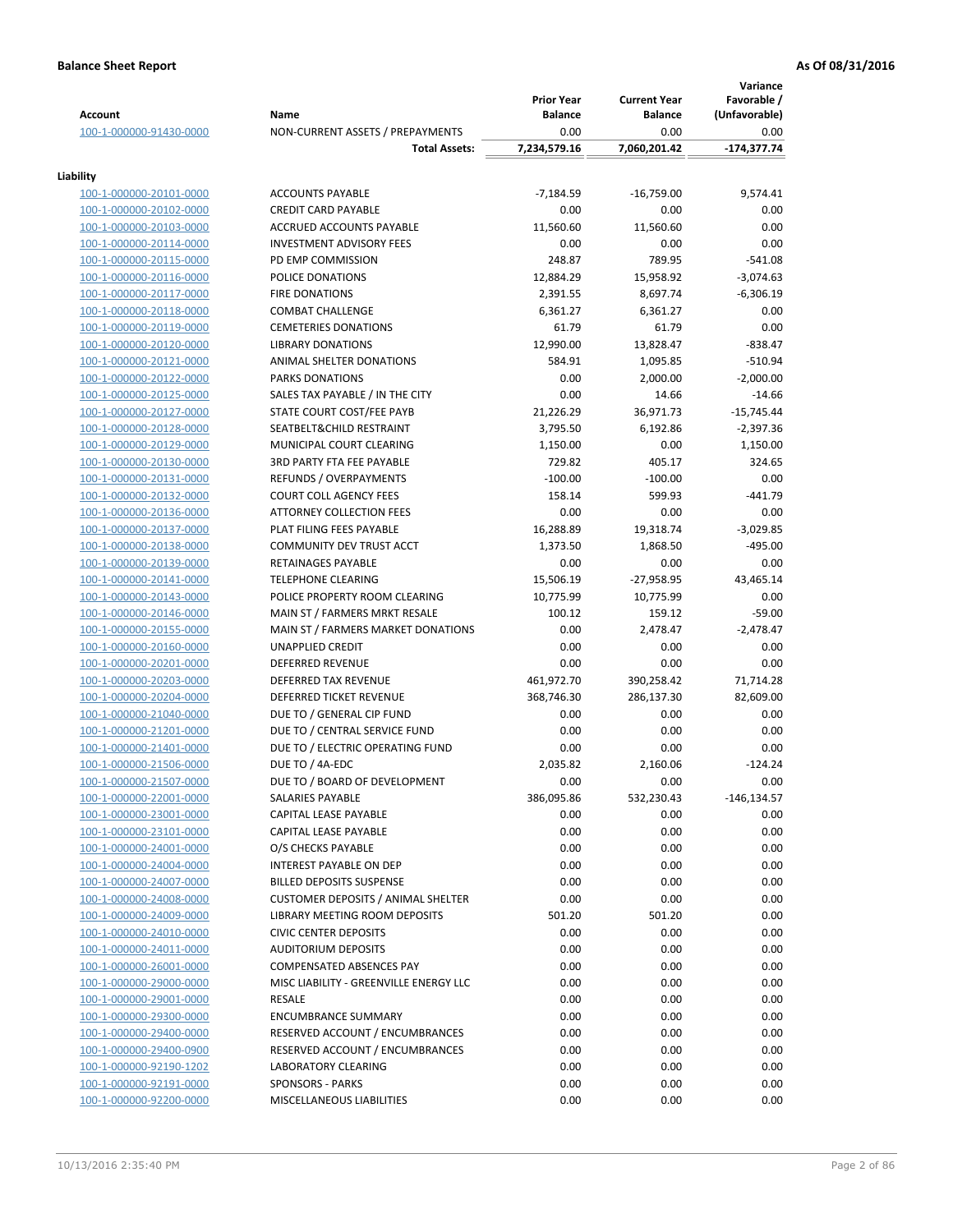**Balance Sheet Report** | **As Of 08/31/2016**

| Account | Name | Prior Year Balance | Current Year Balance | Variance Favorable / (Unfavorable) |
|---|---|---|---|---|
| 100-1-000000-91430-0000 | NON-CURRENT ASSETS / PREPAYMENTS | 0.00 | 0.00 | 0.00 |
| | **Total Assets:** | **7,234,579.16** | **7,060,201.42** | **-174,377.74** |
| **Liability** | | | | |
| 100-1-000000-20101-0000 | ACCOUNTS PAYABLE | -7,184.59 | -16,759.00 | 9,574.41 |
| 100-1-000000-20102-0000 | CREDIT CARD PAYABLE | 0.00 | 0.00 | 0.00 |
| 100-1-000000-20103-0000 | ACCRUED ACCOUNTS PAYABLE | 11,560.60 | 11,560.60 | 0.00 |
| 100-1-000000-20114-0000 | INVESTMENT ADVISORY FEES | 0.00 | 0.00 | 0.00 |
| 100-1-000000-20115-0000 | PD EMP COMMISSION | 248.87 | 789.95 | -541.08 |
| 100-1-000000-20116-0000 | POLICE DONATIONS | 12,884.29 | 15,958.92 | -3,074.63 |
| 100-1-000000-20117-0000 | FIRE DONATIONS | 2,391.55 | 8,697.74 | -6,306.19 |
| 100-1-000000-20118-0000 | COMBAT CHALLENGE | 6,361.27 | 6,361.27 | 0.00 |
| 100-1-000000-20119-0000 | CEMETERIES DONATIONS | 61.79 | 61.79 | 0.00 |
| 100-1-000000-20120-0000 | LIBRARY DONATIONS | 12,990.00 | 13,828.47 | -838.47 |
| 100-1-000000-20121-0000 | ANIMAL SHELTER DONATIONS | 584.91 | 1,095.85 | -510.94 |
| 100-1-000000-20122-0000 | PARKS DONATIONS | 0.00 | 2,000.00 | -2,000.00 |
| 100-1-000000-20125-0000 | SALES TAX PAYABLE / IN THE CITY | 0.00 | 14.66 | -14.66 |
| 100-1-000000-20127-0000 | STATE COURT COST/FEE PAYB | 21,226.29 | 36,971.73 | -15,745.44 |
| 100-1-000000-20128-0000 | SEATBELT&CHILD RESTRAINT | 3,795.50 | 6,192.86 | -2,397.36 |
| 100-1-000000-20129-0000 | MUNICIPAL COURT CLEARING | 1,150.00 | 0.00 | 1,150.00 |
| 100-1-000000-20130-0000 | 3RD PARTY FTA FEE PAYABLE | 729.82 | 405.17 | 324.65 |
| 100-1-000000-20131-0000 | REFUNDS / OVERPAYMENTS | -100.00 | -100.00 | 0.00 |
| 100-1-000000-20132-0000 | COURT COLL AGENCY FEES | 158.14 | 599.93 | -441.79 |
| 100-1-000000-20136-0000 | ATTORNEY COLLECTION FEES | 0.00 | 0.00 | 0.00 |
| 100-1-000000-20137-0000 | PLAT FILING FEES PAYABLE | 16,288.89 | 19,318.74 | -3,029.85 |
| 100-1-000000-20138-0000 | COMMUNITY DEV TRUST ACCT | 1,373.50 | 1,868.50 | -495.00 |
| 100-1-000000-20139-0000 | RETAINAGES PAYABLE | 0.00 | 0.00 | 0.00 |
| 100-1-000000-20141-0000 | TELEPHONE CLEARING | 15,506.19 | -27,958.95 | 43,465.14 |
| 100-1-000000-20143-0000 | POLICE PROPERTY ROOM CLEARING | 10,775.99 | 10,775.99 | 0.00 |
| 100-1-000000-20146-0000 | MAIN ST / FARMERS MRKT RESALE | 100.12 | 159.12 | -59.00 |
| 100-1-000000-20155-0000 | MAIN ST / FARMERS MARKET DONATIONS | 0.00 | 2,478.47 | -2,478.47 |
| 100-1-000000-20160-0000 | UNAPPLIED CREDIT | 0.00 | 0.00 | 0.00 |
| 100-1-000000-20201-0000 | DEFERRED REVENUE | 0.00 | 0.00 | 0.00 |
| 100-1-000000-20203-0000 | DEFERRED TAX REVENUE | 461,972.70 | 390,258.42 | 71,714.28 |
| 100-1-000000-20204-0000 | DEFERRED TICKET REVENUE | 368,746.30 | 286,137.30 | 82,609.00 |
| 100-1-000000-21040-0000 | DUE TO / GENERAL CIP FUND | 0.00 | 0.00 | 0.00 |
| 100-1-000000-21201-0000 | DUE TO / CENTRAL SERVICE FUND | 0.00 | 0.00 | 0.00 |
| 100-1-000000-21401-0000 | DUE TO / ELECTRIC OPERATING FUND | 0.00 | 0.00 | 0.00 |
| 100-1-000000-21506-0000 | DUE TO / 4A-EDC | 2,035.82 | 2,160.06 | -124.24 |
| 100-1-000000-21507-0000 | DUE TO / BOARD OF DEVELOPMENT | 0.00 | 0.00 | 0.00 |
| 100-1-000000-22001-0000 | SALARIES PAYABLE | 386,095.86 | 532,230.43 | -146,134.57 |
| 100-1-000000-23001-0000 | CAPITAL LEASE PAYABLE | 0.00 | 0.00 | 0.00 |
| 100-1-000000-23101-0000 | CAPITAL LEASE PAYABLE | 0.00 | 0.00 | 0.00 |
| 100-1-000000-24001-0000 | O/S CHECKS PAYABLE | 0.00 | 0.00 | 0.00 |
| 100-1-000000-24004-0000 | INTEREST PAYABLE ON DEP | 0.00 | 0.00 | 0.00 |
| 100-1-000000-24007-0000 | BILLED DEPOSITS SUSPENSE | 0.00 | 0.00 | 0.00 |
| 100-1-000000-24008-0000 | CUSTOMER DEPOSITS / ANIMAL SHELTER | 0.00 | 0.00 | 0.00 |
| 100-1-000000-24009-0000 | LIBRARY MEETING ROOM DEPOSITS | 501.20 | 501.20 | 0.00 |
| 100-1-000000-24010-0000 | CIVIC CENTER DEPOSITS | 0.00 | 0.00 | 0.00 |
| 100-1-000000-24011-0000 | AUDITORIUM DEPOSITS | 0.00 | 0.00 | 0.00 |
| 100-1-000000-26001-0000 | COMPENSATED ABSENCES PAY | 0.00 | 0.00 | 0.00 |
| 100-1-000000-29000-0000 | MISC LIABILITY - GREENVILLE ENERGY LLC | 0.00 | 0.00 | 0.00 |
| 100-1-000000-29001-0000 | RESALE | 0.00 | 0.00 | 0.00 |
| 100-1-000000-29300-0000 | ENCUMBRANCE SUMMARY | 0.00 | 0.00 | 0.00 |
| 100-1-000000-29400-0000 | RESERVED ACCOUNT / ENCUMBRANCES | 0.00 | 0.00 | 0.00 |
| 100-1-000000-29400-0900 | RESERVED ACCOUNT / ENCUMBRANCES | 0.00 | 0.00 | 0.00 |
| 100-1-000000-92190-1202 | LABORATORY CLEARING | 0.00 | 0.00 | 0.00 |
| 100-1-000000-92191-0000 | SPONSORS - PARKS | 0.00 | 0.00 | 0.00 |
| 100-1-000000-92200-0000 | MISCELLANEOUS LIABILITIES | 0.00 | 0.00 | 0.00 |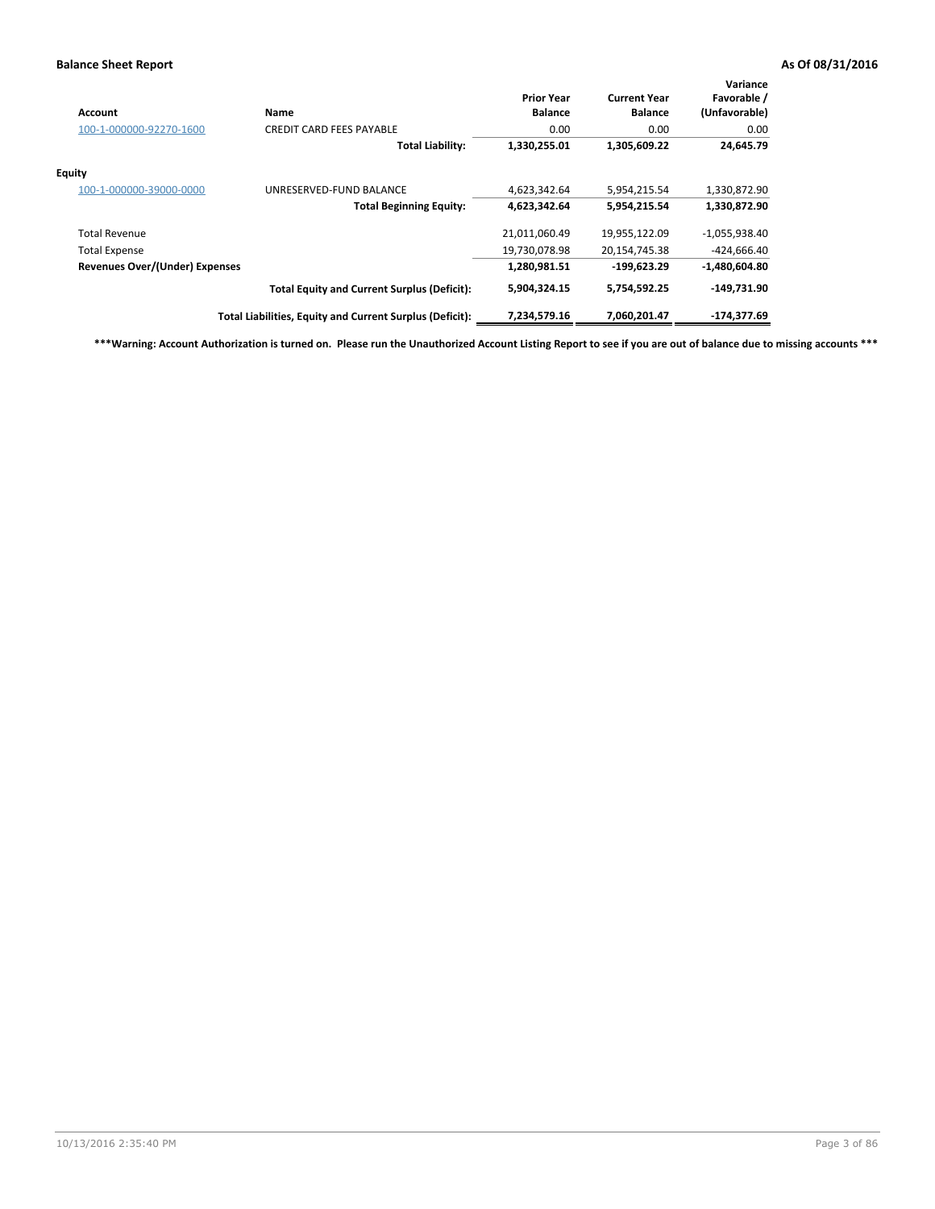**Balance Sheet Report** **As Of 08/31/2016**

| Account | Name | Prior Year Balance | Current Year Balance | Variance Favorable / (Unfavorable) |
|---|---|---|---|---|
| 100-1-000000-92270-1600 | CREDIT CARD FEES PAYABLE | 0.00 | 0.00 | 0.00 |
| | **Total Liability:** | **1,330,255.01** | **1,305,609.22** | **24,645.79** |
| **Equity** | | | | |
| 100-1-000000-39000-0000 | UNRESERVED-FUND BALANCE | 4,623,342.64 | 5,954,215.54 | 1,330,872.90 |
| | **Total Beginning Equity:** | **4,623,342.64** | **5,954,215.54** | **1,330,872.90** |
| Total Revenue | | 21,011,060.49 | 19,955,122.09 | -1,055,938.40 |
| Total Expense | | 19,730,078.98 | 20,154,745.38 | -424,666.40 |
| **Revenues Over/(Under) Expenses** | | **1,280,981.51** | **-199,623.29** | **-1,480,604.80** |
| | **Total Equity and Current Surplus (Deficit):** | **5,904,324.15** | **5,754,592.25** | **-149,731.90** |
| | **Total Liabilities, Equity and Current Surplus (Deficit):** | **7,234,579.16** | **7,060,201.47** | **-174,377.69** |

**\*\*\*Warning: Account Authorization is turned on. Please run the Unauthorized Account Listing Report to see if you are out of balance due to missing accounts \*\*\***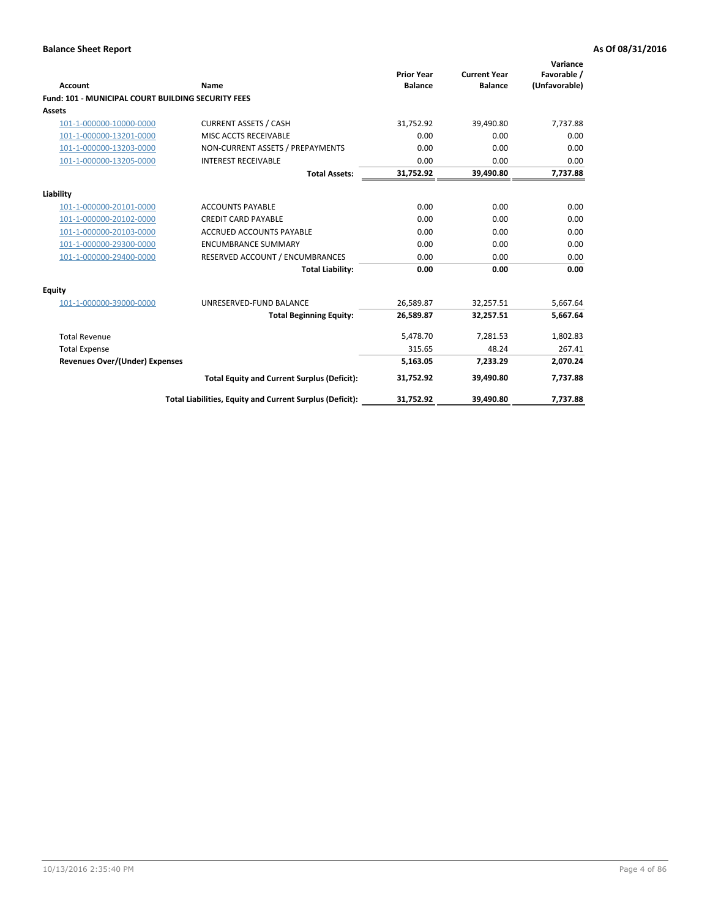**Balance Sheet Report** | **As Of 08/31/2016**

| Account | Name | Prior Year Balance | Current Year Balance | Variance Favorable / (Unfavorable) |
|---|---|---|---|---|
| **Fund: 101 - MUNICIPAL COURT BUILDING SECURITY FEES** | | | | |
| **Assets** | | | | |
| 101-1-000000-10000-0000 | CURRENT ASSETS / CASH | 31,752.92 | 39,490.80 | 7,737.88 |
| 101-1-000000-13201-0000 | MISC ACCTS RECEIVABLE | 0.00 | 0.00 | 0.00 |
| 101-1-000000-13203-0000 | NON-CURRENT ASSETS / PREPAYMENTS | 0.00 | 0.00 | 0.00 |
| 101-1-000000-13205-0000 | INTEREST RECEIVABLE | 0.00 | 0.00 | 0.00 |
| | **Total Assets:** | **31,752.92** | **39,490.80** | **7,737.88** |
| **Liability** | | | | |
| 101-1-000000-20101-0000 | ACCOUNTS PAYABLE | 0.00 | 0.00 | 0.00 |
| 101-1-000000-20102-0000 | CREDIT CARD PAYABLE | 0.00 | 0.00 | 0.00 |
| 101-1-000000-20103-0000 | ACCRUED ACCOUNTS PAYABLE | 0.00 | 0.00 | 0.00 |
| 101-1-000000-29300-0000 | ENCUMBRANCE SUMMARY | 0.00 | 0.00 | 0.00 |
| 101-1-000000-29400-0000 | RESERVED ACCOUNT / ENCUMBRANCES | 0.00 | 0.00 | 0.00 |
| | **Total Liability:** | **0.00** | **0.00** | **0.00** |
| **Equity** | | | | |
| 101-1-000000-39000-0000 | UNRESERVED-FUND BALANCE | 26,589.87 | 32,257.51 | 5,667.64 |
| | **Total Beginning Equity:** | **26,589.87** | **32,257.51** | **5,667.64** |
| Total Revenue | | 5,478.70 | 7,281.53 | 1,802.83 |
| Total Expense | | 315.65 | 48.24 | 267.41 |
| **Revenues Over/(Under) Expenses** | | **5,163.05** | **7,233.29** | **2,070.24** |
| | **Total Equity and Current Surplus (Deficit):** | **31,752.92** | **39,490.80** | **7,737.88** |
| | **Total Liabilities, Equity and Current Surplus (Deficit):** | **31,752.92** | **39,490.80** | **7,737.88** |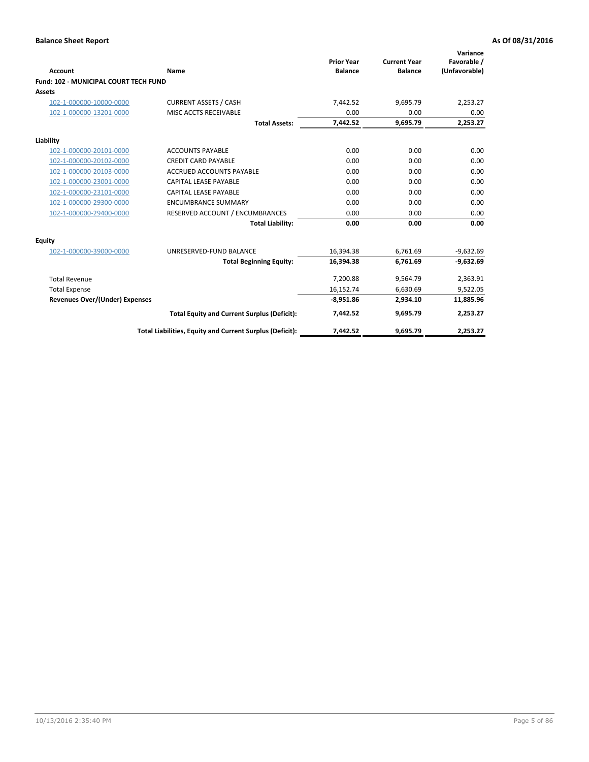## Balance Sheet Report

**As Of 08/31/2016**

| Account | Name | Prior Year Balance | Current Year Balance | Variance Favorable / (Unfavorable) |
|---|---|---|---|---|
| **Fund: 102 - MUNICIPAL COURT TECH FUND** | | | | |
| **Assets** | | | | |
| 102-1-000000-10000-0000 | CURRENT ASSETS / CASH | 7,442.52 | 9,695.79 | 2,253.27 |
| 102-1-000000-13201-0000 | MISC ACCTS RECEIVABLE | 0.00 | 0.00 | 0.00 |
| | **Total Assets:** | **7,442.52** | **9,695.79** | **2,253.27** |
| **Liability** | | | | |
| 102-1-000000-20101-0000 | ACCOUNTS PAYABLE | 0.00 | 0.00 | 0.00 |
| 102-1-000000-20102-0000 | CREDIT CARD PAYABLE | 0.00 | 0.00 | 0.00 |
| 102-1-000000-20103-0000 | ACCRUED ACCOUNTS PAYABLE | 0.00 | 0.00 | 0.00 |
| 102-1-000000-23001-0000 | CAPITAL LEASE PAYABLE | 0.00 | 0.00 | 0.00 |
| 102-1-000000-23101-0000 | CAPITAL LEASE PAYABLE | 0.00 | 0.00 | 0.00 |
| 102-1-000000-29300-0000 | ENCUMBRANCE SUMMARY | 0.00 | 0.00 | 0.00 |
| 102-1-000000-29400-0000 | RESERVED ACCOUNT / ENCUMBRANCES | 0.00 | 0.00 | 0.00 |
| | **Total Liability:** | **0.00** | **0.00** | **0.00** |
| **Equity** | | | | |
| 102-1-000000-39000-0000 | UNRESERVED-FUND BALANCE | 16,394.38 | 6,761.69 | -9,632.69 |
| | **Total Beginning Equity:** | **16,394.38** | **6,761.69** | **-9,632.69** |
| Total Revenue | | 7,200.88 | 9,564.79 | 2,363.91 |
| Total Expense | | 16,152.74 | 6,630.69 | 9,522.05 |
| **Revenues Over/(Under) Expenses** | | **-8,951.86** | **2,934.10** | **11,885.96** |
| | **Total Equity and Current Surplus (Deficit):** | **7,442.52** | **9,695.79** | **2,253.27** |
| | **Total Liabilities, Equity and Current Surplus (Deficit):** | **7,442.52** | **9,695.79** | **2,253.27** |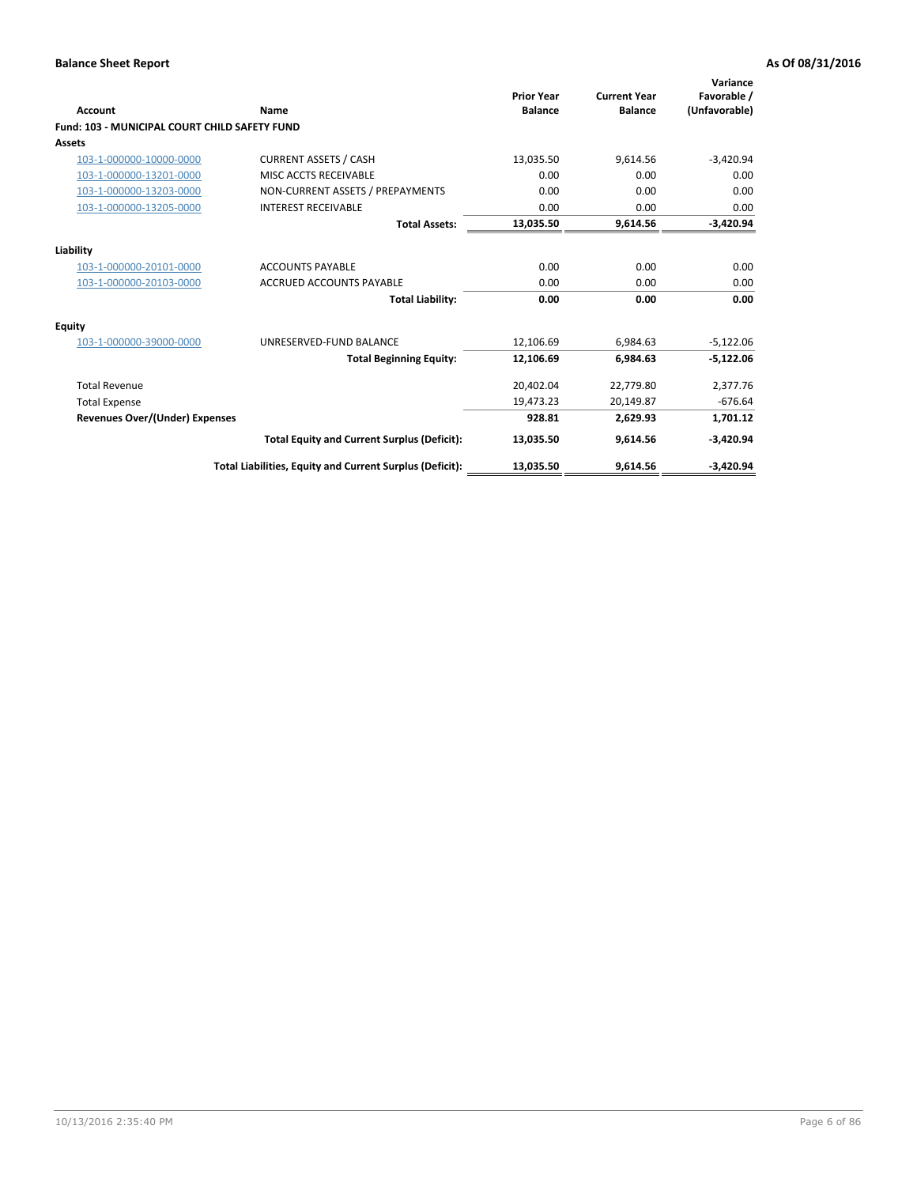**Balance Sheet Report** — As Of 08/31/2016

| Account | Name | Prior Year Balance | Current Year Balance | Variance Favorable / (Unfavorable) |
|---|---|---|---|---|
| **Fund: 103 - MUNICIPAL COURT CHILD SAFETY FUND** | | | | |
| **Assets** | | | | |
| 103-1-000000-10000-0000 | CURRENT ASSETS / CASH | 13,035.50 | 9,614.56 | -3,420.94 |
| 103-1-000000-13201-0000 | MISC ACCTS RECEIVABLE | 0.00 | 0.00 | 0.00 |
| 103-1-000000-13203-0000 | NON-CURRENT ASSETS / PREPAYMENTS | 0.00 | 0.00 | 0.00 |
| 103-1-000000-13205-0000 | INTEREST RECEIVABLE | 0.00 | 0.00 | 0.00 |
| | **Total Assets:** | **13,035.50** | **9,614.56** | **-3,420.94** |
| **Liability** | | | | |
| 103-1-000000-20101-0000 | ACCOUNTS PAYABLE | 0.00 | 0.00 | 0.00 |
| 103-1-000000-20103-0000 | ACCRUED ACCOUNTS PAYABLE | 0.00 | 0.00 | 0.00 |
| | **Total Liability:** | **0.00** | **0.00** | **0.00** |
| **Equity** | | | | |
| 103-1-000000-39000-0000 | UNRESERVED-FUND BALANCE | 12,106.69 | 6,984.63 | -5,122.06 |
| | **Total Beginning Equity:** | **12,106.69** | **6,984.63** | **-5,122.06** |
| Total Revenue | | 20,402.04 | 22,779.80 | 2,377.76 |
| Total Expense | | 19,473.23 | 20,149.87 | -676.64 |
| **Revenues Over/(Under) Expenses** | | **928.81** | **2,629.93** | **1,701.12** |
| | **Total Equity and Current Surplus (Deficit):** | **13,035.50** | **9,614.56** | **-3,420.94** |
| | **Total Liabilities, Equity and Current Surplus (Deficit):** | **13,035.50** | **9,614.56** | **-3,420.94** |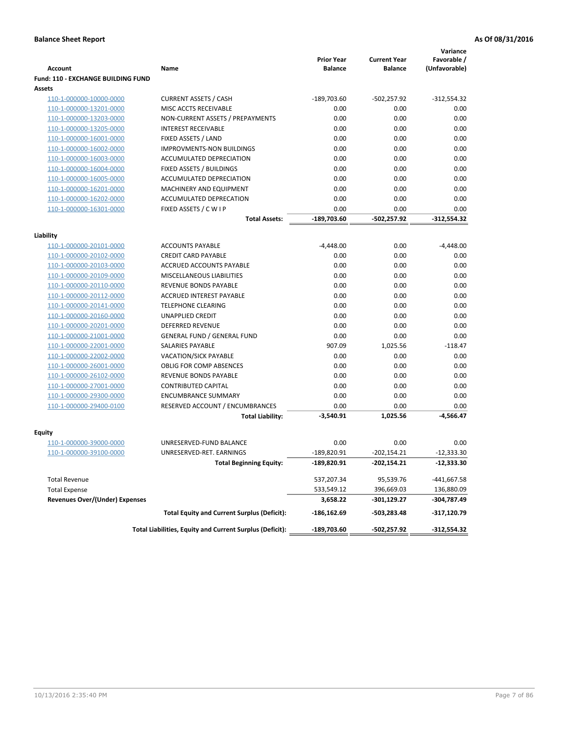**Balance Sheet Report** &nbsp;&nbsp;&nbsp;&nbsp; **As Of 08/31/2016**

| Account | Name | Prior Year Balance | Current Year Balance | Variance Favorable / (Unfavorable) |
|---|---|---|---|---|
| **Fund: 110 - EXCHANGE BUILDING FUND** | | | | |
| **Assets** | | | | |
| 110-1-000000-10000-0000 | CURRENT ASSETS / CASH | -189,703.60 | -502,257.92 | -312,554.32 |
| 110-1-000000-13201-0000 | MISC ACCTS RECEIVABLE | 0.00 | 0.00 | 0.00 |
| 110-1-000000-13203-0000 | NON-CURRENT ASSETS / PREPAYMENTS | 0.00 | 0.00 | 0.00 |
| 110-1-000000-13205-0000 | INTEREST RECEIVABLE | 0.00 | 0.00 | 0.00 |
| 110-1-000000-16001-0000 | FIXED ASSETS / LAND | 0.00 | 0.00 | 0.00 |
| 110-1-000000-16002-0000 | IMPROVMENTS-NON BUILDINGS | 0.00 | 0.00 | 0.00 |
| 110-1-000000-16003-0000 | ACCUMULATED DEPRECIATION | 0.00 | 0.00 | 0.00 |
| 110-1-000000-16004-0000 | FIXED ASSETS / BUILDINGS | 0.00 | 0.00 | 0.00 |
| 110-1-000000-16005-0000 | ACCUMULATED DEPRECIATION | 0.00 | 0.00 | 0.00 |
| 110-1-000000-16201-0000 | MACHINERY AND EQUIPMENT | 0.00 | 0.00 | 0.00 |
| 110-1-000000-16202-0000 | ACCUMULATED DEPRECATION | 0.00 | 0.00 | 0.00 |
| 110-1-000000-16301-0000 | FIXED ASSETS / C W I P | 0.00 | 0.00 | 0.00 |
| | **Total Assets:** | **-189,703.60** | **-502,257.92** | **-312,554.32** |
| **Liability** | | | | |
| 110-1-000000-20101-0000 | ACCOUNTS PAYABLE | -4,448.00 | 0.00 | -4,448.00 |
| 110-1-000000-20102-0000 | CREDIT CARD PAYABLE | 0.00 | 0.00 | 0.00 |
| 110-1-000000-20103-0000 | ACCRUED ACCOUNTS PAYABLE | 0.00 | 0.00 | 0.00 |
| 110-1-000000-20109-0000 | MISCELLANEOUS LIABILITIES | 0.00 | 0.00 | 0.00 |
| 110-1-000000-20110-0000 | REVENUE BONDS PAYABLE | 0.00 | 0.00 | 0.00 |
| 110-1-000000-20112-0000 | ACCRUED INTEREST PAYABLE | 0.00 | 0.00 | 0.00 |
| 110-1-000000-20141-0000 | TELEPHONE CLEARING | 0.00 | 0.00 | 0.00 |
| 110-1-000000-20160-0000 | UNAPPLIED CREDIT | 0.00 | 0.00 | 0.00 |
| 110-1-000000-20201-0000 | DEFERRED REVENUE | 0.00 | 0.00 | 0.00 |
| 110-1-000000-21001-0000 | GENERAL FUND / GENERAL FUND | 0.00 | 0.00 | 0.00 |
| 110-1-000000-22001-0000 | SALARIES PAYABLE | 907.09 | 1,025.56 | -118.47 |
| 110-1-000000-22002-0000 | VACATION/SICK PAYABLE | 0.00 | 0.00 | 0.00 |
| 110-1-000000-26001-0000 | OBLIG FOR COMP ABSENCES | 0.00 | 0.00 | 0.00 |
| 110-1-000000-26102-0000 | REVENUE BONDS PAYABLE | 0.00 | 0.00 | 0.00 |
| 110-1-000000-27001-0000 | CONTRIBUTED CAPITAL | 0.00 | 0.00 | 0.00 |
| 110-1-000000-29300-0000 | ENCUMBRANCE SUMMARY | 0.00 | 0.00 | 0.00 |
| 110-1-000000-29400-0100 | RESERVED ACCOUNT / ENCUMBRANCES | 0.00 | 0.00 | 0.00 |
| | **Total Liability:** | **-3,540.91** | **1,025.56** | **-4,566.47** |
| **Equity** | | | | |
| 110-1-000000-39000-0000 | UNRESERVED-FUND BALANCE | 0.00 | 0.00 | 0.00 |
| 110-1-000000-39100-0000 | UNRESERVED-RET. EARNINGS | -189,820.91 | -202,154.21 | -12,333.30 |
| | **Total Beginning Equity:** | **-189,820.91** | **-202,154.21** | **-12,333.30** |
| Total Revenue | | 537,207.34 | 95,539.76 | -441,667.58 |
| Total Expense | | 533,549.12 | 396,669.03 | 136,880.09 |
| **Revenues Over/(Under) Expenses** | | **3,658.22** | **-301,129.27** | **-304,787.49** |
| | **Total Equity and Current Surplus (Deficit):** | **-186,162.69** | **-503,283.48** | **-317,120.79** |
| | **Total Liabilities, Equity and Current Surplus (Deficit):** | **-189,703.60** | **-502,257.92** | **-312,554.32** |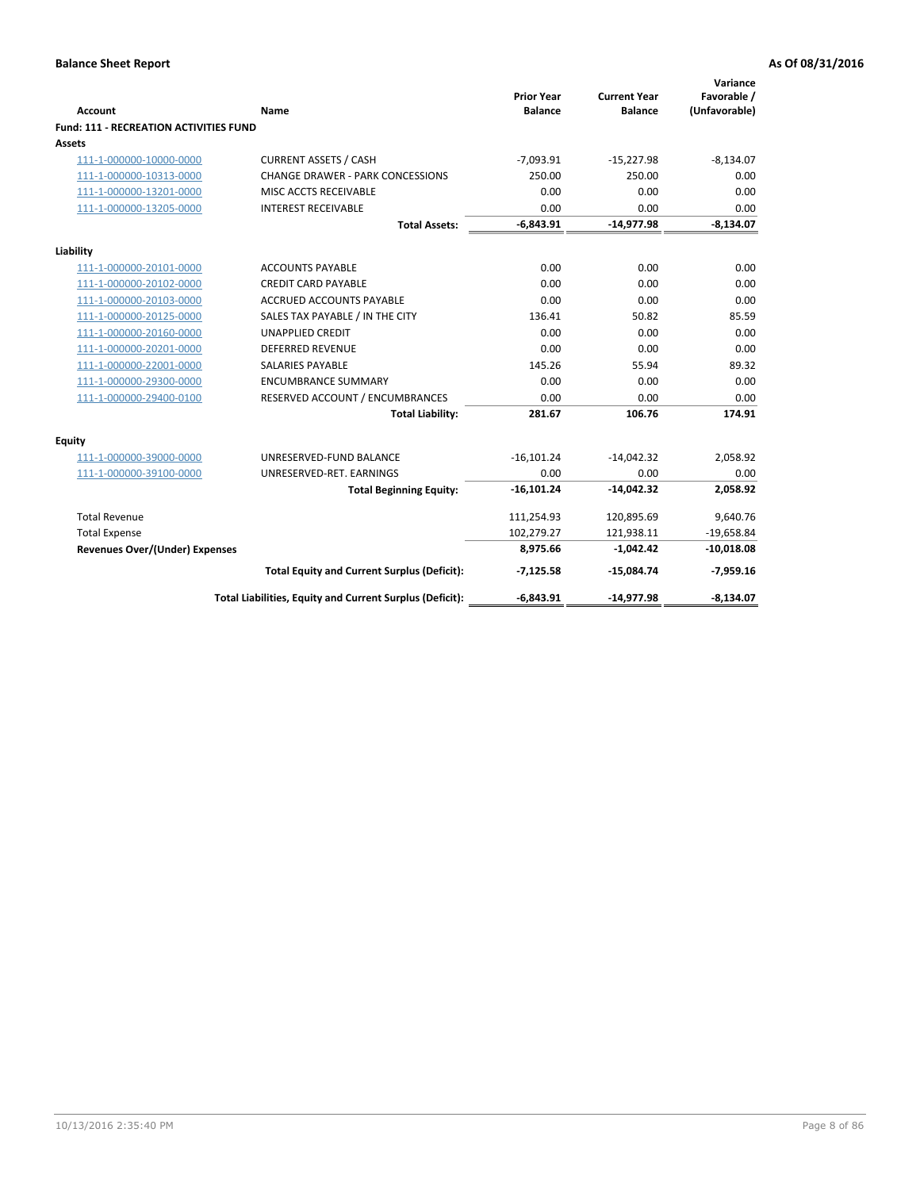**Balance Sheet Report** | **As Of 08/31/2016**

| Account | Name | Prior Year Balance | Current Year Balance | Variance Favorable / (Unfavorable) |
|---|---|---|---|---|
| **Fund: 111 - RECREATION ACTIVITIES FUND** | | | | |
| **Assets** | | | | |
| 111-1-000000-10000-0000 | CURRENT ASSETS / CASH | -7,093.91 | -15,227.98 | -8,134.07 |
| 111-1-000000-10313-0000 | CHANGE DRAWER - PARK CONCESSIONS | 250.00 | 250.00 | 0.00 |
| 111-1-000000-13201-0000 | MISC ACCTS RECEIVABLE | 0.00 | 0.00 | 0.00 |
| 111-1-000000-13205-0000 | INTEREST RECEIVABLE | 0.00 | 0.00 | 0.00 |
| | **Total Assets:** | **-6,843.91** | **-14,977.98** | **-8,134.07** |
| **Liability** | | | | |
| 111-1-000000-20101-0000 | ACCOUNTS PAYABLE | 0.00 | 0.00 | 0.00 |
| 111-1-000000-20102-0000 | CREDIT CARD PAYABLE | 0.00 | 0.00 | 0.00 |
| 111-1-000000-20103-0000 | ACCRUED ACCOUNTS PAYABLE | 0.00 | 0.00 | 0.00 |
| 111-1-000000-20125-0000 | SALES TAX PAYABLE / IN THE CITY | 136.41 | 50.82 | 85.59 |
| 111-1-000000-20160-0000 | UNAPPLIED CREDIT | 0.00 | 0.00 | 0.00 |
| 111-1-000000-20201-0000 | DEFERRED REVENUE | 0.00 | 0.00 | 0.00 |
| 111-1-000000-22001-0000 | SALARIES PAYABLE | 145.26 | 55.94 | 89.32 |
| 111-1-000000-29300-0000 | ENCUMBRANCE SUMMARY | 0.00 | 0.00 | 0.00 |
| 111-1-000000-29400-0100 | RESERVED ACCOUNT / ENCUMBRANCES | 0.00 | 0.00 | 0.00 |
| | **Total Liability:** | **281.67** | **106.76** | **174.91** |
| **Equity** | | | | |
| 111-1-000000-39000-0000 | UNRESERVED-FUND BALANCE | -16,101.24 | -14,042.32 | 2,058.92 |
| 111-1-000000-39100-0000 | UNRESERVED-RET. EARNINGS | 0.00 | 0.00 | 0.00 |
| | **Total Beginning Equity:** | **-16,101.24** | **-14,042.32** | **2,058.92** |
| Total Revenue | | 111,254.93 | 120,895.69 | 9,640.76 |
| Total Expense | | 102,279.27 | 121,938.11 | -19,658.84 |
| **Revenues Over/(Under) Expenses** | | **8,975.66** | **-1,042.42** | **-10,018.08** |
| | **Total Equity and Current Surplus (Deficit):** | **-7,125.58** | **-15,084.74** | **-7,959.16** |
| | **Total Liabilities, Equity and Current Surplus (Deficit):** | **-6,843.91** | **-14,977.98** | **-8,134.07** |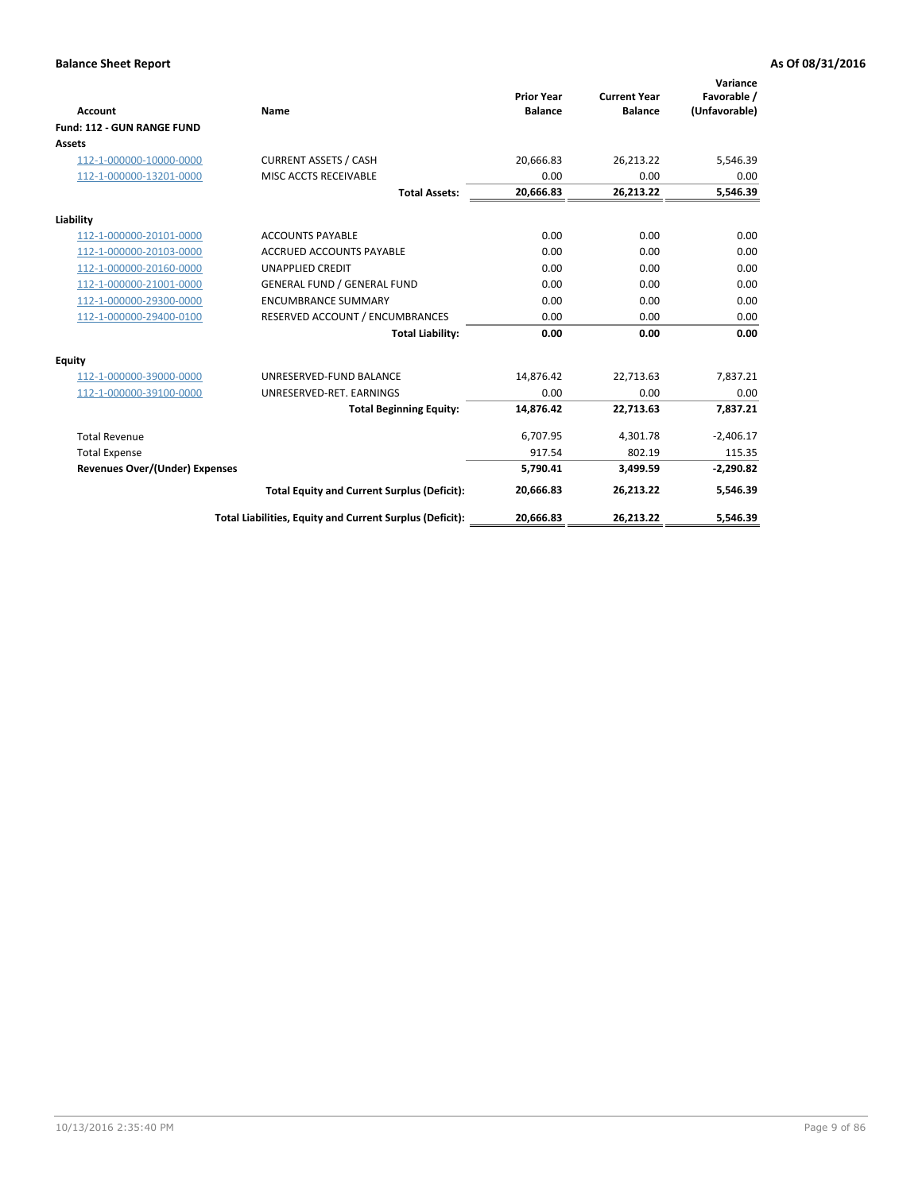**Balance Sheet Report** — As Of 08/31/2016

| Account | Name | Prior Year Balance | Current Year Balance | Variance Favorable / (Unfavorable) |
|---|---|---|---|---|
| **Fund: 112 - GUN RANGE FUND** | | | | |
| **Assets** | | | | |
| 112-1-000000-10000-0000 | CURRENT ASSETS / CASH | 20,666.83 | 26,213.22 | 5,546.39 |
| 112-1-000000-13201-0000 | MISC ACCTS RECEIVABLE | 0.00 | 0.00 | 0.00 |
| | **Total Assets:** | **20,666.83** | **26,213.22** | **5,546.39** |
| **Liability** | | | | |
| 112-1-000000-20101-0000 | ACCOUNTS PAYABLE | 0.00 | 0.00 | 0.00 |
| 112-1-000000-20103-0000 | ACCRUED ACCOUNTS PAYABLE | 0.00 | 0.00 | 0.00 |
| 112-1-000000-20160-0000 | UNAPPLIED CREDIT | 0.00 | 0.00 | 0.00 |
| 112-1-000000-21001-0000 | GENERAL FUND / GENERAL FUND | 0.00 | 0.00 | 0.00 |
| 112-1-000000-29300-0000 | ENCUMBRANCE SUMMARY | 0.00 | 0.00 | 0.00 |
| 112-1-000000-29400-0100 | RESERVED ACCOUNT / ENCUMBRANCES | 0.00 | 0.00 | 0.00 |
| | **Total Liability:** | **0.00** | **0.00** | **0.00** |
| **Equity** | | | | |
| 112-1-000000-39000-0000 | UNRESERVED-FUND BALANCE | 14,876.42 | 22,713.63 | 7,837.21 |
| 112-1-000000-39100-0000 | UNRESERVED-RET. EARNINGS | 0.00 | 0.00 | 0.00 |
| | **Total Beginning Equity:** | **14,876.42** | **22,713.63** | **7,837.21** |
| Total Revenue | | 6,707.95 | 4,301.78 | -2,406.17 |
| Total Expense | | 917.54 | 802.19 | 115.35 |
| **Revenues Over/(Under) Expenses** | | **5,790.41** | **3,499.59** | **-2,290.82** |
| | **Total Equity and Current Surplus (Deficit):** | **20,666.83** | **26,213.22** | **5,546.39** |
| | **Total Liabilities, Equity and Current Surplus (Deficit):** | **20,666.83** | **26,213.22** | **5,546.39** |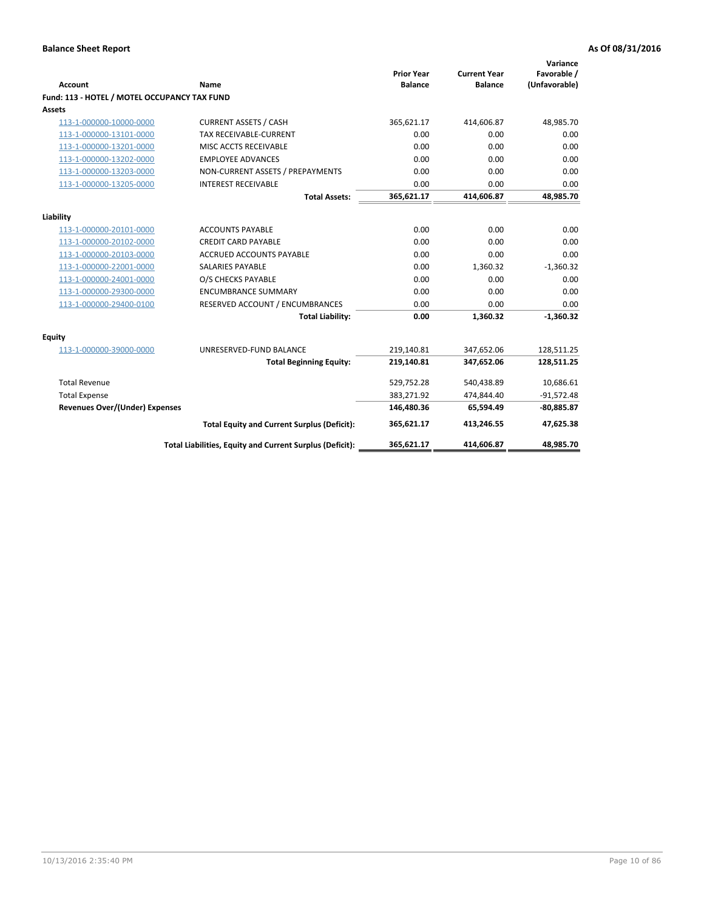**Balance Sheet Report** **As Of 08/31/2016**

| Account | Name | Prior Year Balance | Current Year Balance | Variance Favorable / (Unfavorable) |
|---|---|---|---|---|
| **Fund: 113 - HOTEL / MOTEL OCCUPANCY TAX FUND** | | | | |
| **Assets** | | | | |
| 113-1-000000-10000-0000 | CURRENT ASSETS / CASH | 365,621.17 | 414,606.87 | 48,985.70 |
| 113-1-000000-13101-0000 | TAX RECEIVABLE-CURRENT | 0.00 | 0.00 | 0.00 |
| 113-1-000000-13201-0000 | MISC ACCTS RECEIVABLE | 0.00 | 0.00 | 0.00 |
| 113-1-000000-13202-0000 | EMPLOYEE ADVANCES | 0.00 | 0.00 | 0.00 |
| 113-1-000000-13203-0000 | NON-CURRENT ASSETS / PREPAYMENTS | 0.00 | 0.00 | 0.00 |
| 113-1-000000-13205-0000 | INTEREST RECEIVABLE | 0.00 | 0.00 | 0.00 |
| | **Total Assets:** | **365,621.17** | **414,606.87** | **48,985.70** |
| **Liability** | | | | |
| 113-1-000000-20101-0000 | ACCOUNTS PAYABLE | 0.00 | 0.00 | 0.00 |
| 113-1-000000-20102-0000 | CREDIT CARD PAYABLE | 0.00 | 0.00 | 0.00 |
| 113-1-000000-20103-0000 | ACCRUED ACCOUNTS PAYABLE | 0.00 | 0.00 | 0.00 |
| 113-1-000000-22001-0000 | SALARIES PAYABLE | 0.00 | 1,360.32 | -1,360.32 |
| 113-1-000000-24001-0000 | O/S CHECKS PAYABLE | 0.00 | 0.00 | 0.00 |
| 113-1-000000-29300-0000 | ENCUMBRANCE SUMMARY | 0.00 | 0.00 | 0.00 |
| 113-1-000000-29400-0100 | RESERVED ACCOUNT / ENCUMBRANCES | 0.00 | 0.00 | 0.00 |
| | **Total Liability:** | **0.00** | **1,360.32** | **-1,360.32** |
| **Equity** | | | | |
| 113-1-000000-39000-0000 | UNRESERVED-FUND BALANCE | 219,140.81 | 347,652.06 | 128,511.25 |
| | **Total Beginning Equity:** | **219,140.81** | **347,652.06** | **128,511.25** |
| Total Revenue | | 529,752.28 | 540,438.89 | 10,686.61 |
| Total Expense | | 383,271.92 | 474,844.40 | -91,572.48 |
| **Revenues Over/(Under) Expenses** | | **146,480.36** | **65,594.49** | **-80,885.87** |
| | **Total Equity and Current Surplus (Deficit):** | **365,621.17** | **413,246.55** | **47,625.38** |
| | **Total Liabilities, Equity and Current Surplus (Deficit):** | **365,621.17** | **414,606.87** | **48,985.70** |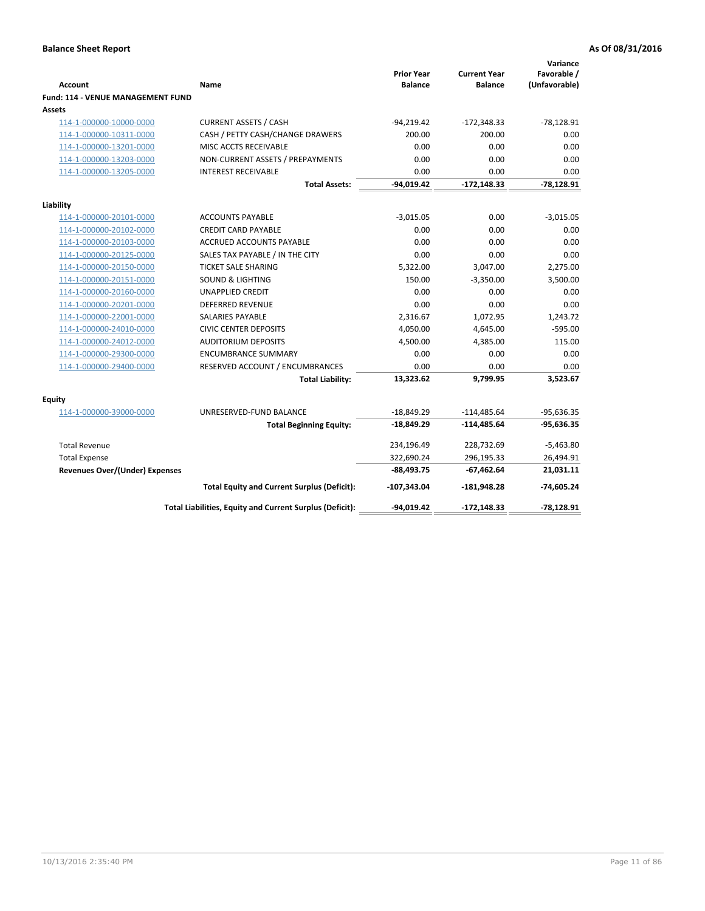**Balance Sheet Report** | **As Of 08/31/2016**

| Account | Name | Prior Year Balance | Current Year Balance | Variance Favorable / (Unfavorable) |
|---|---|---|---|---|
| **Fund: 114 - VENUE MANAGEMENT FUND** | | | | |
| **Assets** | | | | |
| 114-1-000000-10000-0000 | CURRENT ASSETS / CASH | -94,219.42 | -172,348.33 | -78,128.91 |
| 114-1-000000-10311-0000 | CASH / PETTY CASH/CHANGE DRAWERS | 200.00 | 200.00 | 0.00 |
| 114-1-000000-13201-0000 | MISC ACCTS RECEIVABLE | 0.00 | 0.00 | 0.00 |
| 114-1-000000-13203-0000 | NON-CURRENT ASSETS / PREPAYMENTS | 0.00 | 0.00 | 0.00 |
| 114-1-000000-13205-0000 | INTEREST RECEIVABLE | 0.00 | 0.00 | 0.00 |
| | **Total Assets:** | **-94,019.42** | **-172,148.33** | **-78,128.91** |
| **Liability** | | | | |
| 114-1-000000-20101-0000 | ACCOUNTS PAYABLE | -3,015.05 | 0.00 | -3,015.05 |
| 114-1-000000-20102-0000 | CREDIT CARD PAYABLE | 0.00 | 0.00 | 0.00 |
| 114-1-000000-20103-0000 | ACCRUED ACCOUNTS PAYABLE | 0.00 | 0.00 | 0.00 |
| 114-1-000000-20125-0000 | SALES TAX PAYABLE / IN THE CITY | 0.00 | 0.00 | 0.00 |
| 114-1-000000-20150-0000 | TICKET SALE SHARING | 5,322.00 | 3,047.00 | 2,275.00 |
| 114-1-000000-20151-0000 | SOUND & LIGHTING | 150.00 | -3,350.00 | 3,500.00 |
| 114-1-000000-20160-0000 | UNAPPLIED CREDIT | 0.00 | 0.00 | 0.00 |
| 114-1-000000-20201-0000 | DEFERRED REVENUE | 0.00 | 0.00 | 0.00 |
| 114-1-000000-22001-0000 | SALARIES PAYABLE | 2,316.67 | 1,072.95 | 1,243.72 |
| 114-1-000000-24010-0000 | CIVIC CENTER DEPOSITS | 4,050.00 | 4,645.00 | -595.00 |
| 114-1-000000-24012-0000 | AUDITORIUM DEPOSITS | 4,500.00 | 4,385.00 | 115.00 |
| 114-1-000000-29300-0000 | ENCUMBRANCE SUMMARY | 0.00 | 0.00 | 0.00 |
| 114-1-000000-29400-0000 | RESERVED ACCOUNT / ENCUMBRANCES | 0.00 | 0.00 | 0.00 |
| | **Total Liability:** | **13,323.62** | **9,799.95** | **3,523.67** |
| **Equity** | | | | |
| 114-1-000000-39000-0000 | UNRESERVED-FUND BALANCE | -18,849.29 | -114,485.64 | -95,636.35 |
| | **Total Beginning Equity:** | **-18,849.29** | **-114,485.64** | **-95,636.35** |
| Total Revenue | | 234,196.49 | 228,732.69 | -5,463.80 |
| Total Expense | | 322,690.24 | 296,195.33 | 26,494.91 |
| **Revenues Over/(Under) Expenses** | | **-88,493.75** | **-67,462.64** | **21,031.11** |
| | **Total Equity and Current Surplus (Deficit):** | **-107,343.04** | **-181,948.28** | **-74,605.24** |
| | **Total Liabilities, Equity and Current Surplus (Deficit):** | **-94,019.42** | **-172,148.33** | **-78,128.91** |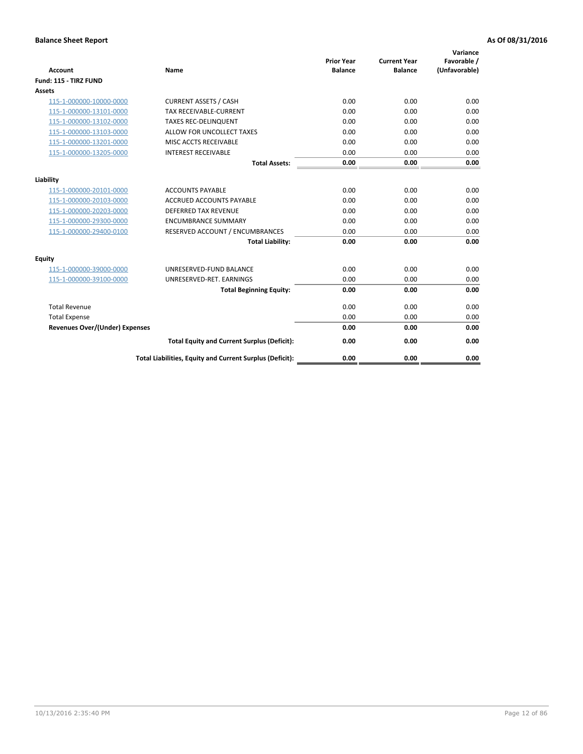**Balance Sheet Report** **As Of 08/31/2016**

| Account | Name | Prior Year Balance | Current Year Balance | Variance Favorable / (Unfavorable) |
|---|---|---|---|---|
| **Fund: 115 - TIRZ FUND** | | | | |
| **Assets** | | | | |
| 115-1-000000-10000-0000 | CURRENT ASSETS / CASH | 0.00 | 0.00 | 0.00 |
| 115-1-000000-13101-0000 | TAX RECEIVABLE-CURRENT | 0.00 | 0.00 | 0.00 |
| 115-1-000000-13102-0000 | TAXES REC-DELINQUENT | 0.00 | 0.00 | 0.00 |
| 115-1-000000-13103-0000 | ALLOW FOR UNCOLLECT TAXES | 0.00 | 0.00 | 0.00 |
| 115-1-000000-13201-0000 | MISC ACCTS RECEIVABLE | 0.00 | 0.00 | 0.00 |
| 115-1-000000-13205-0000 | INTEREST RECEIVABLE | 0.00 | 0.00 | 0.00 |
| | **Total Assets:** | **0.00** | **0.00** | **0.00** |
| **Liability** | | | | |
| 115-1-000000-20101-0000 | ACCOUNTS PAYABLE | 0.00 | 0.00 | 0.00 |
| 115-1-000000-20103-0000 | ACCRUED ACCOUNTS PAYABLE | 0.00 | 0.00 | 0.00 |
| 115-1-000000-20203-0000 | DEFERRED TAX REVENUE | 0.00 | 0.00 | 0.00 |
| 115-1-000000-29300-0000 | ENCUMBRANCE SUMMARY | 0.00 | 0.00 | 0.00 |
| 115-1-000000-29400-0100 | RESERVED ACCOUNT / ENCUMBRANCES | 0.00 | 0.00 | 0.00 |
| | **Total Liability:** | **0.00** | **0.00** | **0.00** |
| **Equity** | | | | |
| 115-1-000000-39000-0000 | UNRESERVED-FUND BALANCE | 0.00 | 0.00 | 0.00 |
| 115-1-000000-39100-0000 | UNRESERVED-RET. EARNINGS | 0.00 | 0.00 | 0.00 |
| | **Total Beginning Equity:** | **0.00** | **0.00** | **0.00** |
| Total Revenue | | 0.00 | 0.00 | 0.00 |
| Total Expense | | 0.00 | 0.00 | 0.00 |
| **Revenues Over/(Under) Expenses** | | **0.00** | **0.00** | **0.00** |
| | **Total Equity and Current Surplus (Deficit):** | **0.00** | **0.00** | **0.00** |
| | **Total Liabilities, Equity and Current Surplus (Deficit):** | **0.00** | **0.00** | **0.00** |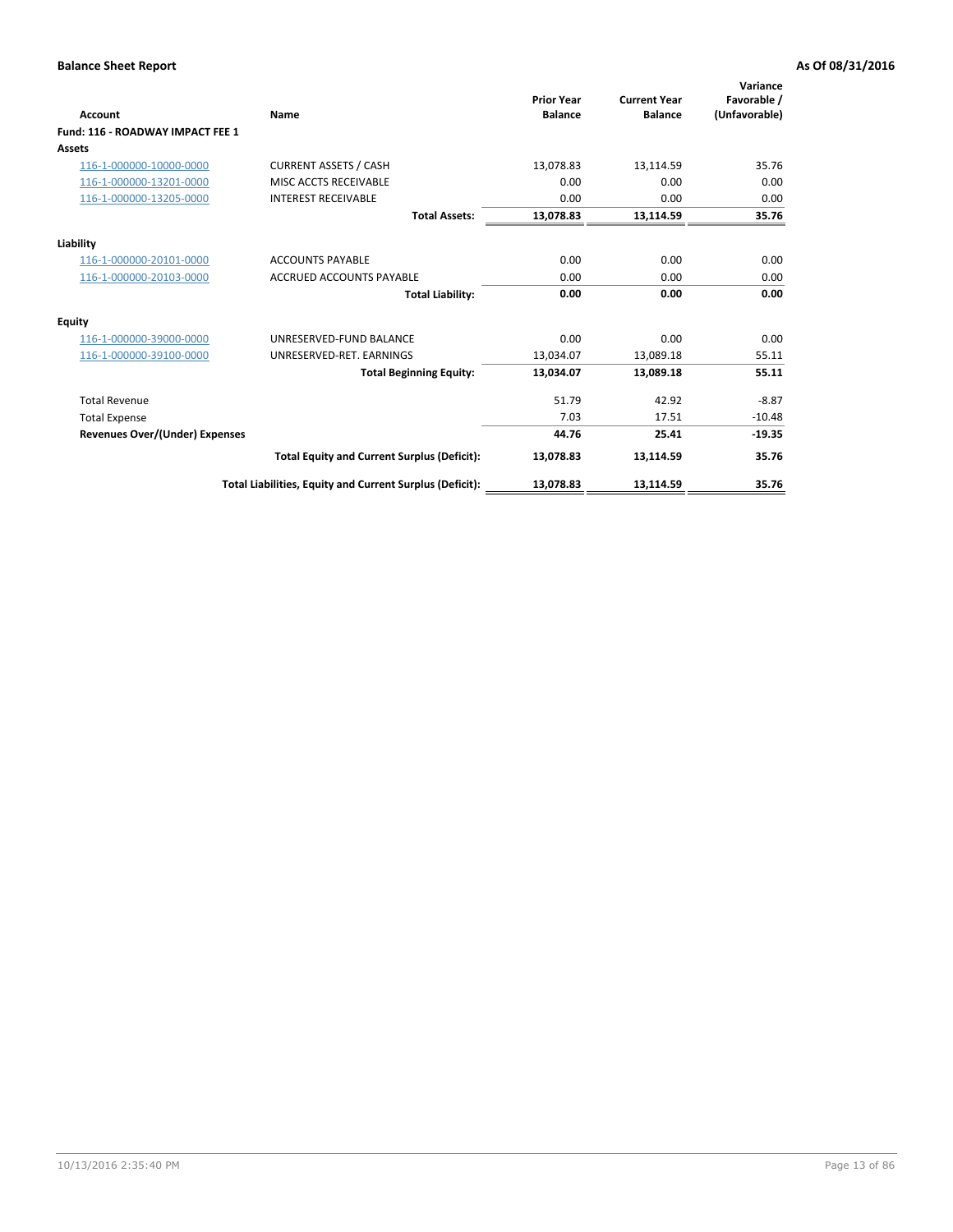**Balance Sheet Report** | **As Of 08/31/2016**

| Account | Name | Prior Year Balance | Current Year Balance | Variance Favorable / (Unfavorable) |
|---|---|---|---|---|
| **Fund: 116 - ROADWAY IMPACT FEE 1** | | | | |
| **Assets** | | | | |
| 116-1-000000-10000-0000 | CURRENT ASSETS / CASH | 13,078.83 | 13,114.59 | 35.76 |
| 116-1-000000-13201-0000 | MISC ACCTS RECEIVABLE | 0.00 | 0.00 | 0.00 |
| 116-1-000000-13205-0000 | INTEREST RECEIVABLE | 0.00 | 0.00 | 0.00 |
| | **Total Assets:** | **13,078.83** | **13,114.59** | **35.76** |
| **Liability** | | | | |
| 116-1-000000-20101-0000 | ACCOUNTS PAYABLE | 0.00 | 0.00 | 0.00 |
| 116-1-000000-20103-0000 | ACCRUED ACCOUNTS PAYABLE | 0.00 | 0.00 | 0.00 |
| | **Total Liability:** | **0.00** | **0.00** | **0.00** |
| **Equity** | | | | |
| 116-1-000000-39000-0000 | UNRESERVED-FUND BALANCE | 0.00 | 0.00 | 0.00 |
| 116-1-000000-39100-0000 | UNRESERVED-RET. EARNINGS | 13,034.07 | 13,089.18 | 55.11 |
| | **Total Beginning Equity:** | **13,034.07** | **13,089.18** | **55.11** |
| Total Revenue | | 51.79 | 42.92 | -8.87 |
| Total Expense | | 7.03 | 17.51 | -10.48 |
| **Revenues Over/(Under) Expenses** | | **44.76** | **25.41** | **-19.35** |
| | **Total Equity and Current Surplus (Deficit):** | **13,078.83** | **13,114.59** | **35.76** |
| | **Total Liabilities, Equity and Current Surplus (Deficit):** | **13,078.83** | **13,114.59** | **35.76** |

10/13/2016 2:35:40 PM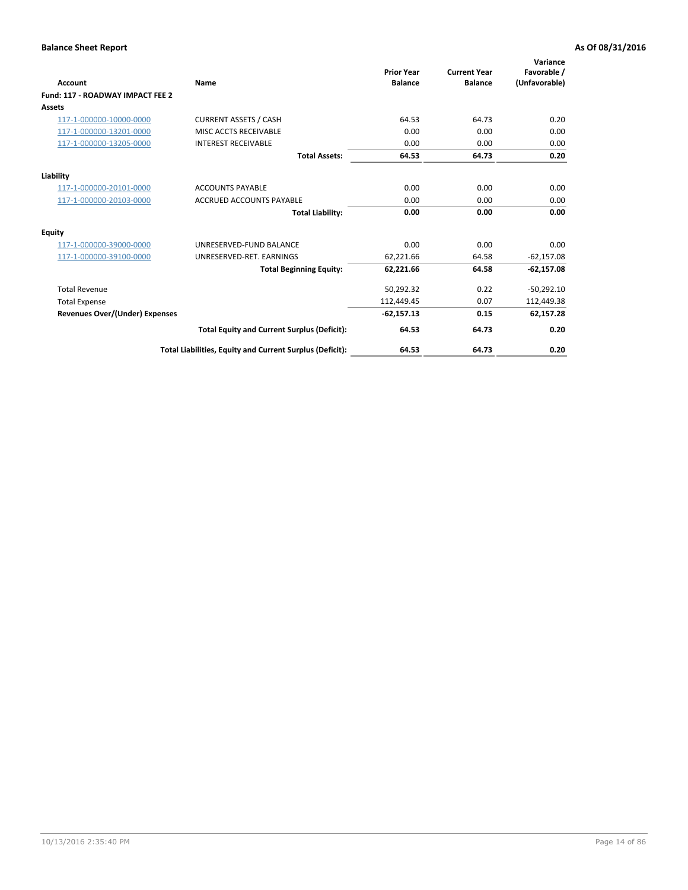**Balance Sheet Report** **As Of 08/31/2016**

| Account | Name | Prior Year Balance | Current Year Balance | Variance Favorable / (Unfavorable) |
|---|---|---|---|---|
| **Fund: 117 - ROADWAY IMPACT FEE 2** | | | | |
| **Assets** | | | | |
| 117-1-000000-10000-0000 | CURRENT ASSETS / CASH | 64.53 | 64.73 | 0.20 |
| 117-1-000000-13201-0000 | MISC ACCTS RECEIVABLE | 0.00 | 0.00 | 0.00 |
| 117-1-000000-13205-0000 | INTEREST RECEIVABLE | 0.00 | 0.00 | 0.00 |
| | **Total Assets:** | **64.53** | **64.73** | **0.20** |
| **Liability** | | | | |
| 117-1-000000-20101-0000 | ACCOUNTS PAYABLE | 0.00 | 0.00 | 0.00 |
| 117-1-000000-20103-0000 | ACCRUED ACCOUNTS PAYABLE | 0.00 | 0.00 | 0.00 |
| | **Total Liability:** | **0.00** | **0.00** | **0.00** |
| **Equity** | | | | |
| 117-1-000000-39000-0000 | UNRESERVED-FUND BALANCE | 0.00 | 0.00 | 0.00 |
| 117-1-000000-39100-0000 | UNRESERVED-RET. EARNINGS | 62,221.66 | 64.58 | -62,157.08 |
| | **Total Beginning Equity:** | **62,221.66** | **64.58** | **-62,157.08** |
| Total Revenue | | 50,292.32 | 0.22 | -50,292.10 |
| Total Expense | | 112,449.45 | 0.07 | 112,449.38 |
| **Revenues Over/(Under) Expenses** | | **-62,157.13** | **0.15** | **62,157.28** |
| | **Total Equity and Current Surplus (Deficit):** | **64.53** | **64.73** | **0.20** |
| | **Total Liabilities, Equity and Current Surplus (Deficit):** | **64.53** | **64.73** | **0.20** |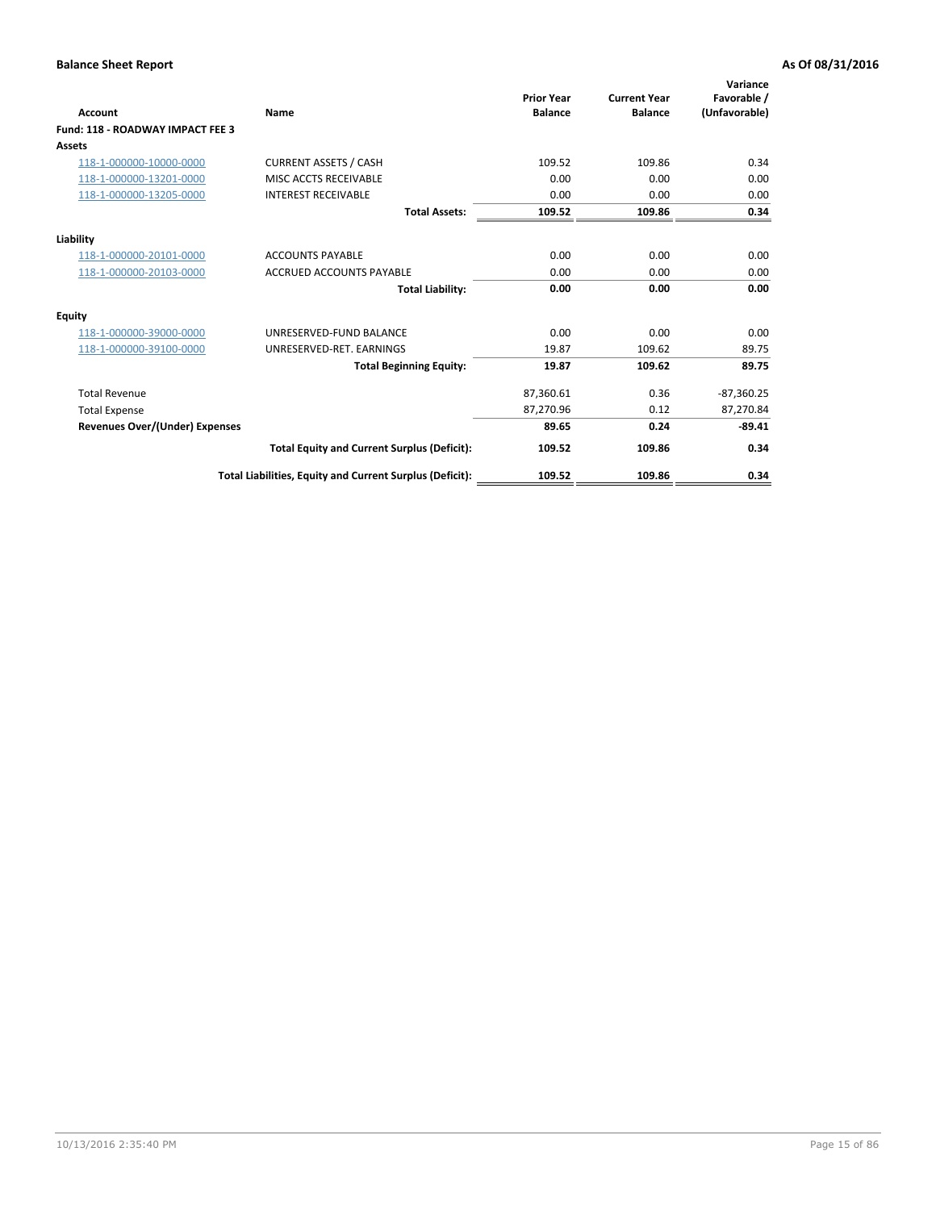**Balance Sheet Report** **As Of 08/31/2016**

| Account | Name | Prior Year Balance | Current Year Balance | Variance Favorable / (Unfavorable) |
|---|---|---|---|---|
| **Fund: 118 - ROADWAY IMPACT FEE 3** | | | | |
| **Assets** | | | | |
| 118-1-000000-10000-0000 | CURRENT ASSETS / CASH | 109.52 | 109.86 | 0.34 |
| 118-1-000000-13201-0000 | MISC ACCTS RECEIVABLE | 0.00 | 0.00 | 0.00 |
| 118-1-000000-13205-0000 | INTEREST RECEIVABLE | 0.00 | 0.00 | 0.00 |
| | **Total Assets:** | **109.52** | **109.86** | **0.34** |
| **Liability** | | | | |
| 118-1-000000-20101-0000 | ACCOUNTS PAYABLE | 0.00 | 0.00 | 0.00 |
| 118-1-000000-20103-0000 | ACCRUED ACCOUNTS PAYABLE | 0.00 | 0.00 | 0.00 |
| | **Total Liability:** | **0.00** | **0.00** | **0.00** |
| **Equity** | | | | |
| 118-1-000000-39000-0000 | UNRESERVED-FUND BALANCE | 0.00 | 0.00 | 0.00 |
| 118-1-000000-39100-0000 | UNRESERVED-RET. EARNINGS | 19.87 | 109.62 | 89.75 |
| | **Total Beginning Equity:** | **19.87** | **109.62** | **89.75** |
| Total Revenue | | 87,360.61 | 0.36 | -87,360.25 |
| Total Expense | | 87,270.96 | 0.12 | 87,270.84 |
| **Revenues Over/(Under) Expenses** | | **89.65** | **0.24** | **-89.41** |
| | **Total Equity and Current Surplus (Deficit):** | **109.52** | **109.86** | **0.34** |
| | **Total Liabilities, Equity and Current Surplus (Deficit):** | **109.52** | **109.86** | **0.34** |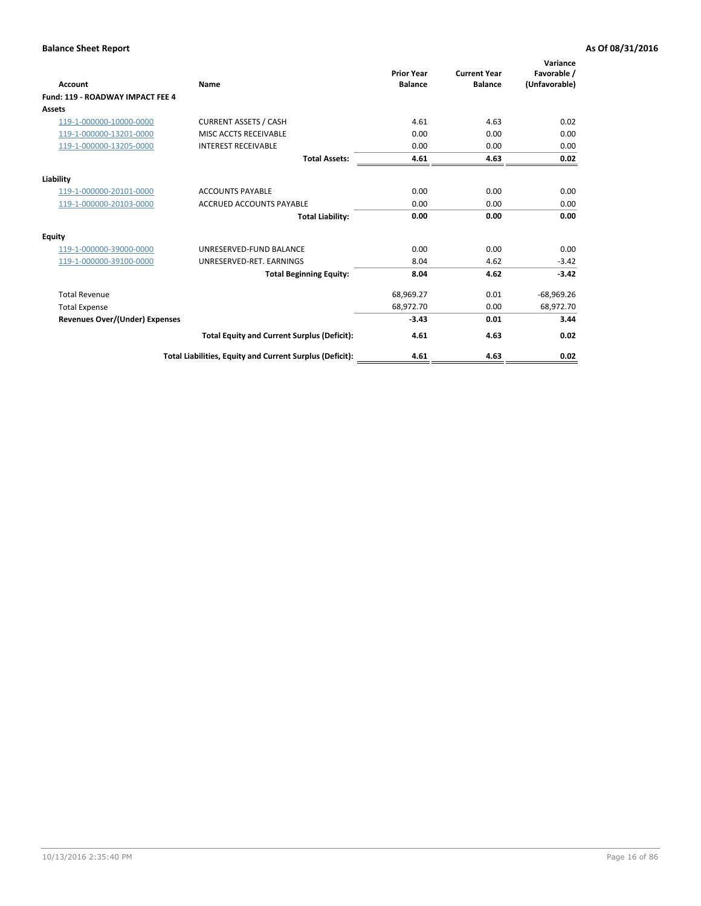**Balance Sheet Report** — **As Of 08/31/2016**

| Account | Name | Prior Year Balance | Current Year Balance | Variance Favorable / (Unfavorable) |
|---|---|---|---|---|
| **Fund: 119 - ROADWAY IMPACT FEE 4** | | | | |
| **Assets** | | | | |
| 119-1-000000-10000-0000 | CURRENT ASSETS / CASH | 4.61 | 4.63 | 0.02 |
| 119-1-000000-13201-0000 | MISC ACCTS RECEIVABLE | 0.00 | 0.00 | 0.00 |
| 119-1-000000-13205-0000 | INTEREST RECEIVABLE | 0.00 | 0.00 | 0.00 |
| | **Total Assets:** | **4.61** | **4.63** | **0.02** |
| **Liability** | | | | |
| 119-1-000000-20101-0000 | ACCOUNTS PAYABLE | 0.00 | 0.00 | 0.00 |
| 119-1-000000-20103-0000 | ACCRUED ACCOUNTS PAYABLE | 0.00 | 0.00 | 0.00 |
| | **Total Liability:** | **0.00** | **0.00** | **0.00** |
| **Equity** | | | | |
| 119-1-000000-39000-0000 | UNRESERVED-FUND BALANCE | 0.00 | 0.00 | 0.00 |
| 119-1-000000-39100-0000 | UNRESERVED-RET. EARNINGS | 8.04 | 4.62 | -3.42 |
| | **Total Beginning Equity:** | **8.04** | **4.62** | **-3.42** |
| Total Revenue | | 68,969.27 | 0.01 | -68,969.26 |
| Total Expense | | 68,972.70 | 0.00 | 68,972.70 |
| **Revenues Over/(Under) Expenses** | | **-3.43** | **0.01** | **3.44** |
| | **Total Equity and Current Surplus (Deficit):** | **4.61** | **4.63** | **0.02** |
| | **Total Liabilities, Equity and Current Surplus (Deficit):** | **4.61** | **4.63** | **0.02** |

10/13/2016 2:35:40 PM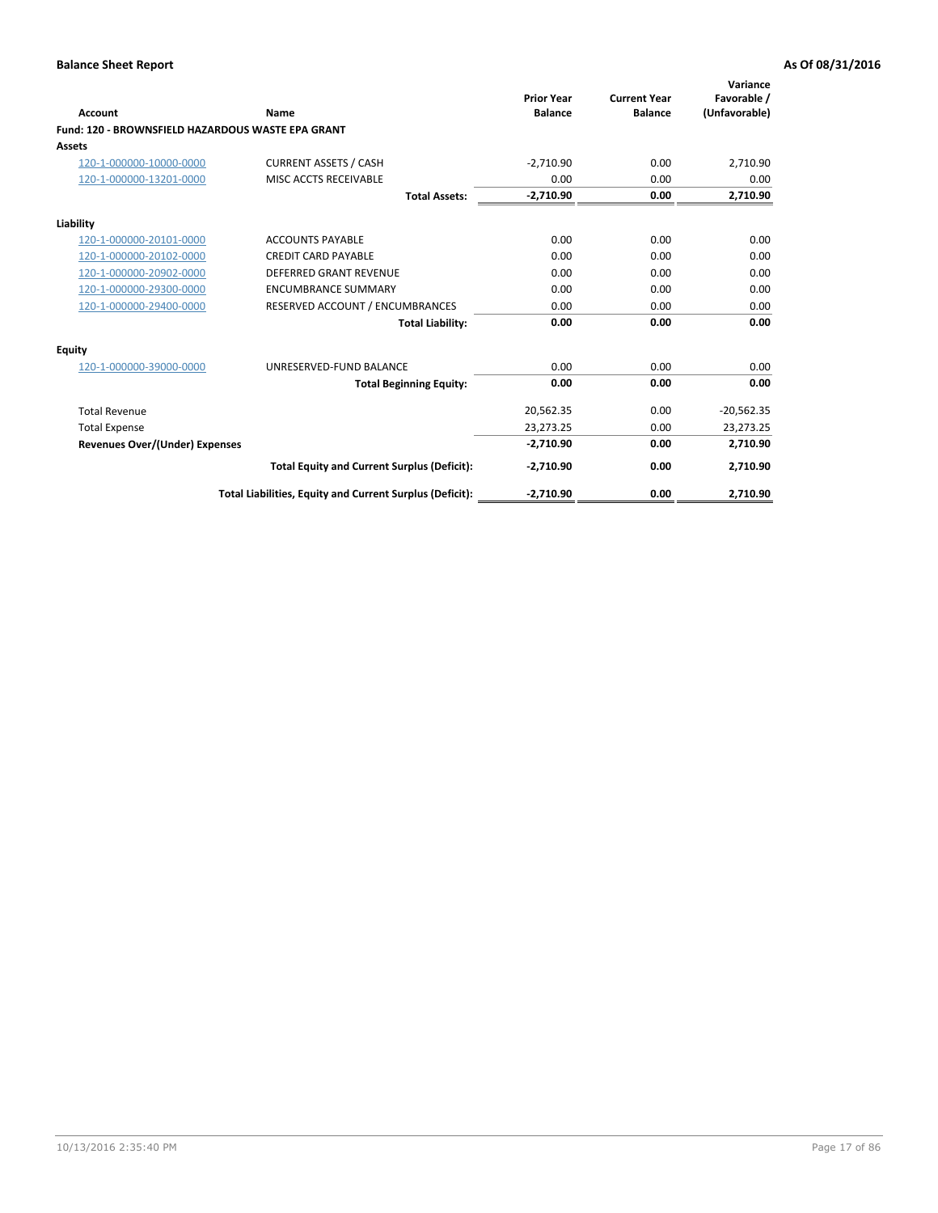**Balance Sheet Report** **As Of 08/31/2016**

| Account | Name | Prior Year Balance | Current Year Balance | Variance Favorable / (Unfavorable) |
|---|---|---|---|---|
| **Fund: 120 - BROWNSFIELD HAZARDOUS WASTE EPA GRANT** | | | | |
| **Assets** | | | | |
| 120-1-000000-10000-0000 | CURRENT ASSETS / CASH | -2,710.90 | 0.00 | 2,710.90 |
| 120-1-000000-13201-0000 | MISC ACCTS RECEIVABLE | 0.00 | 0.00 | 0.00 |
| | **Total Assets:** | **-2,710.90** | **0.00** | **2,710.90** |
| **Liability** | | | | |
| 120-1-000000-20101-0000 | ACCOUNTS PAYABLE | 0.00 | 0.00 | 0.00 |
| 120-1-000000-20102-0000 | CREDIT CARD PAYABLE | 0.00 | 0.00 | 0.00 |
| 120-1-000000-20902-0000 | DEFERRED GRANT REVENUE | 0.00 | 0.00 | 0.00 |
| 120-1-000000-29300-0000 | ENCUMBRANCE SUMMARY | 0.00 | 0.00 | 0.00 |
| 120-1-000000-29400-0000 | RESERVED ACCOUNT / ENCUMBRANCES | 0.00 | 0.00 | 0.00 |
| | **Total Liability:** | **0.00** | **0.00** | **0.00** |
| **Equity** | | | | |
| 120-1-000000-39000-0000 | UNRESERVED-FUND BALANCE | 0.00 | 0.00 | 0.00 |
| | **Total Beginning Equity:** | **0.00** | **0.00** | **0.00** |
| Total Revenue | | 20,562.35 | 0.00 | -20,562.35 |
| Total Expense | | 23,273.25 | 0.00 | 23,273.25 |
| **Revenues Over/(Under) Expenses** | | **-2,710.90** | **0.00** | **2,710.90** |
| | **Total Equity and Current Surplus (Deficit):** | **-2,710.90** | **0.00** | **2,710.90** |
| | **Total Liabilities, Equity and Current Surplus (Deficit):** | **-2,710.90** | **0.00** | **2,710.90** |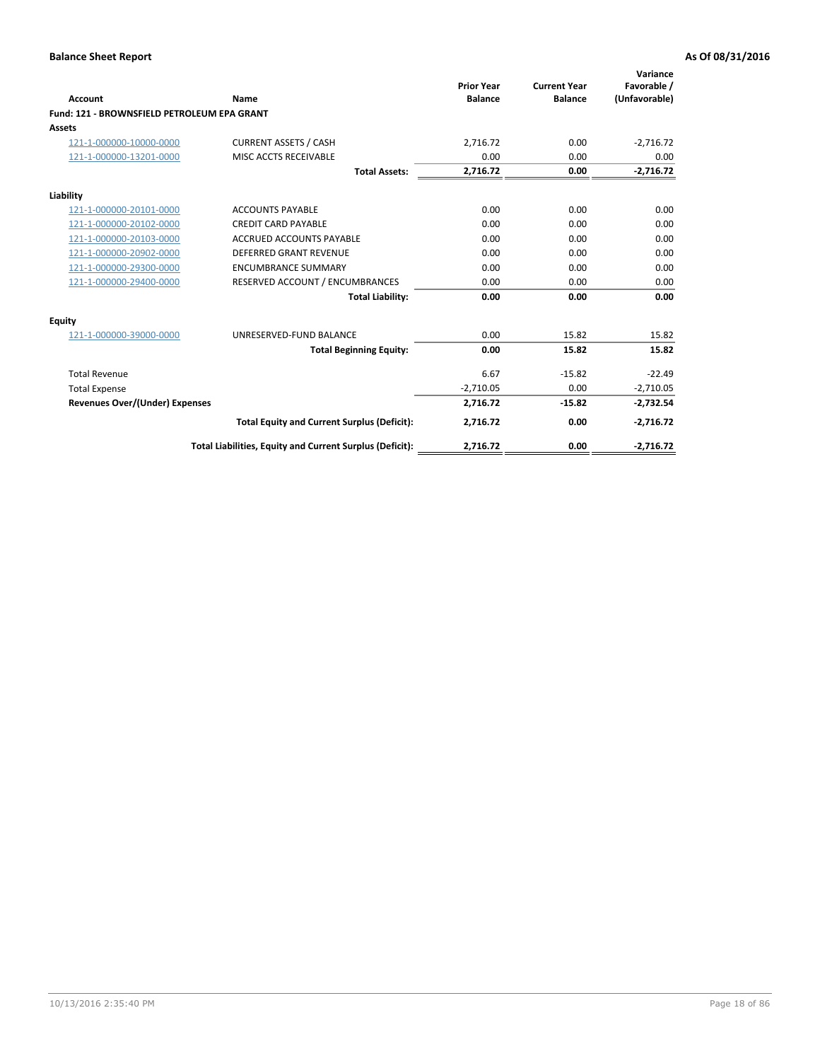**Balance Sheet Report** **As Of 08/31/2016**

| Account | Name | Prior Year Balance | Current Year Balance | Variance Favorable / (Unfavorable) |
|---|---|---|---|---|
| **Fund: 121 - BROWNSFIELD PETROLEUM EPA GRANT** | | | | |
| **Assets** | | | | |
| 121-1-000000-10000-0000 | CURRENT ASSETS / CASH | 2,716.72 | 0.00 | -2,716.72 |
| 121-1-000000-13201-0000 | MISC ACCTS RECEIVABLE | 0.00 | 0.00 | 0.00 |
| | **Total Assets:** | **2,716.72** | **0.00** | **-2,716.72** |
| **Liability** | | | | |
| 121-1-000000-20101-0000 | ACCOUNTS PAYABLE | 0.00 | 0.00 | 0.00 |
| 121-1-000000-20102-0000 | CREDIT CARD PAYABLE | 0.00 | 0.00 | 0.00 |
| 121-1-000000-20103-0000 | ACCRUED ACCOUNTS PAYABLE | 0.00 | 0.00 | 0.00 |
| 121-1-000000-20902-0000 | DEFERRED GRANT REVENUE | 0.00 | 0.00 | 0.00 |
| 121-1-000000-29300-0000 | ENCUMBRANCE SUMMARY | 0.00 | 0.00 | 0.00 |
| 121-1-000000-29400-0000 | RESERVED ACCOUNT / ENCUMBRANCES | 0.00 | 0.00 | 0.00 |
| | **Total Liability:** | **0.00** | **0.00** | **0.00** |
| **Equity** | | | | |
| 121-1-000000-39000-0000 | UNRESERVED-FUND BALANCE | 0.00 | 15.82 | 15.82 |
| | **Total Beginning Equity:** | **0.00** | **15.82** | **15.82** |
| Total Revenue | | 6.67 | -15.82 | -22.49 |
| Total Expense | | -2,710.05 | 0.00 | -2,710.05 |
| **Revenues Over/(Under) Expenses** | | **2,716.72** | **-15.82** | **-2,732.54** |
| | **Total Equity and Current Surplus (Deficit):** | **2,716.72** | **0.00** | **-2,716.72** |
| | **Total Liabilities, Equity and Current Surplus (Deficit):** | **2,716.72** | **0.00** | **-2,716.72** |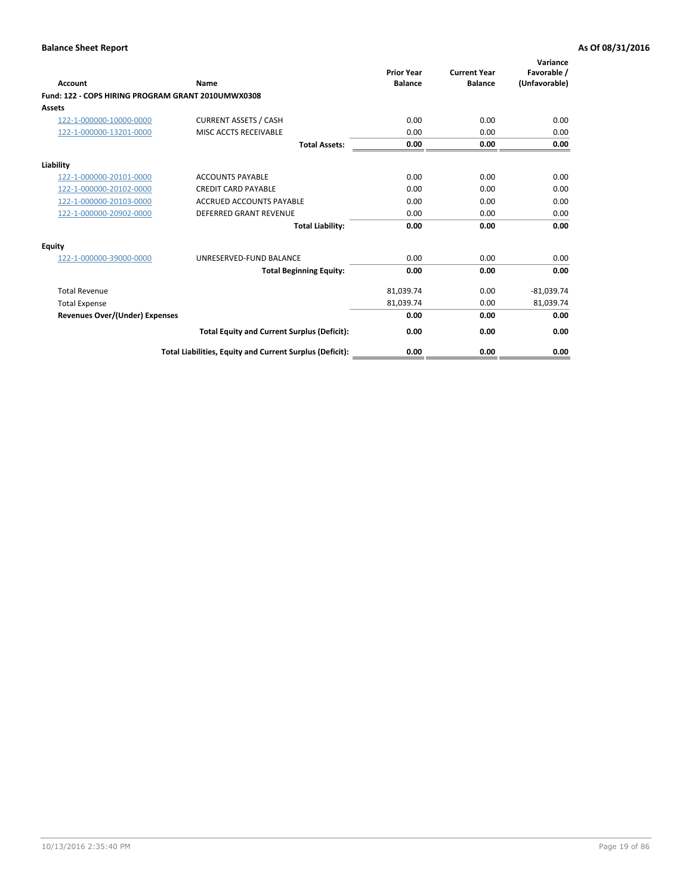**Balance Sheet Report** **As Of 08/31/2016**

| Account | Name | Prior Year Balance | Current Year Balance | Variance Favorable / (Unfavorable) |
|---|---|---|---|---|
| **Fund: 122 - COPS HIRING PROGRAM GRANT 2010UMWX0308** | | | | |
| **Assets** | | | | |
| 122-1-000000-10000-0000 | CURRENT ASSETS / CASH | 0.00 | 0.00 | 0.00 |
| 122-1-000000-13201-0000 | MISC ACCTS RECEIVABLE | 0.00 | 0.00 | 0.00 |
| | **Total Assets:** | **0.00** | **0.00** | **0.00** |
| **Liability** | | | | |
| 122-1-000000-20101-0000 | ACCOUNTS PAYABLE | 0.00 | 0.00 | 0.00 |
| 122-1-000000-20102-0000 | CREDIT CARD PAYABLE | 0.00 | 0.00 | 0.00 |
| 122-1-000000-20103-0000 | ACCRUED ACCOUNTS PAYABLE | 0.00 | 0.00 | 0.00 |
| 122-1-000000-20902-0000 | DEFERRED GRANT REVENUE | 0.00 | 0.00 | 0.00 |
| | **Total Liability:** | **0.00** | **0.00** | **0.00** |
| **Equity** | | | | |
| 122-1-000000-39000-0000 | UNRESERVED-FUND BALANCE | 0.00 | 0.00 | 0.00 |
| | **Total Beginning Equity:** | **0.00** | **0.00** | **0.00** |
| Total Revenue | | 81,039.74 | 0.00 | -81,039.74 |
| Total Expense | | 81,039.74 | 0.00 | 81,039.74 |
| **Revenues Over/(Under) Expenses** | | **0.00** | **0.00** | **0.00** |
| | **Total Equity and Current Surplus (Deficit):** | **0.00** | **0.00** | **0.00** |
| | **Total Liabilities, Equity and Current Surplus (Deficit):** | **0.00** | **0.00** | **0.00** |

10/13/2016 2:35:40 PM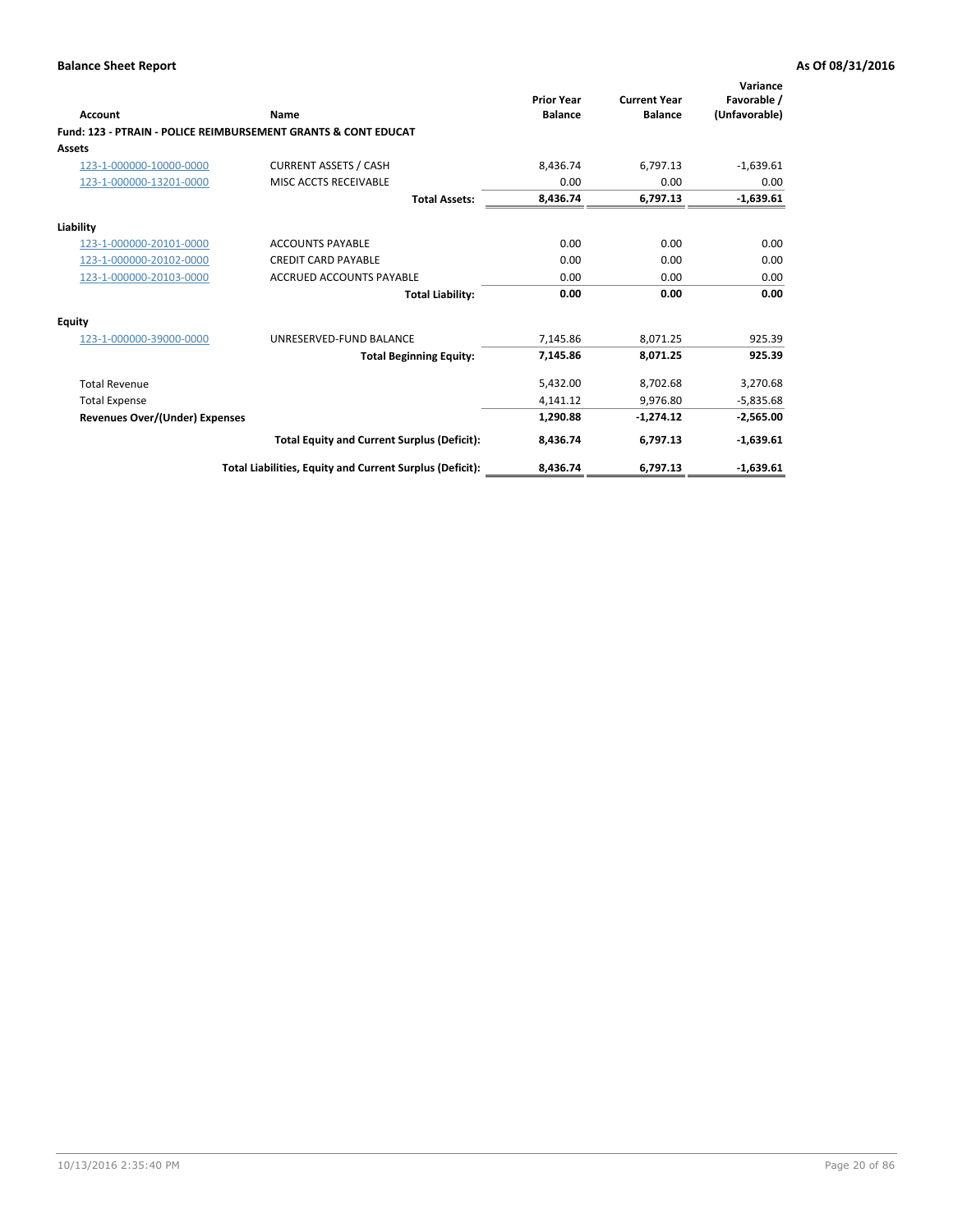**Balance Sheet Report** **As Of 08/31/2016**

| Account | Name | Prior Year Balance | Current Year Balance | Variance Favorable / (Unfavorable) |
|---|---|---|---|---|
| **Fund: 123 - PTRAIN - POLICE REIMBURSEMENT GRANTS & CONT EDUCAT** | | | | |
| **Assets** | | | | |
| 123-1-000000-10000-0000 | CURRENT ASSETS / CASH | 8,436.74 | 6,797.13 | -1,639.61 |
| 123-1-000000-13201-0000 | MISC ACCTS RECEIVABLE | 0.00 | 0.00 | 0.00 |
| | **Total Assets:** | **8,436.74** | **6,797.13** | **-1,639.61** |
| **Liability** | | | | |
| 123-1-000000-20101-0000 | ACCOUNTS PAYABLE | 0.00 | 0.00 | 0.00 |
| 123-1-000000-20102-0000 | CREDIT CARD PAYABLE | 0.00 | 0.00 | 0.00 |
| 123-1-000000-20103-0000 | ACCRUED ACCOUNTS PAYABLE | 0.00 | 0.00 | 0.00 |
| | **Total Liability:** | **0.00** | **0.00** | **0.00** |
| **Equity** | | | | |
| 123-1-000000-39000-0000 | UNRESERVED-FUND BALANCE | 7,145.86 | 8,071.25 | 925.39 |
| | **Total Beginning Equity:** | **7,145.86** | **8,071.25** | **925.39** |
| Total Revenue | | 5,432.00 | 8,702.68 | 3,270.68 |
| Total Expense | | 4,141.12 | 9,976.80 | -5,835.68 |
| **Revenues Over/(Under) Expenses** | | **1,290.88** | **-1,274.12** | **-2,565.00** |
| | **Total Equity and Current Surplus (Deficit):** | **8,436.74** | **6,797.13** | **-1,639.61** |
| | **Total Liabilities, Equity and Current Surplus (Deficit):** | **8,436.74** | **6,797.13** | **-1,639.61** |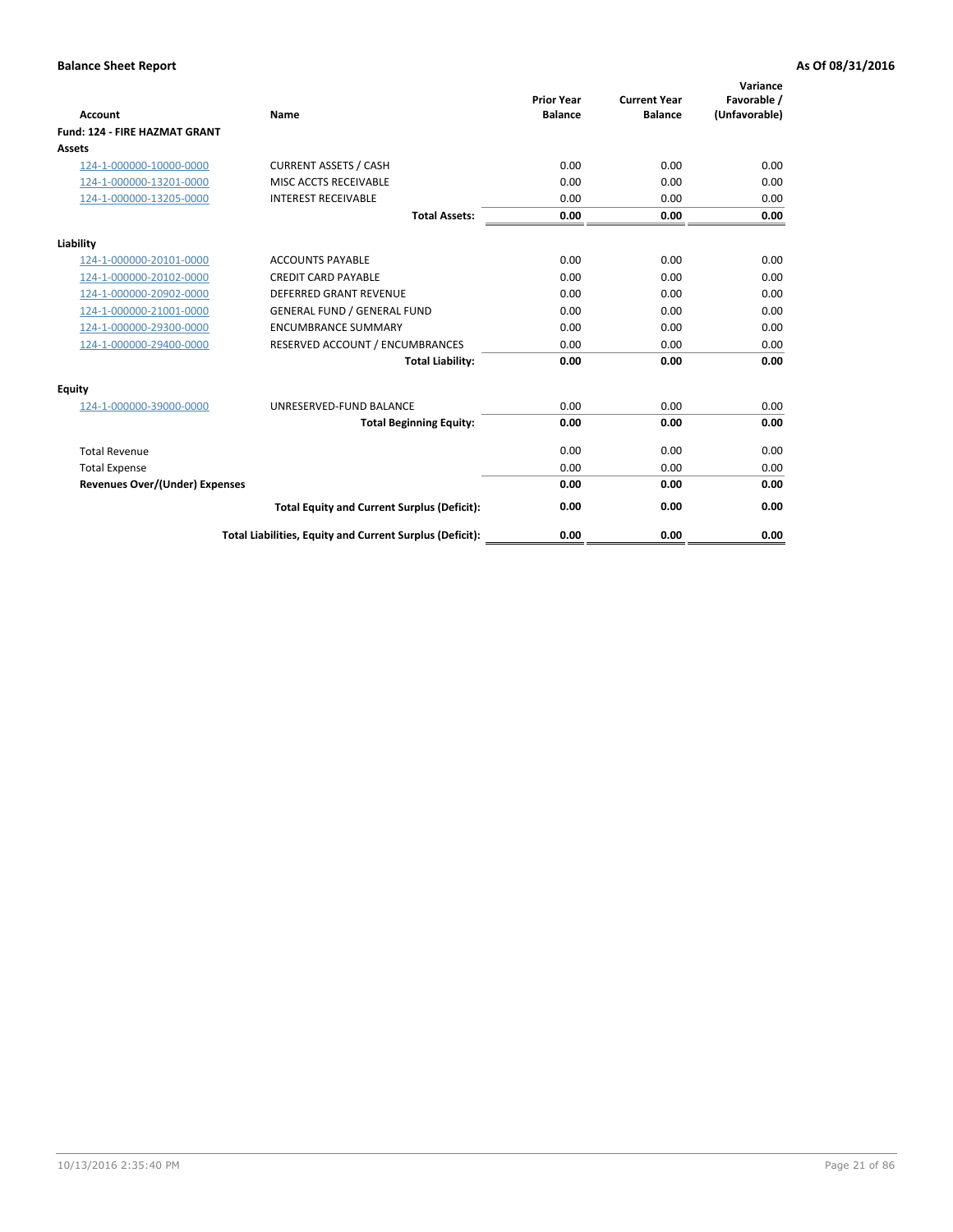**Balance Sheet Report** **As Of 08/31/2016**

| Account | Name | Prior Year Balance | Current Year Balance | Variance Favorable / (Unfavorable) |
|---|---|---|---|---|
| **Fund: 124 - FIRE HAZMAT GRANT** | | | | |
| **Assets** | | | | |
| 124-1-000000-10000-0000 | CURRENT ASSETS / CASH | 0.00 | 0.00 | 0.00 |
| 124-1-000000-13201-0000 | MISC ACCTS RECEIVABLE | 0.00 | 0.00 | 0.00 |
| 124-1-000000-13205-0000 | INTEREST RECEIVABLE | 0.00 | 0.00 | 0.00 |
| | **Total Assets:** | **0.00** | **0.00** | **0.00** |
| **Liability** | | | | |
| 124-1-000000-20101-0000 | ACCOUNTS PAYABLE | 0.00 | 0.00 | 0.00 |
| 124-1-000000-20102-0000 | CREDIT CARD PAYABLE | 0.00 | 0.00 | 0.00 |
| 124-1-000000-20902-0000 | DEFERRED GRANT REVENUE | 0.00 | 0.00 | 0.00 |
| 124-1-000000-21001-0000 | GENERAL FUND / GENERAL FUND | 0.00 | 0.00 | 0.00 |
| 124-1-000000-29300-0000 | ENCUMBRANCE SUMMARY | 0.00 | 0.00 | 0.00 |
| 124-1-000000-29400-0000 | RESERVED ACCOUNT / ENCUMBRANCES | 0.00 | 0.00 | 0.00 |
| | **Total Liability:** | **0.00** | **0.00** | **0.00** |
| **Equity** | | | | |
| 124-1-000000-39000-0000 | UNRESERVED-FUND BALANCE | 0.00 | 0.00 | 0.00 |
| | **Total Beginning Equity:** | **0.00** | **0.00** | **0.00** |
| Total Revenue | | 0.00 | 0.00 | 0.00 |
| Total Expense | | 0.00 | 0.00 | 0.00 |
| **Revenues Over/(Under) Expenses** | | **0.00** | **0.00** | **0.00** |
| | **Total Equity and Current Surplus (Deficit):** | **0.00** | **0.00** | **0.00** |
| | **Total Liabilities, Equity and Current Surplus (Deficit):** | **0.00** | **0.00** | **0.00** |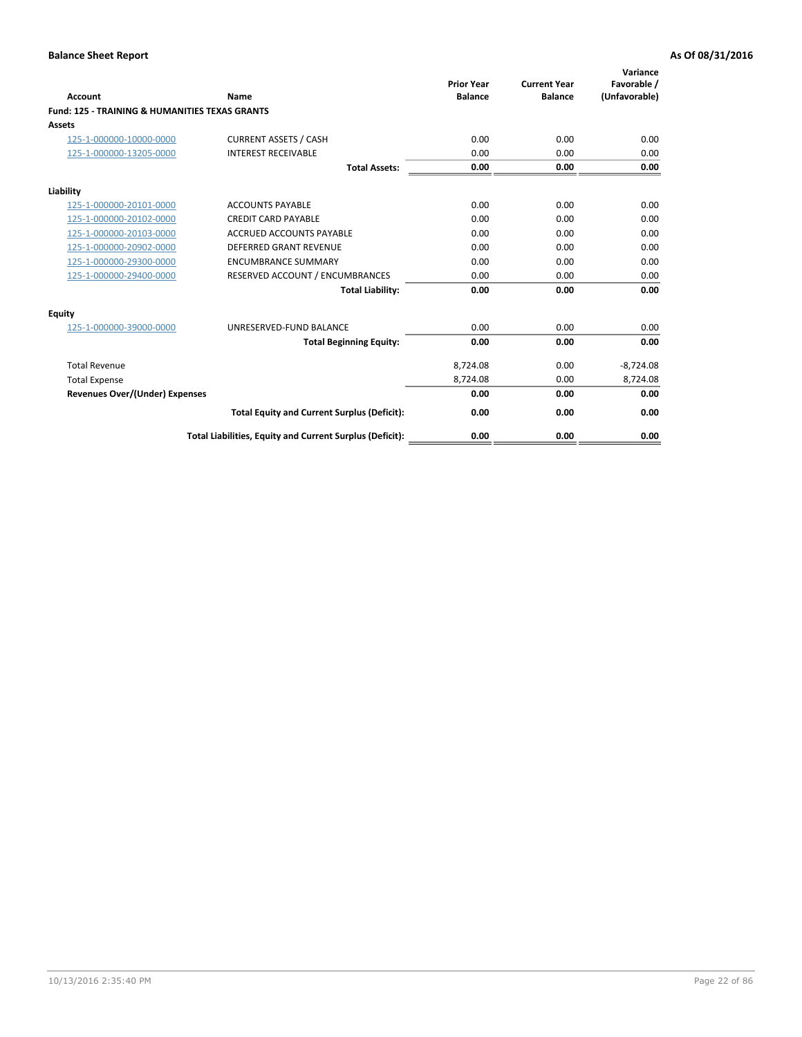**Balance Sheet Report** **As Of 08/31/2016**

| Account | Name | Prior Year Balance | Current Year Balance | Variance Favorable / (Unfavorable) |
|---|---|---|---|---|
| **Fund: 125 - TRAINING & HUMANITIES TEXAS GRANTS** | | | | |
| **Assets** | | | | |
| 125-1-000000-10000-0000 | CURRENT ASSETS / CASH | 0.00 | 0.00 | 0.00 |
| 125-1-000000-13205-0000 | INTEREST RECEIVABLE | 0.00 | 0.00 | 0.00 |
| | **Total Assets:** | **0.00** | **0.00** | **0.00** |
| **Liability** | | | | |
| 125-1-000000-20101-0000 | ACCOUNTS PAYABLE | 0.00 | 0.00 | 0.00 |
| 125-1-000000-20102-0000 | CREDIT CARD PAYABLE | 0.00 | 0.00 | 0.00 |
| 125-1-000000-20103-0000 | ACCRUED ACCOUNTS PAYABLE | 0.00 | 0.00 | 0.00 |
| 125-1-000000-20902-0000 | DEFERRED GRANT REVENUE | 0.00 | 0.00 | 0.00 |
| 125-1-000000-29300-0000 | ENCUMBRANCE SUMMARY | 0.00 | 0.00 | 0.00 |
| 125-1-000000-29400-0000 | RESERVED ACCOUNT / ENCUMBRANCES | 0.00 | 0.00 | 0.00 |
| | **Total Liability:** | **0.00** | **0.00** | **0.00** |
| **Equity** | | | | |
| 125-1-000000-39000-0000 | UNRESERVED-FUND BALANCE | 0.00 | 0.00 | 0.00 |
| | **Total Beginning Equity:** | **0.00** | **0.00** | **0.00** |
| Total Revenue | | 8,724.08 | 0.00 | -8,724.08 |
| Total Expense | | 8,724.08 | 0.00 | 8,724.08 |
| **Revenues Over/(Under) Expenses** | | **0.00** | **0.00** | **0.00** |
| | **Total Equity and Current Surplus (Deficit):** | **0.00** | **0.00** | **0.00** |
| | **Total Liabilities, Equity and Current Surplus (Deficit):** | **0.00** | **0.00** | **0.00** |

10/13/2016 2:35:40 PM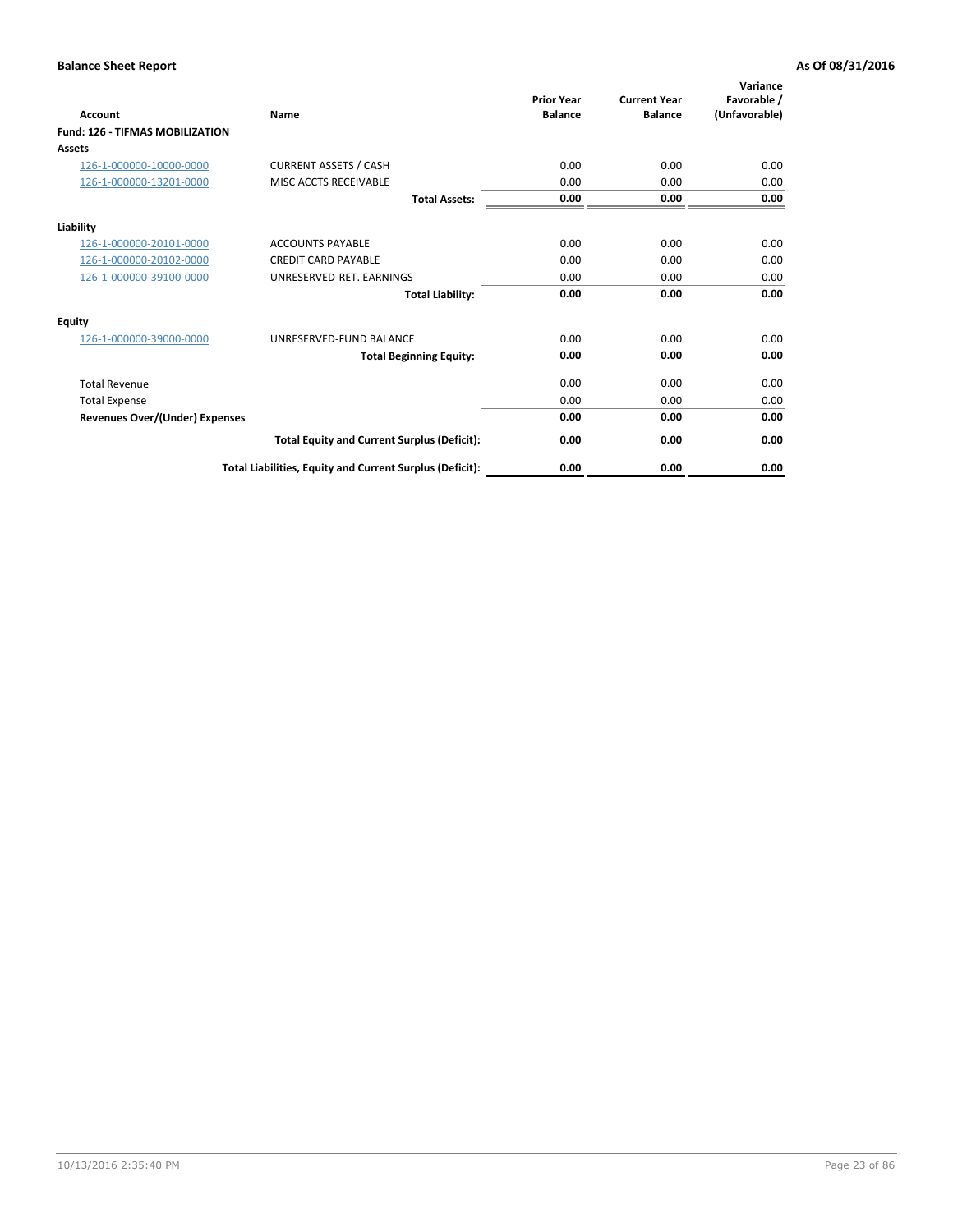**Balance Sheet Report**

**As Of 08/31/2016**

| Account | Name | Prior Year Balance | Current Year Balance | Variance Favorable / (Unfavorable) |
|---|---|---|---|---|
| **Fund: 126 - TIFMAS MOBILIZATION** | | | | |
| **Assets** | | | | |
| 126-1-000000-10000-0000 | CURRENT ASSETS / CASH | 0.00 | 0.00 | 0.00 |
| 126-1-000000-13201-0000 | MISC ACCTS RECEIVABLE | 0.00 | 0.00 | 0.00 |
| | **Total Assets:** | **0.00** | **0.00** | **0.00** |
| **Liability** | | | | |
| 126-1-000000-20101-0000 | ACCOUNTS PAYABLE | 0.00 | 0.00 | 0.00 |
| 126-1-000000-20102-0000 | CREDIT CARD PAYABLE | 0.00 | 0.00 | 0.00 |
| 126-1-000000-39100-0000 | UNRESERVED-RET. EARNINGS | 0.00 | 0.00 | 0.00 |
| | **Total Liability:** | **0.00** | **0.00** | **0.00** |
| **Equity** | | | | |
| 126-1-000000-39000-0000 | UNRESERVED-FUND BALANCE | 0.00 | 0.00 | 0.00 |
| | **Total Beginning Equity:** | **0.00** | **0.00** | **0.00** |
| Total Revenue | | 0.00 | 0.00 | 0.00 |
| Total Expense | | 0.00 | 0.00 | 0.00 |
| **Revenues Over/(Under) Expenses** | | **0.00** | **0.00** | **0.00** |
| | **Total Equity and Current Surplus (Deficit):** | **0.00** | **0.00** | **0.00** |
| | **Total Liabilities, Equity and Current Surplus (Deficit):** | **0.00** | **0.00** | **0.00** |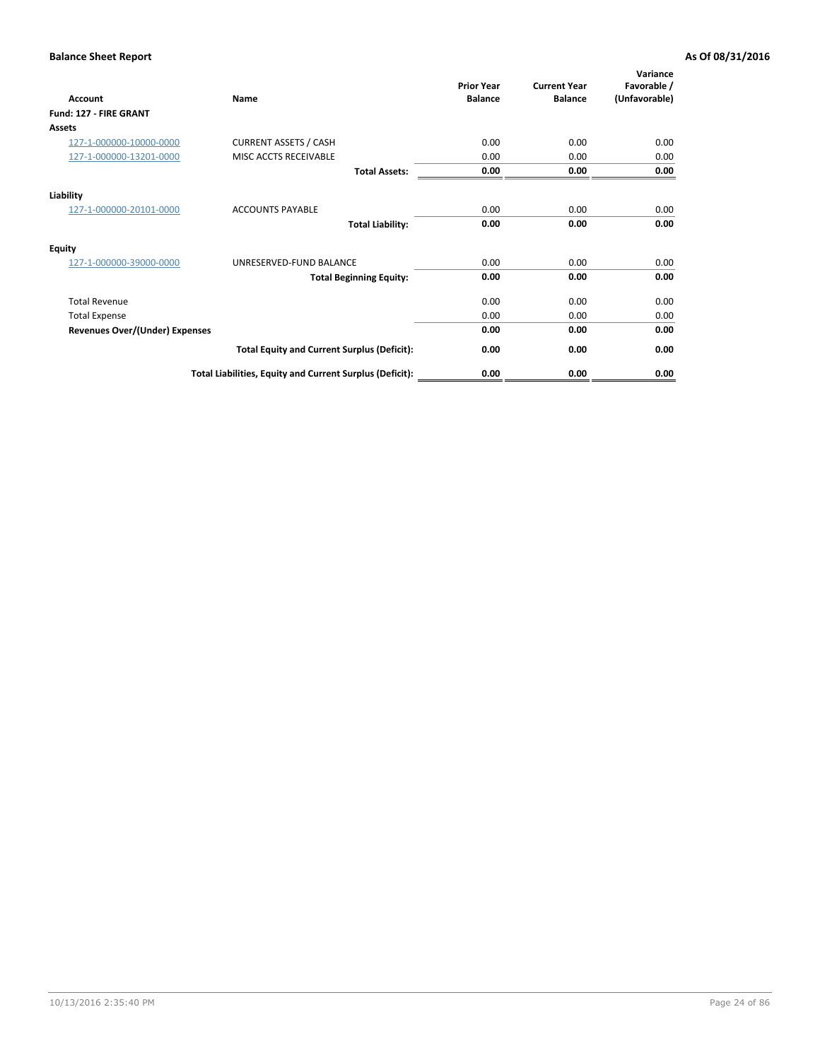**Balance Sheet Report** — **As Of 08/31/2016**

| Account | Name | Prior Year Balance | Current Year Balance | Variance Favorable / (Unfavorable) |
|---|---|---|---|---|
| **Fund: 127 - FIRE GRANT** | | | | |
| **Assets** | | | | |
| 127-1-000000-10000-0000 | CURRENT ASSETS / CASH | 0.00 | 0.00 | 0.00 |
| 127-1-000000-13201-0000 | MISC ACCTS RECEIVABLE | 0.00 | 0.00 | 0.00 |
| | **Total Assets:** | **0.00** | **0.00** | **0.00** |
| **Liability** | | | | |
| 127-1-000000-20101-0000 | ACCOUNTS PAYABLE | 0.00 | 0.00 | 0.00 |
| | **Total Liability:** | **0.00** | **0.00** | **0.00** |
| **Equity** | | | | |
| 127-1-000000-39000-0000 | UNRESERVED-FUND BALANCE | 0.00 | 0.00 | 0.00 |
| | **Total Beginning Equity:** | **0.00** | **0.00** | **0.00** |
| Total Revenue | | 0.00 | 0.00 | 0.00 |
| Total Expense | | 0.00 | 0.00 | 0.00 |
| **Revenues Over/(Under) Expenses** | | **0.00** | **0.00** | **0.00** |
| | **Total Equity and Current Surplus (Deficit):** | **0.00** | **0.00** | **0.00** |
| | **Total Liabilities, Equity and Current Surplus (Deficit):** | **0.00** | **0.00** | **0.00** |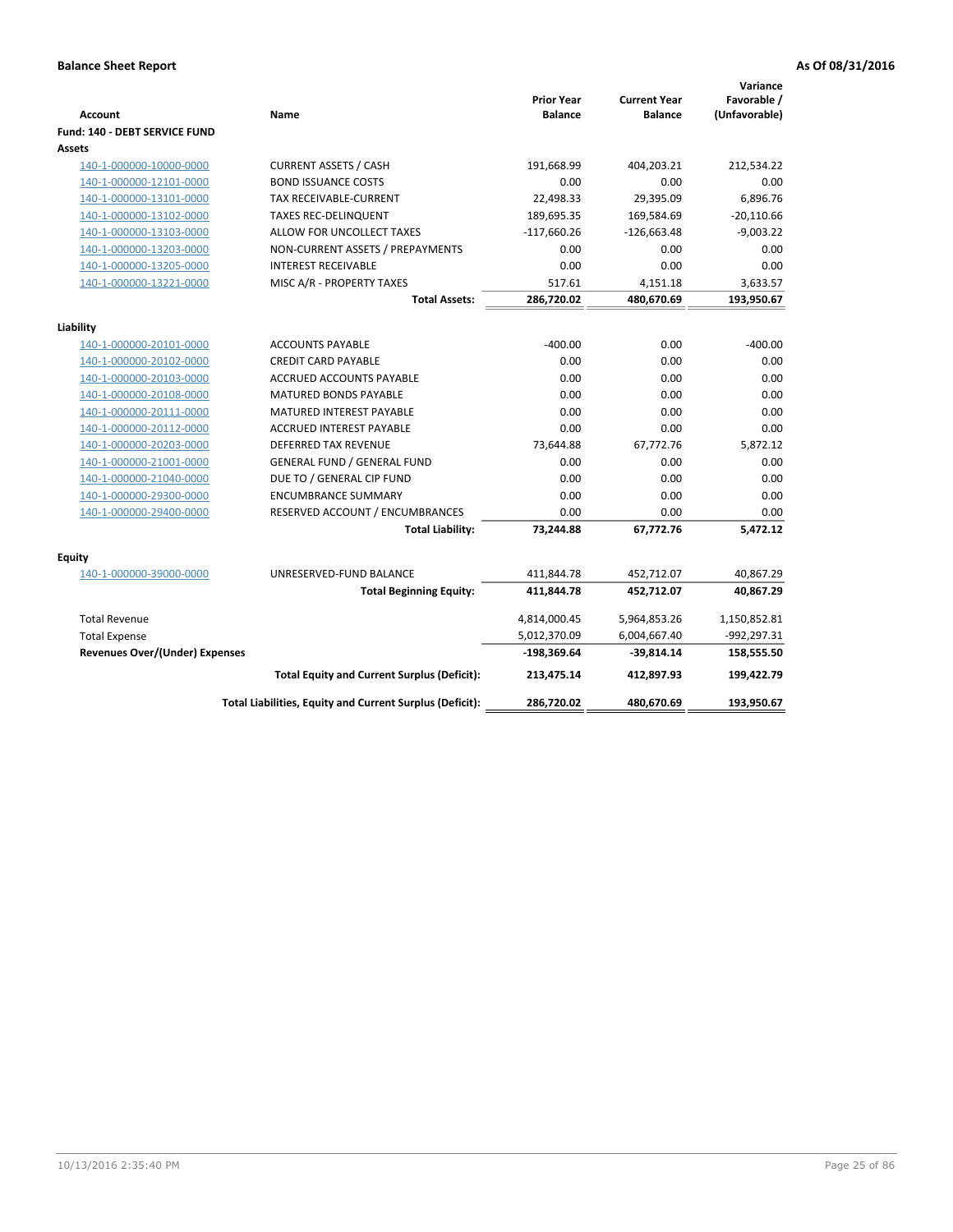**Balance Sheet Report** | **As Of 08/31/2016**

| Account | Name | Prior Year Balance | Current Year Balance | Variance Favorable / (Unfavorable) |
|---|---|---|---|---|
| **Fund: 140 - DEBT SERVICE FUND** | | | | |
| **Assets** | | | | |
| 140-1-000000-10000-0000 | CURRENT ASSETS / CASH | 191,668.99 | 404,203.21 | 212,534.22 |
| 140-1-000000-12101-0000 | BOND ISSUANCE COSTS | 0.00 | 0.00 | 0.00 |
| 140-1-000000-13101-0000 | TAX RECEIVABLE-CURRENT | 22,498.33 | 29,395.09 | 6,896.76 |
| 140-1-000000-13102-0000 | TAXES REC-DELINQUENT | 189,695.35 | 169,584.69 | -20,110.66 |
| 140-1-000000-13103-0000 | ALLOW FOR UNCOLLECT TAXES | -117,660.26 | -126,663.48 | -9,003.22 |
| 140-1-000000-13203-0000 | NON-CURRENT ASSETS / PREPAYMENTS | 0.00 | 0.00 | 0.00 |
| 140-1-000000-13205-0000 | INTEREST RECEIVABLE | 0.00 | 0.00 | 0.00 |
| 140-1-000000-13221-0000 | MISC A/R - PROPERTY TAXES | 517.61 | 4,151.18 | 3,633.57 |
| | **Total Assets:** | **286,720.02** | **480,670.69** | **193,950.67** |
| **Liability** | | | | |
| 140-1-000000-20101-0000 | ACCOUNTS PAYABLE | -400.00 | 0.00 | -400.00 |
| 140-1-000000-20102-0000 | CREDIT CARD PAYABLE | 0.00 | 0.00 | 0.00 |
| 140-1-000000-20103-0000 | ACCRUED ACCOUNTS PAYABLE | 0.00 | 0.00 | 0.00 |
| 140-1-000000-20108-0000 | MATURED BONDS PAYABLE | 0.00 | 0.00 | 0.00 |
| 140-1-000000-20111-0000 | MATURED INTEREST PAYABLE | 0.00 | 0.00 | 0.00 |
| 140-1-000000-20112-0000 | ACCRUED INTEREST PAYABLE | 0.00 | 0.00 | 0.00 |
| 140-1-000000-20203-0000 | DEFERRED TAX REVENUE | 73,644.88 | 67,772.76 | 5,872.12 |
| 140-1-000000-21001-0000 | GENERAL FUND / GENERAL FUND | 0.00 | 0.00 | 0.00 |
| 140-1-000000-21040-0000 | DUE TO / GENERAL CIP FUND | 0.00 | 0.00 | 0.00 |
| 140-1-000000-29300-0000 | ENCUMBRANCE SUMMARY | 0.00 | 0.00 | 0.00 |
| 140-1-000000-29400-0000 | RESERVED ACCOUNT / ENCUMBRANCES | 0.00 | 0.00 | 0.00 |
| | **Total Liability:** | **73,244.88** | **67,772.76** | **5,472.12** |
| **Equity** | | | | |
| 140-1-000000-39000-0000 | UNRESERVED-FUND BALANCE | 411,844.78 | 452,712.07 | 40,867.29 |
| | **Total Beginning Equity:** | **411,844.78** | **452,712.07** | **40,867.29** |
| Total Revenue | | 4,814,000.45 | 5,964,853.26 | 1,150,852.81 |
| Total Expense | | 5,012,370.09 | 6,004,667.40 | -992,297.31 |
| **Revenues Over/(Under) Expenses** | | **-198,369.64** | **-39,814.14** | **158,555.50** |
| | **Total Equity and Current Surplus (Deficit):** | **213,475.14** | **412,897.93** | **199,422.79** |
| | **Total Liabilities, Equity and Current Surplus (Deficit):** | **286,720.02** | **480,670.69** | **193,950.67** |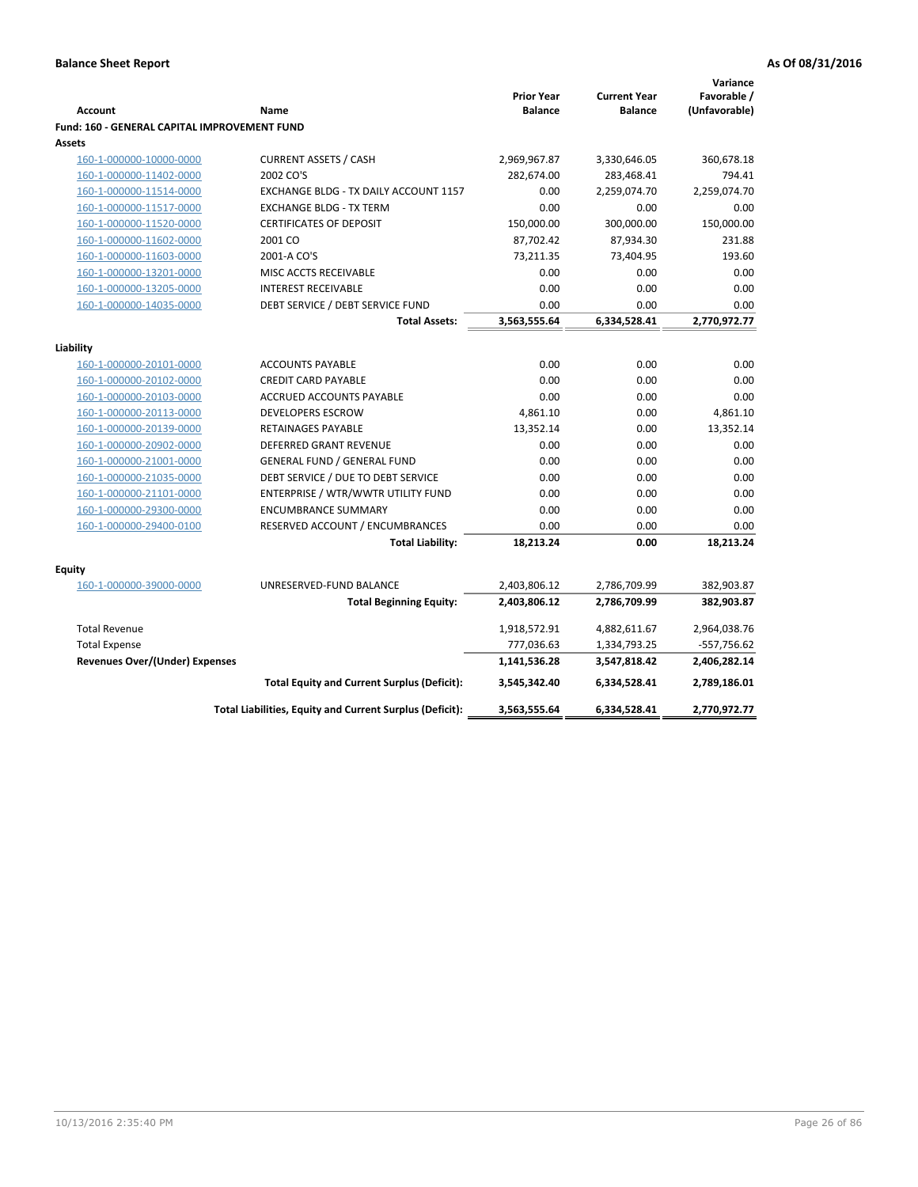**Balance Sheet Report** **As Of 08/31/2016**

| Account | Name | Prior Year Balance | Current Year Balance | Variance Favorable / (Unfavorable) |
|---|---|---|---|---|
| **Fund: 160 - GENERAL CAPITAL IMPROVEMENT FUND** | | | | |
| **Assets** | | | | |
| 160-1-000000-10000-0000 | CURRENT ASSETS / CASH | 2,969,967.87 | 3,330,646.05 | 360,678.18 |
| 160-1-000000-11402-0000 | 2002 CO'S | 282,674.00 | 283,468.41 | 794.41 |
| 160-1-000000-11514-0000 | EXCHANGE BLDG - TX DAILY ACCOUNT 1157 | 0.00 | 2,259,074.70 | 2,259,074.70 |
| 160-1-000000-11517-0000 | EXCHANGE BLDG - TX TERM | 0.00 | 0.00 | 0.00 |
| 160-1-000000-11520-0000 | CERTIFICATES OF DEPOSIT | 150,000.00 | 300,000.00 | 150,000.00 |
| 160-1-000000-11602-0000 | 2001 CO | 87,702.42 | 87,934.30 | 231.88 |
| 160-1-000000-11603-0000 | 2001-A CO'S | 73,211.35 | 73,404.95 | 193.60 |
| 160-1-000000-13201-0000 | MISC ACCTS RECEIVABLE | 0.00 | 0.00 | 0.00 |
| 160-1-000000-13205-0000 | INTEREST RECEIVABLE | 0.00 | 0.00 | 0.00 |
| 160-1-000000-14035-0000 | DEBT SERVICE / DEBT SERVICE FUND | 0.00 | 0.00 | 0.00 |
| | **Total Assets:** | **3,563,555.64** | **6,334,528.41** | **2,770,972.77** |
| **Liability** | | | | |
| 160-1-000000-20101-0000 | ACCOUNTS PAYABLE | 0.00 | 0.00 | 0.00 |
| 160-1-000000-20102-0000 | CREDIT CARD PAYABLE | 0.00 | 0.00 | 0.00 |
| 160-1-000000-20103-0000 | ACCRUED ACCOUNTS PAYABLE | 0.00 | 0.00 | 0.00 |
| 160-1-000000-20113-0000 | DEVELOPERS ESCROW | 4,861.10 | 0.00 | 4,861.10 |
| 160-1-000000-20139-0000 | RETAINAGES PAYABLE | 13,352.14 | 0.00 | 13,352.14 |
| 160-1-000000-20902-0000 | DEFERRED GRANT REVENUE | 0.00 | 0.00 | 0.00 |
| 160-1-000000-21001-0000 | GENERAL FUND / GENERAL FUND | 0.00 | 0.00 | 0.00 |
| 160-1-000000-21035-0000 | DEBT SERVICE / DUE TO DEBT SERVICE | 0.00 | 0.00 | 0.00 |
| 160-1-000000-21101-0000 | ENTERPRISE / WTR/WWTR UTILITY FUND | 0.00 | 0.00 | 0.00 |
| 160-1-000000-29300-0000 | ENCUMBRANCE SUMMARY | 0.00 | 0.00 | 0.00 |
| 160-1-000000-29400-0100 | RESERVED ACCOUNT / ENCUMBRANCES | 0.00 | 0.00 | 0.00 |
| | **Total Liability:** | **18,213.24** | **0.00** | **18,213.24** |
| **Equity** | | | | |
| 160-1-000000-39000-0000 | UNRESERVED-FUND BALANCE | 2,403,806.12 | 2,786,709.99 | 382,903.87 |
| | **Total Beginning Equity:** | **2,403,806.12** | **2,786,709.99** | **382,903.87** |
| Total Revenue | | 1,918,572.91 | 4,882,611.67 | 2,964,038.76 |
| Total Expense | | 777,036.63 | 1,334,793.25 | -557,756.62 |
| **Revenues Over/(Under) Expenses** | | **1,141,536.28** | **3,547,818.42** | **2,406,282.14** |
| | **Total Equity and Current Surplus (Deficit):** | **3,545,342.40** | **6,334,528.41** | **2,789,186.01** |
| | **Total Liabilities, Equity and Current Surplus (Deficit):** | **3,563,555.64** | **6,334,528.41** | **2,770,972.77** |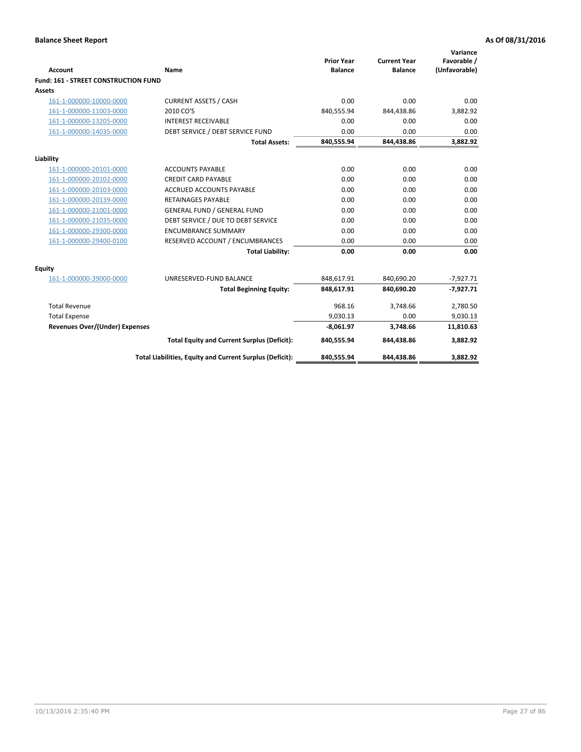**Balance Sheet Report** **As Of 08/31/2016**

| Account | Name | Prior Year Balance | Current Year Balance | Variance Favorable / (Unfavorable) |
|---|---|---|---|---|
| **Fund: 161 - STREET CONSTRUCTION FUND** | | | | |
| **Assets** | | | | |
| 161-1-000000-10000-0000 | CURRENT ASSETS / CASH | 0.00 | 0.00 | 0.00 |
| 161-1-000000-11003-0000 | 2010 CO'S | 840,555.94 | 844,438.86 | 3,882.92 |
| 161-1-000000-13205-0000 | INTEREST RECEIVABLE | 0.00 | 0.00 | 0.00 |
| 161-1-000000-14035-0000 | DEBT SERVICE / DEBT SERVICE FUND | 0.00 | 0.00 | 0.00 |
| | **Total Assets:** | **840,555.94** | **844,438.86** | **3,882.92** |
| **Liability** | | | | |
| 161-1-000000-20101-0000 | ACCOUNTS PAYABLE | 0.00 | 0.00 | 0.00 |
| 161-1-000000-20102-0000 | CREDIT CARD PAYABLE | 0.00 | 0.00 | 0.00 |
| 161-1-000000-20103-0000 | ACCRUED ACCOUNTS PAYABLE | 0.00 | 0.00 | 0.00 |
| 161-1-000000-20139-0000 | RETAINAGES PAYABLE | 0.00 | 0.00 | 0.00 |
| 161-1-000000-21001-0000 | GENERAL FUND / GENERAL FUND | 0.00 | 0.00 | 0.00 |
| 161-1-000000-21035-0000 | DEBT SERVICE / DUE TO DEBT SERVICE | 0.00 | 0.00 | 0.00 |
| 161-1-000000-29300-0000 | ENCUMBRANCE SUMMARY | 0.00 | 0.00 | 0.00 |
| 161-1-000000-29400-0100 | RESERVED ACCOUNT / ENCUMBRANCES | 0.00 | 0.00 | 0.00 |
| | **Total Liability:** | **0.00** | **0.00** | **0.00** |
| **Equity** | | | | |
| 161-1-000000-39000-0000 | UNRESERVED-FUND BALANCE | 848,617.91 | 840,690.20 | -7,927.71 |
| | **Total Beginning Equity:** | **848,617.91** | **840,690.20** | **-7,927.71** |
| Total Revenue | | 968.16 | 3,748.66 | 2,780.50 |
| Total Expense | | 9,030.13 | 0.00 | 9,030.13 |
| **Revenues Over/(Under) Expenses** | | **-8,061.97** | **3,748.66** | **11,810.63** |
| | **Total Equity and Current Surplus (Deficit):** | **840,555.94** | **844,438.86** | **3,882.92** |
| | **Total Liabilities, Equity and Current Surplus (Deficit):** | **840,555.94** | **844,438.86** | **3,882.92** |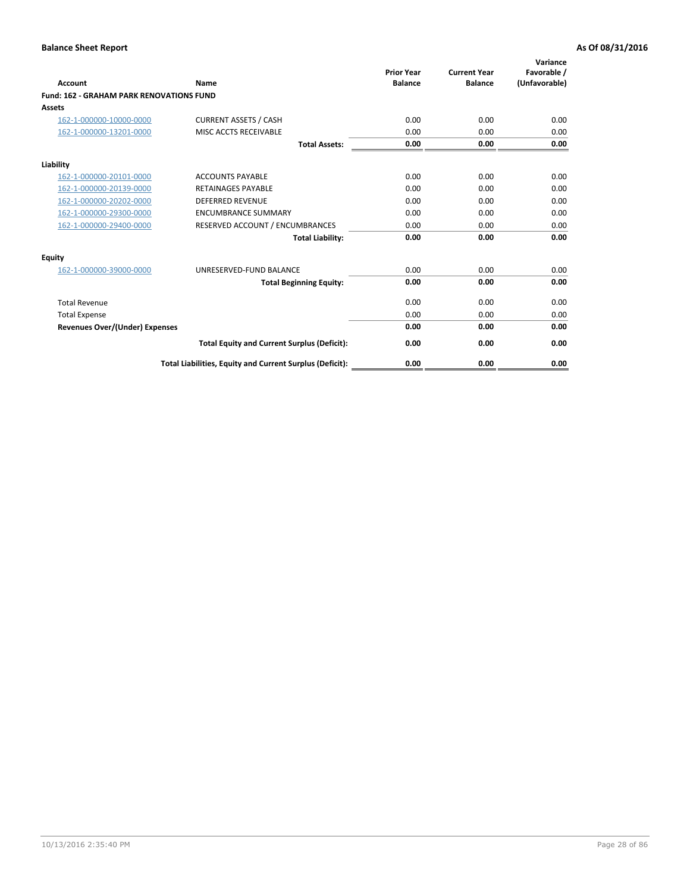**Balance Sheet Report** | **As Of 08/31/2016**

| Account | Name | Prior Year Balance | Current Year Balance | Variance Favorable / (Unfavorable) |
|---|---|---|---|---|
| **Fund: 162 - GRAHAM PARK RENOVATIONS FUND** | | | | |
| **Assets** | | | | |
| 162-1-000000-10000-0000 | CURRENT ASSETS / CASH | 0.00 | 0.00 | 0.00 |
| 162-1-000000-13201-0000 | MISC ACCTS RECEIVABLE | 0.00 | 0.00 | 0.00 |
| | **Total Assets:** | **0.00** | **0.00** | **0.00** |
| **Liability** | | | | |
| 162-1-000000-20101-0000 | ACCOUNTS PAYABLE | 0.00 | 0.00 | 0.00 |
| 162-1-000000-20139-0000 | RETAINAGES PAYABLE | 0.00 | 0.00 | 0.00 |
| 162-1-000000-20202-0000 | DEFERRED REVENUE | 0.00 | 0.00 | 0.00 |
| 162-1-000000-29300-0000 | ENCUMBRANCE SUMMARY | 0.00 | 0.00 | 0.00 |
| 162-1-000000-29400-0000 | RESERVED ACCOUNT / ENCUMBRANCES | 0.00 | 0.00 | 0.00 |
| | **Total Liability:** | **0.00** | **0.00** | **0.00** |
| **Equity** | | | | |
| 162-1-000000-39000-0000 | UNRESERVED-FUND BALANCE | 0.00 | 0.00 | 0.00 |
| | **Total Beginning Equity:** | **0.00** | **0.00** | **0.00** |
| Total Revenue | | 0.00 | 0.00 | 0.00 |
| Total Expense | | 0.00 | 0.00 | 0.00 |
| **Revenues Over/(Under) Expenses** | | **0.00** | **0.00** | **0.00** |
| | **Total Equity and Current Surplus (Deficit):** | **0.00** | **0.00** | **0.00** |
| | **Total Liabilities, Equity and Current Surplus (Deficit):** | **0.00** | **0.00** | **0.00** |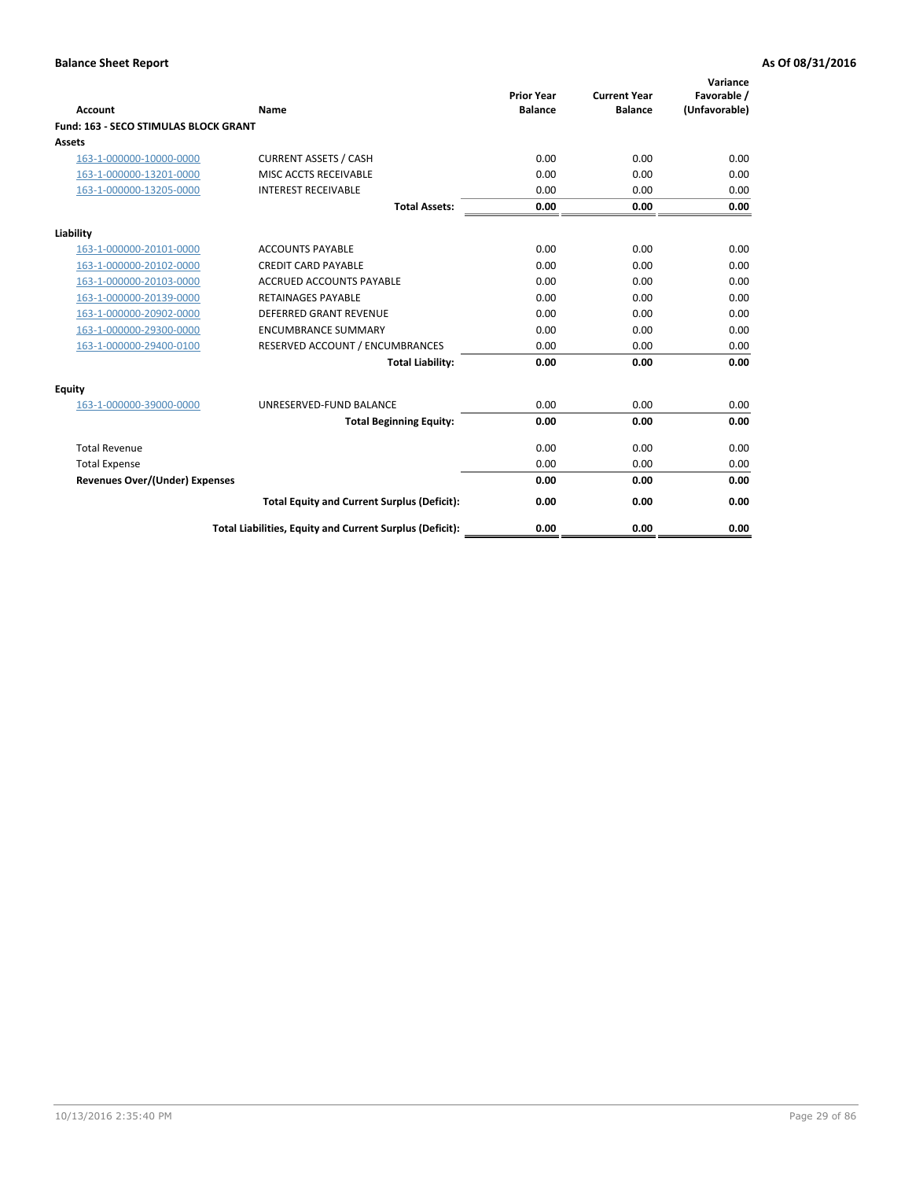**Balance Sheet Report** — **As Of 08/31/2016**

| Account | Name | Prior Year Balance | Current Year Balance | Variance Favorable / (Unfavorable) |
|---|---|---|---|---|
| **Fund: 163 - SECO STIMULAS BLOCK GRANT** | | | | |
| **Assets** | | | | |
| 163-1-000000-10000-0000 | CURRENT ASSETS / CASH | 0.00 | 0.00 | 0.00 |
| 163-1-000000-13201-0000 | MISC ACCTS RECEIVABLE | 0.00 | 0.00 | 0.00 |
| 163-1-000000-13205-0000 | INTEREST RECEIVABLE | 0.00 | 0.00 | 0.00 |
| | **Total Assets:** | **0.00** | **0.00** | **0.00** |
| **Liability** | | | | |
| 163-1-000000-20101-0000 | ACCOUNTS PAYABLE | 0.00 | 0.00 | 0.00 |
| 163-1-000000-20102-0000 | CREDIT CARD PAYABLE | 0.00 | 0.00 | 0.00 |
| 163-1-000000-20103-0000 | ACCRUED ACCOUNTS PAYABLE | 0.00 | 0.00 | 0.00 |
| 163-1-000000-20139-0000 | RETAINAGES PAYABLE | 0.00 | 0.00 | 0.00 |
| 163-1-000000-20902-0000 | DEFERRED GRANT REVENUE | 0.00 | 0.00 | 0.00 |
| 163-1-000000-29300-0000 | ENCUMBRANCE SUMMARY | 0.00 | 0.00 | 0.00 |
| 163-1-000000-29400-0100 | RESERVED ACCOUNT / ENCUMBRANCES | 0.00 | 0.00 | 0.00 |
| | **Total Liability:** | **0.00** | **0.00** | **0.00** |
| **Equity** | | | | |
| 163-1-000000-39000-0000 | UNRESERVED-FUND BALANCE | 0.00 | 0.00 | 0.00 |
| | **Total Beginning Equity:** | **0.00** | **0.00** | **0.00** |
| Total Revenue | | 0.00 | 0.00 | 0.00 |
| Total Expense | | 0.00 | 0.00 | 0.00 |
| **Revenues Over/(Under) Expenses** | | **0.00** | **0.00** | **0.00** |
| | **Total Equity and Current Surplus (Deficit):** | **0.00** | **0.00** | **0.00** |
| | **Total Liabilities, Equity and Current Surplus (Deficit):** | **0.00** | **0.00** | **0.00** |

10/13/2016 2:35:40 PM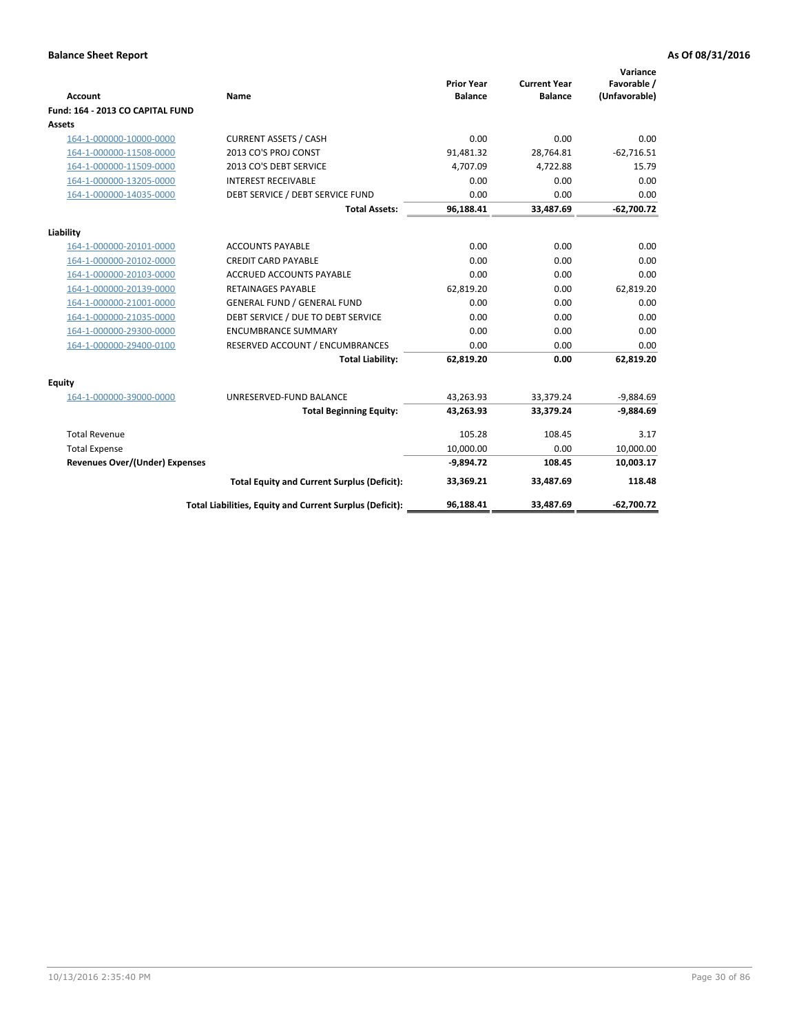**Balance Sheet Report** | **As Of 08/31/2016**

| Account | Name | Prior Year Balance | Current Year Balance | Variance Favorable / (Unfavorable) |
|---|---|---|---|---|
| **Fund: 164 - 2013 CO CAPITAL FUND** | | | | |
| **Assets** | | | | |
| 164-1-000000-10000-0000 | CURRENT ASSETS / CASH | 0.00 | 0.00 | 0.00 |
| 164-1-000000-11508-0000 | 2013 CO'S PROJ CONST | 91,481.32 | 28,764.81 | -62,716.51 |
| 164-1-000000-11509-0000 | 2013 CO'S DEBT SERVICE | 4,707.09 | 4,722.88 | 15.79 |
| 164-1-000000-13205-0000 | INTEREST RECEIVABLE | 0.00 | 0.00 | 0.00 |
| 164-1-000000-14035-0000 | DEBT SERVICE / DEBT SERVICE FUND | 0.00 | 0.00 | 0.00 |
| | **Total Assets:** | **96,188.41** | **33,487.69** | **-62,700.72** |
| **Liability** | | | | |
| 164-1-000000-20101-0000 | ACCOUNTS PAYABLE | 0.00 | 0.00 | 0.00 |
| 164-1-000000-20102-0000 | CREDIT CARD PAYABLE | 0.00 | 0.00 | 0.00 |
| 164-1-000000-20103-0000 | ACCRUED ACCOUNTS PAYABLE | 0.00 | 0.00 | 0.00 |
| 164-1-000000-20139-0000 | RETAINAGES PAYABLE | 62,819.20 | 0.00 | 62,819.20 |
| 164-1-000000-21001-0000 | GENERAL FUND / GENERAL FUND | 0.00 | 0.00 | 0.00 |
| 164-1-000000-21035-0000 | DEBT SERVICE / DUE TO DEBT SERVICE | 0.00 | 0.00 | 0.00 |
| 164-1-000000-29300-0000 | ENCUMBRANCE SUMMARY | 0.00 | 0.00 | 0.00 |
| 164-1-000000-29400-0100 | RESERVED ACCOUNT / ENCUMBRANCES | 0.00 | 0.00 | 0.00 |
| | **Total Liability:** | **62,819.20** | **0.00** | **62,819.20** |
| **Equity** | | | | |
| 164-1-000000-39000-0000 | UNRESERVED-FUND BALANCE | 43,263.93 | 33,379.24 | -9,884.69 |
| | **Total Beginning Equity:** | **43,263.93** | **33,379.24** | **-9,884.69** |
| Total Revenue | | 105.28 | 108.45 | 3.17 |
| Total Expense | | 10,000.00 | 0.00 | 10,000.00 |
| **Revenues Over/(Under) Expenses** | | **-9,894.72** | **108.45** | **10,003.17** |
| | **Total Equity and Current Surplus (Deficit):** | **33,369.21** | **33,487.69** | **118.48** |
| | **Total Liabilities, Equity and Current Surplus (Deficit):** | **96,188.41** | **33,487.69** | **-62,700.72** |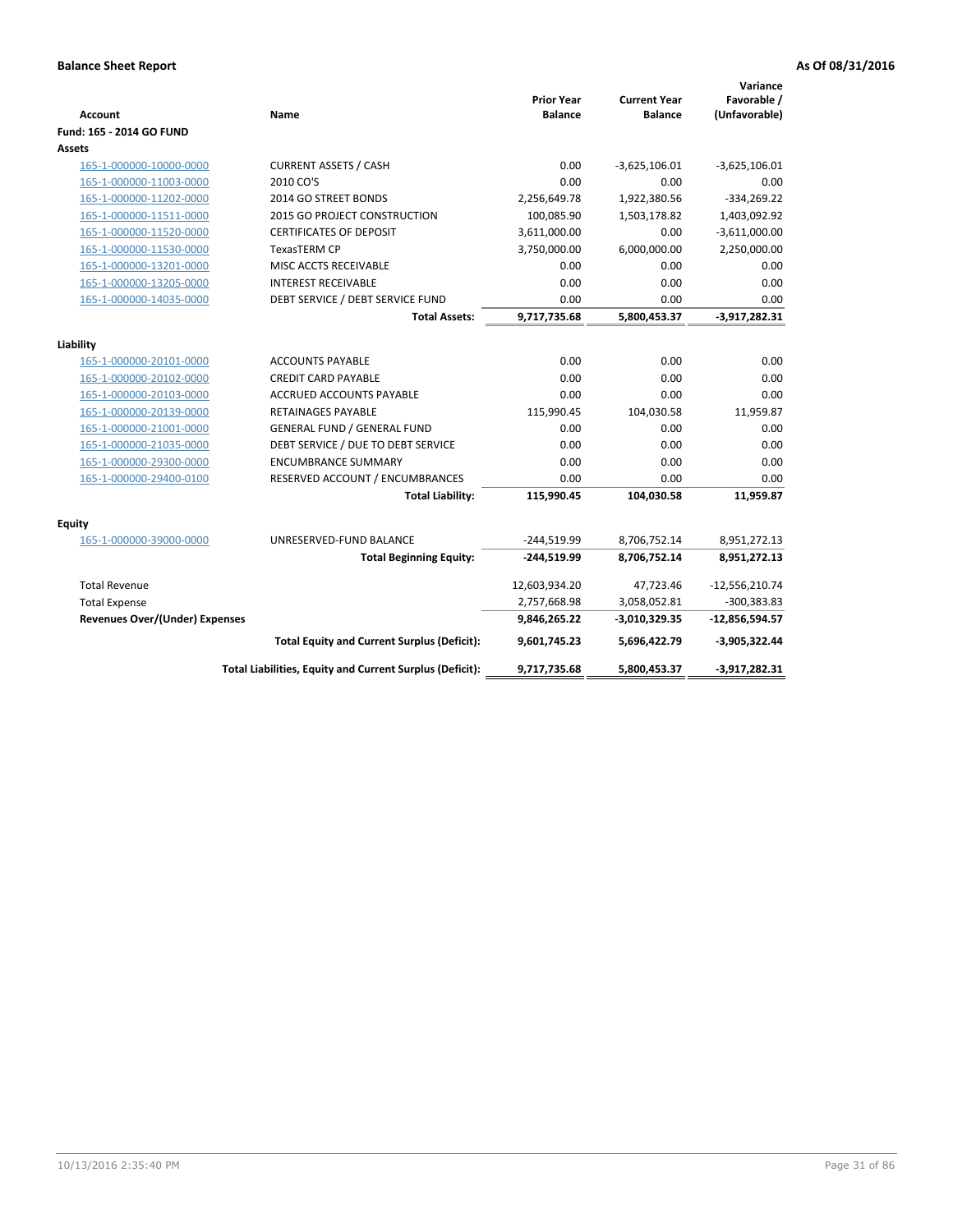**Balance Sheet Report** | **As Of 08/31/2016**

| Account | Name | Prior Year Balance | Current Year Balance | Variance Favorable / (Unfavorable) |
|---|---|---|---|---|
| **Fund: 165 - 2014 GO FUND** | | | | |
| **Assets** | | | | |
| 165-1-000000-10000-0000 | CURRENT ASSETS / CASH | 0.00 | -3,625,106.01 | -3,625,106.01 |
| 165-1-000000-11003-0000 | 2010 CO'S | 0.00 | 0.00 | 0.00 |
| 165-1-000000-11202-0000 | 2014 GO STREET BONDS | 2,256,649.78 | 1,922,380.56 | -334,269.22 |
| 165-1-000000-11511-0000 | 2015 GO PROJECT CONSTRUCTION | 100,085.90 | 1,503,178.82 | 1,403,092.92 |
| 165-1-000000-11520-0000 | CERTIFICATES OF DEPOSIT | 3,611,000.00 | 0.00 | -3,611,000.00 |
| 165-1-000000-11530-0000 | TexasTERM CP | 3,750,000.00 | 6,000,000.00 | 2,250,000.00 |
| 165-1-000000-13201-0000 | MISC ACCTS RECEIVABLE | 0.00 | 0.00 | 0.00 |
| 165-1-000000-13205-0000 | INTEREST RECEIVABLE | 0.00 | 0.00 | 0.00 |
| 165-1-000000-14035-0000 | DEBT SERVICE / DEBT SERVICE FUND | 0.00 | 0.00 | 0.00 |
| | **Total Assets:** | **9,717,735.68** | **5,800,453.37** | **-3,917,282.31** |
| **Liability** | | | | |
| 165-1-000000-20101-0000 | ACCOUNTS PAYABLE | 0.00 | 0.00 | 0.00 |
| 165-1-000000-20102-0000 | CREDIT CARD PAYABLE | 0.00 | 0.00 | 0.00 |
| 165-1-000000-20103-0000 | ACCRUED ACCOUNTS PAYABLE | 0.00 | 0.00 | 0.00 |
| 165-1-000000-20139-0000 | RETAINAGES PAYABLE | 115,990.45 | 104,030.58 | 11,959.87 |
| 165-1-000000-21001-0000 | GENERAL FUND / GENERAL FUND | 0.00 | 0.00 | 0.00 |
| 165-1-000000-21035-0000 | DEBT SERVICE / DUE TO DEBT SERVICE | 0.00 | 0.00 | 0.00 |
| 165-1-000000-29300-0000 | ENCUMBRANCE SUMMARY | 0.00 | 0.00 | 0.00 |
| 165-1-000000-29400-0100 | RESERVED ACCOUNT / ENCUMBRANCES | 0.00 | 0.00 | 0.00 |
| | **Total Liability:** | **115,990.45** | **104,030.58** | **11,959.87** |
| **Equity** | | | | |
| 165-1-000000-39000-0000 | UNRESERVED-FUND BALANCE | -244,519.99 | 8,706,752.14 | 8,951,272.13 |
| | **Total Beginning Equity:** | **-244,519.99** | **8,706,752.14** | **8,951,272.13** |
| Total Revenue | | 12,603,934.20 | 47,723.46 | -12,556,210.74 |
| Total Expense | | 2,757,668.98 | 3,058,052.81 | -300,383.83 |
| **Revenues Over/(Under) Expenses** | | **9,846,265.22** | **-3,010,329.35** | **-12,856,594.57** |
| | **Total Equity and Current Surplus (Deficit):** | **9,601,745.23** | **5,696,422.79** | **-3,905,322.44** |
| | **Total Liabilities, Equity and Current Surplus (Deficit):** | **9,717,735.68** | **5,800,453.37** | **-3,917,282.31** |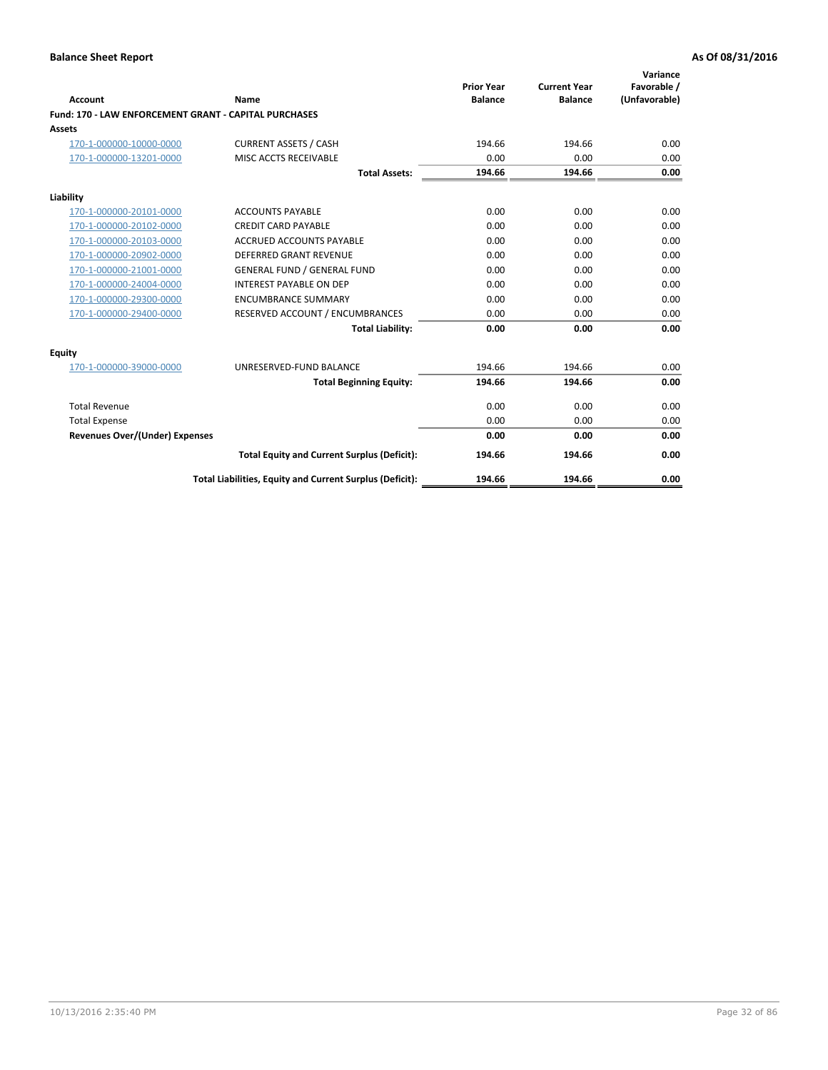**Balance Sheet Report** — **As Of 08/31/2016**

| Account | Name | Prior Year Balance | Current Year Balance | Variance Favorable / (Unfavorable) |
|---|---|---|---|---|
| **Fund: 170 - LAW ENFORCEMENT GRANT - CAPITAL PURCHASES** | | | | |
| **Assets** | | | | |
| 170-1-000000-10000-0000 | CURRENT ASSETS / CASH | 194.66 | 194.66 | 0.00 |
| 170-1-000000-13201-0000 | MISC ACCTS RECEIVABLE | 0.00 | 0.00 | 0.00 |
| | **Total Assets:** | **194.66** | **194.66** | **0.00** |
| **Liability** | | | | |
| 170-1-000000-20101-0000 | ACCOUNTS PAYABLE | 0.00 | 0.00 | 0.00 |
| 170-1-000000-20102-0000 | CREDIT CARD PAYABLE | 0.00 | 0.00 | 0.00 |
| 170-1-000000-20103-0000 | ACCRUED ACCOUNTS PAYABLE | 0.00 | 0.00 | 0.00 |
| 170-1-000000-20902-0000 | DEFERRED GRANT REVENUE | 0.00 | 0.00 | 0.00 |
| 170-1-000000-21001-0000 | GENERAL FUND / GENERAL FUND | 0.00 | 0.00 | 0.00 |
| 170-1-000000-24004-0000 | INTEREST PAYABLE ON DEP | 0.00 | 0.00 | 0.00 |
| 170-1-000000-29300-0000 | ENCUMBRANCE SUMMARY | 0.00 | 0.00 | 0.00 |
| 170-1-000000-29400-0000 | RESERVED ACCOUNT / ENCUMBRANCES | 0.00 | 0.00 | 0.00 |
| | **Total Liability:** | **0.00** | **0.00** | **0.00** |
| **Equity** | | | | |
| 170-1-000000-39000-0000 | UNRESERVED-FUND BALANCE | 194.66 | 194.66 | 0.00 |
| | **Total Beginning Equity:** | **194.66** | **194.66** | **0.00** |
| Total Revenue | | 0.00 | 0.00 | 0.00 |
| Total Expense | | 0.00 | 0.00 | 0.00 |
| **Revenues Over/(Under) Expenses** | | **0.00** | **0.00** | **0.00** |
| | **Total Equity and Current Surplus (Deficit):** | **194.66** | **194.66** | **0.00** |
| | **Total Liabilities, Equity and Current Surplus (Deficit):** | **194.66** | **194.66** | **0.00** |

10/13/2016 2:35:40 PM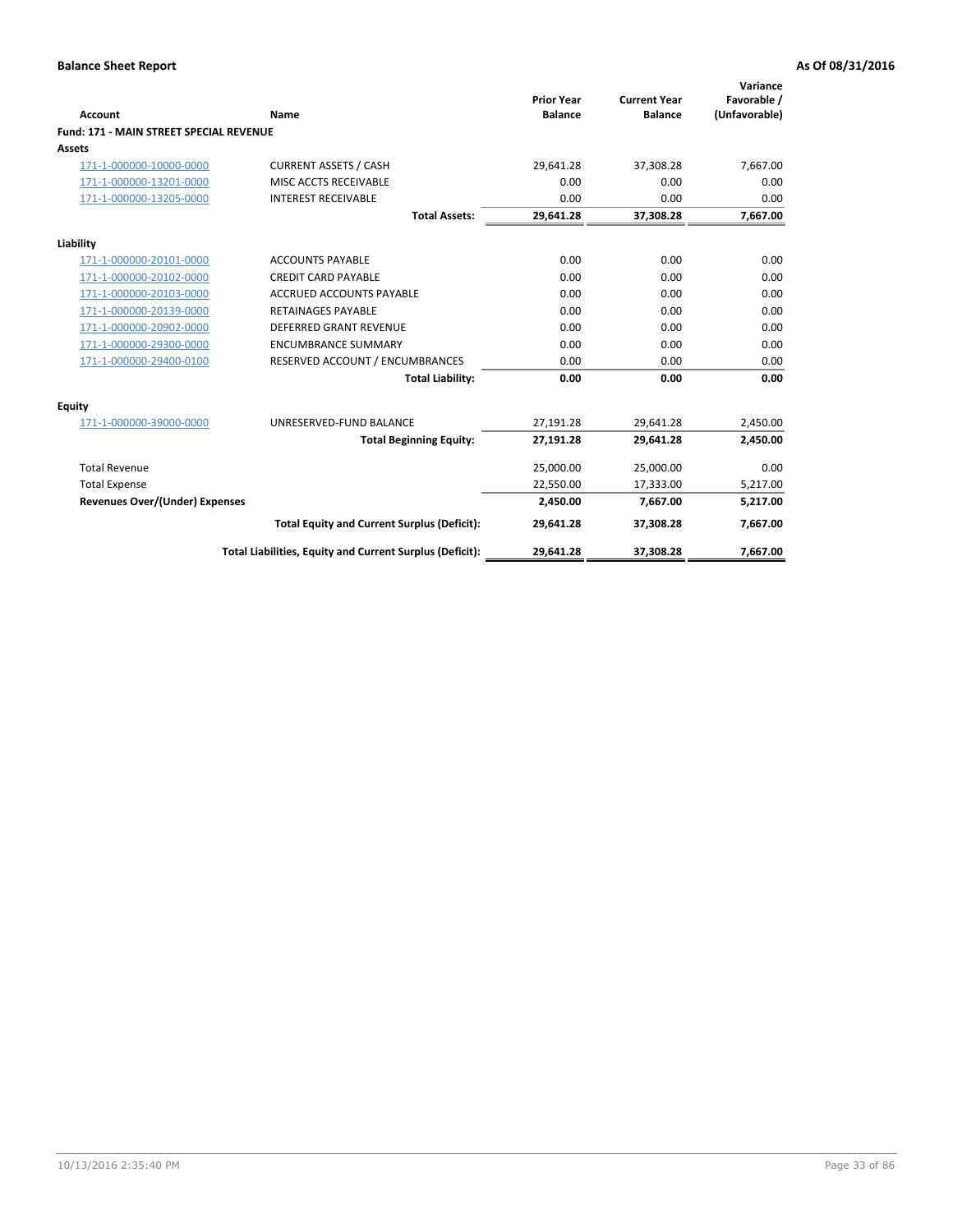**Balance Sheet Report** **As Of 08/31/2016**

| Account | Name | Prior Year Balance | Current Year Balance | Variance Favorable / (Unfavorable) |
|---|---|---|---|---|
| **Fund: 171 - MAIN STREET SPECIAL REVENUE** | | | | |
| **Assets** | | | | |
| 171-1-000000-10000-0000 | CURRENT ASSETS / CASH | 29,641.28 | 37,308.28 | 7,667.00 |
| 171-1-000000-13201-0000 | MISC ACCTS RECEIVABLE | 0.00 | 0.00 | 0.00 |
| 171-1-000000-13205-0000 | INTEREST RECEIVABLE | 0.00 | 0.00 | 0.00 |
| | **Total Assets:** | **29,641.28** | **37,308.28** | **7,667.00** |
| **Liability** | | | | |
| 171-1-000000-20101-0000 | ACCOUNTS PAYABLE | 0.00 | 0.00 | 0.00 |
| 171-1-000000-20102-0000 | CREDIT CARD PAYABLE | 0.00 | 0.00 | 0.00 |
| 171-1-000000-20103-0000 | ACCRUED ACCOUNTS PAYABLE | 0.00 | 0.00 | 0.00 |
| 171-1-000000-20139-0000 | RETAINAGES PAYABLE | 0.00 | 0.00 | 0.00 |
| 171-1-000000-20902-0000 | DEFERRED GRANT REVENUE | 0.00 | 0.00 | 0.00 |
| 171-1-000000-29300-0000 | ENCUMBRANCE SUMMARY | 0.00 | 0.00 | 0.00 |
| 171-1-000000-29400-0100 | RESERVED ACCOUNT / ENCUMBRANCES | 0.00 | 0.00 | 0.00 |
| | **Total Liability:** | **0.00** | **0.00** | **0.00** |
| **Equity** | | | | |
| 171-1-000000-39000-0000 | UNRESERVED-FUND BALANCE | 27,191.28 | 29,641.28 | 2,450.00 |
| | **Total Beginning Equity:** | **27,191.28** | **29,641.28** | **2,450.00** |
| Total Revenue | | 25,000.00 | 25,000.00 | 0.00 |
| Total Expense | | 22,550.00 | 17,333.00 | 5,217.00 |
| **Revenues Over/(Under) Expenses** | | **2,450.00** | **7,667.00** | **5,217.00** |
| | **Total Equity and Current Surplus (Deficit):** | **29,641.28** | **37,308.28** | **7,667.00** |
| | **Total Liabilities, Equity and Current Surplus (Deficit):** | **29,641.28** | **37,308.28** | **7,667.00** |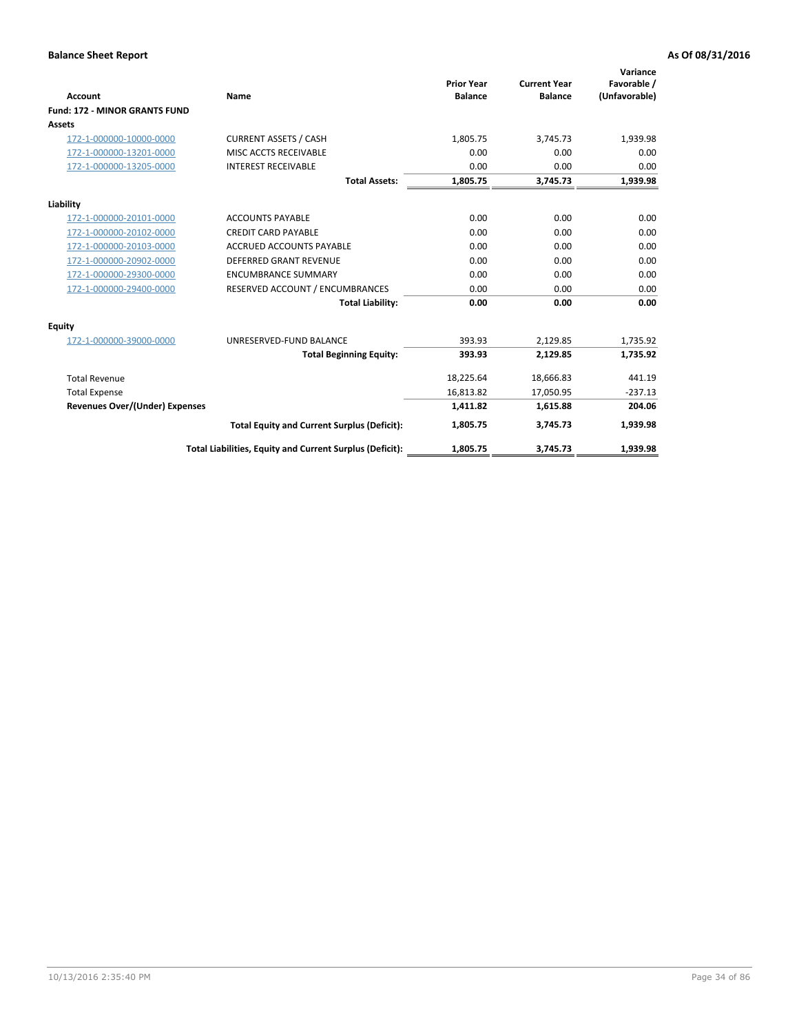**Balance Sheet Report** **As Of 08/31/2016**

| Account | Name | Prior Year Balance | Current Year Balance | Variance Favorable / (Unfavorable) |
|---|---|---|---|---|
| **Fund: 172 - MINOR GRANTS FUND** | | | | |
| **Assets** | | | | |
| 172-1-000000-10000-0000 | CURRENT ASSETS / CASH | 1,805.75 | 3,745.73 | 1,939.98 |
| 172-1-000000-13201-0000 | MISC ACCTS RECEIVABLE | 0.00 | 0.00 | 0.00 |
| 172-1-000000-13205-0000 | INTEREST RECEIVABLE | 0.00 | 0.00 | 0.00 |
| | **Total Assets:** | **1,805.75** | **3,745.73** | **1,939.98** |
| **Liability** | | | | |
| 172-1-000000-20101-0000 | ACCOUNTS PAYABLE | 0.00 | 0.00 | 0.00 |
| 172-1-000000-20102-0000 | CREDIT CARD PAYABLE | 0.00 | 0.00 | 0.00 |
| 172-1-000000-20103-0000 | ACCRUED ACCOUNTS PAYABLE | 0.00 | 0.00 | 0.00 |
| 172-1-000000-20902-0000 | DEFERRED GRANT REVENUE | 0.00 | 0.00 | 0.00 |
| 172-1-000000-29300-0000 | ENCUMBRANCE SUMMARY | 0.00 | 0.00 | 0.00 |
| 172-1-000000-29400-0000 | RESERVED ACCOUNT / ENCUMBRANCES | 0.00 | 0.00 | 0.00 |
| | **Total Liability:** | **0.00** | **0.00** | **0.00** |
| **Equity** | | | | |
| 172-1-000000-39000-0000 | UNRESERVED-FUND BALANCE | 393.93 | 2,129.85 | 1,735.92 |
| | **Total Beginning Equity:** | **393.93** | **2,129.85** | **1,735.92** |
| Total Revenue | | 18,225.64 | 18,666.83 | 441.19 |
| Total Expense | | 16,813.82 | 17,050.95 | -237.13 |
| **Revenues Over/(Under) Expenses** | | **1,411.82** | **1,615.88** | **204.06** |
| | **Total Equity and Current Surplus (Deficit):** | **1,805.75** | **3,745.73** | **1,939.98** |
| | **Total Liabilities, Equity and Current Surplus (Deficit):** | **1,805.75** | **3,745.73** | **1,939.98** |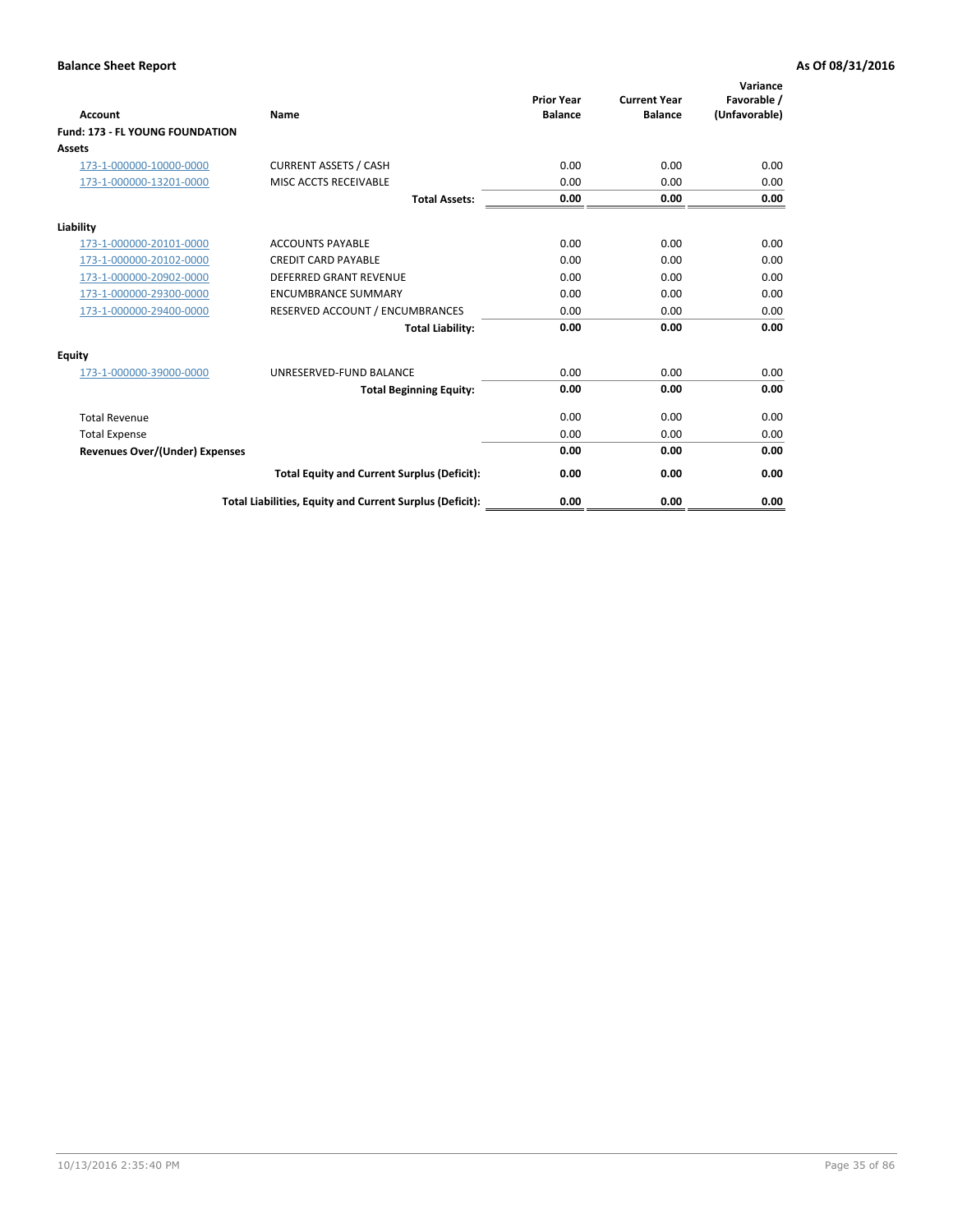**Balance Sheet Report** **As Of 08/31/2016**

| Account | Name | Prior Year Balance | Current Year Balance | Variance Favorable / (Unfavorable) |
|---|---|---|---|---|
| **Fund: 173 - FL YOUNG FOUNDATION** | | | | |
| **Assets** | | | | |
| 173-1-000000-10000-0000 | CURRENT ASSETS / CASH | 0.00 | 0.00 | 0.00 |
| 173-1-000000-13201-0000 | MISC ACCTS RECEIVABLE | 0.00 | 0.00 | 0.00 |
| | **Total Assets:** | **0.00** | **0.00** | **0.00** |
| **Liability** | | | | |
| 173-1-000000-20101-0000 | ACCOUNTS PAYABLE | 0.00 | 0.00 | 0.00 |
| 173-1-000000-20102-0000 | CREDIT CARD PAYABLE | 0.00 | 0.00 | 0.00 |
| 173-1-000000-20902-0000 | DEFERRED GRANT REVENUE | 0.00 | 0.00 | 0.00 |
| 173-1-000000-29300-0000 | ENCUMBRANCE SUMMARY | 0.00 | 0.00 | 0.00 |
| 173-1-000000-29400-0000 | RESERVED ACCOUNT / ENCUMBRANCES | 0.00 | 0.00 | 0.00 |
| | **Total Liability:** | **0.00** | **0.00** | **0.00** |
| **Equity** | | | | |
| 173-1-000000-39000-0000 | UNRESERVED-FUND BALANCE | 0.00 | 0.00 | 0.00 |
| | **Total Beginning Equity:** | **0.00** | **0.00** | **0.00** |
| Total Revenue | | 0.00 | 0.00 | 0.00 |
| Total Expense | | 0.00 | 0.00 | 0.00 |
| **Revenues Over/(Under) Expenses** | | **0.00** | **0.00** | **0.00** |
| | **Total Equity and Current Surplus (Deficit):** | **0.00** | **0.00** | **0.00** |
| | **Total Liabilities, Equity and Current Surplus (Deficit):** | **0.00** | **0.00** | **0.00** |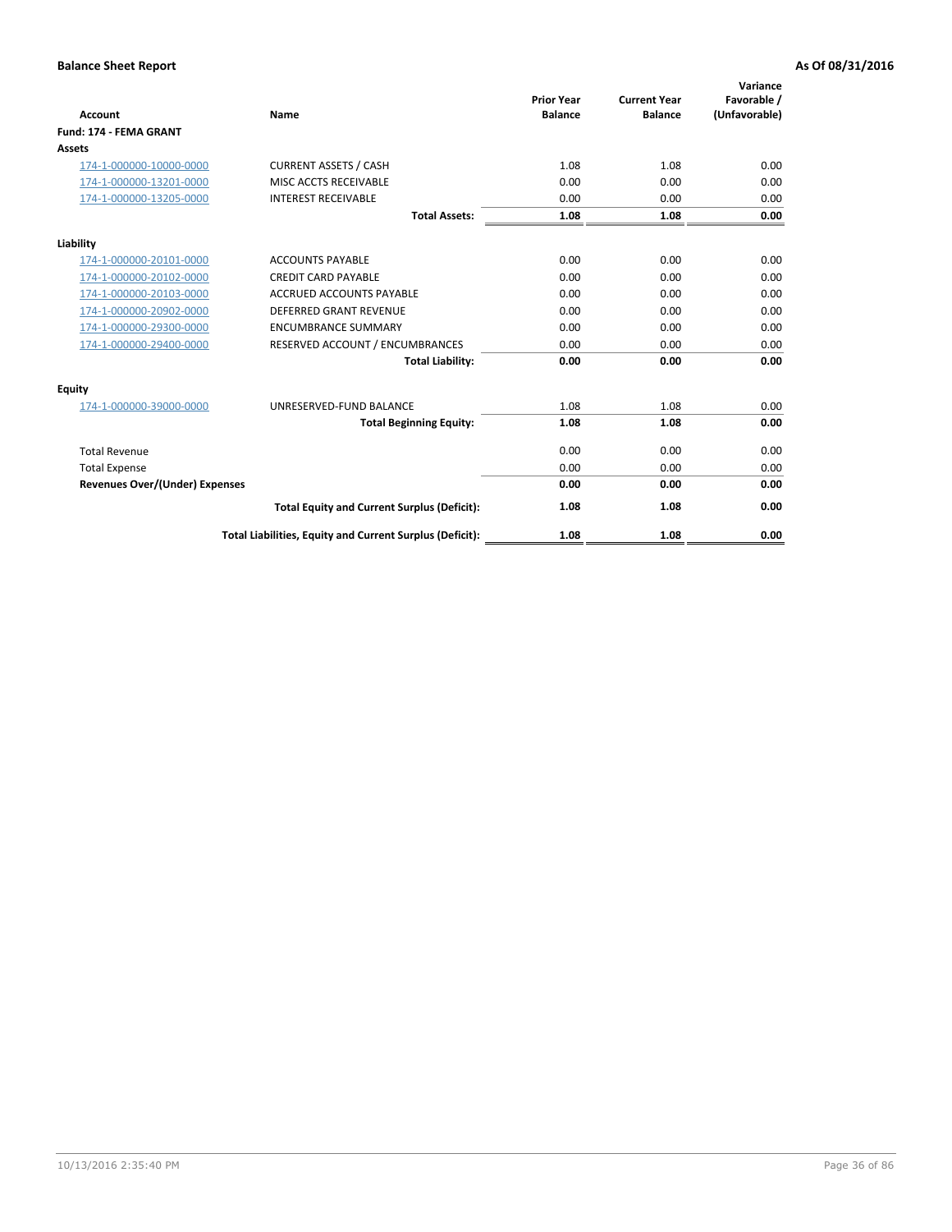**Balance Sheet Report** **As Of 08/31/2016**

| Account | Name | Prior Year Balance | Current Year Balance | Variance Favorable / (Unfavorable) |
|---|---|---|---|---|
| **Fund: 174 - FEMA GRANT** | | | | |
| **Assets** | | | | |
| 174-1-000000-10000-0000 | CURRENT ASSETS / CASH | 1.08 | 1.08 | 0.00 |
| 174-1-000000-13201-0000 | MISC ACCTS RECEIVABLE | 0.00 | 0.00 | 0.00 |
| 174-1-000000-13205-0000 | INTEREST RECEIVABLE | 0.00 | 0.00 | 0.00 |
| | **Total Assets:** | **1.08** | **1.08** | **0.00** |
| **Liability** | | | | |
| 174-1-000000-20101-0000 | ACCOUNTS PAYABLE | 0.00 | 0.00 | 0.00 |
| 174-1-000000-20102-0000 | CREDIT CARD PAYABLE | 0.00 | 0.00 | 0.00 |
| 174-1-000000-20103-0000 | ACCRUED ACCOUNTS PAYABLE | 0.00 | 0.00 | 0.00 |
| 174-1-000000-20902-0000 | DEFERRED GRANT REVENUE | 0.00 | 0.00 | 0.00 |
| 174-1-000000-29300-0000 | ENCUMBRANCE SUMMARY | 0.00 | 0.00 | 0.00 |
| 174-1-000000-29400-0000 | RESERVED ACCOUNT / ENCUMBRANCES | 0.00 | 0.00 | 0.00 |
| | **Total Liability:** | **0.00** | **0.00** | **0.00** |
| **Equity** | | | | |
| 174-1-000000-39000-0000 | UNRESERVED-FUND BALANCE | 1.08 | 1.08 | 0.00 |
| | **Total Beginning Equity:** | **1.08** | **1.08** | **0.00** |
| Total Revenue | | 0.00 | 0.00 | 0.00 |
| Total Expense | | 0.00 | 0.00 | 0.00 |
| **Revenues Over/(Under) Expenses** | | **0.00** | **0.00** | **0.00** |
| | **Total Equity and Current Surplus (Deficit):** | **1.08** | **1.08** | **0.00** |
| | **Total Liabilities, Equity and Current Surplus (Deficit):** | **1.08** | **1.08** | **0.00** |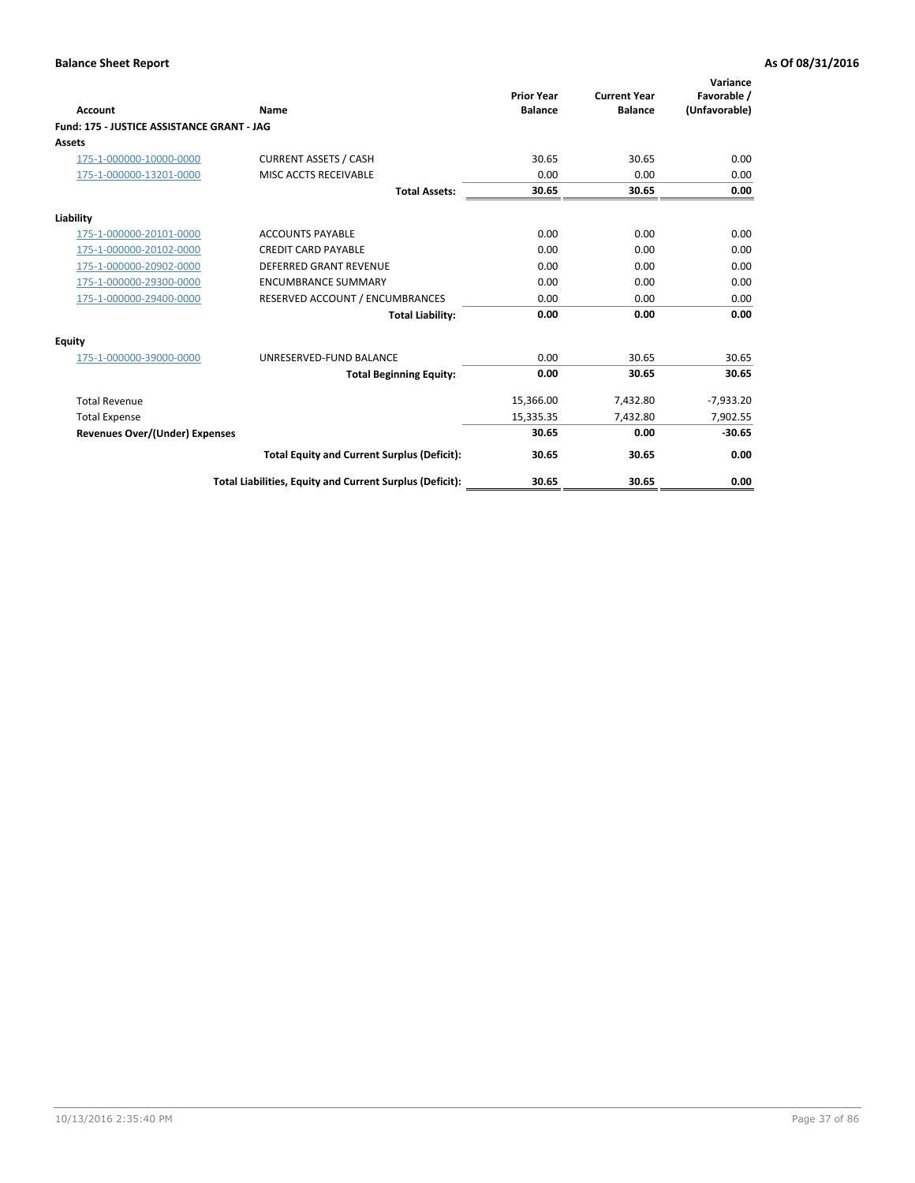**Balance Sheet Report** | **As Of 08/31/2016**

| Account | Name | Prior Year Balance | Current Year Balance | Variance Favorable / (Unfavorable) |
|---|---|---|---|---|
| **Fund: 175 - JUSTICE ASSISTANCE GRANT - JAG** | | | | |
| **Assets** | | | | |
| 175-1-000000-10000-0000 | CURRENT ASSETS / CASH | 30.65 | 30.65 | 0.00 |
| 175-1-000000-13201-0000 | MISC ACCTS RECEIVABLE | 0.00 | 0.00 | 0.00 |
| | **Total Assets:** | **30.65** | **30.65** | **0.00** |
| **Liability** | | | | |
| 175-1-000000-20101-0000 | ACCOUNTS PAYABLE | 0.00 | 0.00 | 0.00 |
| 175-1-000000-20102-0000 | CREDIT CARD PAYABLE | 0.00 | 0.00 | 0.00 |
| 175-1-000000-20902-0000 | DEFERRED GRANT REVENUE | 0.00 | 0.00 | 0.00 |
| 175-1-000000-29300-0000 | ENCUMBRANCE SUMMARY | 0.00 | 0.00 | 0.00 |
| 175-1-000000-29400-0000 | RESERVED ACCOUNT / ENCUMBRANCES | 0.00 | 0.00 | 0.00 |
| | **Total Liability:** | **0.00** | **0.00** | **0.00** |
| **Equity** | | | | |
| 175-1-000000-39000-0000 | UNRESERVED-FUND BALANCE | 0.00 | 30.65 | 30.65 |
| | **Total Beginning Equity:** | **0.00** | **30.65** | **30.65** |
| Total Revenue | | 15,366.00 | 7,432.80 | -7,933.20 |
| Total Expense | | 15,335.35 | 7,432.80 | 7,902.55 |
| **Revenues Over/(Under) Expenses** | | **30.65** | **0.00** | **-30.65** |
| | **Total Equity and Current Surplus (Deficit):** | **30.65** | **30.65** | **0.00** |
| | **Total Liabilities, Equity and Current Surplus (Deficit):** | **30.65** | **30.65** | **0.00** |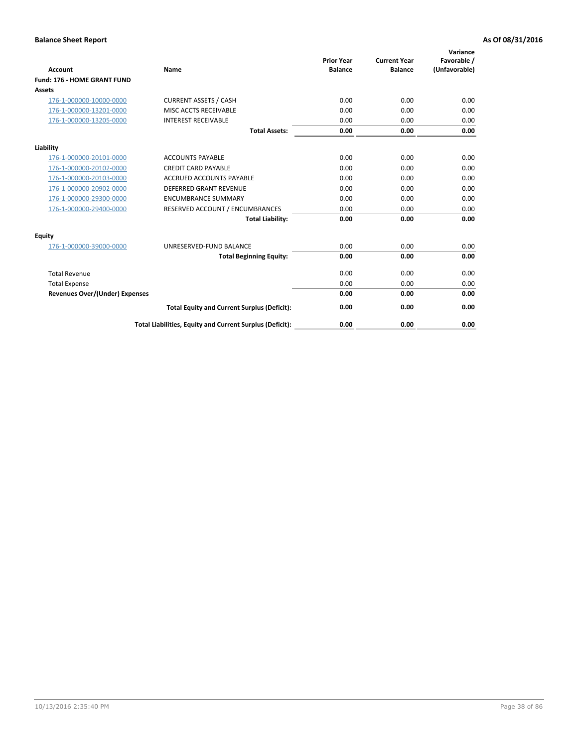# Balance Sheet Report

**As Of 08/31/2016**

| Account | Name | Prior Year Balance | Current Year Balance | Variance Favorable / (Unfavorable) |
|---|---|---|---|---|
| **Fund: 176 - HOME GRANT FUND** | | | | |
| **Assets** | | | | |
| 176-1-000000-10000-0000 | CURRENT ASSETS / CASH | 0.00 | 0.00 | 0.00 |
| 176-1-000000-13201-0000 | MISC ACCTS RECEIVABLE | 0.00 | 0.00 | 0.00 |
| 176-1-000000-13205-0000 | INTEREST RECEIVABLE | 0.00 | 0.00 | 0.00 |
| | **Total Assets:** | **0.00** | **0.00** | **0.00** |
| **Liability** | | | | |
| 176-1-000000-20101-0000 | ACCOUNTS PAYABLE | 0.00 | 0.00 | 0.00 |
| 176-1-000000-20102-0000 | CREDIT CARD PAYABLE | 0.00 | 0.00 | 0.00 |
| 176-1-000000-20103-0000 | ACCRUED ACCOUNTS PAYABLE | 0.00 | 0.00 | 0.00 |
| 176-1-000000-20902-0000 | DEFERRED GRANT REVENUE | 0.00 | 0.00 | 0.00 |
| 176-1-000000-29300-0000 | ENCUMBRANCE SUMMARY | 0.00 | 0.00 | 0.00 |
| 176-1-000000-29400-0000 | RESERVED ACCOUNT / ENCUMBRANCES | 0.00 | 0.00 | 0.00 |
| | **Total Liability:** | **0.00** | **0.00** | **0.00** |
| **Equity** | | | | |
| 176-1-000000-39000-0000 | UNRESERVED-FUND BALANCE | 0.00 | 0.00 | 0.00 |
| | **Total Beginning Equity:** | **0.00** | **0.00** | **0.00** |
| Total Revenue | | 0.00 | 0.00 | 0.00 |
| Total Expense | | 0.00 | 0.00 | 0.00 |
| **Revenues Over/(Under) Expenses** | | **0.00** | **0.00** | **0.00** |
| | **Total Equity and Current Surplus (Deficit):** | **0.00** | **0.00** | **0.00** |
| | **Total Liabilities, Equity and Current Surplus (Deficit):** | **0.00** | **0.00** | **0.00** |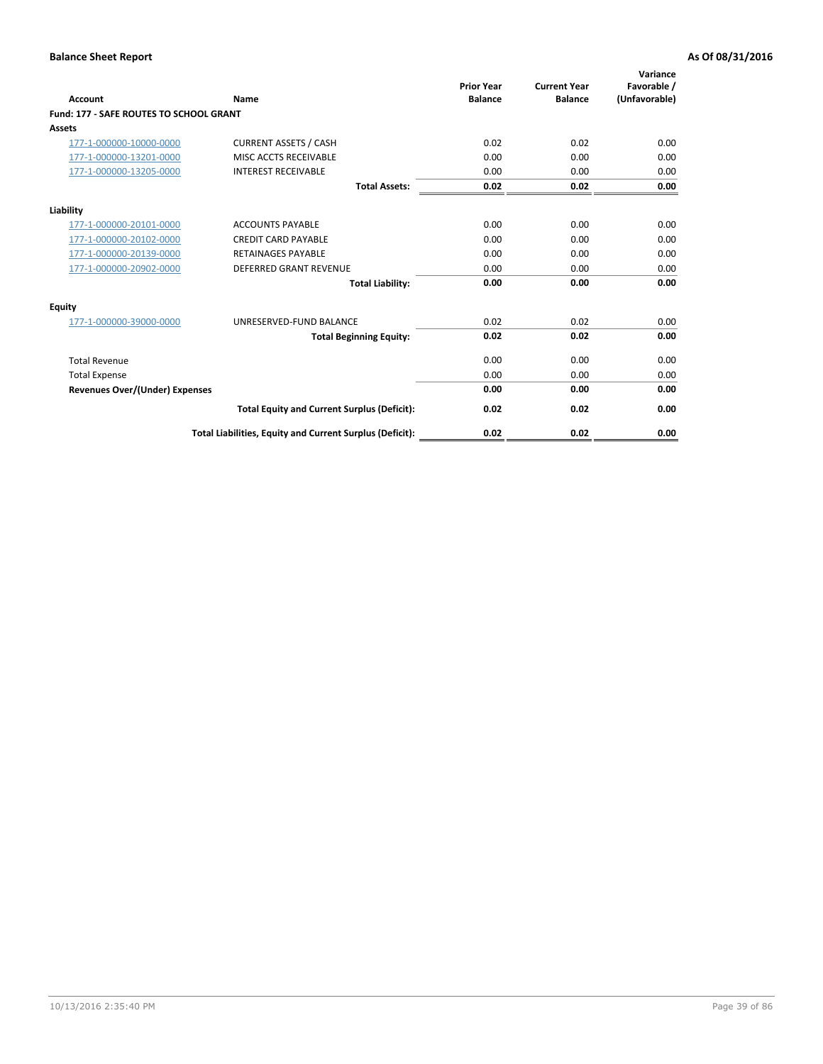**Balance Sheet Report** — **As Of 08/31/2016**

| Account | Name | Prior Year Balance | Current Year Balance | Variance Favorable / (Unfavorable) |
|---|---|---|---|---|
| **Fund: 177 - SAFE ROUTES TO SCHOOL GRANT** | | | | |
| **Assets** | | | | |
| 177-1-000000-10000-0000 | CURRENT ASSETS / CASH | 0.02 | 0.02 | 0.00 |
| 177-1-000000-13201-0000 | MISC ACCTS RECEIVABLE | 0.00 | 0.00 | 0.00 |
| 177-1-000000-13205-0000 | INTEREST RECEIVABLE | 0.00 | 0.00 | 0.00 |
| | **Total Assets:** | **0.02** | **0.02** | **0.00** |
| **Liability** | | | | |
| 177-1-000000-20101-0000 | ACCOUNTS PAYABLE | 0.00 | 0.00 | 0.00 |
| 177-1-000000-20102-0000 | CREDIT CARD PAYABLE | 0.00 | 0.00 | 0.00 |
| 177-1-000000-20139-0000 | RETAINAGES PAYABLE | 0.00 | 0.00 | 0.00 |
| 177-1-000000-20902-0000 | DEFERRED GRANT REVENUE | 0.00 | 0.00 | 0.00 |
| | **Total Liability:** | **0.00** | **0.00** | **0.00** |
| **Equity** | | | | |
| 177-1-000000-39000-0000 | UNRESERVED-FUND BALANCE | 0.02 | 0.02 | 0.00 |
| | **Total Beginning Equity:** | **0.02** | **0.02** | **0.00** |
| Total Revenue | | 0.00 | 0.00 | 0.00 |
| Total Expense | | 0.00 | 0.00 | 0.00 |
| **Revenues Over/(Under) Expenses** | | **0.00** | **0.00** | **0.00** |
| | **Total Equity and Current Surplus (Deficit):** | **0.02** | **0.02** | **0.00** |
| | **Total Liabilities, Equity and Current Surplus (Deficit):** | **0.02** | **0.02** | **0.00** |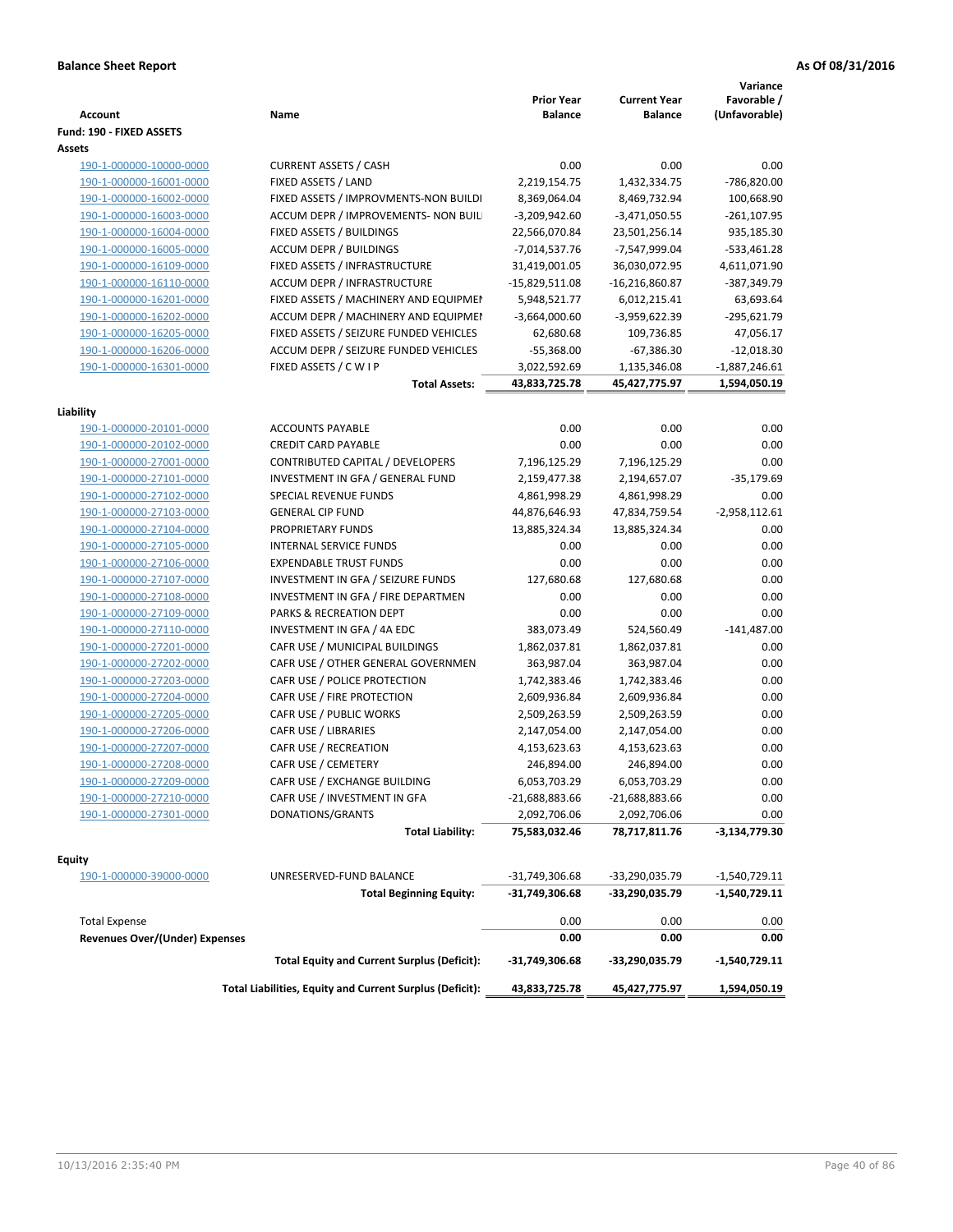**Balance Sheet Report**

**As Of 08/31/2016**

| Account | Name | Prior Year Balance | Current Year Balance | Variance Favorable / (Unfavorable) |
|---|---|---|---|---|
| **Fund: 190 - FIXED ASSETS** | | | | |
| **Assets** | | | | |
| 190-1-000000-10000-0000 | CURRENT ASSETS / CASH | 0.00 | 0.00 | 0.00 |
| 190-1-000000-16001-0000 | FIXED ASSETS / LAND | 2,219,154.75 | 1,432,334.75 | -786,820.00 |
| 190-1-000000-16002-0000 | FIXED ASSETS / IMPROVMENTS-NON BUILDI | 8,369,064.04 | 8,469,732.94 | 100,668.90 |
| 190-1-000000-16003-0000 | ACCUM DEPR / IMPROVEMENTS- NON BUIL | -3,209,942.60 | -3,471,050.55 | -261,107.95 |
| 190-1-000000-16004-0000 | FIXED ASSETS / BUILDINGS | 22,566,070.84 | 23,501,256.14 | 935,185.30 |
| 190-1-000000-16005-0000 | ACCUM DEPR / BUILDINGS | -7,014,537.76 | -7,547,999.04 | -533,461.28 |
| 190-1-000000-16109-0000 | FIXED ASSETS / INFRASTRUCTURE | 31,419,001.05 | 36,030,072.95 | 4,611,071.90 |
| 190-1-000000-16110-0000 | ACCUM DEPR / INFRASTRUCTURE | -15,829,511.08 | -16,216,860.87 | -387,349.79 |
| 190-1-000000-16201-0000 | FIXED ASSETS / MACHINERY AND EQUIPMEI | 5,948,521.77 | 6,012,215.41 | 63,693.64 |
| 190-1-000000-16202-0000 | ACCUM DEPR / MACHINERY AND EQUIPMEI | -3,664,000.60 | -3,959,622.39 | -295,621.79 |
| 190-1-000000-16205-0000 | FIXED ASSETS / SEIZURE FUNDED VEHICLES | 62,680.68 | 109,736.85 | 47,056.17 |
| 190-1-000000-16206-0000 | ACCUM DEPR / SEIZURE FUNDED VEHICLES | -55,368.00 | -67,386.30 | -12,018.30 |
| 190-1-000000-16301-0000 | FIXED ASSETS / C W I P | 3,022,592.69 | 1,135,346.08 | -1,887,246.61 |
| | **Total Assets:** | **43,833,725.78** | **45,427,775.97** | **1,594,050.19** |
| **Liability** | | | | |
| 190-1-000000-20101-0000 | ACCOUNTS PAYABLE | 0.00 | 0.00 | 0.00 |
| 190-1-000000-20102-0000 | CREDIT CARD PAYABLE | 0.00 | 0.00 | 0.00 |
| 190-1-000000-27001-0000 | CONTRIBUTED CAPITAL / DEVELOPERS | 7,196,125.29 | 7,196,125.29 | 0.00 |
| 190-1-000000-27101-0000 | INVESTMENT IN GFA / GENERAL FUND | 2,159,477.38 | 2,194,657.07 | -35,179.69 |
| 190-1-000000-27102-0000 | SPECIAL REVENUE FUNDS | 4,861,998.29 | 4,861,998.29 | 0.00 |
| 190-1-000000-27103-0000 | GENERAL CIP FUND | 44,876,646.93 | 47,834,759.54 | -2,958,112.61 |
| 190-1-000000-27104-0000 | PROPRIETARY FUNDS | 13,885,324.34 | 13,885,324.34 | 0.00 |
| 190-1-000000-27105-0000 | INTERNAL SERVICE FUNDS | 0.00 | 0.00 | 0.00 |
| 190-1-000000-27106-0000 | EXPENDABLE TRUST FUNDS | 0.00 | 0.00 | 0.00 |
| 190-1-000000-27107-0000 | INVESTMENT IN GFA / SEIZURE FUNDS | 127,680.68 | 127,680.68 | 0.00 |
| 190-1-000000-27108-0000 | INVESTMENT IN GFA / FIRE DEPARTMEN | 0.00 | 0.00 | 0.00 |
| 190-1-000000-27109-0000 | PARKS & RECREATION DEPT | 0.00 | 0.00 | 0.00 |
| 190-1-000000-27110-0000 | INVESTMENT IN GFA / 4A EDC | 383,073.49 | 524,560.49 | -141,487.00 |
| 190-1-000000-27201-0000 | CAFR USE / MUNICIPAL BUILDINGS | 1,862,037.81 | 1,862,037.81 | 0.00 |
| 190-1-000000-27202-0000 | CAFR USE / OTHER GENERAL GOVERNMEN | 363,987.04 | 363,987.04 | 0.00 |
| 190-1-000000-27203-0000 | CAFR USE / POLICE PROTECTION | 1,742,383.46 | 1,742,383.46 | 0.00 |
| 190-1-000000-27204-0000 | CAFR USE / FIRE PROTECTION | 2,609,936.84 | 2,609,936.84 | 0.00 |
| 190-1-000000-27205-0000 | CAFR USE / PUBLIC WORKS | 2,509,263.59 | 2,509,263.59 | 0.00 |
| 190-1-000000-27206-0000 | CAFR USE / LIBRARIES | 2,147,054.00 | 2,147,054.00 | 0.00 |
| 190-1-000000-27207-0000 | CAFR USE / RECREATION | 4,153,623.63 | 4,153,623.63 | 0.00 |
| 190-1-000000-27208-0000 | CAFR USE / CEMETERY | 246,894.00 | 246,894.00 | 0.00 |
| 190-1-000000-27209-0000 | CAFR USE / EXCHANGE BUILDING | 6,053,703.29 | 6,053,703.29 | 0.00 |
| 190-1-000000-27210-0000 | CAFR USE / INVESTMENT IN GFA | -21,688,883.66 | -21,688,883.66 | 0.00 |
| 190-1-000000-27301-0000 | DONATIONS/GRANTS | 2,092,706.06 | 2,092,706.06 | 0.00 |
| | **Total Liability:** | **75,583,032.46** | **78,717,811.76** | **-3,134,779.30** |
| **Equity** | | | | |
| 190-1-000000-39000-0000 | UNRESERVED-FUND BALANCE | -31,749,306.68 | -33,290,035.79 | -1,540,729.11 |
| | **Total Beginning Equity:** | **-31,749,306.68** | **-33,290,035.79** | **-1,540,729.11** |
| Total Expense | | 0.00 | 0.00 | 0.00 |
| **Revenues Over/(Under) Expenses** | | **0.00** | **0.00** | **0.00** |
| | **Total Equity and Current Surplus (Deficit):** | **-31,749,306.68** | **-33,290,035.79** | **-1,540,729.11** |
| | **Total Liabilities, Equity and Current Surplus (Deficit):** | **43,833,725.78** | **45,427,775.97** | **1,594,050.19** |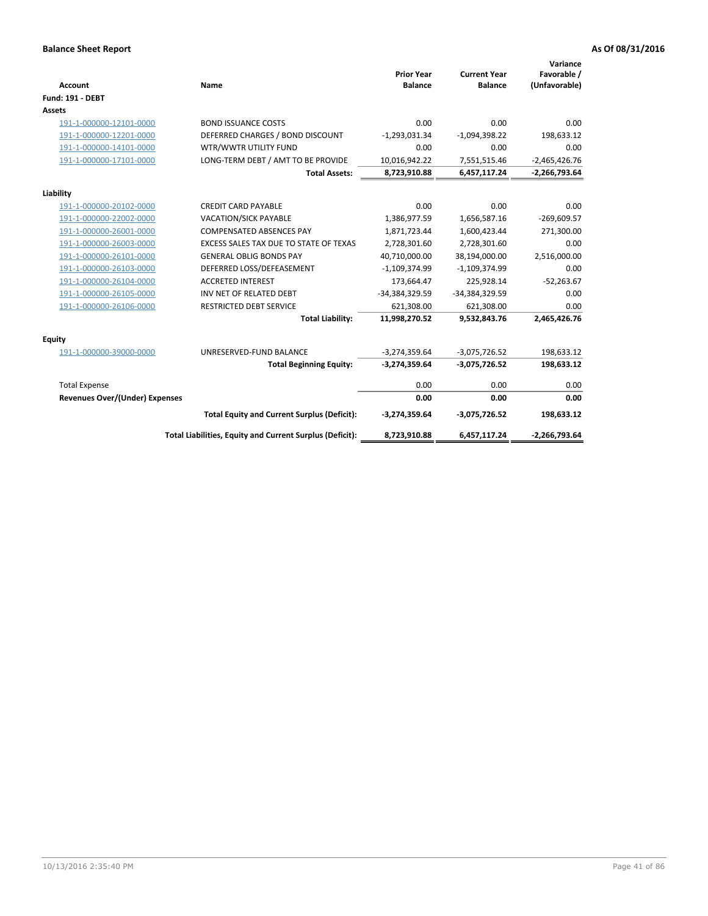**Balance Sheet Report** | **As Of 08/31/2016**

| Account | Name | Prior Year Balance | Current Year Balance | Variance Favorable / (Unfavorable) |
|---|---|---|---|---|
| **Fund: 191 - DEBT** | | | | |
| **Assets** | | | | |
| 191-1-000000-12101-0000 | BOND ISSUANCE COSTS | 0.00 | 0.00 | 0.00 |
| 191-1-000000-12201-0000 | DEFERRED CHARGES / BOND DISCOUNT | -1,293,031.34 | -1,094,398.22 | 198,633.12 |
| 191-1-000000-14101-0000 | WTR/WWTR UTILITY FUND | 0.00 | 0.00 | 0.00 |
| 191-1-000000-17101-0000 | LONG-TERM DEBT / AMT TO BE PROVIDE | 10,016,942.22 | 7,551,515.46 | -2,465,426.76 |
| | **Total Assets:** | **8,723,910.88** | **6,457,117.24** | **-2,266,793.64** |
| **Liability** | | | | |
| 191-1-000000-20102-0000 | CREDIT CARD PAYABLE | 0.00 | 0.00 | 0.00 |
| 191-1-000000-22002-0000 | VACATION/SICK PAYABLE | 1,386,977.59 | 1,656,587.16 | -269,609.57 |
| 191-1-000000-26001-0000 | COMPENSATED ABSENCES PAY | 1,871,723.44 | 1,600,423.44 | 271,300.00 |
| 191-1-000000-26003-0000 | EXCESS SALES TAX DUE TO STATE OF TEXAS | 2,728,301.60 | 2,728,301.60 | 0.00 |
| 191-1-000000-26101-0000 | GENERAL OBLIG BONDS PAY | 40,710,000.00 | 38,194,000.00 | 2,516,000.00 |
| 191-1-000000-26103-0000 | DEFERRED LOSS/DEFEASEMENT | -1,109,374.99 | -1,109,374.99 | 0.00 |
| 191-1-000000-26104-0000 | ACCRETED INTEREST | 173,664.47 | 225,928.14 | -52,263.67 |
| 191-1-000000-26105-0000 | INV NET OF RELATED DEBT | -34,384,329.59 | -34,384,329.59 | 0.00 |
| 191-1-000000-26106-0000 | RESTRICTED DEBT SERVICE | 621,308.00 | 621,308.00 | 0.00 |
| | **Total Liability:** | **11,998,270.52** | **9,532,843.76** | **2,465,426.76** |
| **Equity** | | | | |
| 191-1-000000-39000-0000 | UNRESERVED-FUND BALANCE | -3,274,359.64 | -3,075,726.52 | 198,633.12 |
| | **Total Beginning Equity:** | **-3,274,359.64** | **-3,075,726.52** | **198,633.12** |
| Total Expense | | 0.00 | 0.00 | 0.00 |
| **Revenues Over/(Under) Expenses** | | **0.00** | **0.00** | **0.00** |
| | **Total Equity and Current Surplus (Deficit):** | **-3,274,359.64** | **-3,075,726.52** | **198,633.12** |
| | **Total Liabilities, Equity and Current Surplus (Deficit):** | **8,723,910.88** | **6,457,117.24** | **-2,266,793.64** |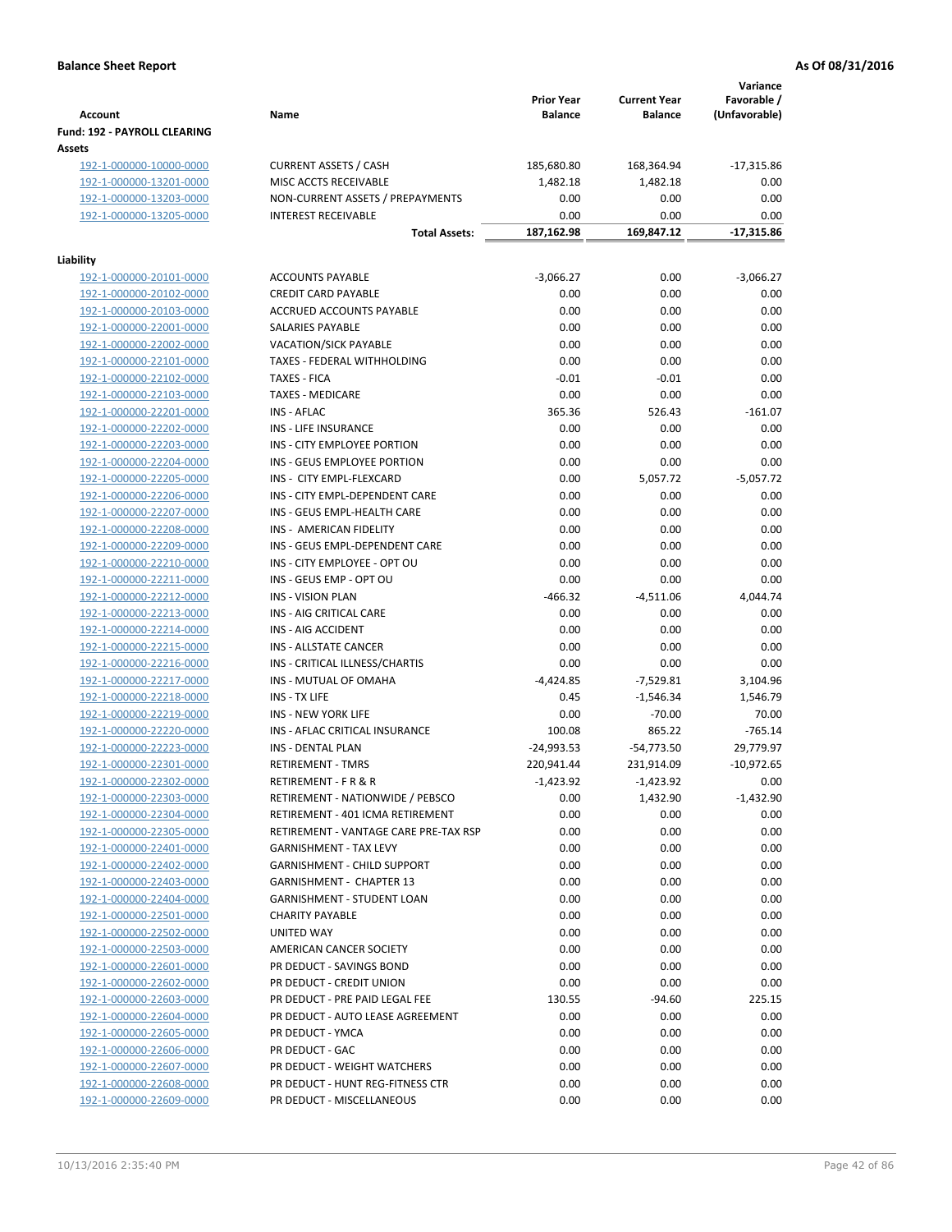**Balance Sheet Report** | **As Of 08/31/2016**

| Account | Name | Prior Year Balance | Current Year Balance | Variance Favorable / (Unfavorable) |
|---|---|---|---|---|
| **Fund: 192 - PAYROLL CLEARING** | | | | |
| **Assets** | | | | |
| 192-1-000000-10000-0000 | CURRENT ASSETS / CASH | 185,680.80 | 168,364.94 | -17,315.86 |
| 192-1-000000-13201-0000 | MISC ACCTS RECEIVABLE | 1,482.18 | 1,482.18 | 0.00 |
| 192-1-000000-13203-0000 | NON-CURRENT ASSETS / PREPAYMENTS | 0.00 | 0.00 | 0.00 |
| 192-1-000000-13205-0000 | INTEREST RECEIVABLE | 0.00 | 0.00 | 0.00 |
| | **Total Assets:** | **187,162.98** | **169,847.12** | **-17,315.86** |
| **Liability** | | | | |
| 192-1-000000-20101-0000 | ACCOUNTS PAYABLE | -3,066.27 | 0.00 | -3,066.27 |
| 192-1-000000-20102-0000 | CREDIT CARD PAYABLE | 0.00 | 0.00 | 0.00 |
| 192-1-000000-20103-0000 | ACCRUED ACCOUNTS PAYABLE | 0.00 | 0.00 | 0.00 |
| 192-1-000000-22001-0000 | SALARIES PAYABLE | 0.00 | 0.00 | 0.00 |
| 192-1-000000-22002-0000 | VACATION/SICK PAYABLE | 0.00 | 0.00 | 0.00 |
| 192-1-000000-22101-0000 | TAXES - FEDERAL WITHHOLDING | 0.00 | 0.00 | 0.00 |
| 192-1-000000-22102-0000 | TAXES - FICA | -0.01 | -0.01 | 0.00 |
| 192-1-000000-22103-0000 | TAXES - MEDICARE | 0.00 | 0.00 | 0.00 |
| 192-1-000000-22201-0000 | INS - AFLAC | 365.36 | 526.43 | -161.07 |
| 192-1-000000-22202-0000 | INS - LIFE INSURANCE | 0.00 | 0.00 | 0.00 |
| 192-1-000000-22203-0000 | INS - CITY EMPLOYEE PORTION | 0.00 | 0.00 | 0.00 |
| 192-1-000000-22204-0000 | INS - GEUS EMPLOYEE PORTION | 0.00 | 0.00 | 0.00 |
| 192-1-000000-22205-0000 | INS - CITY EMPL-FLEXCARD | 0.00 | 5,057.72 | -5,057.72 |
| 192-1-000000-22206-0000 | INS - CITY EMPL-DEPENDENT CARE | 0.00 | 0.00 | 0.00 |
| 192-1-000000-22207-0000 | INS - GEUS EMPL-HEALTH CARE | 0.00 | 0.00 | 0.00 |
| 192-1-000000-22208-0000 | INS - AMERICAN FIDELITY | 0.00 | 0.00 | 0.00 |
| 192-1-000000-22209-0000 | INS - GEUS EMPL-DEPENDENT CARE | 0.00 | 0.00 | 0.00 |
| 192-1-000000-22210-0000 | INS - CITY EMPLOYEE - OPT OU | 0.00 | 0.00 | 0.00 |
| 192-1-000000-22211-0000 | INS - GEUS EMP - OPT OU | 0.00 | 0.00 | 0.00 |
| 192-1-000000-22212-0000 | INS - VISION PLAN | -466.32 | -4,511.06 | 4,044.74 |
| 192-1-000000-22213-0000 | INS - AIG CRITICAL CARE | 0.00 | 0.00 | 0.00 |
| 192-1-000000-22214-0000 | INS - AIG ACCIDENT | 0.00 | 0.00 | 0.00 |
| 192-1-000000-22215-0000 | INS - ALLSTATE CANCER | 0.00 | 0.00 | 0.00 |
| 192-1-000000-22216-0000 | INS - CRITICAL ILLNESS/CHARTIS | 0.00 | 0.00 | 0.00 |
| 192-1-000000-22217-0000 | INS - MUTUAL OF OMAHA | -4,424.85 | -7,529.81 | 3,104.96 |
| 192-1-000000-22218-0000 | INS - TX LIFE | 0.45 | -1,546.34 | 1,546.79 |
| 192-1-000000-22219-0000 | INS - NEW YORK LIFE | 0.00 | -70.00 | 70.00 |
| 192-1-000000-22220-0000 | INS - AFLAC CRITICAL INSURANCE | 100.08 | 865.22 | -765.14 |
| 192-1-000000-22223-0000 | INS - DENTAL PLAN | -24,993.53 | -54,773.50 | 29,779.97 |
| 192-1-000000-22301-0000 | RETIREMENT - TMRS | 220,941.44 | 231,914.09 | -10,972.65 |
| 192-1-000000-22302-0000 | RETIREMENT - F R & R | -1,423.92 | -1,423.92 | 0.00 |
| 192-1-000000-22303-0000 | RETIREMENT - NATIONWIDE / PEBSCO | 0.00 | 1,432.90 | -1,432.90 |
| 192-1-000000-22304-0000 | RETIREMENT - 401 ICMA RETIREMENT | 0.00 | 0.00 | 0.00 |
| 192-1-000000-22305-0000 | RETIREMENT - VANTAGE CARE PRE-TAX RSP | 0.00 | 0.00 | 0.00 |
| 192-1-000000-22401-0000 | GARNISHMENT - TAX LEVY | 0.00 | 0.00 | 0.00 |
| 192-1-000000-22402-0000 | GARNISHMENT - CHILD SUPPORT | 0.00 | 0.00 | 0.00 |
| 192-1-000000-22403-0000 | GARNISHMENT - CHAPTER 13 | 0.00 | 0.00 | 0.00 |
| 192-1-000000-22404-0000 | GARNISHMENT - STUDENT LOAN | 0.00 | 0.00 | 0.00 |
| 192-1-000000-22501-0000 | CHARITY PAYABLE | 0.00 | 0.00 | 0.00 |
| 192-1-000000-22502-0000 | UNITED WAY | 0.00 | 0.00 | 0.00 |
| 192-1-000000-22503-0000 | AMERICAN CANCER SOCIETY | 0.00 | 0.00 | 0.00 |
| 192-1-000000-22601-0000 | PR DEDUCT - SAVINGS BOND | 0.00 | 0.00 | 0.00 |
| 192-1-000000-22602-0000 | PR DEDUCT - CREDIT UNION | 0.00 | 0.00 | 0.00 |
| 192-1-000000-22603-0000 | PR DEDUCT - PRE PAID LEGAL FEE | 130.55 | -94.60 | 225.15 |
| 192-1-000000-22604-0000 | PR DEDUCT - AUTO LEASE AGREEMENT | 0.00 | 0.00 | 0.00 |
| 192-1-000000-22605-0000 | PR DEDUCT - YMCA | 0.00 | 0.00 | 0.00 |
| 192-1-000000-22606-0000 | PR DEDUCT - GAC | 0.00 | 0.00 | 0.00 |
| 192-1-000000-22607-0000 | PR DEDUCT - WEIGHT WATCHERS | 0.00 | 0.00 | 0.00 |
| 192-1-000000-22608-0000 | PR DEDUCT - HUNT REG-FITNESS CTR | 0.00 | 0.00 | 0.00 |
| 192-1-000000-22609-0000 | PR DEDUCT - MISCELLANEOUS | 0.00 | 0.00 | 0.00 |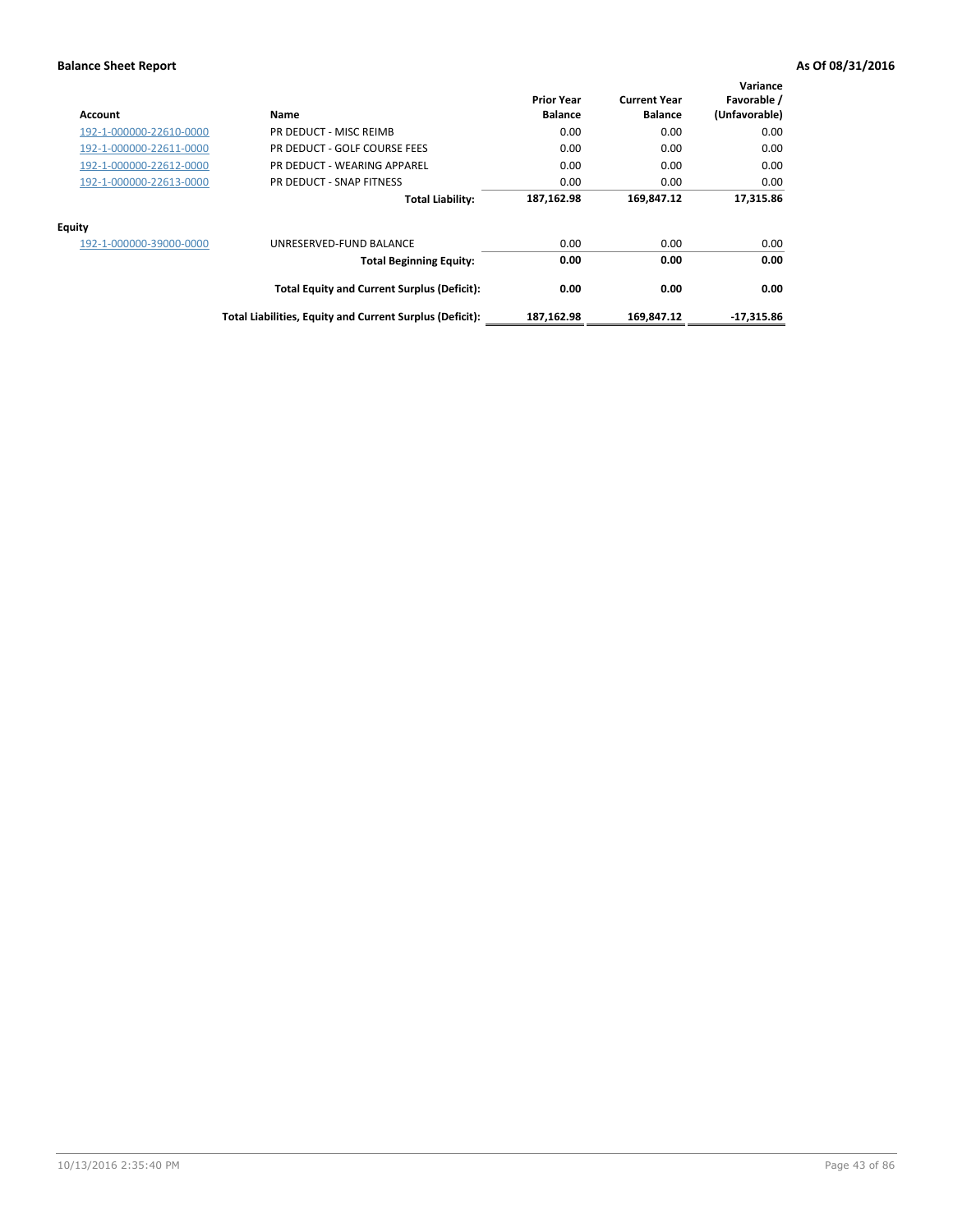**Balance Sheet Report** **As Of 08/31/2016**

| Account | Name | Prior Year Balance | Current Year Balance | Variance Favorable / (Unfavorable) |
|---|---|---|---|---|
| 192-1-000000-22610-0000 | PR DEDUCT - MISC REIMB | 0.00 | 0.00 | 0.00 |
| 192-1-000000-22611-0000 | PR DEDUCT - GOLF COURSE FEES | 0.00 | 0.00 | 0.00 |
| 192-1-000000-22612-0000 | PR DEDUCT - WEARING APPAREL | 0.00 | 0.00 | 0.00 |
| 192-1-000000-22613-0000 | PR DEDUCT - SNAP FITNESS | 0.00 | 0.00 | 0.00 |
| | **Total Liability:** | **187,162.98** | **169,847.12** | **17,315.86** |
| **Equity** | | | | |
| 192-1-000000-39000-0000 | UNRESERVED-FUND BALANCE | 0.00 | 0.00 | 0.00 |
| | **Total Beginning Equity:** | **0.00** | **0.00** | **0.00** |
| | **Total Equity and Current Surplus (Deficit):** | **0.00** | **0.00** | **0.00** |
| | **Total Liabilities, Equity and Current Surplus (Deficit):** | **187,162.98** | **169,847.12** | **-17,315.86** |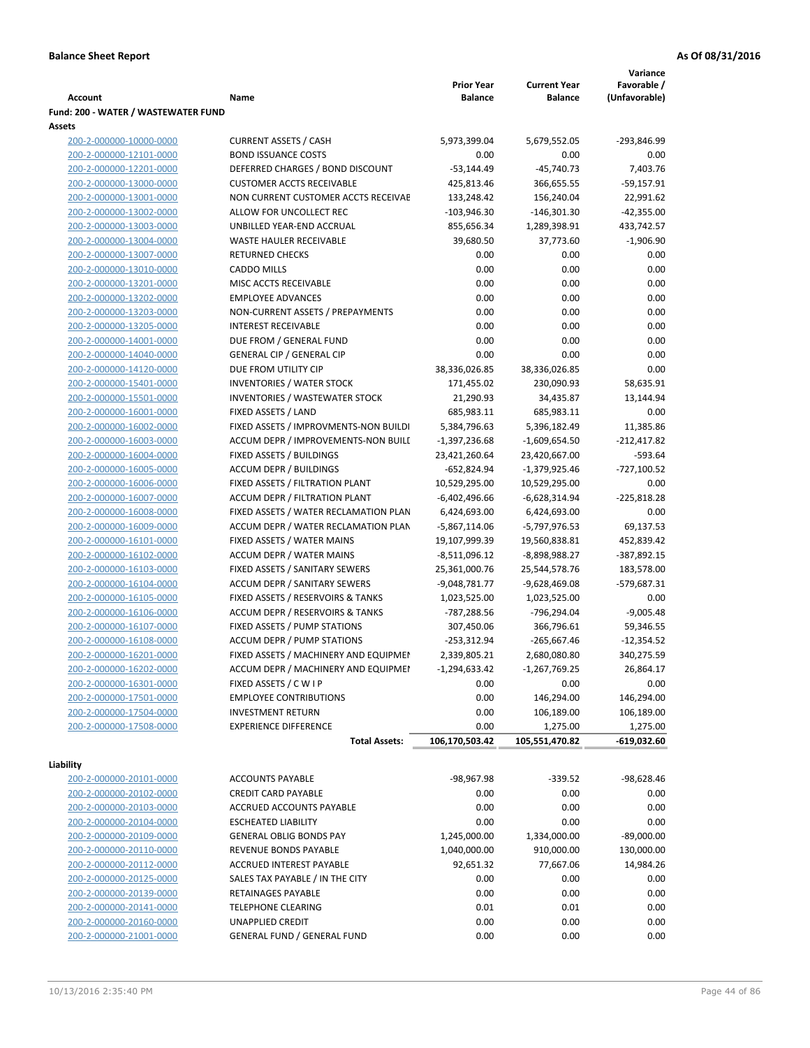**Balance Sheet Report** **As Of 08/31/2016**

| Account | Name | Prior Year Balance | Current Year Balance | Variance Favorable / (Unfavorable) |
|---|---|---|---|---|
| **Fund: 200 - WATER / WASTEWATER FUND** | | | | |
| **Assets** | | | | |
| 200-2-000000-10000-0000 | CURRENT ASSETS / CASH | 5,973,399.04 | 5,679,552.05 | -293,846.99 |
| 200-2-000000-12101-0000 | BOND ISSUANCE COSTS | 0.00 | 0.00 | 0.00 |
| 200-2-000000-12201-0000 | DEFERRED CHARGES / BOND DISCOUNT | -53,144.49 | -45,740.73 | 7,403.76 |
| 200-2-000000-13000-0000 | CUSTOMER ACCTS RECEIVABLE | 425,813.46 | 366,655.55 | -59,157.91 |
| 200-2-000000-13001-0000 | NON CURRENT CUSTOMER ACCTS RECEIVAE | 133,248.42 | 156,240.04 | 22,991.62 |
| 200-2-000000-13002-0000 | ALLOW FOR UNCOLLECT REC | -103,946.30 | -146,301.30 | -42,355.00 |
| 200-2-000000-13003-0000 | UNBILLED YEAR-END ACCRUAL | 855,656.34 | 1,289,398.91 | 433,742.57 |
| 200-2-000000-13004-0000 | WASTE HAULER RECEIVABLE | 39,680.50 | 37,773.60 | -1,906.90 |
| 200-2-000000-13007-0000 | RETURNED CHECKS | 0.00 | 0.00 | 0.00 |
| 200-2-000000-13010-0000 | CADDO MILLS | 0.00 | 0.00 | 0.00 |
| 200-2-000000-13201-0000 | MISC ACCTS RECEIVABLE | 0.00 | 0.00 | 0.00 |
| 200-2-000000-13202-0000 | EMPLOYEE ADVANCES | 0.00 | 0.00 | 0.00 |
| 200-2-000000-13203-0000 | NON-CURRENT ASSETS / PREPAYMENTS | 0.00 | 0.00 | 0.00 |
| 200-2-000000-13205-0000 | INTEREST RECEIVABLE | 0.00 | 0.00 | 0.00 |
| 200-2-000000-14001-0000 | DUE FROM / GENERAL FUND | 0.00 | 0.00 | 0.00 |
| 200-2-000000-14040-0000 | GENERAL CIP / GENERAL CIP | 0.00 | 0.00 | 0.00 |
| 200-2-000000-14120-0000 | DUE FROM UTILITY CIP | 38,336,026.85 | 38,336,026.85 | 0.00 |
| 200-2-000000-15401-0000 | INVENTORIES / WATER STOCK | 171,455.02 | 230,090.93 | 58,635.91 |
| 200-2-000000-15501-0000 | INVENTORIES / WASTEWATER STOCK | 21,290.93 | 34,435.87 | 13,144.94 |
| 200-2-000000-16001-0000 | FIXED ASSETS / LAND | 685,983.11 | 685,983.11 | 0.00 |
| 200-2-000000-16002-0000 | FIXED ASSETS / IMPROVMENTS-NON BUILDI | 5,384,796.63 | 5,396,182.49 | 11,385.86 |
| 200-2-000000-16003-0000 | ACCUM DEPR / IMPROVEMENTS-NON BUILI | -1,397,236.68 | -1,609,654.50 | -212,417.82 |
| 200-2-000000-16004-0000 | FIXED ASSETS / BUILDINGS | 23,421,260.64 | 23,420,667.00 | -593.64 |
| 200-2-000000-16005-0000 | ACCUM DEPR / BUILDINGS | -652,824.94 | -1,379,925.46 | -727,100.52 |
| 200-2-000000-16006-0000 | FIXED ASSETS / FILTRATION PLANT | 10,529,295.00 | 10,529,295.00 | 0.00 |
| 200-2-000000-16007-0000 | ACCUM DEPR / FILTRATION PLANT | -6,402,496.66 | -6,628,314.94 | -225,818.28 |
| 200-2-000000-16008-0000 | FIXED ASSETS / WATER RECLAMATION PLAN | 6,424,693.00 | 6,424,693.00 | 0.00 |
| 200-2-000000-16009-0000 | ACCUM DEPR / WATER RECLAMATION PLAN | -5,867,114.06 | -5,797,976.53 | 69,137.53 |
| 200-2-000000-16101-0000 | FIXED ASSETS / WATER MAINS | 19,107,999.39 | 19,560,838.81 | 452,839.42 |
| 200-2-000000-16102-0000 | ACCUM DEPR / WATER MAINS | -8,511,096.12 | -8,898,988.27 | -387,892.15 |
| 200-2-000000-16103-0000 | FIXED ASSETS / SANITARY SEWERS | 25,361,000.76 | 25,544,578.76 | 183,578.00 |
| 200-2-000000-16104-0000 | ACCUM DEPR / SANITARY SEWERS | -9,048,781.77 | -9,628,469.08 | -579,687.31 |
| 200-2-000000-16105-0000 | FIXED ASSETS / RESERVOIRS & TANKS | 1,023,525.00 | 1,023,525.00 | 0.00 |
| 200-2-000000-16106-0000 | ACCUM DEPR / RESERVOIRS & TANKS | -787,288.56 | -796,294.04 | -9,005.48 |
| 200-2-000000-16107-0000 | FIXED ASSETS / PUMP STATIONS | 307,450.06 | 366,796.61 | 59,346.55 |
| 200-2-000000-16108-0000 | ACCUM DEPR / PUMP STATIONS | -253,312.94 | -265,667.46 | -12,354.52 |
| 200-2-000000-16201-0000 | FIXED ASSETS / MACHINERY AND EQUIPMEN | 2,339,805.21 | 2,680,080.80 | 340,275.59 |
| 200-2-000000-16202-0000 | ACCUM DEPR / MACHINERY AND EQUIPMEI | -1,294,633.42 | -1,267,769.25 | 26,864.17 |
| 200-2-000000-16301-0000 | FIXED ASSETS / C W I P | 0.00 | 0.00 | 0.00 |
| 200-2-000000-17501-0000 | EMPLOYEE CONTRIBUTIONS | 0.00 | 146,294.00 | 146,294.00 |
| 200-2-000000-17504-0000 | INVESTMENT RETURN | 0.00 | 106,189.00 | 106,189.00 |
| 200-2-000000-17508-0000 | EXPERIENCE DIFFERENCE | 0.00 | 1,275.00 | 1,275.00 |
| | **Total Assets:** | **106,170,503.42** | **105,551,470.82** | **-619,032.60** |
| **Liability** | | | | |
| 200-2-000000-20101-0000 | ACCOUNTS PAYABLE | -98,967.98 | -339.52 | -98,628.46 |
| 200-2-000000-20102-0000 | CREDIT CARD PAYABLE | 0.00 | 0.00 | 0.00 |
| 200-2-000000-20103-0000 | ACCRUED ACCOUNTS PAYABLE | 0.00 | 0.00 | 0.00 |
| 200-2-000000-20104-0000 | ESCHEATED LIABILITY | 0.00 | 0.00 | 0.00 |
| 200-2-000000-20109-0000 | GENERAL OBLIG BONDS PAY | 1,245,000.00 | 1,334,000.00 | -89,000.00 |
| 200-2-000000-20110-0000 | REVENUE BONDS PAYABLE | 1,040,000.00 | 910,000.00 | 130,000.00 |
| 200-2-000000-20112-0000 | ACCRUED INTEREST PAYABLE | 92,651.32 | 77,667.06 | 14,984.26 |
| 200-2-000000-20125-0000 | SALES TAX PAYABLE / IN THE CITY | 0.00 | 0.00 | 0.00 |
| 200-2-000000-20139-0000 | RETAINAGES PAYABLE | 0.00 | 0.00 | 0.00 |
| 200-2-000000-20141-0000 | TELEPHONE CLEARING | 0.01 | 0.01 | 0.00 |
| 200-2-000000-20160-0000 | UNAPPLIED CREDIT | 0.00 | 0.00 | 0.00 |
| 200-2-000000-21001-0000 | GENERAL FUND / GENERAL FUND | 0.00 | 0.00 | 0.00 |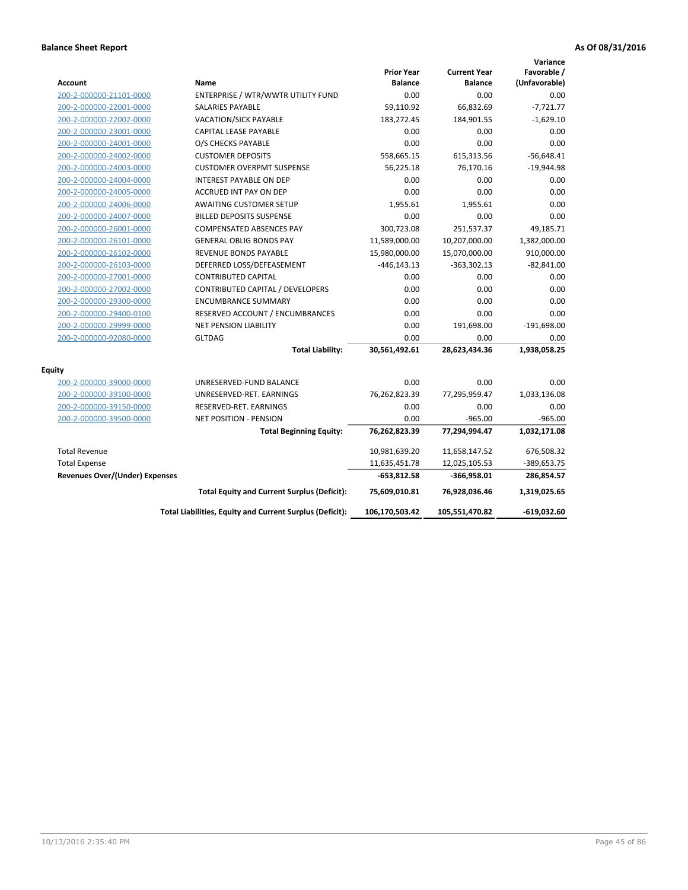**Balance Sheet Report** **As Of 08/31/2016**

| Account | Name | Prior Year Balance | Current Year Balance | Variance Favorable / (Unfavorable) |
|---|---|---|---|---|
| 200-2-000000-21101-0000 | ENTERPRISE / WTR/WWTR UTILITY FUND | 0.00 | 0.00 | 0.00 |
| 200-2-000000-22001-0000 | SALARIES PAYABLE | 59,110.92 | 66,832.69 | -7,721.77 |
| 200-2-000000-22002-0000 | VACATION/SICK PAYABLE | 183,272.45 | 184,901.55 | -1,629.10 |
| 200-2-000000-23001-0000 | CAPITAL LEASE PAYABLE | 0.00 | 0.00 | 0.00 |
| 200-2-000000-24001-0000 | O/S CHECKS PAYABLE | 0.00 | 0.00 | 0.00 |
| 200-2-000000-24002-0000 | CUSTOMER DEPOSITS | 558,665.15 | 615,313.56 | -56,648.41 |
| 200-2-000000-24003-0000 | CUSTOMER OVERPMT SUSPENSE | 56,225.18 | 76,170.16 | -19,944.98 |
| 200-2-000000-24004-0000 | INTEREST PAYABLE ON DEP | 0.00 | 0.00 | 0.00 |
| 200-2-000000-24005-0000 | ACCRUED INT PAY ON DEP | 0.00 | 0.00 | 0.00 |
| 200-2-000000-24006-0000 | AWAITING CUSTOMER SETUP | 1,955.61 | 1,955.61 | 0.00 |
| 200-2-000000-24007-0000 | BILLED DEPOSITS SUSPENSE | 0.00 | 0.00 | 0.00 |
| 200-2-000000-26001-0000 | COMPENSATED ABSENCES PAY | 300,723.08 | 251,537.37 | 49,185.71 |
| 200-2-000000-26101-0000 | GENERAL OBLIG BONDS PAY | 11,589,000.00 | 10,207,000.00 | 1,382,000.00 |
| 200-2-000000-26102-0000 | REVENUE BONDS PAYABLE | 15,980,000.00 | 15,070,000.00 | 910,000.00 |
| 200-2-000000-26103-0000 | DEFERRED LOSS/DEFEASEMENT | -446,143.13 | -363,302.13 | -82,841.00 |
| 200-2-000000-27001-0000 | CONTRIBUTED CAPITAL | 0.00 | 0.00 | 0.00 |
| 200-2-000000-27002-0000 | CONTRIBUTED CAPITAL / DEVELOPERS | 0.00 | 0.00 | 0.00 |
| 200-2-000000-29300-0000 | ENCUMBRANCE SUMMARY | 0.00 | 0.00 | 0.00 |
| 200-2-000000-29400-0100 | RESERVED ACCOUNT / ENCUMBRANCES | 0.00 | 0.00 | 0.00 |
| 200-2-000000-29999-0000 | NET PENSION LIABILITY | 0.00 | 191,698.00 | -191,698.00 |
| 200-2-000000-92080-0000 | GLTDAG | 0.00 | 0.00 | 0.00 |
| | **Total Liability:** | **30,561,492.61** | **28,623,434.36** | **1,938,058.25** |
| **Equity** | | | | |
| 200-2-000000-39000-0000 | UNRESERVED-FUND BALANCE | 0.00 | 0.00 | 0.00 |
| 200-2-000000-39100-0000 | UNRESERVED-RET. EARNINGS | 76,262,823.39 | 77,295,959.47 | 1,033,136.08 |
| 200-2-000000-39150-0000 | RESERVED-RET. EARNINGS | 0.00 | 0.00 | 0.00 |
| 200-2-000000-39500-0000 | NET POSITION - PENSION | 0.00 | -965.00 | -965.00 |
| | **Total Beginning Equity:** | **76,262,823.39** | **77,294,994.47** | **1,032,171.08** |
| Total Revenue | | 10,981,639.20 | 11,658,147.52 | 676,508.32 |
| Total Expense | | 11,635,451.78 | 12,025,105.53 | -389,653.75 |
| **Revenues Over/(Under) Expenses** | | **-653,812.58** | **-366,958.01** | **286,854.57** |
| | **Total Equity and Current Surplus (Deficit):** | **75,609,010.81** | **76,928,036.46** | **1,319,025.65** |
| | **Total Liabilities, Equity and Current Surplus (Deficit):** | **106,170,503.42** | **105,551,470.82** | **-619,032.60** |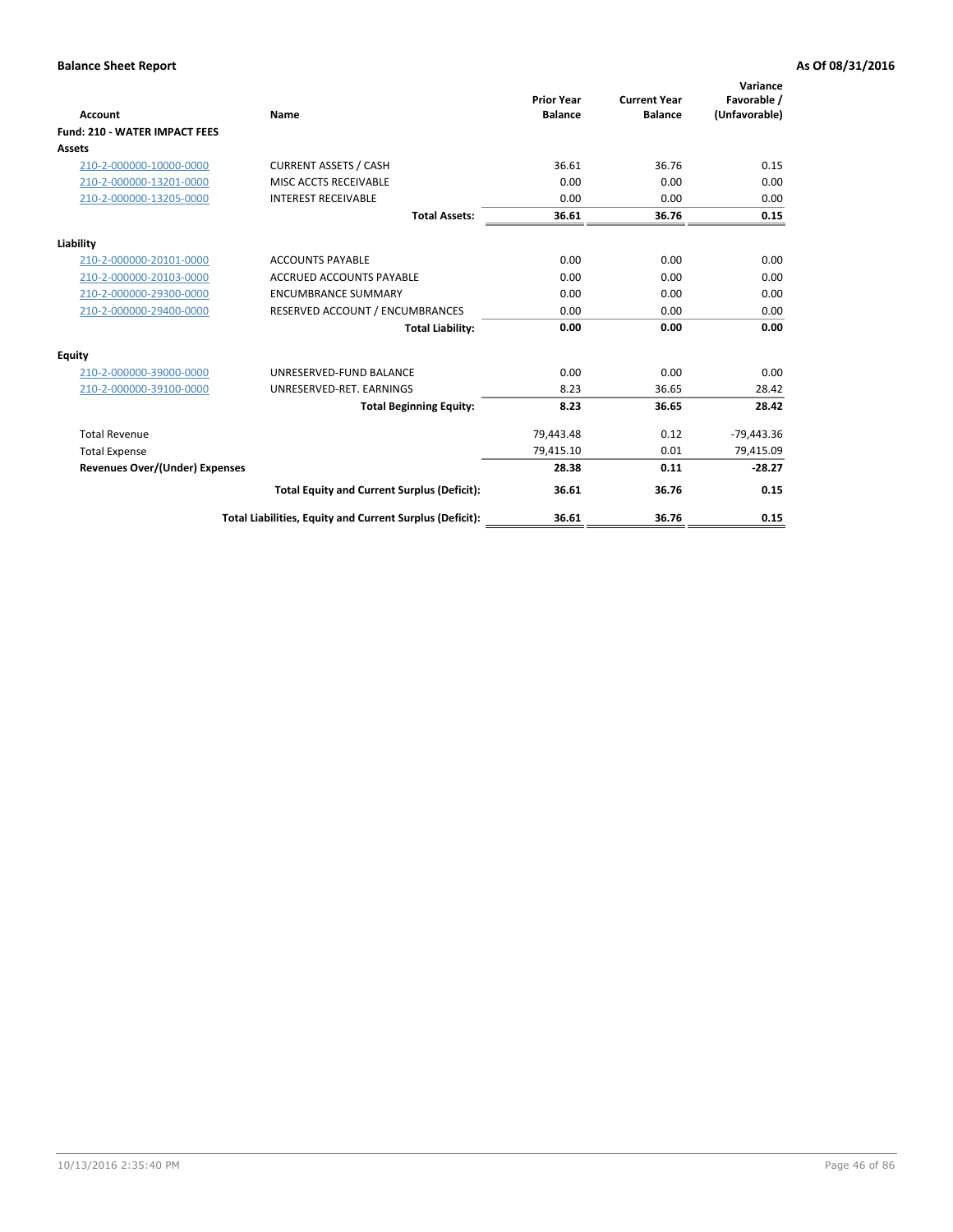**Balance Sheet Report** **As Of 08/31/2016**

| Account | Name | Prior Year Balance | Current Year Balance | Variance Favorable / (Unfavorable) |
|---|---|---|---|---|
| **Fund: 210 - WATER IMPACT FEES** | | | | |
| **Assets** | | | | |
| 210-2-000000-10000-0000 | CURRENT ASSETS / CASH | 36.61 | 36.76 | 0.15 |
| 210-2-000000-13201-0000 | MISC ACCTS RECEIVABLE | 0.00 | 0.00 | 0.00 |
| 210-2-000000-13205-0000 | INTEREST RECEIVABLE | 0.00 | 0.00 | 0.00 |
| | **Total Assets:** | **36.61** | **36.76** | **0.15** |
| **Liability** | | | | |
| 210-2-000000-20101-0000 | ACCOUNTS PAYABLE | 0.00 | 0.00 | 0.00 |
| 210-2-000000-20103-0000 | ACCRUED ACCOUNTS PAYABLE | 0.00 | 0.00 | 0.00 |
| 210-2-000000-29300-0000 | ENCUMBRANCE SUMMARY | 0.00 | 0.00 | 0.00 |
| 210-2-000000-29400-0000 | RESERVED ACCOUNT / ENCUMBRANCES | 0.00 | 0.00 | 0.00 |
| | **Total Liability:** | **0.00** | **0.00** | **0.00** |
| **Equity** | | | | |
| 210-2-000000-39000-0000 | UNRESERVED-FUND BALANCE | 0.00 | 0.00 | 0.00 |
| 210-2-000000-39100-0000 | UNRESERVED-RET. EARNINGS | 8.23 | 36.65 | 28.42 |
| | **Total Beginning Equity:** | **8.23** | **36.65** | **28.42** |
| Total Revenue | | 79,443.48 | 0.12 | -79,443.36 |
| Total Expense | | 79,415.10 | 0.01 | 79,415.09 |
| **Revenues Over/(Under) Expenses** | | **28.38** | **0.11** | **-28.27** |
| | **Total Equity and Current Surplus (Deficit):** | **36.61** | **36.76** | **0.15** |
| | **Total Liabilities, Equity and Current Surplus (Deficit):** | **36.61** | **36.76** | **0.15** |

10/13/2016 2:35:40 PM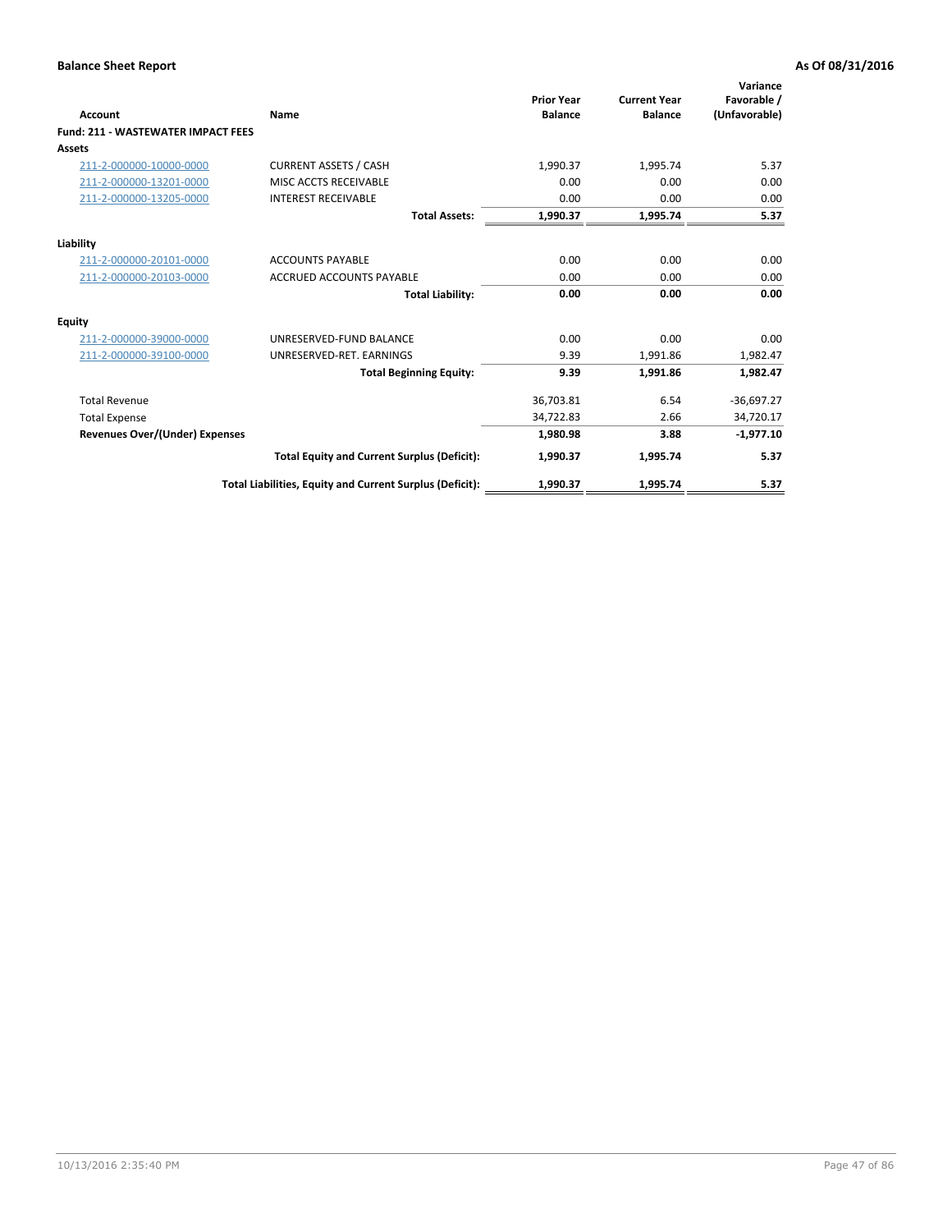**Balance Sheet Report** **As Of 08/31/2016**

| Account | Name | Prior Year Balance | Current Year Balance | Variance Favorable / (Unfavorable) |
|---|---|---|---|---|
| **Fund: 211 - WASTEWATER IMPACT FEES** | | | | |
| **Assets** | | | | |
| 211-2-000000-10000-0000 | CURRENT ASSETS / CASH | 1,990.37 | 1,995.74 | 5.37 |
| 211-2-000000-13201-0000 | MISC ACCTS RECEIVABLE | 0.00 | 0.00 | 0.00 |
| 211-2-000000-13205-0000 | INTEREST RECEIVABLE | 0.00 | 0.00 | 0.00 |
| | **Total Assets:** | **1,990.37** | **1,995.74** | **5.37** |
| **Liability** | | | | |
| 211-2-000000-20101-0000 | ACCOUNTS PAYABLE | 0.00 | 0.00 | 0.00 |
| 211-2-000000-20103-0000 | ACCRUED ACCOUNTS PAYABLE | 0.00 | 0.00 | 0.00 |
| | **Total Liability:** | **0.00** | **0.00** | **0.00** |
| **Equity** | | | | |
| 211-2-000000-39000-0000 | UNRESERVED-FUND BALANCE | 0.00 | 0.00 | 0.00 |
| 211-2-000000-39100-0000 | UNRESERVED-RET. EARNINGS | 9.39 | 1,991.86 | 1,982.47 |
| | **Total Beginning Equity:** | **9.39** | **1,991.86** | **1,982.47** |
| Total Revenue | | 36,703.81 | 6.54 | -36,697.27 |
| Total Expense | | 34,722.83 | 2.66 | 34,720.17 |
| **Revenues Over/(Under) Expenses** | | **1,980.98** | **3.88** | **-1,977.10** |
| | **Total Equity and Current Surplus (Deficit):** | **1,990.37** | **1,995.74** | **5.37** |
| | **Total Liabilities, Equity and Current Surplus (Deficit):** | **1,990.37** | **1,995.74** | **5.37** |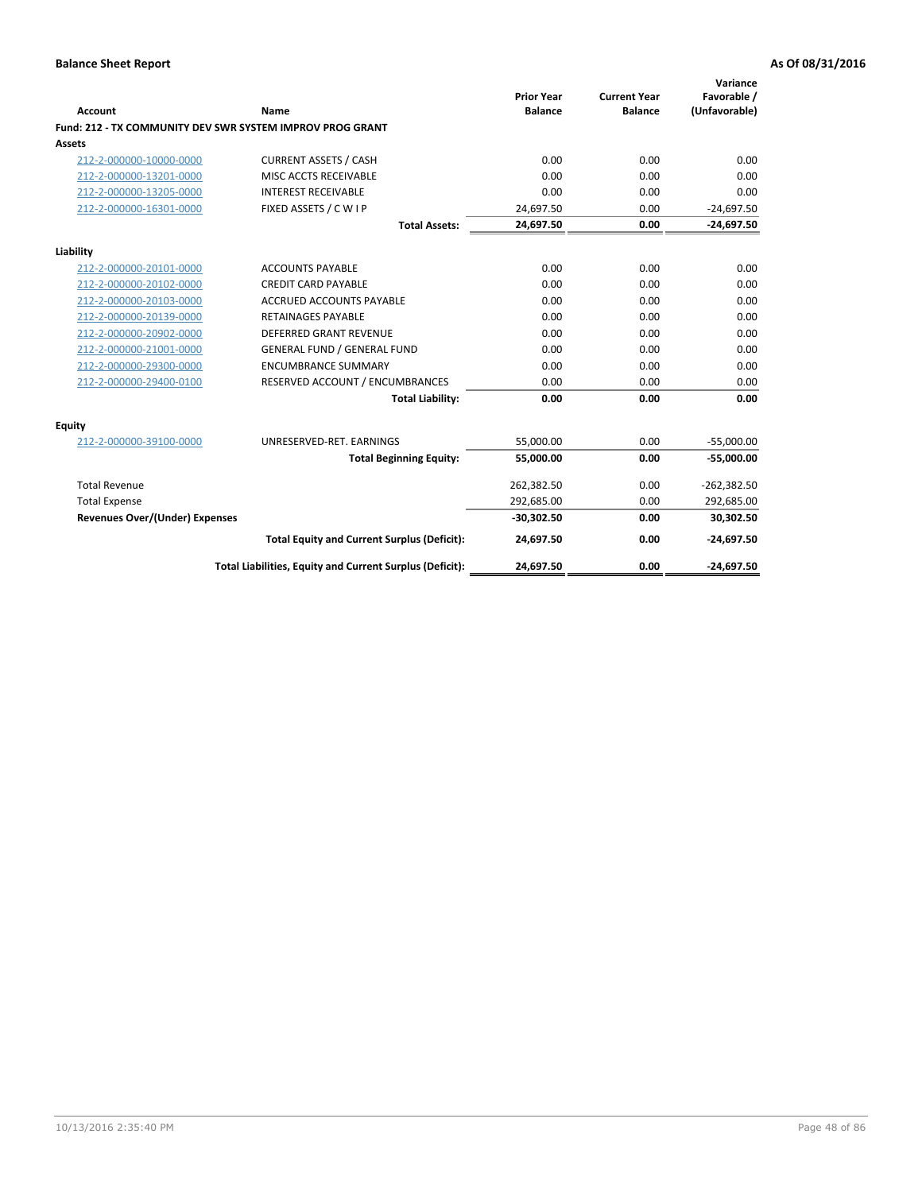**Balance Sheet Report** **As Of 08/31/2016**

| Account | Name | Prior Year Balance | Current Year Balance | Variance Favorable / (Unfavorable) |
|---|---|---|---|---|
| **Fund: 212 - TX COMMUNITY DEV SWR SYSTEM IMPROV PROG GRANT** | | | | |
| **Assets** | | | | |
| 212-2-000000-10000-0000 | CURRENT ASSETS / CASH | 0.00 | 0.00 | 0.00 |
| 212-2-000000-13201-0000 | MISC ACCTS RECEIVABLE | 0.00 | 0.00 | 0.00 |
| 212-2-000000-13205-0000 | INTEREST RECEIVABLE | 0.00 | 0.00 | 0.00 |
| 212-2-000000-16301-0000 | FIXED ASSETS / C W I P | 24,697.50 | 0.00 | -24,697.50 |
| | **Total Assets:** | **24,697.50** | **0.00** | **-24,697.50** |
| **Liability** | | | | |
| 212-2-000000-20101-0000 | ACCOUNTS PAYABLE | 0.00 | 0.00 | 0.00 |
| 212-2-000000-20102-0000 | CREDIT CARD PAYABLE | 0.00 | 0.00 | 0.00 |
| 212-2-000000-20103-0000 | ACCRUED ACCOUNTS PAYABLE | 0.00 | 0.00 | 0.00 |
| 212-2-000000-20139-0000 | RETAINAGES PAYABLE | 0.00 | 0.00 | 0.00 |
| 212-2-000000-20902-0000 | DEFERRED GRANT REVENUE | 0.00 | 0.00 | 0.00 |
| 212-2-000000-21001-0000 | GENERAL FUND / GENERAL FUND | 0.00 | 0.00 | 0.00 |
| 212-2-000000-29300-0000 | ENCUMBRANCE SUMMARY | 0.00 | 0.00 | 0.00 |
| 212-2-000000-29400-0100 | RESERVED ACCOUNT / ENCUMBRANCES | 0.00 | 0.00 | 0.00 |
| | **Total Liability:** | **0.00** | **0.00** | **0.00** |
| **Equity** | | | | |
| 212-2-000000-39100-0000 | UNRESERVED-RET. EARNINGS | 55,000.00 | 0.00 | -55,000.00 |
| | **Total Beginning Equity:** | **55,000.00** | **0.00** | **-55,000.00** |
| Total Revenue | | 262,382.50 | 0.00 | -262,382.50 |
| Total Expense | | 292,685.00 | 0.00 | 292,685.00 |
| **Revenues Over/(Under) Expenses** | | **-30,302.50** | **0.00** | **30,302.50** |
| | **Total Equity and Current Surplus (Deficit):** | **24,697.50** | **0.00** | **-24,697.50** |
| | **Total Liabilities, Equity and Current Surplus (Deficit):** | **24,697.50** | **0.00** | **-24,697.50** |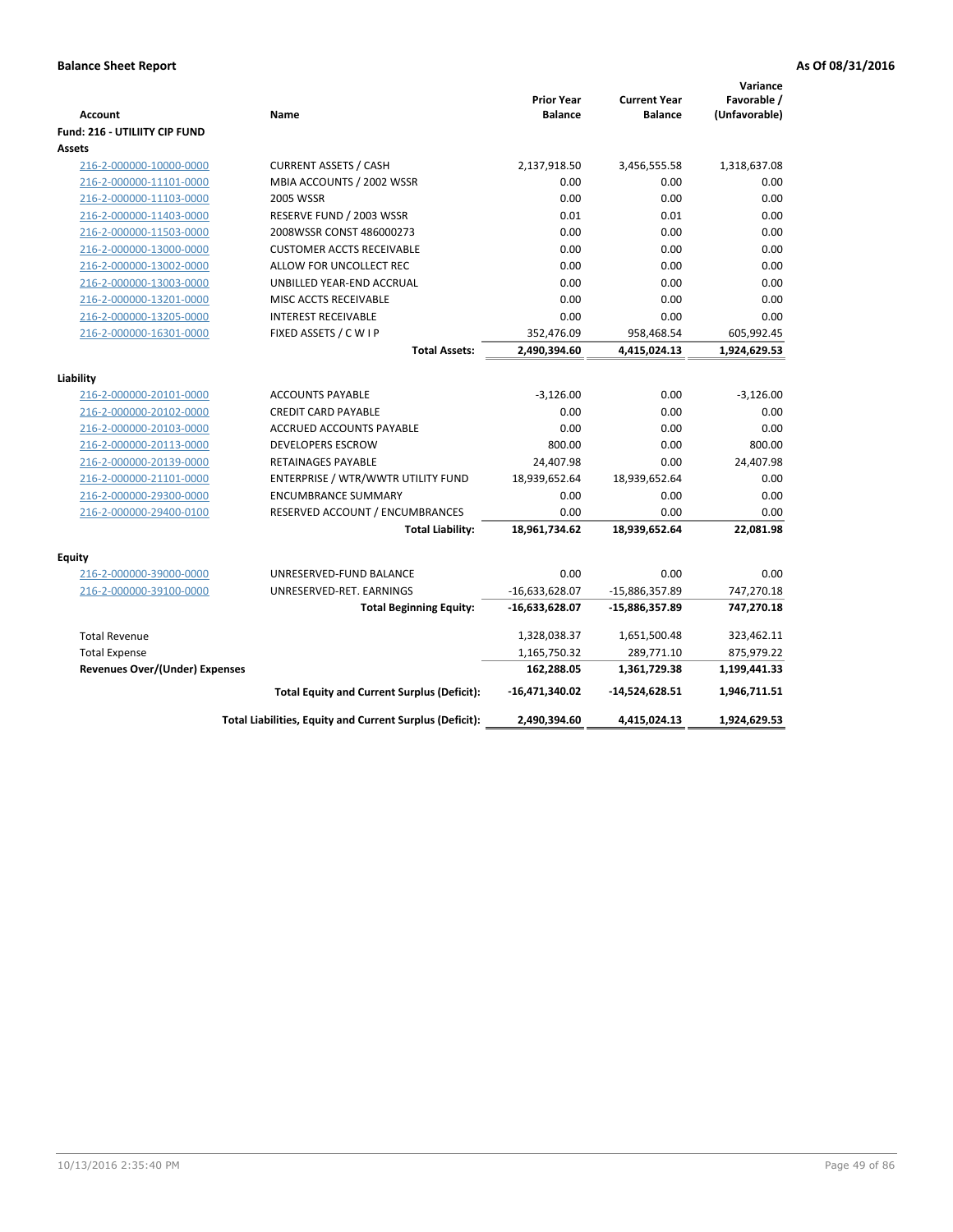**Balance Sheet Report** **As Of 08/31/2016**

| Account | Name | Prior Year Balance | Current Year Balance | Variance Favorable / (Unfavorable) |
|---|---|---|---|---|
| **Fund: 216 - UTILIITY CIP FUND** | | | | |
| **Assets** | | | | |
| 216-2-000000-10000-0000 | CURRENT ASSETS / CASH | 2,137,918.50 | 3,456,555.58 | 1,318,637.08 |
| 216-2-000000-11101-0000 | MBIA ACCOUNTS / 2002 WSSR | 0.00 | 0.00 | 0.00 |
| 216-2-000000-11103-0000 | 2005 WSSR | 0.00 | 0.00 | 0.00 |
| 216-2-000000-11403-0000 | RESERVE FUND / 2003 WSSR | 0.01 | 0.01 | 0.00 |
| 216-2-000000-11503-0000 | 2008WSSR CONST 486000273 | 0.00 | 0.00 | 0.00 |
| 216-2-000000-13000-0000 | CUSTOMER ACCTS RECEIVABLE | 0.00 | 0.00 | 0.00 |
| 216-2-000000-13002-0000 | ALLOW FOR UNCOLLECT REC | 0.00 | 0.00 | 0.00 |
| 216-2-000000-13003-0000 | UNBILLED YEAR-END ACCRUAL | 0.00 | 0.00 | 0.00 |
| 216-2-000000-13201-0000 | MISC ACCTS RECEIVABLE | 0.00 | 0.00 | 0.00 |
| 216-2-000000-13205-0000 | INTEREST RECEIVABLE | 0.00 | 0.00 | 0.00 |
| 216-2-000000-16301-0000 | FIXED ASSETS / C W I P | 352,476.09 | 958,468.54 | 605,992.45 |
| | **Total Assets:** | **2,490,394.60** | **4,415,024.13** | **1,924,629.53** |
| **Liability** | | | | |
| 216-2-000000-20101-0000 | ACCOUNTS PAYABLE | -3,126.00 | 0.00 | -3,126.00 |
| 216-2-000000-20102-0000 | CREDIT CARD PAYABLE | 0.00 | 0.00 | 0.00 |
| 216-2-000000-20103-0000 | ACCRUED ACCOUNTS PAYABLE | 0.00 | 0.00 | 0.00 |
| 216-2-000000-20113-0000 | DEVELOPERS ESCROW | 800.00 | 0.00 | 800.00 |
| 216-2-000000-20139-0000 | RETAINAGES PAYABLE | 24,407.98 | 0.00 | 24,407.98 |
| 216-2-000000-21101-0000 | ENTERPRISE / WTR/WWTR UTILITY FUND | 18,939,652.64 | 18,939,652.64 | 0.00 |
| 216-2-000000-29300-0000 | ENCUMBRANCE SUMMARY | 0.00 | 0.00 | 0.00 |
| 216-2-000000-29400-0100 | RESERVED ACCOUNT / ENCUMBRANCES | 0.00 | 0.00 | 0.00 |
| | **Total Liability:** | **18,961,734.62** | **18,939,652.64** | **22,081.98** |
| **Equity** | | | | |
| 216-2-000000-39000-0000 | UNRESERVED-FUND BALANCE | 0.00 | 0.00 | 0.00 |
| 216-2-000000-39100-0000 | UNRESERVED-RET. EARNINGS | -16,633,628.07 | -15,886,357.89 | 747,270.18 |
| | **Total Beginning Equity:** | **-16,633,628.07** | **-15,886,357.89** | **747,270.18** |
| Total Revenue | | 1,328,038.37 | 1,651,500.48 | 323,462.11 |
| Total Expense | | 1,165,750.32 | 289,771.10 | 875,979.22 |
| **Revenues Over/(Under) Expenses** | | **162,288.05** | **1,361,729.38** | **1,199,441.33** |
| | **Total Equity and Current Surplus (Deficit):** | **-16,471,340.02** | **-14,524,628.51** | **1,946,711.51** |
| | **Total Liabilities, Equity and Current Surplus (Deficit):** | **2,490,394.60** | **4,415,024.13** | **1,924,629.53** |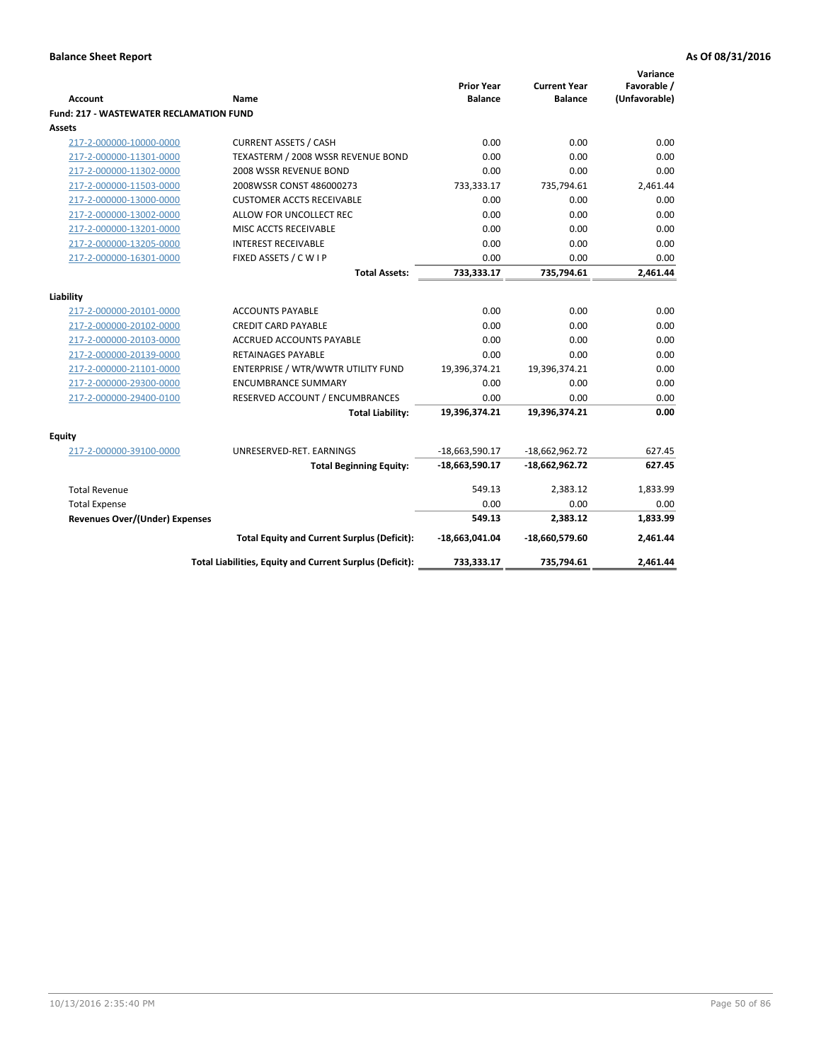**Balance Sheet Report** | **As Of 08/31/2016**

| Account | Name | Prior Year Balance | Current Year Balance | Variance Favorable / (Unfavorable) |
|---|---|---|---|---|
| **Fund: 217 - WASTEWATER RECLAMATION FUND** | | | | |
| **Assets** | | | | |
| 217-2-000000-10000-0000 | CURRENT ASSETS / CASH | 0.00 | 0.00 | 0.00 |
| 217-2-000000-11301-0000 | TEXASTERM / 2008 WSSR REVENUE BOND | 0.00 | 0.00 | 0.00 |
| 217-2-000000-11302-0000 | 2008 WSSR REVENUE BOND | 0.00 | 0.00 | 0.00 |
| 217-2-000000-11503-0000 | 2008WSSR CONST 486000273 | 733,333.17 | 735,794.61 | 2,461.44 |
| 217-2-000000-13000-0000 | CUSTOMER ACCTS RECEIVABLE | 0.00 | 0.00 | 0.00 |
| 217-2-000000-13002-0000 | ALLOW FOR UNCOLLECT REC | 0.00 | 0.00 | 0.00 |
| 217-2-000000-13201-0000 | MISC ACCTS RECEIVABLE | 0.00 | 0.00 | 0.00 |
| 217-2-000000-13205-0000 | INTEREST RECEIVABLE | 0.00 | 0.00 | 0.00 |
| 217-2-000000-16301-0000 | FIXED ASSETS / C W I P | 0.00 | 0.00 | 0.00 |
| | **Total Assets:** | **733,333.17** | **735,794.61** | **2,461.44** |
| **Liability** | | | | |
| 217-2-000000-20101-0000 | ACCOUNTS PAYABLE | 0.00 | 0.00 | 0.00 |
| 217-2-000000-20102-0000 | CREDIT CARD PAYABLE | 0.00 | 0.00 | 0.00 |
| 217-2-000000-20103-0000 | ACCRUED ACCOUNTS PAYABLE | 0.00 | 0.00 | 0.00 |
| 217-2-000000-20139-0000 | RETAINAGES PAYABLE | 0.00 | 0.00 | 0.00 |
| 217-2-000000-21101-0000 | ENTERPRISE / WTR/WWTR UTILITY FUND | 19,396,374.21 | 19,396,374.21 | 0.00 |
| 217-2-000000-29300-0000 | ENCUMBRANCE SUMMARY | 0.00 | 0.00 | 0.00 |
| 217-2-000000-29400-0100 | RESERVED ACCOUNT / ENCUMBRANCES | 0.00 | 0.00 | 0.00 |
| | **Total Liability:** | **19,396,374.21** | **19,396,374.21** | **0.00** |
| **Equity** | | | | |
| 217-2-000000-39100-0000 | UNRESERVED-RET. EARNINGS | -18,663,590.17 | -18,662,962.72 | 627.45 |
| | **Total Beginning Equity:** | **-18,663,590.17** | **-18,662,962.72** | **627.45** |
| Total Revenue | | 549.13 | 2,383.12 | 1,833.99 |
| Total Expense | | 0.00 | 0.00 | 0.00 |
| **Revenues Over/(Under) Expenses** | | **549.13** | **2,383.12** | **1,833.99** |
| | **Total Equity and Current Surplus (Deficit):** | **-18,663,041.04** | **-18,660,579.60** | **2,461.44** |
| | **Total Liabilities, Equity and Current Surplus (Deficit):** | **733,333.17** | **735,794.61** | **2,461.44** |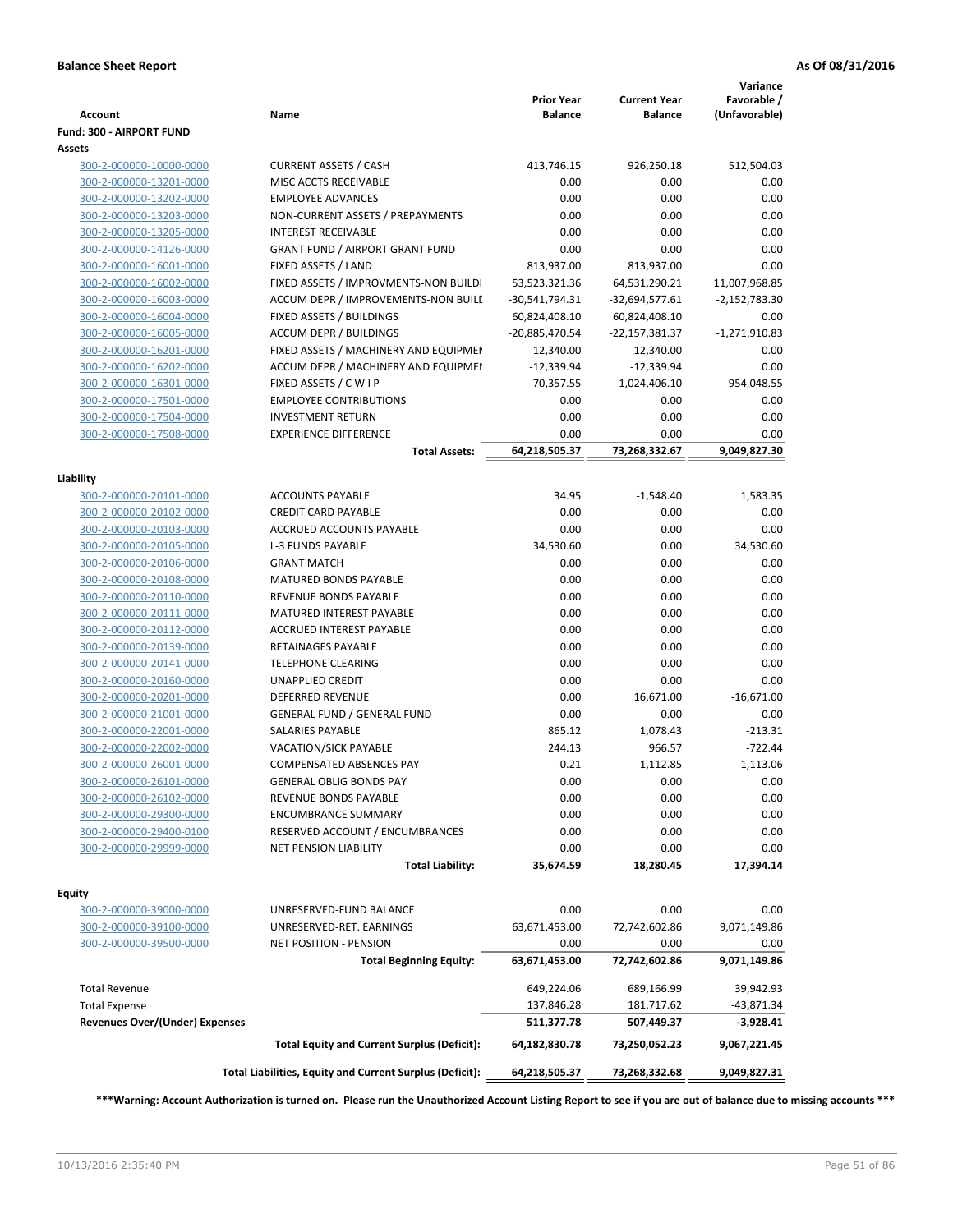**Balance Sheet Report** **As Of 08/31/2016**

| Account | Name | Prior Year Balance | Current Year Balance | Variance Favorable / (Unfavorable) |
|---|---|---|---|---|
| **Fund: 300 - AIRPORT FUND** | | | | |
| **Assets** | | | | |
| 300-2-000000-10000-0000 | CURRENT ASSETS / CASH | 413,746.15 | 926,250.18 | 512,504.03 |
| 300-2-000000-13201-0000 | MISC ACCTS RECEIVABLE | 0.00 | 0.00 | 0.00 |
| 300-2-000000-13202-0000 | EMPLOYEE ADVANCES | 0.00 | 0.00 | 0.00 |
| 300-2-000000-13203-0000 | NON-CURRENT ASSETS / PREPAYMENTS | 0.00 | 0.00 | 0.00 |
| 300-2-000000-13205-0000 | INTEREST RECEIVABLE | 0.00 | 0.00 | 0.00 |
| 300-2-000000-14126-0000 | GRANT FUND / AIRPORT GRANT FUND | 0.00 | 0.00 | 0.00 |
| 300-2-000000-16001-0000 | FIXED ASSETS / LAND | 813,937.00 | 813,937.00 | 0.00 |
| 300-2-000000-16002-0000 | FIXED ASSETS / IMPROVMENTS-NON BUILDI | 53,523,321.36 | 64,531,290.21 | 11,007,968.85 |
| 300-2-000000-16003-0000 | ACCUM DEPR / IMPROVEMENTS-NON BUILI | -30,541,794.31 | -32,694,577.61 | -2,152,783.30 |
| 300-2-000000-16004-0000 | FIXED ASSETS / BUILDINGS | 60,824,408.10 | 60,824,408.10 | 0.00 |
| 300-2-000000-16005-0000 | ACCUM DEPR / BUILDINGS | -20,885,470.54 | -22,157,381.37 | -1,271,910.83 |
| 300-2-000000-16201-0000 | FIXED ASSETS / MACHINERY AND EQUIPMEI | 12,340.00 | 12,340.00 | 0.00 |
| 300-2-000000-16202-0000 | ACCUM DEPR / MACHINERY AND EQUIPMEI | -12,339.94 | -12,339.94 | 0.00 |
| 300-2-000000-16301-0000 | FIXED ASSETS / C W I P | 70,357.55 | 1,024,406.10 | 954,048.55 |
| 300-2-000000-17501-0000 | EMPLOYEE CONTRIBUTIONS | 0.00 | 0.00 | 0.00 |
| 300-2-000000-17504-0000 | INVESTMENT RETURN | 0.00 | 0.00 | 0.00 |
| 300-2-000000-17508-0000 | EXPERIENCE DIFFERENCE | 0.00 | 0.00 | 0.00 |
| | **Total Assets:** | **64,218,505.37** | **73,268,332.67** | **9,049,827.30** |
| **Liability** | | | | |
| 300-2-000000-20101-0000 | ACCOUNTS PAYABLE | 34.95 | -1,548.40 | 1,583.35 |
| 300-2-000000-20102-0000 | CREDIT CARD PAYABLE | 0.00 | 0.00 | 0.00 |
| 300-2-000000-20103-0000 | ACCRUED ACCOUNTS PAYABLE | 0.00 | 0.00 | 0.00 |
| 300-2-000000-20105-0000 | L-3 FUNDS PAYABLE | 34,530.60 | 0.00 | 34,530.60 |
| 300-2-000000-20106-0000 | GRANT MATCH | 0.00 | 0.00 | 0.00 |
| 300-2-000000-20108-0000 | MATURED BONDS PAYABLE | 0.00 | 0.00 | 0.00 |
| 300-2-000000-20110-0000 | REVENUE BONDS PAYABLE | 0.00 | 0.00 | 0.00 |
| 300-2-000000-20111-0000 | MATURED INTEREST PAYABLE | 0.00 | 0.00 | 0.00 |
| 300-2-000000-20112-0000 | ACCRUED INTEREST PAYABLE | 0.00 | 0.00 | 0.00 |
| 300-2-000000-20139-0000 | RETAINAGES PAYABLE | 0.00 | 0.00 | 0.00 |
| 300-2-000000-20141-0000 | TELEPHONE CLEARING | 0.00 | 0.00 | 0.00 |
| 300-2-000000-20160-0000 | UNAPPLIED CREDIT | 0.00 | 0.00 | 0.00 |
| 300-2-000000-20201-0000 | DEFERRED REVENUE | 0.00 | 16,671.00 | -16,671.00 |
| 300-2-000000-21001-0000 | GENERAL FUND / GENERAL FUND | 0.00 | 0.00 | 0.00 |
| 300-2-000000-22001-0000 | SALARIES PAYABLE | 865.12 | 1,078.43 | -213.31 |
| 300-2-000000-22002-0000 | VACATION/SICK PAYABLE | 244.13 | 966.57 | -722.44 |
| 300-2-000000-26001-0000 | COMPENSATED ABSENCES PAY | -0.21 | 1,112.85 | -1,113.06 |
| 300-2-000000-26101-0000 | GENERAL OBLIG BONDS PAY | 0.00 | 0.00 | 0.00 |
| 300-2-000000-26102-0000 | REVENUE BONDS PAYABLE | 0.00 | 0.00 | 0.00 |
| 300-2-000000-29300-0000 | ENCUMBRANCE SUMMARY | 0.00 | 0.00 | 0.00 |
| 300-2-000000-29400-0100 | RESERVED ACCOUNT / ENCUMBRANCES | 0.00 | 0.00 | 0.00 |
| 300-2-000000-29999-0000 | NET PENSION LIABILITY | 0.00 | 0.00 | 0.00 |
| | **Total Liability:** | **35,674.59** | **18,280.45** | **17,394.14** |
| **Equity** | | | | |
| 300-2-000000-39000-0000 | UNRESERVED-FUND BALANCE | 0.00 | 0.00 | 0.00 |
| 300-2-000000-39100-0000 | UNRESERVED-RET. EARNINGS | 63,671,453.00 | 72,742,602.86 | 9,071,149.86 |
| 300-2-000000-39500-0000 | NET POSITION - PENSION | 0.00 | 0.00 | 0.00 |
| | **Total Beginning Equity:** | **63,671,453.00** | **72,742,602.86** | **9,071,149.86** |
| Total Revenue | | 649,224.06 | 689,166.99 | 39,942.93 |
| Total Expense | | 137,846.28 | 181,717.62 | -43,871.34 |
| **Revenues Over/(Under) Expenses** | | **511,377.78** | **507,449.37** | **-3,928.41** |
| | **Total Equity and Current Surplus (Deficit):** | **64,182,830.78** | **73,250,052.23** | **9,067,221.45** |
| | **Total Liabilities, Equity and Current Surplus (Deficit):** | **64,218,505.37** | **73,268,332.68** | **9,049,827.31** |

**\*\*\*Warning: Account Authorization is turned on. Please run the Unauthorized Account Listing Report to see if you are out of balance due to missing accounts \*\*\***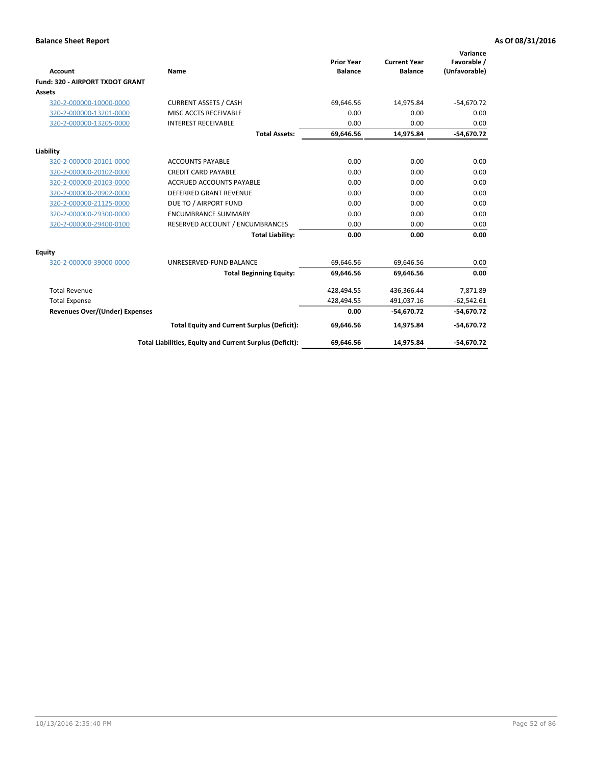**Balance Sheet Report** **As Of 08/31/2016**

| Account | Name | Prior Year Balance | Current Year Balance | Variance Favorable / (Unfavorable) |
|---|---|---|---|---|
| **Fund: 320 - AIRPORT TXDOT GRANT** | | | | |
| **Assets** | | | | |
| 320-2-000000-10000-0000 | CURRENT ASSETS / CASH | 69,646.56 | 14,975.84 | -54,670.72 |
| 320-2-000000-13201-0000 | MISC ACCTS RECEIVABLE | 0.00 | 0.00 | 0.00 |
| 320-2-000000-13205-0000 | INTEREST RECEIVABLE | 0.00 | 0.00 | 0.00 |
| | **Total Assets:** | **69,646.56** | **14,975.84** | **-54,670.72** |
| **Liability** | | | | |
| 320-2-000000-20101-0000 | ACCOUNTS PAYABLE | 0.00 | 0.00 | 0.00 |
| 320-2-000000-20102-0000 | CREDIT CARD PAYABLE | 0.00 | 0.00 | 0.00 |
| 320-2-000000-20103-0000 | ACCRUED ACCOUNTS PAYABLE | 0.00 | 0.00 | 0.00 |
| 320-2-000000-20902-0000 | DEFERRED GRANT REVENUE | 0.00 | 0.00 | 0.00 |
| 320-2-000000-21125-0000 | DUE TO / AIRPORT FUND | 0.00 | 0.00 | 0.00 |
| 320-2-000000-29300-0000 | ENCUMBRANCE SUMMARY | 0.00 | 0.00 | 0.00 |
| 320-2-000000-29400-0100 | RESERVED ACCOUNT / ENCUMBRANCES | 0.00 | 0.00 | 0.00 |
| | **Total Liability:** | **0.00** | **0.00** | **0.00** |
| **Equity** | | | | |
| 320-2-000000-39000-0000 | UNRESERVED-FUND BALANCE | 69,646.56 | 69,646.56 | 0.00 |
| | **Total Beginning Equity:** | **69,646.56** | **69,646.56** | **0.00** |
| Total Revenue | | 428,494.55 | 436,366.44 | 7,871.89 |
| Total Expense | | 428,494.55 | 491,037.16 | -62,542.61 |
| **Revenues Over/(Under) Expenses** | | **0.00** | **-54,670.72** | **-54,670.72** |
| | **Total Equity and Current Surplus (Deficit):** | **69,646.56** | **14,975.84** | **-54,670.72** |
| | **Total Liabilities, Equity and Current Surplus (Deficit):** | **69,646.56** | **14,975.84** | **-54,670.72** |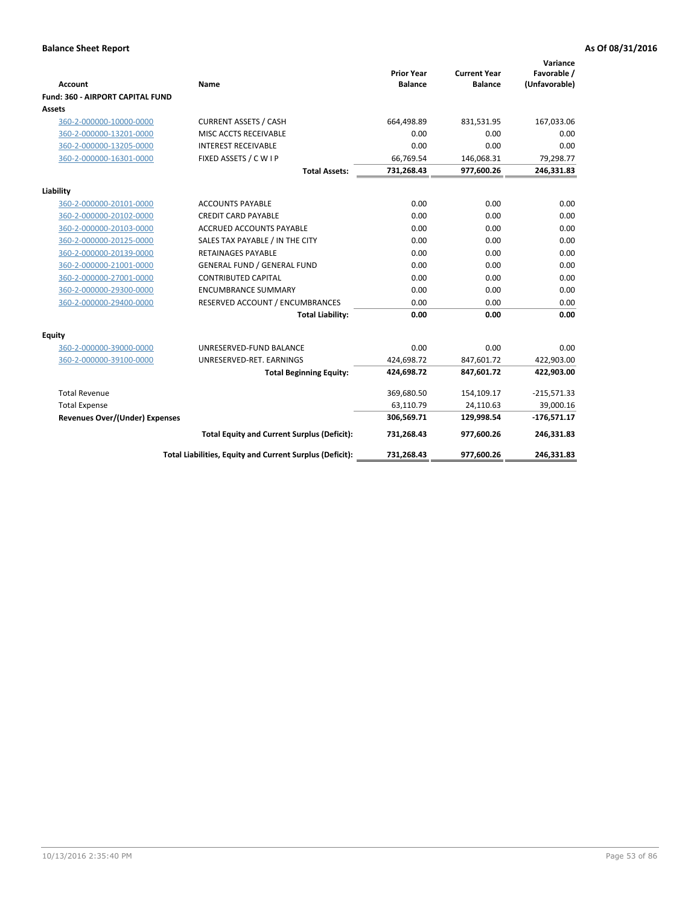**Balance Sheet Report** — As Of 08/31/2016

| Account | Name | Prior Year Balance | Current Year Balance | Variance Favorable / (Unfavorable) |
|---|---|---|---|---|
| **Fund: 360 - AIRPORT CAPITAL FUND** | | | | |
| **Assets** | | | | |
| 360-2-000000-10000-0000 | CURRENT ASSETS / CASH | 664,498.89 | 831,531.95 | 167,033.06 |
| 360-2-000000-13201-0000 | MISC ACCTS RECEIVABLE | 0.00 | 0.00 | 0.00 |
| 360-2-000000-13205-0000 | INTEREST RECEIVABLE | 0.00 | 0.00 | 0.00 |
| 360-2-000000-16301-0000 | FIXED ASSETS / C W I P | 66,769.54 | 146,068.31 | 79,298.77 |
| | **Total Assets:** | **731,268.43** | **977,600.26** | **246,331.83** |
| **Liability** | | | | |
| 360-2-000000-20101-0000 | ACCOUNTS PAYABLE | 0.00 | 0.00 | 0.00 |
| 360-2-000000-20102-0000 | CREDIT CARD PAYABLE | 0.00 | 0.00 | 0.00 |
| 360-2-000000-20103-0000 | ACCRUED ACCOUNTS PAYABLE | 0.00 | 0.00 | 0.00 |
| 360-2-000000-20125-0000 | SALES TAX PAYABLE / IN THE CITY | 0.00 | 0.00 | 0.00 |
| 360-2-000000-20139-0000 | RETAINAGES PAYABLE | 0.00 | 0.00 | 0.00 |
| 360-2-000000-21001-0000 | GENERAL FUND / GENERAL FUND | 0.00 | 0.00 | 0.00 |
| 360-2-000000-27001-0000 | CONTRIBUTED CAPITAL | 0.00 | 0.00 | 0.00 |
| 360-2-000000-29300-0000 | ENCUMBRANCE SUMMARY | 0.00 | 0.00 | 0.00 |
| 360-2-000000-29400-0000 | RESERVED ACCOUNT / ENCUMBRANCES | 0.00 | 0.00 | 0.00 |
| | **Total Liability:** | **0.00** | **0.00** | **0.00** |
| **Equity** | | | | |
| 360-2-000000-39000-0000 | UNRESERVED-FUND BALANCE | 0.00 | 0.00 | 0.00 |
| 360-2-000000-39100-0000 | UNRESERVED-RET. EARNINGS | 424,698.72 | 847,601.72 | 422,903.00 |
| | **Total Beginning Equity:** | **424,698.72** | **847,601.72** | **422,903.00** |
| Total Revenue | | 369,680.50 | 154,109.17 | -215,571.33 |
| Total Expense | | 63,110.79 | 24,110.63 | 39,000.16 |
| **Revenues Over/(Under) Expenses** | | **306,569.71** | **129,998.54** | **-176,571.17** |
| | **Total Equity and Current Surplus (Deficit):** | **731,268.43** | **977,600.26** | **246,331.83** |
| | **Total Liabilities, Equity and Current Surplus (Deficit):** | **731,268.43** | **977,600.26** | **246,331.83** |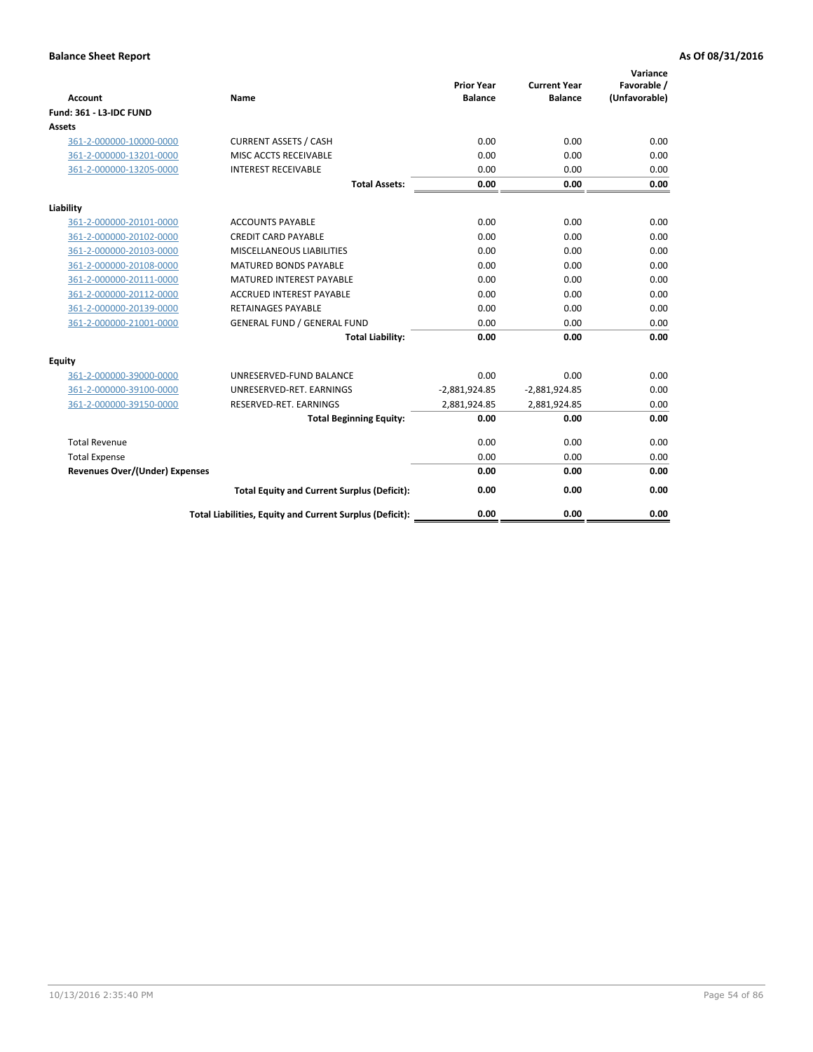**Balance Sheet Report** **As Of 08/31/2016**

| Account | Name | Prior Year Balance | Current Year Balance | Variance Favorable / (Unfavorable) |
|---|---|---|---|---|
| **Fund: 361 - L3-IDC FUND** | | | | |
| **Assets** | | | | |
| 361-2-000000-10000-0000 | CURRENT ASSETS / CASH | 0.00 | 0.00 | 0.00 |
| 361-2-000000-13201-0000 | MISC ACCTS RECEIVABLE | 0.00 | 0.00 | 0.00 |
| 361-2-000000-13205-0000 | INTEREST RECEIVABLE | 0.00 | 0.00 | 0.00 |
| | **Total Assets:** | **0.00** | **0.00** | **0.00** |
| **Liability** | | | | |
| 361-2-000000-20101-0000 | ACCOUNTS PAYABLE | 0.00 | 0.00 | 0.00 |
| 361-2-000000-20102-0000 | CREDIT CARD PAYABLE | 0.00 | 0.00 | 0.00 |
| 361-2-000000-20103-0000 | MISCELLANEOUS LIABILITIES | 0.00 | 0.00 | 0.00 |
| 361-2-000000-20108-0000 | MATURED BONDS PAYABLE | 0.00 | 0.00 | 0.00 |
| 361-2-000000-20111-0000 | MATURED INTEREST PAYABLE | 0.00 | 0.00 | 0.00 |
| 361-2-000000-20112-0000 | ACCRUED INTEREST PAYABLE | 0.00 | 0.00 | 0.00 |
| 361-2-000000-20139-0000 | RETAINAGES PAYABLE | 0.00 | 0.00 | 0.00 |
| 361-2-000000-21001-0000 | GENERAL FUND / GENERAL FUND | 0.00 | 0.00 | 0.00 |
| | **Total Liability:** | **0.00** | **0.00** | **0.00** |
| **Equity** | | | | |
| 361-2-000000-39000-0000 | UNRESERVED-FUND BALANCE | 0.00 | 0.00 | 0.00 |
| 361-2-000000-39100-0000 | UNRESERVED-RET. EARNINGS | -2,881,924.85 | -2,881,924.85 | 0.00 |
| 361-2-000000-39150-0000 | RESERVED-RET. EARNINGS | 2,881,924.85 | 2,881,924.85 | 0.00 |
| | **Total Beginning Equity:** | **0.00** | **0.00** | **0.00** |
| Total Revenue | | 0.00 | 0.00 | 0.00 |
| Total Expense | | 0.00 | 0.00 | 0.00 |
| **Revenues Over/(Under) Expenses** | | **0.00** | **0.00** | **0.00** |
| | **Total Equity and Current Surplus (Deficit):** | **0.00** | **0.00** | **0.00** |
| | **Total Liabilities, Equity and Current Surplus (Deficit):** | **0.00** | **0.00** | **0.00** |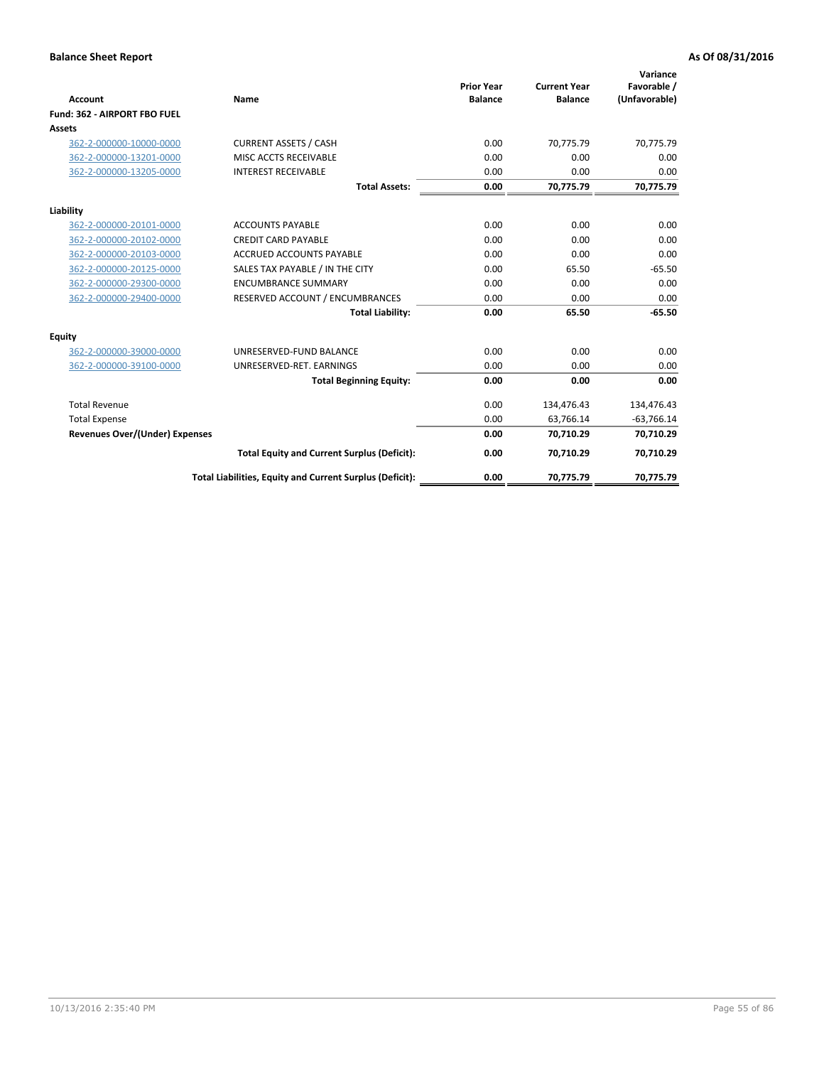**Balance Sheet Report** | **As Of 08/31/2016**

| Account | Name | Prior Year Balance | Current Year Balance | Variance Favorable / (Unfavorable) |
|---|---|---|---|---|
| **Fund: 362 - AIRPORT FBO FUEL** | | | | |
| **Assets** | | | | |
| 362-2-000000-10000-0000 | CURRENT ASSETS / CASH | 0.00 | 70,775.79 | 70,775.79 |
| 362-2-000000-13201-0000 | MISC ACCTS RECEIVABLE | 0.00 | 0.00 | 0.00 |
| 362-2-000000-13205-0000 | INTEREST RECEIVABLE | 0.00 | 0.00 | 0.00 |
| | **Total Assets:** | **0.00** | **70,775.79** | **70,775.79** |
| **Liability** | | | | |
| 362-2-000000-20101-0000 | ACCOUNTS PAYABLE | 0.00 | 0.00 | 0.00 |
| 362-2-000000-20102-0000 | CREDIT CARD PAYABLE | 0.00 | 0.00 | 0.00 |
| 362-2-000000-20103-0000 | ACCRUED ACCOUNTS PAYABLE | 0.00 | 0.00 | 0.00 |
| 362-2-000000-20125-0000 | SALES TAX PAYABLE / IN THE CITY | 0.00 | 65.50 | -65.50 |
| 362-2-000000-29300-0000 | ENCUMBRANCE SUMMARY | 0.00 | 0.00 | 0.00 |
| 362-2-000000-29400-0000 | RESERVED ACCOUNT / ENCUMBRANCES | 0.00 | 0.00 | 0.00 |
| | **Total Liability:** | **0.00** | **65.50** | **-65.50** |
| **Equity** | | | | |
| 362-2-000000-39000-0000 | UNRESERVED-FUND BALANCE | 0.00 | 0.00 | 0.00 |
| 362-2-000000-39100-0000 | UNRESERVED-RET. EARNINGS | 0.00 | 0.00 | 0.00 |
| | **Total Beginning Equity:** | **0.00** | **0.00** | **0.00** |
| Total Revenue | | 0.00 | 134,476.43 | 134,476.43 |
| Total Expense | | 0.00 | 63,766.14 | -63,766.14 |
| **Revenues Over/(Under) Expenses** | | **0.00** | **70,710.29** | **70,710.29** |
| | **Total Equity and Current Surplus (Deficit):** | **0.00** | **70,710.29** | **70,710.29** |
| | **Total Liabilities, Equity and Current Surplus (Deficit):** | **0.00** | **70,775.79** | **70,775.79** |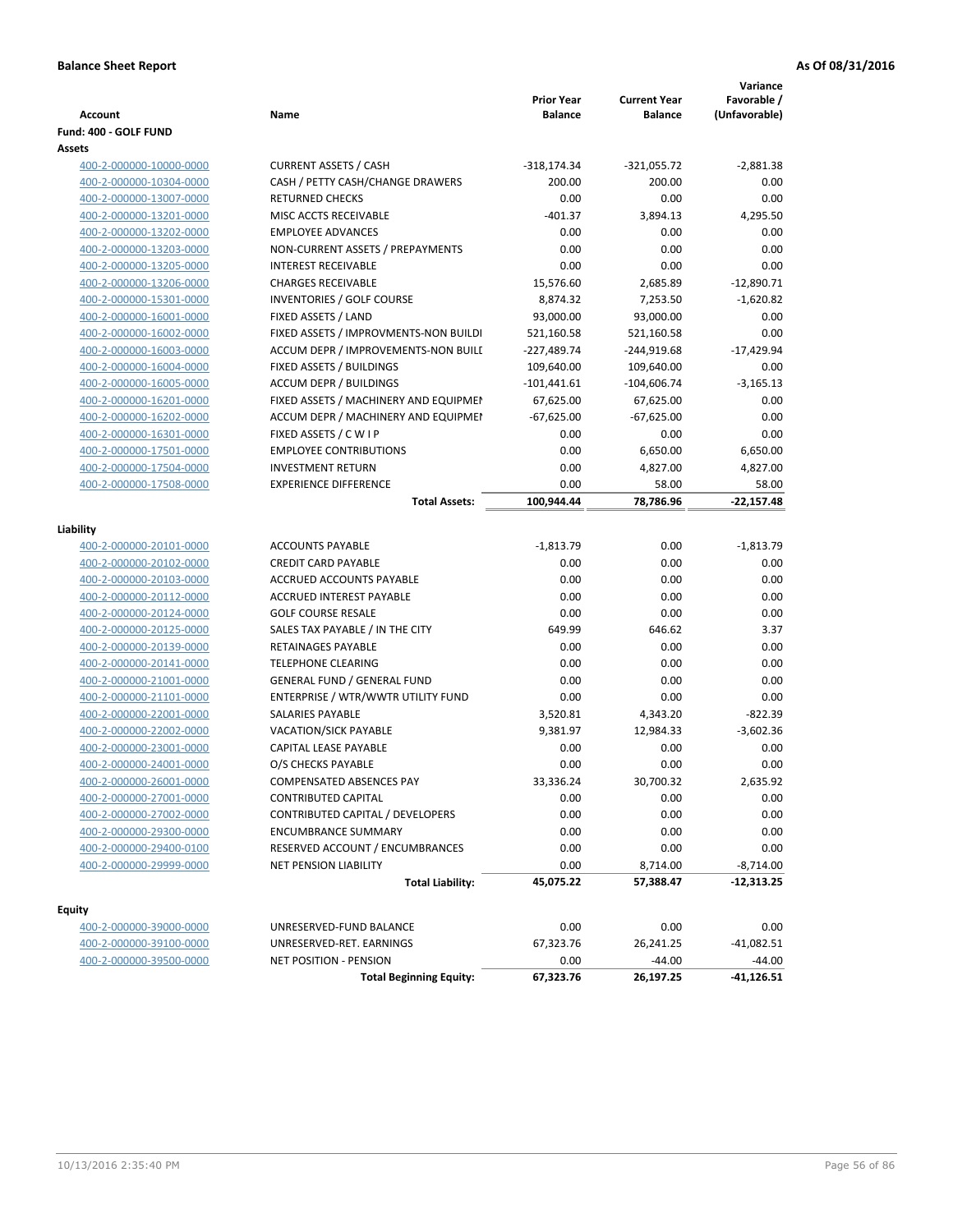**Balance Sheet Report** — **As Of 08/31/2016**

| Account | Name | Prior Year Balance | Current Year Balance | Variance Favorable / (Unfavorable) |
|---|---|---|---|---|
| **Fund: 400 - GOLF FUND** | | | | |
| **Assets** | | | | |
| 400-2-000000-10000-0000 | CURRENT ASSETS / CASH | -318,174.34 | -321,055.72 | -2,881.38 |
| 400-2-000000-10304-0000 | CASH / PETTY CASH/CHANGE DRAWERS | 200.00 | 200.00 | 0.00 |
| 400-2-000000-13007-0000 | RETURNED CHECKS | 0.00 | 0.00 | 0.00 |
| 400-2-000000-13201-0000 | MISC ACCTS RECEIVABLE | -401.37 | 3,894.13 | 4,295.50 |
| 400-2-000000-13202-0000 | EMPLOYEE ADVANCES | 0.00 | 0.00 | 0.00 |
| 400-2-000000-13203-0000 | NON-CURRENT ASSETS / PREPAYMENTS | 0.00 | 0.00 | 0.00 |
| 400-2-000000-13205-0000 | INTEREST RECEIVABLE | 0.00 | 0.00 | 0.00 |
| 400-2-000000-13206-0000 | CHARGES RECEIVABLE | 15,576.60 | 2,685.89 | -12,890.71 |
| 400-2-000000-15301-0000 | INVENTORIES / GOLF COURSE | 8,874.32 | 7,253.50 | -1,620.82 |
| 400-2-000000-16001-0000 | FIXED ASSETS / LAND | 93,000.00 | 93,000.00 | 0.00 |
| 400-2-000000-16002-0000 | FIXED ASSETS / IMPROVMENTS-NON BUILDI | 521,160.58 | 521,160.58 | 0.00 |
| 400-2-000000-16003-0000 | ACCUM DEPR / IMPROVEMENTS-NON BUILI | -227,489.74 | -244,919.68 | -17,429.94 |
| 400-2-000000-16004-0000 | FIXED ASSETS / BUILDINGS | 109,640.00 | 109,640.00 | 0.00 |
| 400-2-000000-16005-0000 | ACCUM DEPR / BUILDINGS | -101,441.61 | -104,606.74 | -3,165.13 |
| 400-2-000000-16201-0000 | FIXED ASSETS / MACHINERY AND EQUIPMEI | 67,625.00 | 67,625.00 | 0.00 |
| 400-2-000000-16202-0000 | ACCUM DEPR / MACHINERY AND EQUIPMEI | -67,625.00 | -67,625.00 | 0.00 |
| 400-2-000000-16301-0000 | FIXED ASSETS / C W I P | 0.00 | 0.00 | 0.00 |
| 400-2-000000-17501-0000 | EMPLOYEE CONTRIBUTIONS | 0.00 | 6,650.00 | 6,650.00 |
| 400-2-000000-17504-0000 | INVESTMENT RETURN | 0.00 | 4,827.00 | 4,827.00 |
| 400-2-000000-17508-0000 | EXPERIENCE DIFFERENCE | 0.00 | 58.00 | 58.00 |
| | **Total Assets:** | **100,944.44** | **78,786.96** | **-22,157.48** |
| **Liability** | | | | |
| 400-2-000000-20101-0000 | ACCOUNTS PAYABLE | -1,813.79 | 0.00 | -1,813.79 |
| 400-2-000000-20102-0000 | CREDIT CARD PAYABLE | 0.00 | 0.00 | 0.00 |
| 400-2-000000-20103-0000 | ACCRUED ACCOUNTS PAYABLE | 0.00 | 0.00 | 0.00 |
| 400-2-000000-20112-0000 | ACCRUED INTEREST PAYABLE | 0.00 | 0.00 | 0.00 |
| 400-2-000000-20124-0000 | GOLF COURSE RESALE | 0.00 | 0.00 | 0.00 |
| 400-2-000000-20125-0000 | SALES TAX PAYABLE / IN THE CITY | 649.99 | 646.62 | 3.37 |
| 400-2-000000-20139-0000 | RETAINAGES PAYABLE | 0.00 | 0.00 | 0.00 |
| 400-2-000000-20141-0000 | TELEPHONE CLEARING | 0.00 | 0.00 | 0.00 |
| 400-2-000000-21001-0000 | GENERAL FUND / GENERAL FUND | 0.00 | 0.00 | 0.00 |
| 400-2-000000-21101-0000 | ENTERPRISE / WTR/WWTR UTILITY FUND | 0.00 | 0.00 | 0.00 |
| 400-2-000000-22001-0000 | SALARIES PAYABLE | 3,520.81 | 4,343.20 | -822.39 |
| 400-2-000000-22002-0000 | VACATION/SICK PAYABLE | 9,381.97 | 12,984.33 | -3,602.36 |
| 400-2-000000-23001-0000 | CAPITAL LEASE PAYABLE | 0.00 | 0.00 | 0.00 |
| 400-2-000000-24001-0000 | O/S CHECKS PAYABLE | 0.00 | 0.00 | 0.00 |
| 400-2-000000-26001-0000 | COMPENSATED ABSENCES PAY | 33,336.24 | 30,700.32 | 2,635.92 |
| 400-2-000000-27001-0000 | CONTRIBUTED CAPITAL | 0.00 | 0.00 | 0.00 |
| 400-2-000000-27002-0000 | CONTRIBUTED CAPITAL / DEVELOPERS | 0.00 | 0.00 | 0.00 |
| 400-2-000000-29300-0000 | ENCUMBRANCE SUMMARY | 0.00 | 0.00 | 0.00 |
| 400-2-000000-29400-0100 | RESERVED ACCOUNT / ENCUMBRANCES | 0.00 | 0.00 | 0.00 |
| 400-2-000000-29999-0000 | NET PENSION LIABILITY | 0.00 | 8,714.00 | -8,714.00 |
| | **Total Liability:** | **45,075.22** | **57,388.47** | **-12,313.25** |
| **Equity** | | | | |
| 400-2-000000-39000-0000 | UNRESERVED-FUND BALANCE | 0.00 | 0.00 | 0.00 |
| 400-2-000000-39100-0000 | UNRESERVED-RET. EARNINGS | 67,323.76 | 26,241.25 | -41,082.51 |
| 400-2-000000-39500-0000 | NET POSITION - PENSION | 0.00 | -44.00 | -44.00 |
| | **Total Beginning Equity:** | **67,323.76** | **26,197.25** | **-41,126.51** |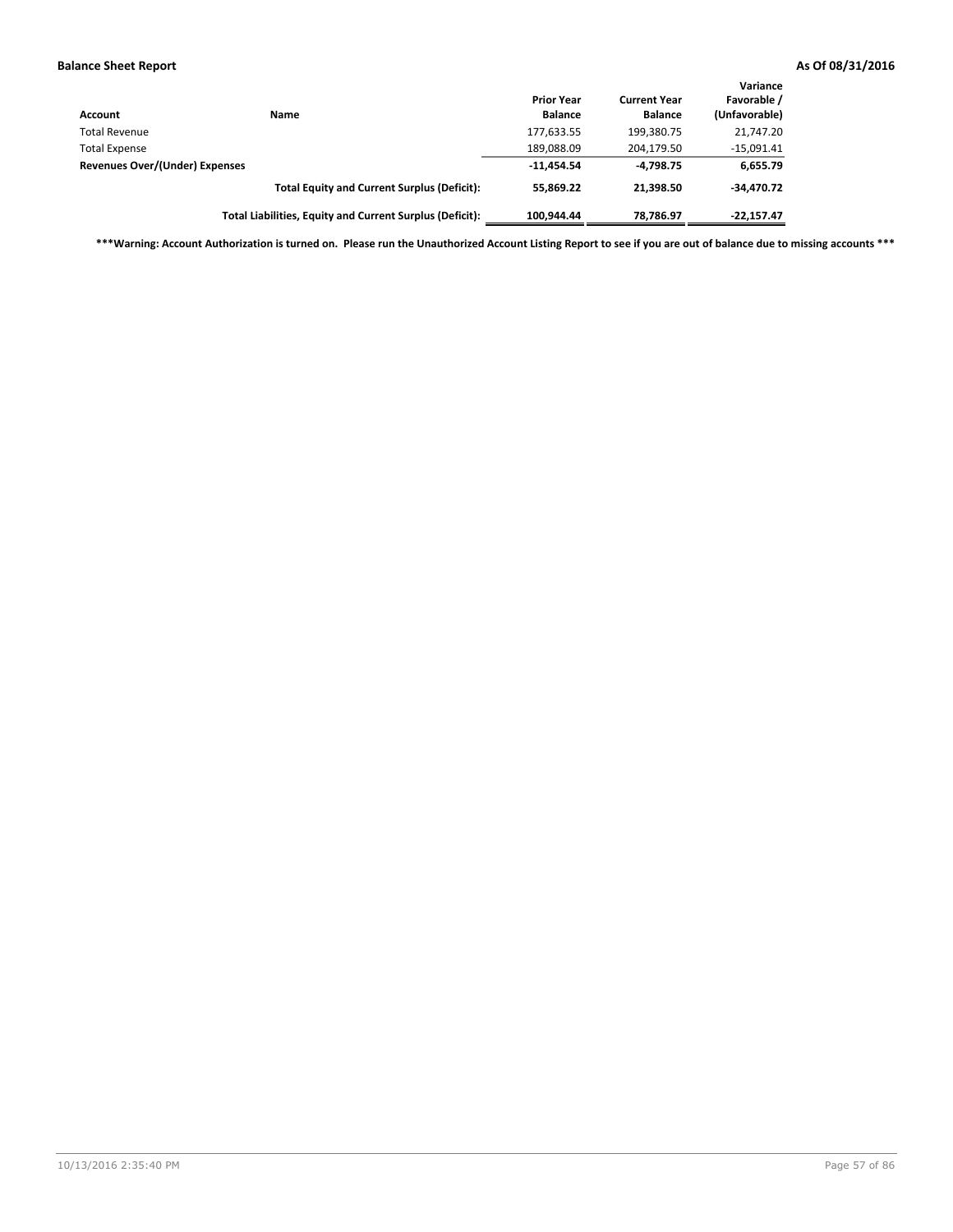**Balance Sheet Report** **As Of 08/31/2016**

| Account | Name | Prior Year Balance | Current Year Balance | Variance Favorable / (Unfavorable) |
|---|---|---|---|---|
| Total Revenue | | 177,633.55 | 199,380.75 | 21,747.20 |
| Total Expense | | 189,088.09 | 204,179.50 | -15,091.41 |
| **Revenues Over/(Under) Expenses** | | **-11,454.54** | **-4,798.75** | **6,655.79** |
| | **Total Equity and Current Surplus (Deficit):** | **55,869.22** | **21,398.50** | **-34,470.72** |
| | **Total Liabilities, Equity and Current Surplus (Deficit):** | **100,944.44** | **78,786.97** | **-22,157.47** |

**\*\*\*Warning: Account Authorization is turned on. Please run the Unauthorized Account Listing Report to see if you are out of balance due to missing accounts \*\*\***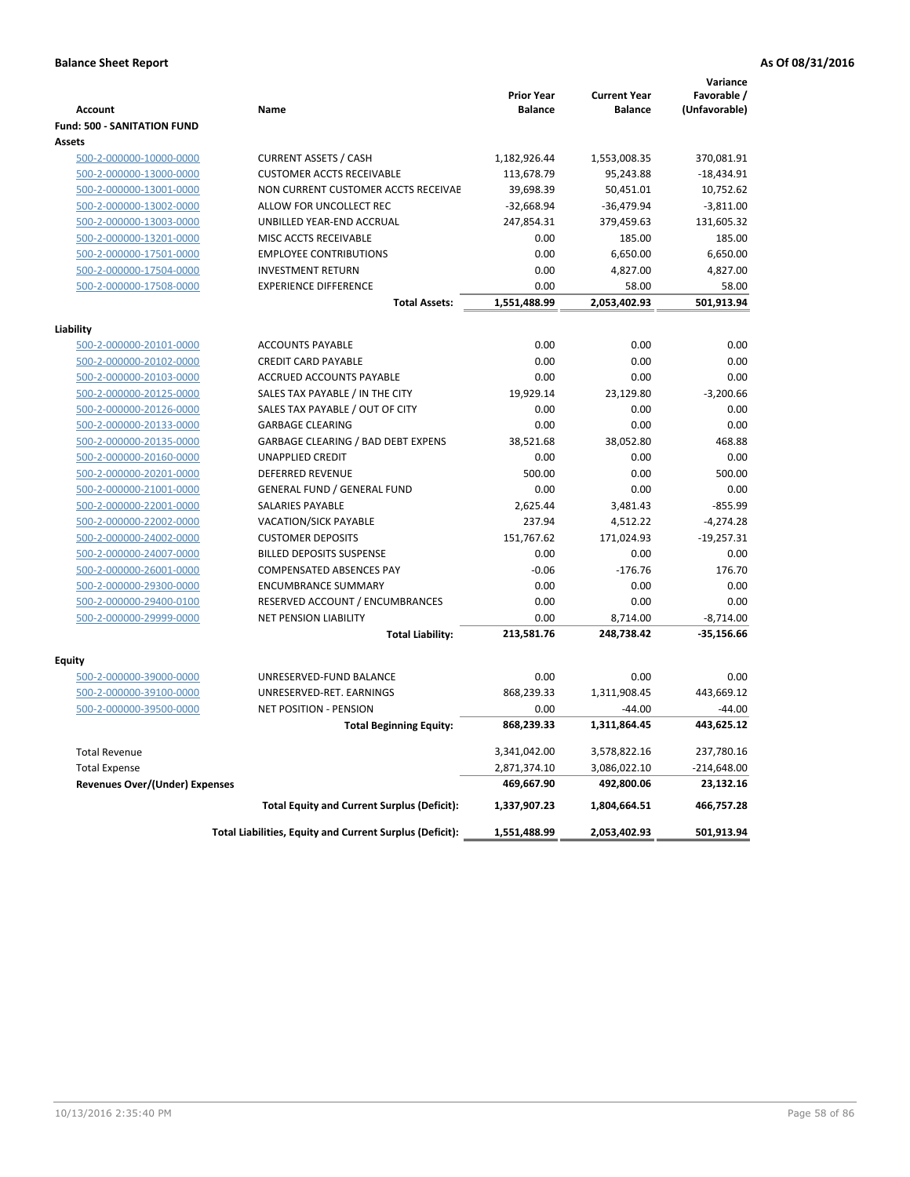**Balance Sheet Report** **As Of 08/31/2016**

| Account | Name | Prior Year Balance | Current Year Balance | Variance Favorable / (Unfavorable) |
|---|---|---|---|---|
| **Fund: 500 - SANITATION FUND** | | | | |
| **Assets** | | | | |
| 500-2-000000-10000-0000 | CURRENT ASSETS / CASH | 1,182,926.44 | 1,553,008.35 | 370,081.91 |
| 500-2-000000-13000-0000 | CUSTOMER ACCTS RECEIVABLE | 113,678.79 | 95,243.88 | -18,434.91 |
| 500-2-000000-13001-0000 | NON CURRENT CUSTOMER ACCTS RECEIVAE | 39,698.39 | 50,451.01 | 10,752.62 |
| 500-2-000000-13002-0000 | ALLOW FOR UNCOLLECT REC | -32,668.94 | -36,479.94 | -3,811.00 |
| 500-2-000000-13003-0000 | UNBILLED YEAR-END ACCRUAL | 247,854.31 | 379,459.63 | 131,605.32 |
| 500-2-000000-13201-0000 | MISC ACCTS RECEIVABLE | 0.00 | 185.00 | 185.00 |
| 500-2-000000-17501-0000 | EMPLOYEE CONTRIBUTIONS | 0.00 | 6,650.00 | 6,650.00 |
| 500-2-000000-17504-0000 | INVESTMENT RETURN | 0.00 | 4,827.00 | 4,827.00 |
| 500-2-000000-17508-0000 | EXPERIENCE DIFFERENCE | 0.00 | 58.00 | 58.00 |
| | **Total Assets:** | **1,551,488.99** | **2,053,402.93** | **501,913.94** |
| **Liability** | | | | |
| 500-2-000000-20101-0000 | ACCOUNTS PAYABLE | 0.00 | 0.00 | 0.00 |
| 500-2-000000-20102-0000 | CREDIT CARD PAYABLE | 0.00 | 0.00 | 0.00 |
| 500-2-000000-20103-0000 | ACCRUED ACCOUNTS PAYABLE | 0.00 | 0.00 | 0.00 |
| 500-2-000000-20125-0000 | SALES TAX PAYABLE / IN THE CITY | 19,929.14 | 23,129.80 | -3,200.66 |
| 500-2-000000-20126-0000 | SALES TAX PAYABLE / OUT OF CITY | 0.00 | 0.00 | 0.00 |
| 500-2-000000-20133-0000 | GARBAGE CLEARING | 0.00 | 0.00 | 0.00 |
| 500-2-000000-20135-0000 | GARBAGE CLEARING / BAD DEBT EXPENS | 38,521.68 | 38,052.80 | 468.88 |
| 500-2-000000-20160-0000 | UNAPPLIED CREDIT | 0.00 | 0.00 | 0.00 |
| 500-2-000000-20201-0000 | DEFERRED REVENUE | 500.00 | 0.00 | 500.00 |
| 500-2-000000-21001-0000 | GENERAL FUND / GENERAL FUND | 0.00 | 0.00 | 0.00 |
| 500-2-000000-22001-0000 | SALARIES PAYABLE | 2,625.44 | 3,481.43 | -855.99 |
| 500-2-000000-22002-0000 | VACATION/SICK PAYABLE | 237.94 | 4,512.22 | -4,274.28 |
| 500-2-000000-24002-0000 | CUSTOMER DEPOSITS | 151,767.62 | 171,024.93 | -19,257.31 |
| 500-2-000000-24007-0000 | BILLED DEPOSITS SUSPENSE | 0.00 | 0.00 | 0.00 |
| 500-2-000000-26001-0000 | COMPENSATED ABSENCES PAY | -0.06 | -176.76 | 176.70 |
| 500-2-000000-29300-0000 | ENCUMBRANCE SUMMARY | 0.00 | 0.00 | 0.00 |
| 500-2-000000-29400-0100 | RESERVED ACCOUNT / ENCUMBRANCES | 0.00 | 0.00 | 0.00 |
| 500-2-000000-29999-0000 | NET PENSION LIABILITY | 0.00 | 8,714.00 | -8,714.00 |
| | **Total Liability:** | **213,581.76** | **248,738.42** | **-35,156.66** |
| **Equity** | | | | |
| 500-2-000000-39000-0000 | UNRESERVED-FUND BALANCE | 0.00 | 0.00 | 0.00 |
| 500-2-000000-39100-0000 | UNRESERVED-RET. EARNINGS | 868,239.33 | 1,311,908.45 | 443,669.12 |
| 500-2-000000-39500-0000 | NET POSITION - PENSION | 0.00 | -44.00 | -44.00 |
| | **Total Beginning Equity:** | **868,239.33** | **1,311,864.45** | **443,625.12** |
| Total Revenue | | 3,341,042.00 | 3,578,822.16 | 237,780.16 |
| Total Expense | | 2,871,374.10 | 3,086,022.10 | -214,648.00 |
| **Revenues Over/(Under) Expenses** | | **469,667.90** | **492,800.06** | **23,132.16** |
| | **Total Equity and Current Surplus (Deficit):** | **1,337,907.23** | **1,804,664.51** | **466,757.28** |
| | **Total Liabilities, Equity and Current Surplus (Deficit):** | **1,551,488.99** | **2,053,402.93** | **501,913.94** |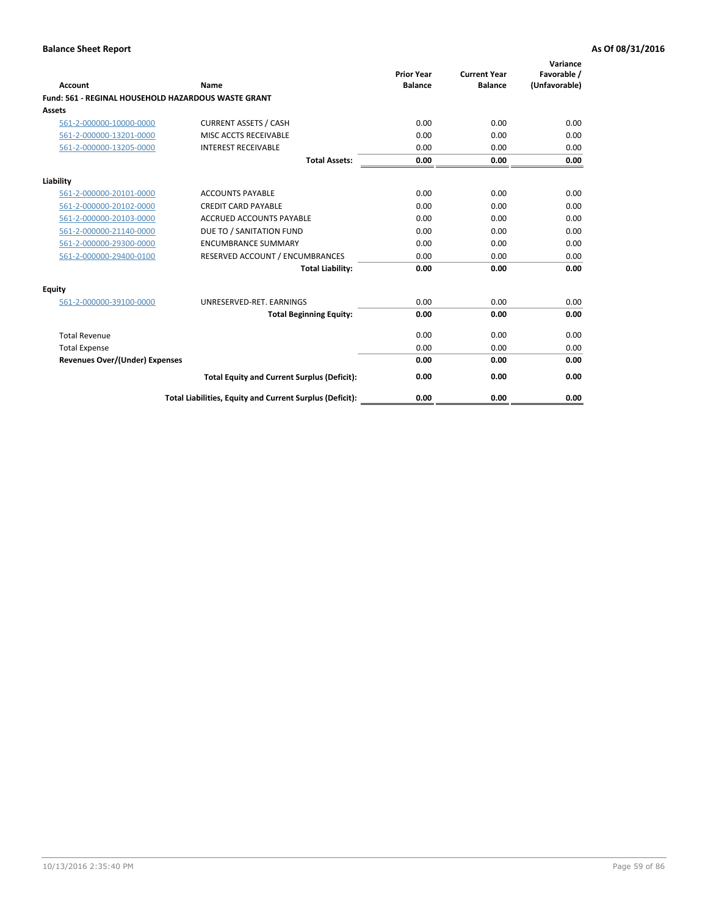**Balance Sheet Report** | **As Of 08/31/2016**

| Account | Name | Prior Year Balance | Current Year Balance | Variance Favorable / (Unfavorable) |
|---|---|---|---|---|
| **Fund: 561 - REGINAL HOUSEHOLD HAZARDOUS WASTE GRANT** | | | | |
| **Assets** | | | | |
| 561-2-000000-10000-0000 | CURRENT ASSETS / CASH | 0.00 | 0.00 | 0.00 |
| 561-2-000000-13201-0000 | MISC ACCTS RECEIVABLE | 0.00 | 0.00 | 0.00 |
| 561-2-000000-13205-0000 | INTEREST RECEIVABLE | 0.00 | 0.00 | 0.00 |
| | **Total Assets:** | **0.00** | **0.00** | **0.00** |
| **Liability** | | | | |
| 561-2-000000-20101-0000 | ACCOUNTS PAYABLE | 0.00 | 0.00 | 0.00 |
| 561-2-000000-20102-0000 | CREDIT CARD PAYABLE | 0.00 | 0.00 | 0.00 |
| 561-2-000000-20103-0000 | ACCRUED ACCOUNTS PAYABLE | 0.00 | 0.00 | 0.00 |
| 561-2-000000-21140-0000 | DUE TO / SANITATION FUND | 0.00 | 0.00 | 0.00 |
| 561-2-000000-29300-0000 | ENCUMBRANCE SUMMARY | 0.00 | 0.00 | 0.00 |
| 561-2-000000-29400-0100 | RESERVED ACCOUNT / ENCUMBRANCES | 0.00 | 0.00 | 0.00 |
| | **Total Liability:** | **0.00** | **0.00** | **0.00** |
| **Equity** | | | | |
| 561-2-000000-39100-0000 | UNRESERVED-RET. EARNINGS | 0.00 | 0.00 | 0.00 |
| | **Total Beginning Equity:** | **0.00** | **0.00** | **0.00** |
| Total Revenue | | 0.00 | 0.00 | 0.00 |
| Total Expense | | 0.00 | 0.00 | 0.00 |
| **Revenues Over/(Under) Expenses** | | **0.00** | **0.00** | **0.00** |
| | **Total Equity and Current Surplus (Deficit):** | **0.00** | **0.00** | **0.00** |
| | **Total Liabilities, Equity and Current Surplus (Deficit):** | **0.00** | **0.00** | **0.00** |

10/13/2016 2:35:40 PM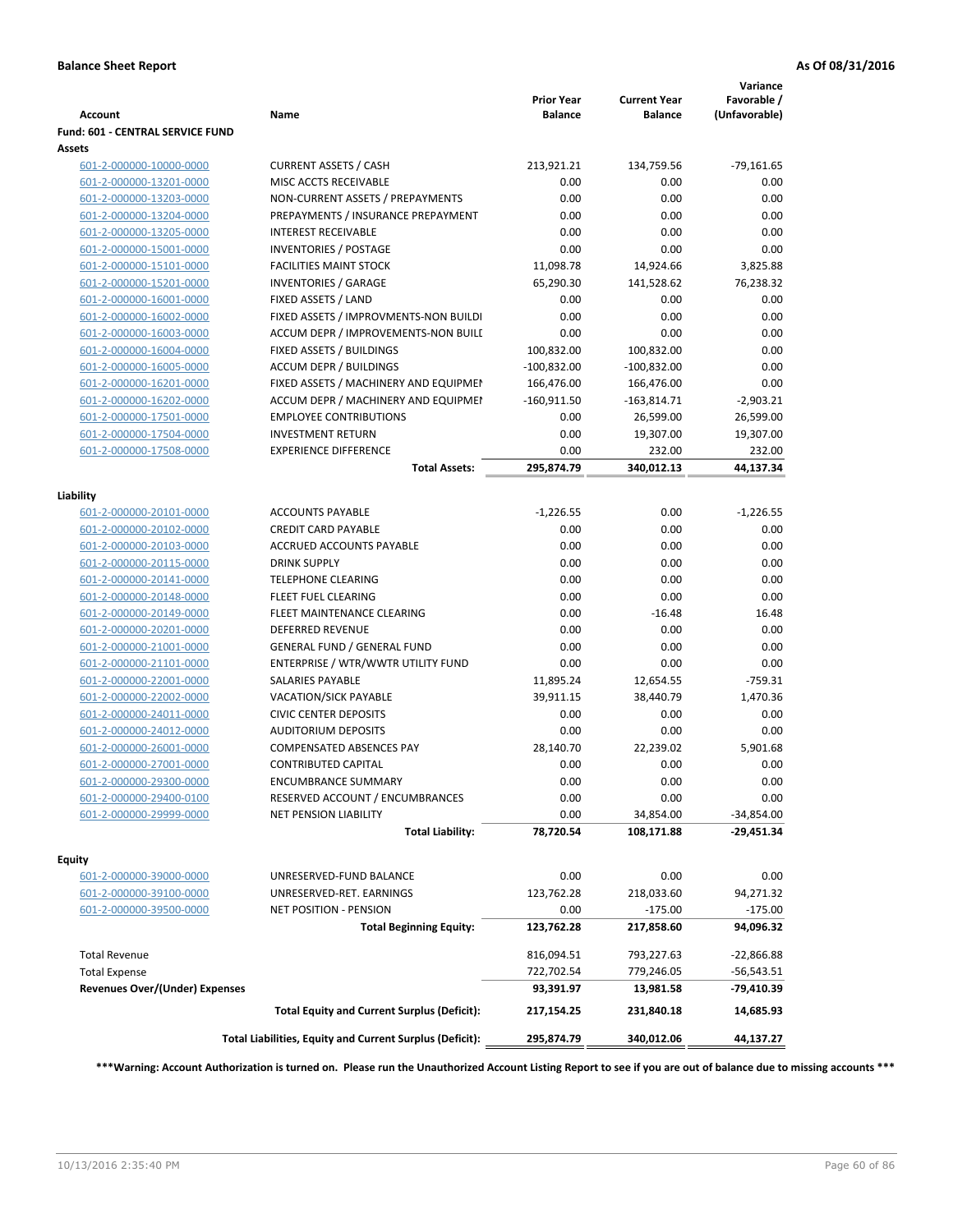**Balance Sheet Report** — As Of 08/31/2016

| Account | Name | Prior Year Balance | Current Year Balance | Variance Favorable / (Unfavorable) |
|---|---|---|---|---|
| **Fund: 601 - CENTRAL SERVICE FUND** | | | | |
| **Assets** | | | | |
| 601-2-000000-10000-0000 | CURRENT ASSETS / CASH | 213,921.21 | 134,759.56 | -79,161.65 |
| 601-2-000000-13201-0000 | MISC ACCTS RECEIVABLE | 0.00 | 0.00 | 0.00 |
| 601-2-000000-13203-0000 | NON-CURRENT ASSETS / PREPAYMENTS | 0.00 | 0.00 | 0.00 |
| 601-2-000000-13204-0000 | PREPAYMENTS / INSURANCE PREPAYMENT | 0.00 | 0.00 | 0.00 |
| 601-2-000000-13205-0000 | INTEREST RECEIVABLE | 0.00 | 0.00 | 0.00 |
| 601-2-000000-15001-0000 | INVENTORIES / POSTAGE | 0.00 | 0.00 | 0.00 |
| 601-2-000000-15101-0000 | FACILITIES MAINT STOCK | 11,098.78 | 14,924.66 | 3,825.88 |
| 601-2-000000-15201-0000 | INVENTORIES / GARAGE | 65,290.30 | 141,528.62 | 76,238.32 |
| 601-2-000000-16001-0000 | FIXED ASSETS / LAND | 0.00 | 0.00 | 0.00 |
| 601-2-000000-16002-0000 | FIXED ASSETS / IMPROVMENTS-NON BUILDI | 0.00 | 0.00 | 0.00 |
| 601-2-000000-16003-0000 | ACCUM DEPR / IMPROVEMENTS-NON BUILI | 0.00 | 0.00 | 0.00 |
| 601-2-000000-16004-0000 | FIXED ASSETS / BUILDINGS | 100,832.00 | 100,832.00 | 0.00 |
| 601-2-000000-16005-0000 | ACCUM DEPR / BUILDINGS | -100,832.00 | -100,832.00 | 0.00 |
| 601-2-000000-16201-0000 | FIXED ASSETS / MACHINERY AND EQUIPMEI | 166,476.00 | 166,476.00 | 0.00 |
| 601-2-000000-16202-0000 | ACCUM DEPR / MACHINERY AND EQUIPMEI | -160,911.50 | -163,814.71 | -2,903.21 |
| 601-2-000000-17501-0000 | EMPLOYEE CONTRIBUTIONS | 0.00 | 26,599.00 | 26,599.00 |
| 601-2-000000-17504-0000 | INVESTMENT RETURN | 0.00 | 19,307.00 | 19,307.00 |
| 601-2-000000-17508-0000 | EXPERIENCE DIFFERENCE | 0.00 | 232.00 | 232.00 |
| | **Total Assets:** | **295,874.79** | **340,012.13** | **44,137.34** |
| **Liability** | | | | |
| 601-2-000000-20101-0000 | ACCOUNTS PAYABLE | -1,226.55 | 0.00 | -1,226.55 |
| 601-2-000000-20102-0000 | CREDIT CARD PAYABLE | 0.00 | 0.00 | 0.00 |
| 601-2-000000-20103-0000 | ACCRUED ACCOUNTS PAYABLE | 0.00 | 0.00 | 0.00 |
| 601-2-000000-20115-0000 | DRINK SUPPLY | 0.00 | 0.00 | 0.00 |
| 601-2-000000-20141-0000 | TELEPHONE CLEARING | 0.00 | 0.00 | 0.00 |
| 601-2-000000-20148-0000 | FLEET FUEL CLEARING | 0.00 | 0.00 | 0.00 |
| 601-2-000000-20149-0000 | FLEET MAINTENANCE CLEARING | 0.00 | -16.48 | 16.48 |
| 601-2-000000-20201-0000 | DEFERRED REVENUE | 0.00 | 0.00 | 0.00 |
| 601-2-000000-21001-0000 | GENERAL FUND / GENERAL FUND | 0.00 | 0.00 | 0.00 |
| 601-2-000000-21101-0000 | ENTERPRISE / WTR/WWTR UTILITY FUND | 0.00 | 0.00 | 0.00 |
| 601-2-000000-22001-0000 | SALARIES PAYABLE | 11,895.24 | 12,654.55 | -759.31 |
| 601-2-000000-22002-0000 | VACATION/SICK PAYABLE | 39,911.15 | 38,440.79 | 1,470.36 |
| 601-2-000000-24011-0000 | CIVIC CENTER DEPOSITS | 0.00 | 0.00 | 0.00 |
| 601-2-000000-24012-0000 | AUDITORIUM DEPOSITS | 0.00 | 0.00 | 0.00 |
| 601-2-000000-26001-0000 | COMPENSATED ABSENCES PAY | 28,140.70 | 22,239.02 | 5,901.68 |
| 601-2-000000-27001-0000 | CONTRIBUTED CAPITAL | 0.00 | 0.00 | 0.00 |
| 601-2-000000-29300-0000 | ENCUMBRANCE SUMMARY | 0.00 | 0.00 | 0.00 |
| 601-2-000000-29400-0100 | RESERVED ACCOUNT / ENCUMBRANCES | 0.00 | 0.00 | 0.00 |
| 601-2-000000-29999-0000 | NET PENSION LIABILITY | 0.00 | 34,854.00 | -34,854.00 |
| | **Total Liability:** | **78,720.54** | **108,171.88** | **-29,451.34** |
| **Equity** | | | | |
| 601-2-000000-39000-0000 | UNRESERVED-FUND BALANCE | 0.00 | 0.00 | 0.00 |
| 601-2-000000-39100-0000 | UNRESERVED-RET. EARNINGS | 123,762.28 | 218,033.60 | 94,271.32 |
| 601-2-000000-39500-0000 | NET POSITION - PENSION | 0.00 | -175.00 | -175.00 |
| | **Total Beginning Equity:** | **123,762.28** | **217,858.60** | **94,096.32** |
| Total Revenue | | 816,094.51 | 793,227.63 | -22,866.88 |
| Total Expense | | 722,702.54 | 779,246.05 | -56,543.51 |
| **Revenues Over/(Under) Expenses** | | **93,391.97** | **13,981.58** | **-79,410.39** |
| | **Total Equity and Current Surplus (Deficit):** | **217,154.25** | **231,840.18** | **14,685.93** |
| | **Total Liabilities, Equity and Current Surplus (Deficit):** | **295,874.79** | **340,012.06** | **44,137.27** |

**\*\*\*Warning: Account Authorization is turned on. Please run the Unauthorized Account Listing Report to see if you are out of balance due to missing accounts \*\*\***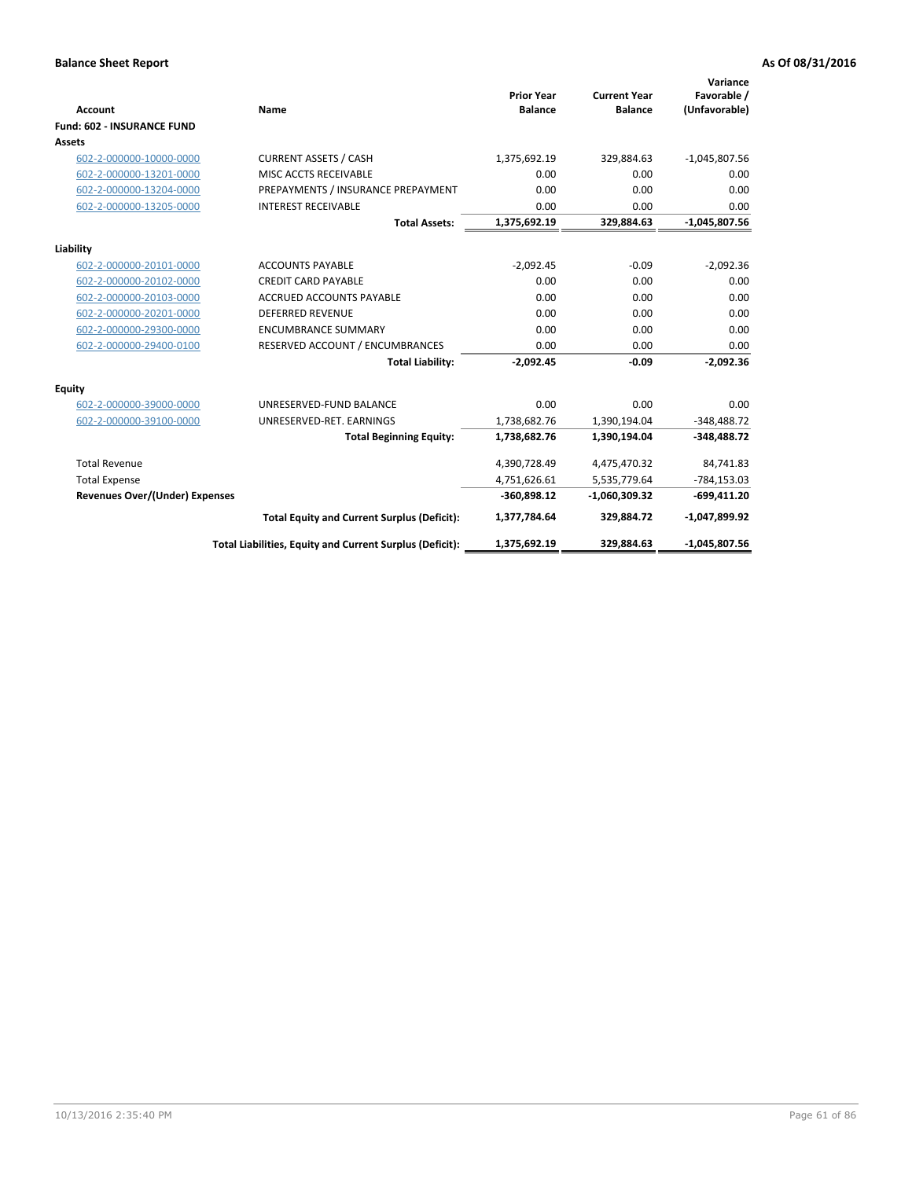**Balance Sheet Report** | **As Of 08/31/2016**

| Account | Name | Prior Year Balance | Current Year Balance | Variance Favorable / (Unfavorable) |
|---|---|---|---|---|
| **Fund: 602 - INSURANCE FUND** | | | | |
| **Assets** | | | | |
| 602-2-000000-10000-0000 | CURRENT ASSETS / CASH | 1,375,692.19 | 329,884.63 | -1,045,807.56 |
| 602-2-000000-13201-0000 | MISC ACCTS RECEIVABLE | 0.00 | 0.00 | 0.00 |
| 602-2-000000-13204-0000 | PREPAYMENTS / INSURANCE PREPAYMENT | 0.00 | 0.00 | 0.00 |
| 602-2-000000-13205-0000 | INTEREST RECEIVABLE | 0.00 | 0.00 | 0.00 |
| | **Total Assets:** | **1,375,692.19** | **329,884.63** | **-1,045,807.56** |
| **Liability** | | | | |
| 602-2-000000-20101-0000 | ACCOUNTS PAYABLE | -2,092.45 | -0.09 | -2,092.36 |
| 602-2-000000-20102-0000 | CREDIT CARD PAYABLE | 0.00 | 0.00 | 0.00 |
| 602-2-000000-20103-0000 | ACCRUED ACCOUNTS PAYABLE | 0.00 | 0.00 | 0.00 |
| 602-2-000000-20201-0000 | DEFERRED REVENUE | 0.00 | 0.00 | 0.00 |
| 602-2-000000-29300-0000 | ENCUMBRANCE SUMMARY | 0.00 | 0.00 | 0.00 |
| 602-2-000000-29400-0100 | RESERVED ACCOUNT / ENCUMBRANCES | 0.00 | 0.00 | 0.00 |
| | **Total Liability:** | **-2,092.45** | **-0.09** | **-2,092.36** |
| **Equity** | | | | |
| 602-2-000000-39000-0000 | UNRESERVED-FUND BALANCE | 0.00 | 0.00 | 0.00 |
| 602-2-000000-39100-0000 | UNRESERVED-RET. EARNINGS | 1,738,682.76 | 1,390,194.04 | -348,488.72 |
| | **Total Beginning Equity:** | **1,738,682.76** | **1,390,194.04** | **-348,488.72** |
| Total Revenue | | 4,390,728.49 | 4,475,470.32 | 84,741.83 |
| Total Expense | | 4,751,626.61 | 5,535,779.64 | -784,153.03 |
| **Revenues Over/(Under) Expenses** | | **-360,898.12** | **-1,060,309.32** | **-699,411.20** |
| | **Total Equity and Current Surplus (Deficit):** | **1,377,784.64** | **329,884.72** | **-1,047,899.92** |
| | **Total Liabilities, Equity and Current Surplus (Deficit):** | **1,375,692.19** | **329,884.63** | **-1,045,807.56** |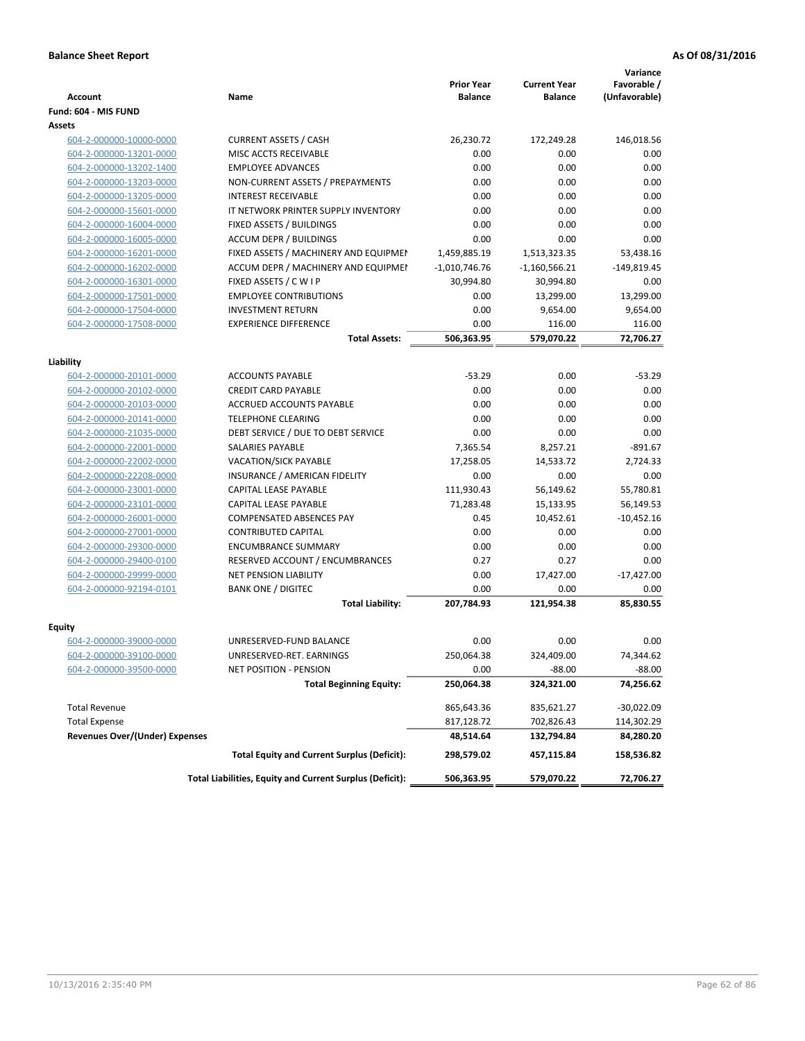**Balance Sheet Report** **As Of 08/31/2016**

| Account | Name | Prior Year Balance | Current Year Balance | Variance Favorable / (Unfavorable) |
|---|---|---|---|---|
| **Fund: 604 - MIS FUND** | | | | |
| **Assets** | | | | |
| 604-2-000000-10000-0000 | CURRENT ASSETS / CASH | 26,230.72 | 172,249.28 | 146,018.56 |
| 604-2-000000-13201-0000 | MISC ACCTS RECEIVABLE | 0.00 | 0.00 | 0.00 |
| 604-2-000000-13202-1400 | EMPLOYEE ADVANCES | 0.00 | 0.00 | 0.00 |
| 604-2-000000-13203-0000 | NON-CURRENT ASSETS / PREPAYMENTS | 0.00 | 0.00 | 0.00 |
| 604-2-000000-13205-0000 | INTEREST RECEIVABLE | 0.00 | 0.00 | 0.00 |
| 604-2-000000-15601-0000 | IT NETWORK PRINTER SUPPLY INVENTORY | 0.00 | 0.00 | 0.00 |
| 604-2-000000-16004-0000 | FIXED ASSETS / BUILDINGS | 0.00 | 0.00 | 0.00 |
| 604-2-000000-16005-0000 | ACCUM DEPR / BUILDINGS | 0.00 | 0.00 | 0.00 |
| 604-2-000000-16201-0000 | FIXED ASSETS / MACHINERY AND EQUIPMEI | 1,459,885.19 | 1,513,323.35 | 53,438.16 |
| 604-2-000000-16202-0000 | ACCUM DEPR / MACHINERY AND EQUIPMEI | -1,010,746.76 | -1,160,566.21 | -149,819.45 |
| 604-2-000000-16301-0000 | FIXED ASSETS / C W I P | 30,994.80 | 30,994.80 | 0.00 |
| 604-2-000000-17501-0000 | EMPLOYEE CONTRIBUTIONS | 0.00 | 13,299.00 | 13,299.00 |
| 604-2-000000-17504-0000 | INVESTMENT RETURN | 0.00 | 9,654.00 | 9,654.00 |
| 604-2-000000-17508-0000 | EXPERIENCE DIFFERENCE | 0.00 | 116.00 | 116.00 |
| | **Total Assets:** | **506,363.95** | **579,070.22** | **72,706.27** |
| **Liability** | | | | |
| 604-2-000000-20101-0000 | ACCOUNTS PAYABLE | -53.29 | 0.00 | -53.29 |
| 604-2-000000-20102-0000 | CREDIT CARD PAYABLE | 0.00 | 0.00 | 0.00 |
| 604-2-000000-20103-0000 | ACCRUED ACCOUNTS PAYABLE | 0.00 | 0.00 | 0.00 |
| 604-2-000000-20141-0000 | TELEPHONE CLEARING | 0.00 | 0.00 | 0.00 |
| 604-2-000000-21035-0000 | DEBT SERVICE / DUE TO DEBT SERVICE | 0.00 | 0.00 | 0.00 |
| 604-2-000000-22001-0000 | SALARIES PAYABLE | 7,365.54 | 8,257.21 | -891.67 |
| 604-2-000000-22002-0000 | VACATION/SICK PAYABLE | 17,258.05 | 14,533.72 | 2,724.33 |
| 604-2-000000-22208-0000 | INSURANCE / AMERICAN FIDELITY | 0.00 | 0.00 | 0.00 |
| 604-2-000000-23001-0000 | CAPITAL LEASE PAYABLE | 111,930.43 | 56,149.62 | 55,780.81 |
| 604-2-000000-23101-0000 | CAPITAL LEASE PAYABLE | 71,283.48 | 15,133.95 | 56,149.53 |
| 604-2-000000-26001-0000 | COMPENSATED ABSENCES PAY | 0.45 | 10,452.61 | -10,452.16 |
| 604-2-000000-27001-0000 | CONTRIBUTED CAPITAL | 0.00 | 0.00 | 0.00 |
| 604-2-000000-29300-0000 | ENCUMBRANCE SUMMARY | 0.00 | 0.00 | 0.00 |
| 604-2-000000-29400-0100 | RESERVED ACCOUNT / ENCUMBRANCES | 0.27 | 0.27 | 0.00 |
| 604-2-000000-29999-0000 | NET PENSION LIABILITY | 0.00 | 17,427.00 | -17,427.00 |
| 604-2-000000-92194-0101 | BANK ONE / DIGITEC | 0.00 | 0.00 | 0.00 |
| | **Total Liability:** | **207,784.93** | **121,954.38** | **85,830.55** |
| **Equity** | | | | |
| 604-2-000000-39000-0000 | UNRESERVED-FUND BALANCE | 0.00 | 0.00 | 0.00 |
| 604-2-000000-39100-0000 | UNRESERVED-RET. EARNINGS | 250,064.38 | 324,409.00 | 74,344.62 |
| 604-2-000000-39500-0000 | NET POSITION - PENSION | 0.00 | -88.00 | -88.00 |
| | **Total Beginning Equity:** | **250,064.38** | **324,321.00** | **74,256.62** |
| Total Revenue | | 865,643.36 | 835,621.27 | -30,022.09 |
| Total Expense | | 817,128.72 | 702,826.43 | 114,302.29 |
| **Revenues Over/(Under) Expenses** | | **48,514.64** | **132,794.84** | **84,280.20** |
| | **Total Equity and Current Surplus (Deficit):** | **298,579.02** | **457,115.84** | **158,536.82** |
| | **Total Liabilities, Equity and Current Surplus (Deficit):** | **506,363.95** | **579,070.22** | **72,706.27** |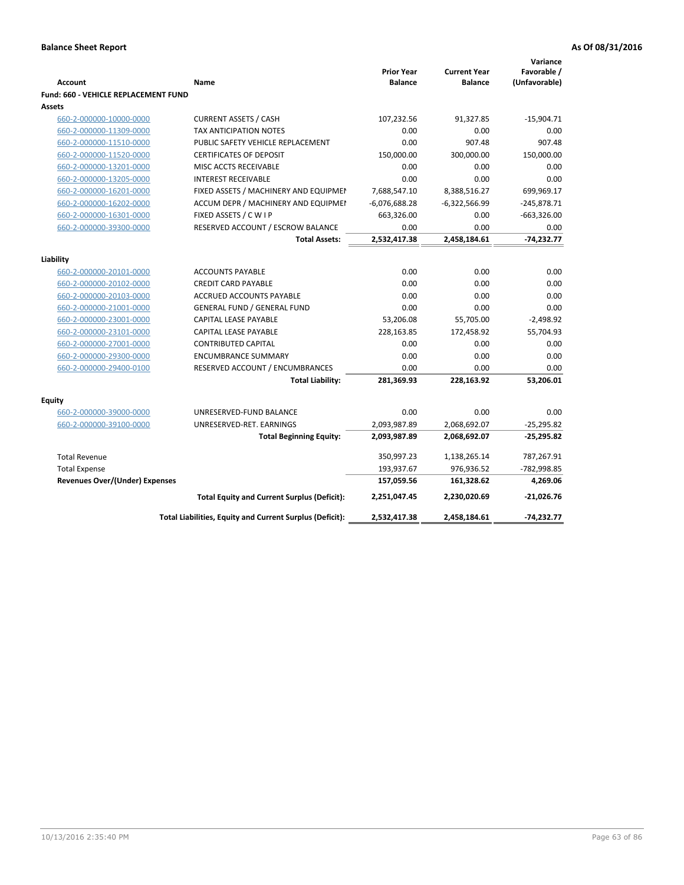**Balance Sheet Report** **As Of 08/31/2016**

| Account | Name | Prior Year Balance | Current Year Balance | Variance Favorable / (Unfavorable) |
|---|---|---|---|---|
| **Fund: 660 - VEHICLE REPLACEMENT FUND** | | | | |
| **Assets** | | | | |
| 660-2-000000-10000-0000 | CURRENT ASSETS / CASH | 107,232.56 | 91,327.85 | -15,904.71 |
| 660-2-000000-11309-0000 | TAX ANTICIPATION NOTES | 0.00 | 0.00 | 0.00 |
| 660-2-000000-11510-0000 | PUBLIC SAFETY VEHICLE REPLACEMENT | 0.00 | 907.48 | 907.48 |
| 660-2-000000-11520-0000 | CERTIFICATES OF DEPOSIT | 150,000.00 | 300,000.00 | 150,000.00 |
| 660-2-000000-13201-0000 | MISC ACCTS RECEIVABLE | 0.00 | 0.00 | 0.00 |
| 660-2-000000-13205-0000 | INTEREST RECEIVABLE | 0.00 | 0.00 | 0.00 |
| 660-2-000000-16201-0000 | FIXED ASSETS / MACHINERY AND EQUIPMEI | 7,688,547.10 | 8,388,516.27 | 699,969.17 |
| 660-2-000000-16202-0000 | ACCUM DEPR / MACHINERY AND EQUIPMEI | -6,076,688.28 | -6,322,566.99 | -245,878.71 |
| 660-2-000000-16301-0000 | FIXED ASSETS / C W I P | 663,326.00 | 0.00 | -663,326.00 |
| 660-2-000000-39300-0000 | RESERVED ACCOUNT / ESCROW BALANCE | 0.00 | 0.00 | 0.00 |
| | **Total Assets:** | **2,532,417.38** | **2,458,184.61** | **-74,232.77** |
| **Liability** | | | | |
| 660-2-000000-20101-0000 | ACCOUNTS PAYABLE | 0.00 | 0.00 | 0.00 |
| 660-2-000000-20102-0000 | CREDIT CARD PAYABLE | 0.00 | 0.00 | 0.00 |
| 660-2-000000-20103-0000 | ACCRUED ACCOUNTS PAYABLE | 0.00 | 0.00 | 0.00 |
| 660-2-000000-21001-0000 | GENERAL FUND / GENERAL FUND | 0.00 | 0.00 | 0.00 |
| 660-2-000000-23001-0000 | CAPITAL LEASE PAYABLE | 53,206.08 | 55,705.00 | -2,498.92 |
| 660-2-000000-23101-0000 | CAPITAL LEASE PAYABLE | 228,163.85 | 172,458.92 | 55,704.93 |
| 660-2-000000-27001-0000 | CONTRIBUTED CAPITAL | 0.00 | 0.00 | 0.00 |
| 660-2-000000-29300-0000 | ENCUMBRANCE SUMMARY | 0.00 | 0.00 | 0.00 |
| 660-2-000000-29400-0100 | RESERVED ACCOUNT / ENCUMBRANCES | 0.00 | 0.00 | 0.00 |
| | **Total Liability:** | **281,369.93** | **228,163.92** | **53,206.01** |
| **Equity** | | | | |
| 660-2-000000-39000-0000 | UNRESERVED-FUND BALANCE | 0.00 | 0.00 | 0.00 |
| 660-2-000000-39100-0000 | UNRESERVED-RET. EARNINGS | 2,093,987.89 | 2,068,692.07 | -25,295.82 |
| | **Total Beginning Equity:** | **2,093,987.89** | **2,068,692.07** | **-25,295.82** |
| Total Revenue | | 350,997.23 | 1,138,265.14 | 787,267.91 |
| Total Expense | | 193,937.67 | 976,936.52 | -782,998.85 |
| **Revenues Over/(Under) Expenses** | | **157,059.56** | **161,328.62** | **4,269.06** |
| | **Total Equity and Current Surplus (Deficit):** | **2,251,047.45** | **2,230,020.69** | **-21,026.76** |
| | **Total Liabilities, Equity and Current Surplus (Deficit):** | **2,532,417.38** | **2,458,184.61** | **-74,232.77** |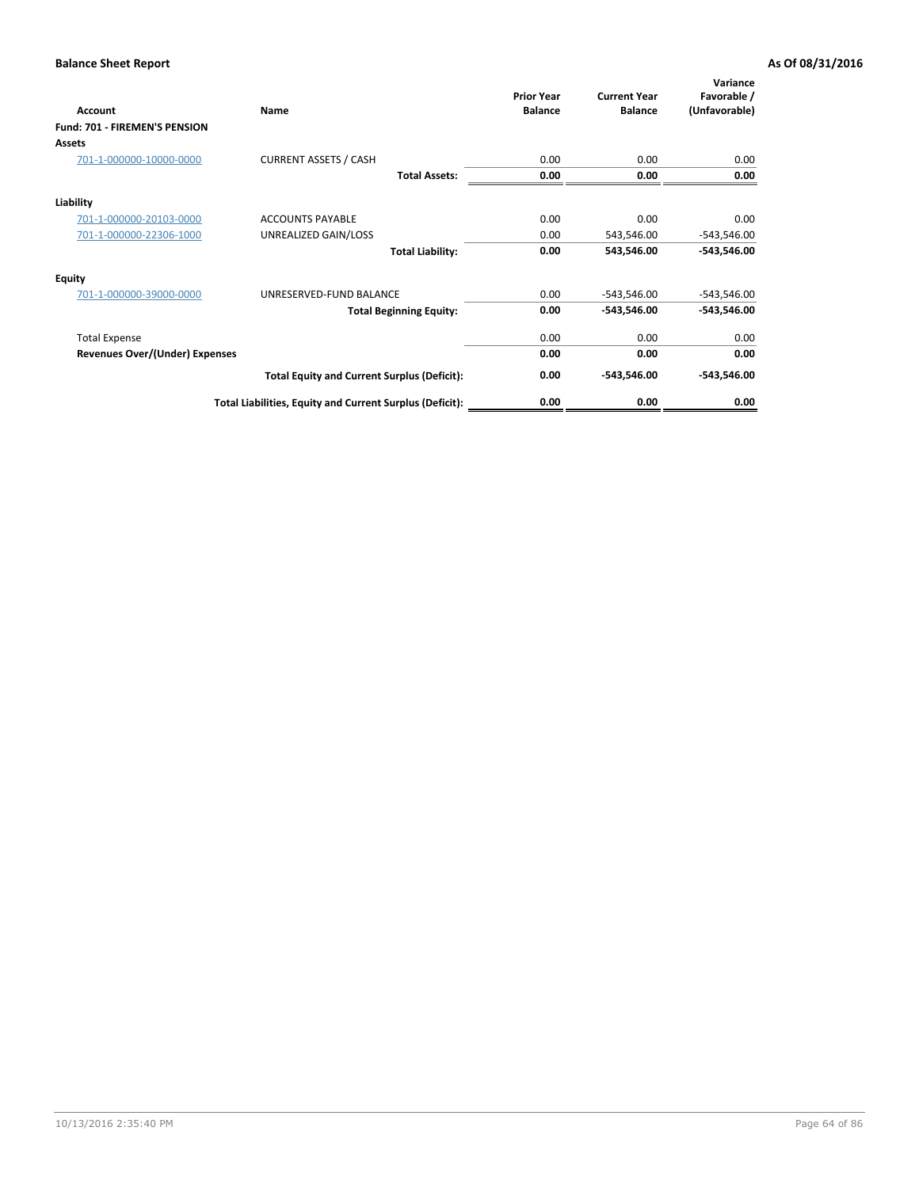**Balance Sheet Report** — **As Of 08/31/2016**

| Account | Name | Prior Year Balance | Current Year Balance | Variance Favorable / (Unfavorable) |
|---|---|---|---|---|
| **Fund: 701 - FIREMEN'S PENSION** | | | | |
| **Assets** | | | | |
| 701-1-000000-10000-0000 | CURRENT ASSETS / CASH | 0.00 | 0.00 | 0.00 |
| | **Total Assets:** | **0.00** | **0.00** | **0.00** |
| **Liability** | | | | |
| 701-1-000000-20103-0000 | ACCOUNTS PAYABLE | 0.00 | 0.00 | 0.00 |
| 701-1-000000-22306-1000 | UNREALIZED GAIN/LOSS | 0.00 | 543,546.00 | -543,546.00 |
| | **Total Liability:** | **0.00** | **543,546.00** | **-543,546.00** |
| **Equity** | | | | |
| 701-1-000000-39000-0000 | UNRESERVED-FUND BALANCE | 0.00 | -543,546.00 | -543,546.00 |
| | **Total Beginning Equity:** | **0.00** | **-543,546.00** | **-543,546.00** |
| Total Expense | | 0.00 | 0.00 | 0.00 |
| **Revenues Over/(Under) Expenses** | | **0.00** | **0.00** | **0.00** |
| | **Total Equity and Current Surplus (Deficit):** | **0.00** | **-543,546.00** | **-543,546.00** |
| | **Total Liabilities, Equity and Current Surplus (Deficit):** | **0.00** | **0.00** | **0.00** |

10/13/2016 2:35:40 PM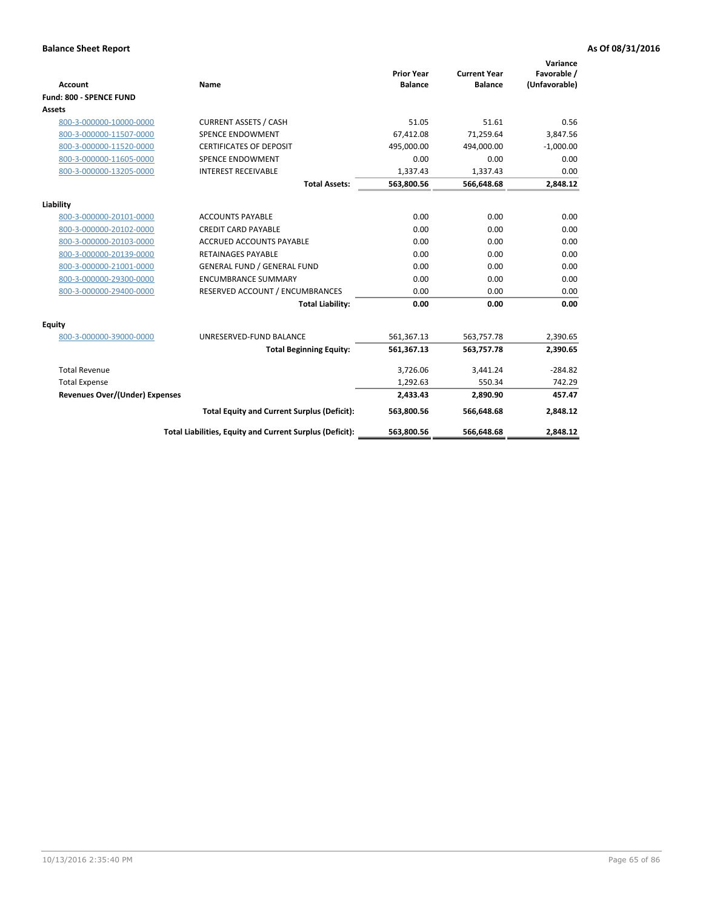**Balance Sheet Report** | **As Of 08/31/2016**

| Account | Name | Prior Year Balance | Current Year Balance | Variance Favorable / (Unfavorable) |
|---|---|---|---|---|
| **Fund: 800 - SPENCE FUND** | | | | |
| **Assets** | | | | |
| 800-3-000000-10000-0000 | CURRENT ASSETS / CASH | 51.05 | 51.61 | 0.56 |
| 800-3-000000-11507-0000 | SPENCE ENDOWMENT | 67,412.08 | 71,259.64 | 3,847.56 |
| 800-3-000000-11520-0000 | CERTIFICATES OF DEPOSIT | 495,000.00 | 494,000.00 | -1,000.00 |
| 800-3-000000-11605-0000 | SPENCE ENDOWMENT | 0.00 | 0.00 | 0.00 |
| 800-3-000000-13205-0000 | INTEREST RECEIVABLE | 1,337.43 | 1,337.43 | 0.00 |
| | **Total Assets:** | **563,800.56** | **566,648.68** | **2,848.12** |
| **Liability** | | | | |
| 800-3-000000-20101-0000 | ACCOUNTS PAYABLE | 0.00 | 0.00 | 0.00 |
| 800-3-000000-20102-0000 | CREDIT CARD PAYABLE | 0.00 | 0.00 | 0.00 |
| 800-3-000000-20103-0000 | ACCRUED ACCOUNTS PAYABLE | 0.00 | 0.00 | 0.00 |
| 800-3-000000-20139-0000 | RETAINAGES PAYABLE | 0.00 | 0.00 | 0.00 |
| 800-3-000000-21001-0000 | GENERAL FUND / GENERAL FUND | 0.00 | 0.00 | 0.00 |
| 800-3-000000-29300-0000 | ENCUMBRANCE SUMMARY | 0.00 | 0.00 | 0.00 |
| 800-3-000000-29400-0000 | RESERVED ACCOUNT / ENCUMBRANCES | 0.00 | 0.00 | 0.00 |
| | **Total Liability:** | **0.00** | **0.00** | **0.00** |
| **Equity** | | | | |
| 800-3-000000-39000-0000 | UNRESERVED-FUND BALANCE | 561,367.13 | 563,757.78 | 2,390.65 |
| | **Total Beginning Equity:** | **561,367.13** | **563,757.78** | **2,390.65** |
| Total Revenue | | 3,726.06 | 3,441.24 | -284.82 |
| Total Expense | | 1,292.63 | 550.34 | 742.29 |
| **Revenues Over/(Under) Expenses** | | **2,433.43** | **2,890.90** | **457.47** |
| | **Total Equity and Current Surplus (Deficit):** | **563,800.56** | **566,648.68** | **2,848.12** |
| | **Total Liabilities, Equity and Current Surplus (Deficit):** | **563,800.56** | **566,648.68** | **2,848.12** |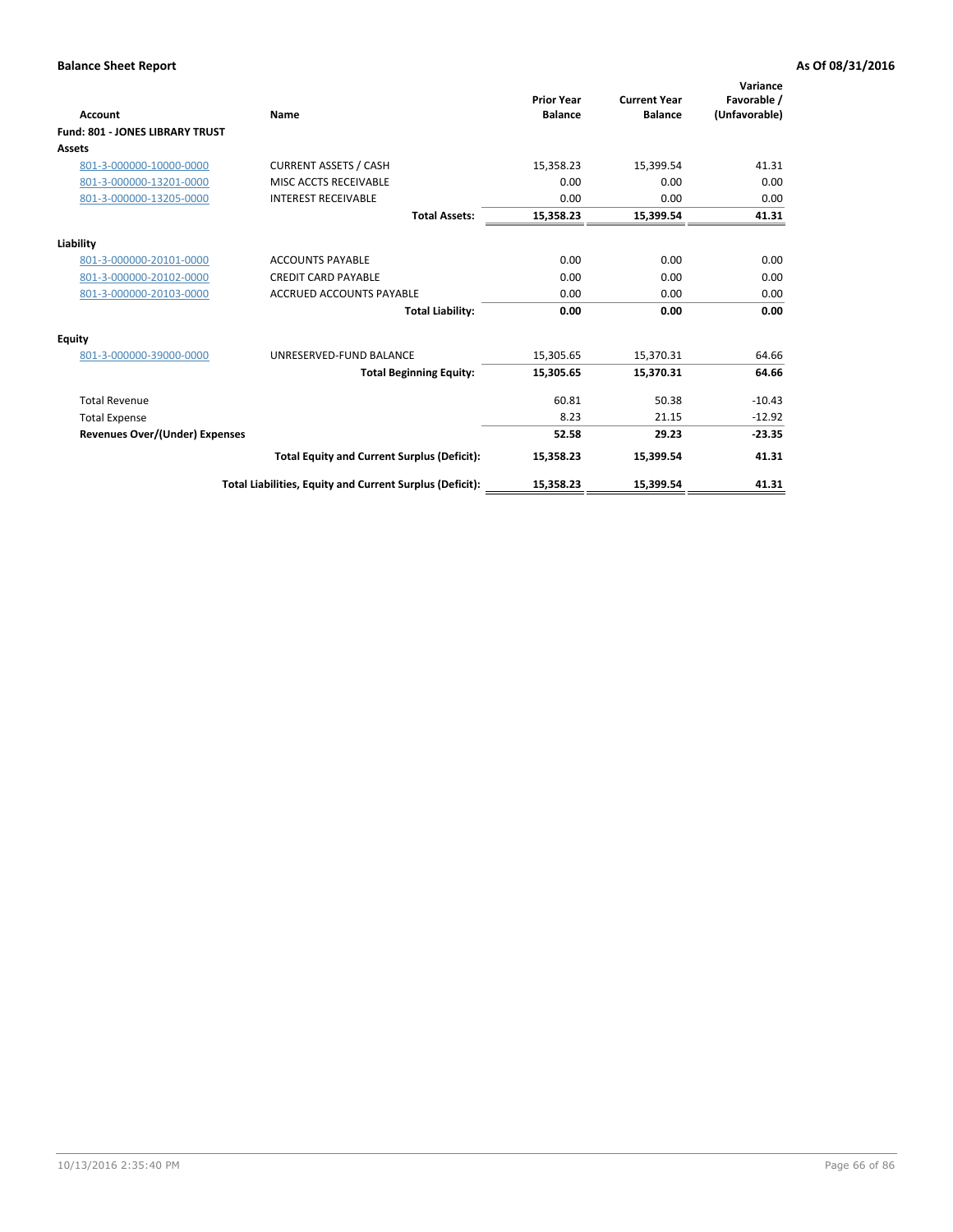**Balance Sheet Report** **As Of 08/31/2016**

| Account | Name | Prior Year Balance | Current Year Balance | Variance Favorable / (Unfavorable) |
|---|---|---|---|---|
| **Fund: 801 - JONES LIBRARY TRUST** | | | | |
| **Assets** | | | | |
| 801-3-000000-10000-0000 | CURRENT ASSETS / CASH | 15,358.23 | 15,399.54 | 41.31 |
| 801-3-000000-13201-0000 | MISC ACCTS RECEIVABLE | 0.00 | 0.00 | 0.00 |
| 801-3-000000-13205-0000 | INTEREST RECEIVABLE | 0.00 | 0.00 | 0.00 |
| | **Total Assets:** | **15,358.23** | **15,399.54** | **41.31** |
| **Liability** | | | | |
| 801-3-000000-20101-0000 | ACCOUNTS PAYABLE | 0.00 | 0.00 | 0.00 |
| 801-3-000000-20102-0000 | CREDIT CARD PAYABLE | 0.00 | 0.00 | 0.00 |
| 801-3-000000-20103-0000 | ACCRUED ACCOUNTS PAYABLE | 0.00 | 0.00 | 0.00 |
| | **Total Liability:** | **0.00** | **0.00** | **0.00** |
| **Equity** | | | | |
| 801-3-000000-39000-0000 | UNRESERVED-FUND BALANCE | 15,305.65 | 15,370.31 | 64.66 |
| | **Total Beginning Equity:** | **15,305.65** | **15,370.31** | **64.66** |
| Total Revenue | | 60.81 | 50.38 | -10.43 |
| Total Expense | | 8.23 | 21.15 | -12.92 |
| **Revenues Over/(Under) Expenses** | | **52.58** | **29.23** | **-23.35** |
| | **Total Equity and Current Surplus (Deficit):** | **15,358.23** | **15,399.54** | **41.31** |
| | **Total Liabilities, Equity and Current Surplus (Deficit):** | **15,358.23** | **15,399.54** | **41.31** |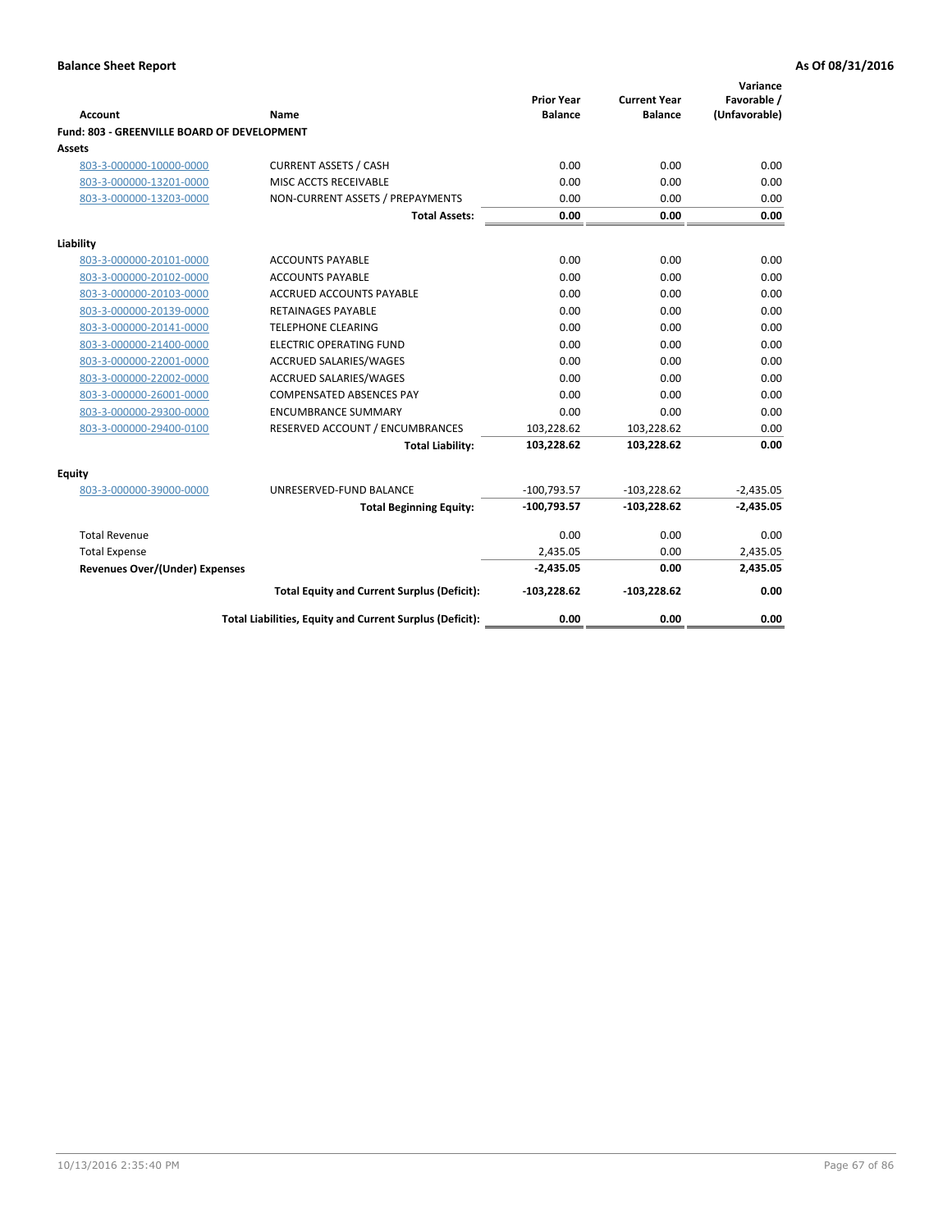**Balance Sheet Report** **As Of 08/31/2016**

| Account | Name | Prior Year Balance | Current Year Balance | Variance Favorable / (Unfavorable) |
|---|---|---|---|---|
| **Fund: 803 - GREENVILLE BOARD OF DEVELOPMENT** | | | | |
| **Assets** | | | | |
| 803-3-000000-10000-0000 | CURRENT ASSETS / CASH | 0.00 | 0.00 | 0.00 |
| 803-3-000000-13201-0000 | MISC ACCTS RECEIVABLE | 0.00 | 0.00 | 0.00 |
| 803-3-000000-13203-0000 | NON-CURRENT ASSETS / PREPAYMENTS | 0.00 | 0.00 | 0.00 |
| | **Total Assets:** | **0.00** | **0.00** | **0.00** |
| **Liability** | | | | |
| 803-3-000000-20101-0000 | ACCOUNTS PAYABLE | 0.00 | 0.00 | 0.00 |
| 803-3-000000-20102-0000 | ACCOUNTS PAYABLE | 0.00 | 0.00 | 0.00 |
| 803-3-000000-20103-0000 | ACCRUED ACCOUNTS PAYABLE | 0.00 | 0.00 | 0.00 |
| 803-3-000000-20139-0000 | RETAINAGES PAYABLE | 0.00 | 0.00 | 0.00 |
| 803-3-000000-20141-0000 | TELEPHONE CLEARING | 0.00 | 0.00 | 0.00 |
| 803-3-000000-21400-0000 | ELECTRIC OPERATING FUND | 0.00 | 0.00 | 0.00 |
| 803-3-000000-22001-0000 | ACCRUED SALARIES/WAGES | 0.00 | 0.00 | 0.00 |
| 803-3-000000-22002-0000 | ACCRUED SALARIES/WAGES | 0.00 | 0.00 | 0.00 |
| 803-3-000000-26001-0000 | COMPENSATED ABSENCES PAY | 0.00 | 0.00 | 0.00 |
| 803-3-000000-29300-0000 | ENCUMBRANCE SUMMARY | 0.00 | 0.00 | 0.00 |
| 803-3-000000-29400-0100 | RESERVED ACCOUNT / ENCUMBRANCES | 103,228.62 | 103,228.62 | 0.00 |
| | **Total Liability:** | **103,228.62** | **103,228.62** | **0.00** |
| **Equity** | | | | |
| 803-3-000000-39000-0000 | UNRESERVED-FUND BALANCE | -100,793.57 | -103,228.62 | -2,435.05 |
| | **Total Beginning Equity:** | **-100,793.57** | **-103,228.62** | **-2,435.05** |
| Total Revenue | | 0.00 | 0.00 | 0.00 |
| Total Expense | | 2,435.05 | 0.00 | 2,435.05 |
| **Revenues Over/(Under) Expenses** | | **-2,435.05** | **0.00** | **2,435.05** |
| | **Total Equity and Current Surplus (Deficit):** | **-103,228.62** | **-103,228.62** | **0.00** |
| | **Total Liabilities, Equity and Current Surplus (Deficit):** | **0.00** | **0.00** | **0.00** |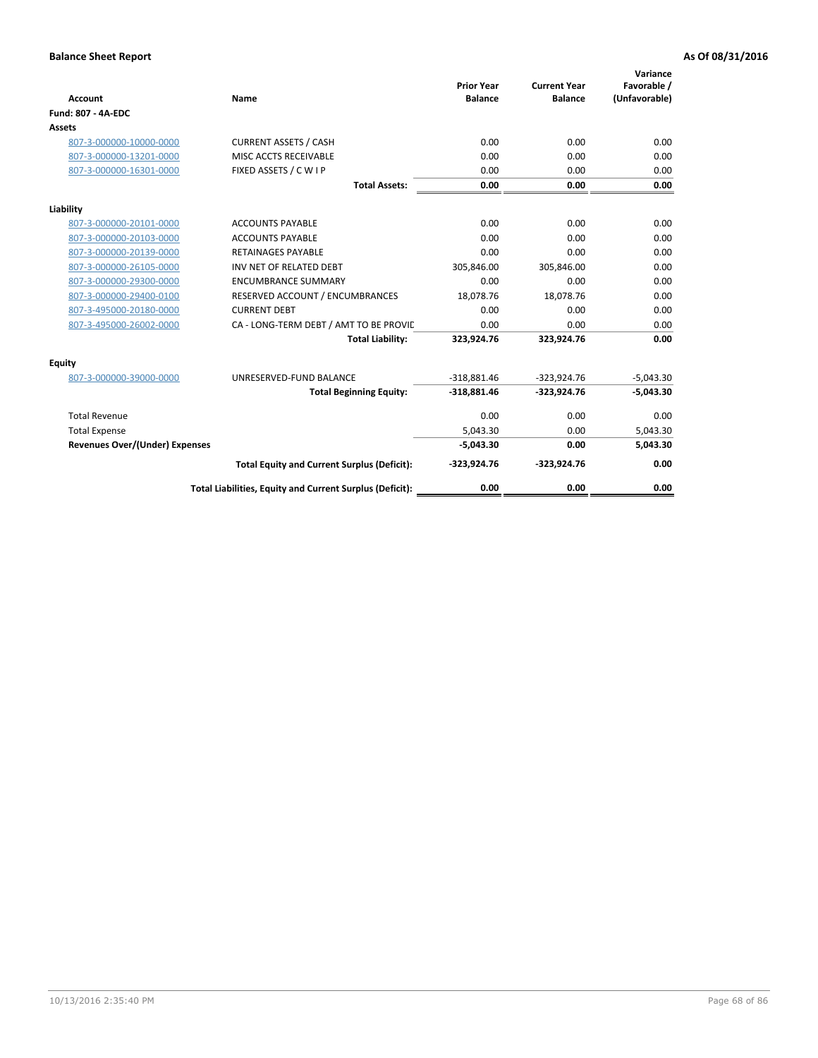**Balance Sheet Report** | **As Of 08/31/2016**

| Account | Name | Prior Year Balance | Current Year Balance | Variance Favorable / (Unfavorable) |
|---|---|---|---|---|
| **Fund: 807 - 4A-EDC** | | | | |
| **Assets** | | | | |
| 807-3-000000-10000-0000 | CURRENT ASSETS / CASH | 0.00 | 0.00 | 0.00 |
| 807-3-000000-13201-0000 | MISC ACCTS RECEIVABLE | 0.00 | 0.00 | 0.00 |
| 807-3-000000-16301-0000 | FIXED ASSETS / C W I P | 0.00 | 0.00 | 0.00 |
| | **Total Assets:** | **0.00** | **0.00** | **0.00** |
| **Liability** | | | | |
| 807-3-000000-20101-0000 | ACCOUNTS PAYABLE | 0.00 | 0.00 | 0.00 |
| 807-3-000000-20103-0000 | ACCOUNTS PAYABLE | 0.00 | 0.00 | 0.00 |
| 807-3-000000-20139-0000 | RETAINAGES PAYABLE | 0.00 | 0.00 | 0.00 |
| 807-3-000000-26105-0000 | INV NET OF RELATED DEBT | 305,846.00 | 305,846.00 | 0.00 |
| 807-3-000000-29300-0000 | ENCUMBRANCE SUMMARY | 0.00 | 0.00 | 0.00 |
| 807-3-000000-29400-0100 | RESERVED ACCOUNT / ENCUMBRANCES | 18,078.76 | 18,078.76 | 0.00 |
| 807-3-495000-20180-0000 | CURRENT DEBT | 0.00 | 0.00 | 0.00 |
| 807-3-495000-26002-0000 | CA - LONG-TERM DEBT / AMT TO BE PROVIC | 0.00 | 0.00 | 0.00 |
| | **Total Liability:** | **323,924.76** | **323,924.76** | **0.00** |
| **Equity** | | | | |
| 807-3-000000-39000-0000 | UNRESERVED-FUND BALANCE | -318,881.46 | -323,924.76 | -5,043.30 |
| | **Total Beginning Equity:** | **-318,881.46** | **-323,924.76** | **-5,043.30** |
| Total Revenue | | 0.00 | 0.00 | 0.00 |
| Total Expense | | 5,043.30 | 0.00 | 5,043.30 |
| **Revenues Over/(Under) Expenses** | | **-5,043.30** | **0.00** | **5,043.30** |
| | **Total Equity and Current Surplus (Deficit):** | **-323,924.76** | **-323,924.76** | **0.00** |
| | **Total Liabilities, Equity and Current Surplus (Deficit):** | **0.00** | **0.00** | **0.00** |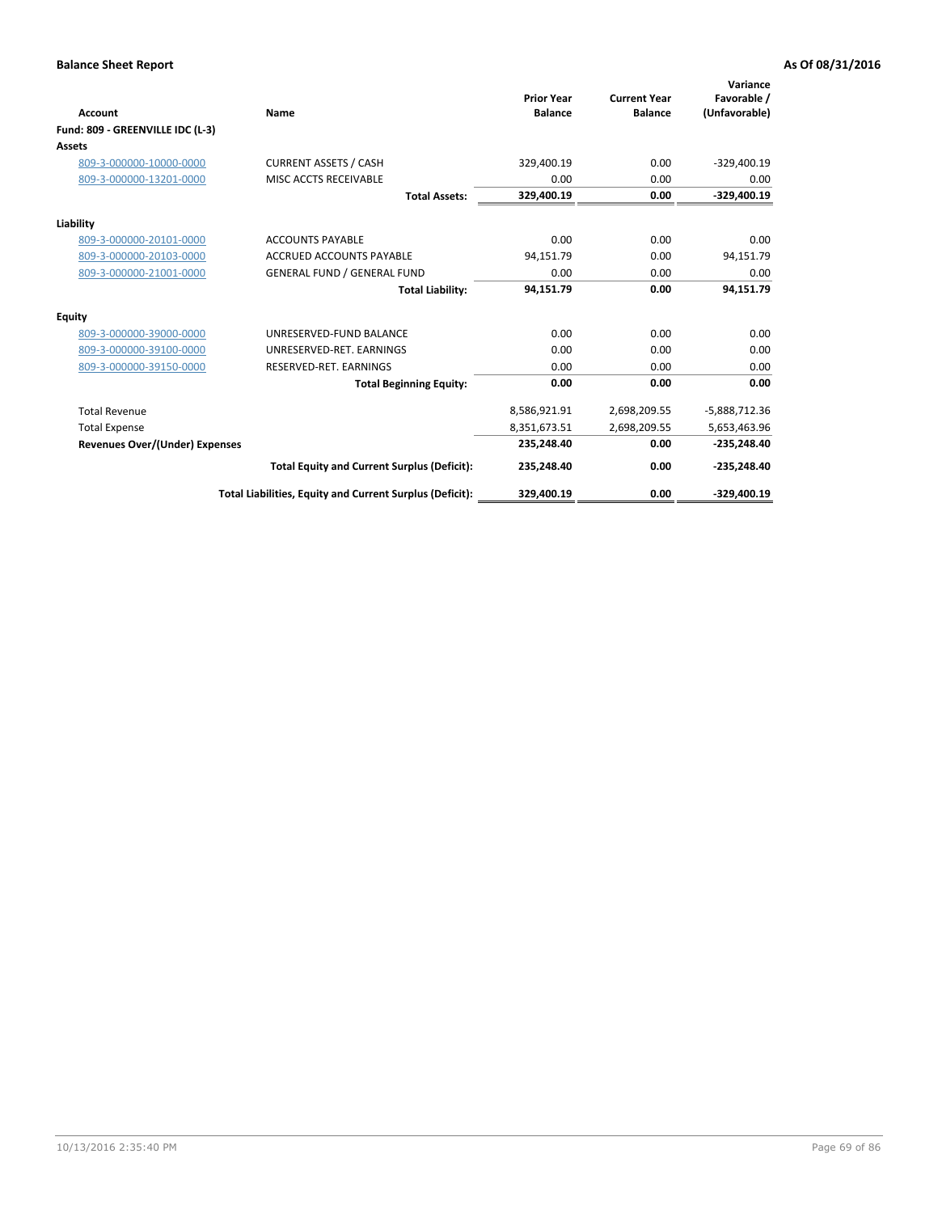**Balance Sheet Report** **As Of 08/31/2016**

| Account | Name | Prior Year Balance | Current Year Balance | Variance Favorable / (Unfavorable) |
|---|---|---|---|---|
| **Fund: 809 - GREENVILLE IDC (L-3)** | | | | |
| **Assets** | | | | |
| 809-3-000000-10000-0000 | CURRENT ASSETS / CASH | 329,400.19 | 0.00 | -329,400.19 |
| 809-3-000000-13201-0000 | MISC ACCTS RECEIVABLE | 0.00 | 0.00 | 0.00 |
| | **Total Assets:** | **329,400.19** | **0.00** | **-329,400.19** |
| **Liability** | | | | |
| 809-3-000000-20101-0000 | ACCOUNTS PAYABLE | 0.00 | 0.00 | 0.00 |
| 809-3-000000-20103-0000 | ACCRUED ACCOUNTS PAYABLE | 94,151.79 | 0.00 | 94,151.79 |
| 809-3-000000-21001-0000 | GENERAL FUND / GENERAL FUND | 0.00 | 0.00 | 0.00 |
| | **Total Liability:** | **94,151.79** | **0.00** | **94,151.79** |
| **Equity** | | | | |
| 809-3-000000-39000-0000 | UNRESERVED-FUND BALANCE | 0.00 | 0.00 | 0.00 |
| 809-3-000000-39100-0000 | UNRESERVED-RET. EARNINGS | 0.00 | 0.00 | 0.00 |
| 809-3-000000-39150-0000 | RESERVED-RET. EARNINGS | 0.00 | 0.00 | 0.00 |
| | **Total Beginning Equity:** | **0.00** | **0.00** | **0.00** |
| Total Revenue | | 8,586,921.91 | 2,698,209.55 | -5,888,712.36 |
| Total Expense | | 8,351,673.51 | 2,698,209.55 | 5,653,463.96 |
| **Revenues Over/(Under) Expenses** | | **235,248.40** | **0.00** | **-235,248.40** |
| | **Total Equity and Current Surplus (Deficit):** | **235,248.40** | **0.00** | **-235,248.40** |
| | **Total Liabilities, Equity and Current Surplus (Deficit):** | **329,400.19** | **0.00** | **-329,400.19** |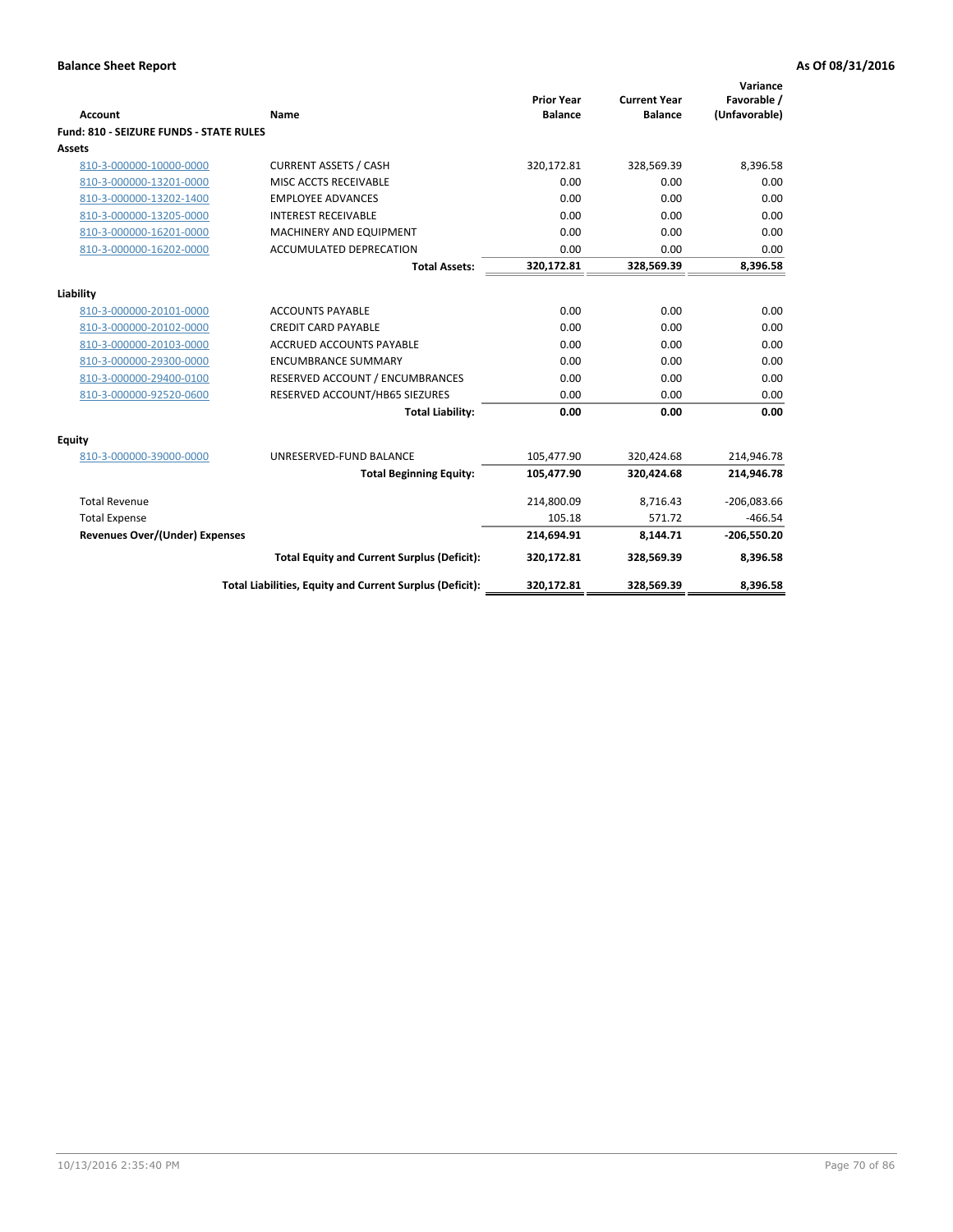**Balance Sheet Report** | **As Of 08/31/2016**

| Account | Name | Prior Year Balance | Current Year Balance | Variance Favorable / (Unfavorable) |
|---|---|---|---|---|
| **Fund: 810 - SEIZURE FUNDS - STATE RULES** | | | | |
| **Assets** | | | | |
| 810-3-000000-10000-0000 | CURRENT ASSETS / CASH | 320,172.81 | 328,569.39 | 8,396.58 |
| 810-3-000000-13201-0000 | MISC ACCTS RECEIVABLE | 0.00 | 0.00 | 0.00 |
| 810-3-000000-13202-1400 | EMPLOYEE ADVANCES | 0.00 | 0.00 | 0.00 |
| 810-3-000000-13205-0000 | INTEREST RECEIVABLE | 0.00 | 0.00 | 0.00 |
| 810-3-000000-16201-0000 | MACHINERY AND EQUIPMENT | 0.00 | 0.00 | 0.00 |
| 810-3-000000-16202-0000 | ACCUMULATED DEPRECATION | 0.00 | 0.00 | 0.00 |
| | **Total Assets:** | **320,172.81** | **328,569.39** | **8,396.58** |
| **Liability** | | | | |
| 810-3-000000-20101-0000 | ACCOUNTS PAYABLE | 0.00 | 0.00 | 0.00 |
| 810-3-000000-20102-0000 | CREDIT CARD PAYABLE | 0.00 | 0.00 | 0.00 |
| 810-3-000000-20103-0000 | ACCRUED ACCOUNTS PAYABLE | 0.00 | 0.00 | 0.00 |
| 810-3-000000-29300-0000 | ENCUMBRANCE SUMMARY | 0.00 | 0.00 | 0.00 |
| 810-3-000000-29400-0100 | RESERVED ACCOUNT / ENCUMBRANCES | 0.00 | 0.00 | 0.00 |
| 810-3-000000-92520-0600 | RESERVED ACCOUNT/HB65 SIEZURES | 0.00 | 0.00 | 0.00 |
| | **Total Liability:** | **0.00** | **0.00** | **0.00** |
| **Equity** | | | | |
| 810-3-000000-39000-0000 | UNRESERVED-FUND BALANCE | 105,477.90 | 320,424.68 | 214,946.78 |
| | **Total Beginning Equity:** | **105,477.90** | **320,424.68** | **214,946.78** |
| Total Revenue | | 214,800.09 | 8,716.43 | -206,083.66 |
| Total Expense | | 105.18 | 571.72 | -466.54 |
| **Revenues Over/(Under) Expenses** | | **214,694.91** | **8,144.71** | **-206,550.20** |
| | **Total Equity and Current Surplus (Deficit):** | **320,172.81** | **328,569.39** | **8,396.58** |
| | **Total Liabilities, Equity and Current Surplus (Deficit):** | **320,172.81** | **328,569.39** | **8,396.58** |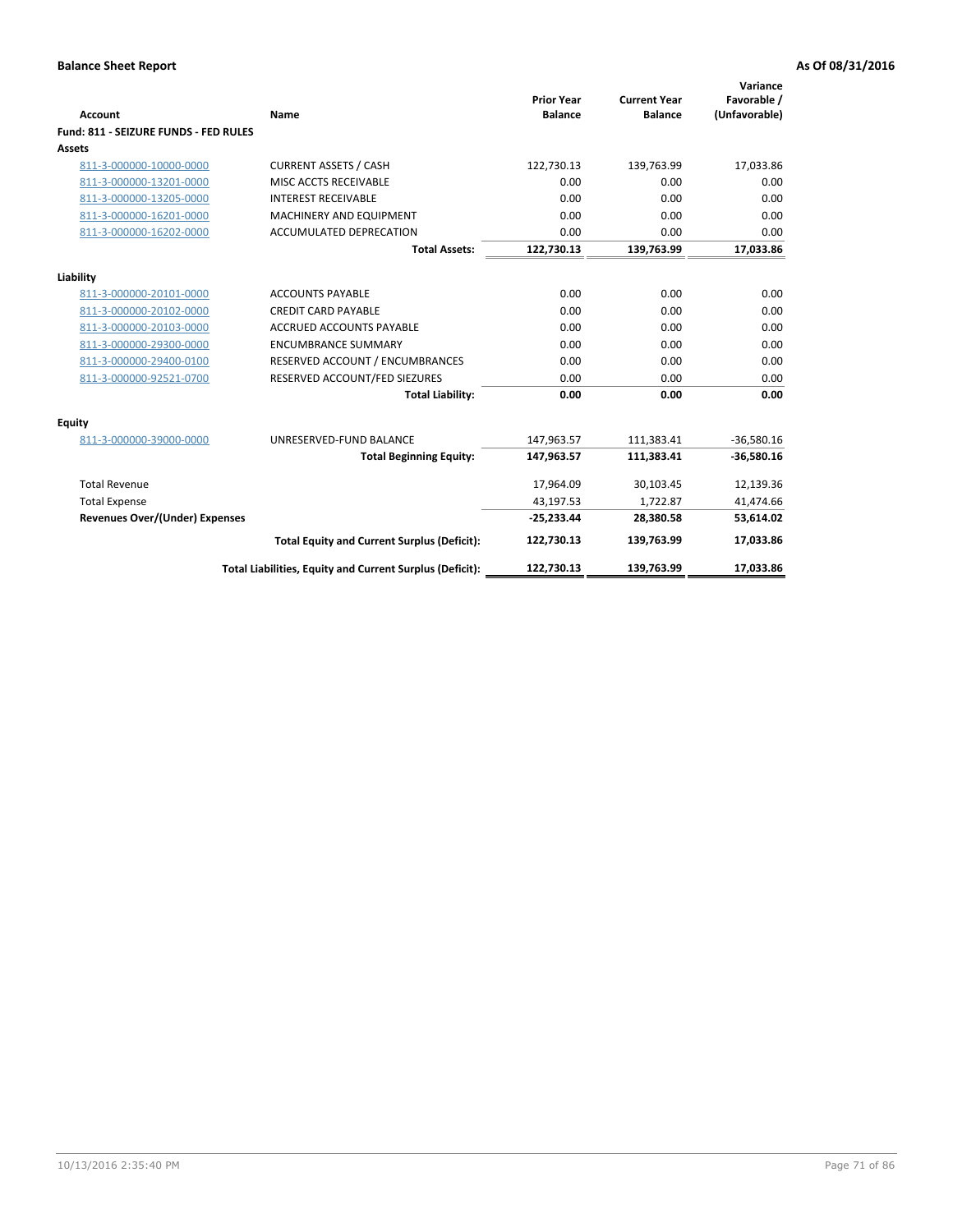**Balance Sheet Report** | **As Of 08/31/2016**

| Account | Name | Prior Year Balance | Current Year Balance | Variance Favorable / (Unfavorable) |
|---|---|---|---|---|
| **Fund: 811 - SEIZURE FUNDS - FED RULES** | | | | |
| **Assets** | | | | |
| 811-3-000000-10000-0000 | CURRENT ASSETS / CASH | 122,730.13 | 139,763.99 | 17,033.86 |
| 811-3-000000-13201-0000 | MISC ACCTS RECEIVABLE | 0.00 | 0.00 | 0.00 |
| 811-3-000000-13205-0000 | INTEREST RECEIVABLE | 0.00 | 0.00 | 0.00 |
| 811-3-000000-16201-0000 | MACHINERY AND EQUIPMENT | 0.00 | 0.00 | 0.00 |
| 811-3-000000-16202-0000 | ACCUMULATED DEPRECATION | 0.00 | 0.00 | 0.00 |
| | **Total Assets:** | **122,730.13** | **139,763.99** | **17,033.86** |
| **Liability** | | | | |
| 811-3-000000-20101-0000 | ACCOUNTS PAYABLE | 0.00 | 0.00 | 0.00 |
| 811-3-000000-20102-0000 | CREDIT CARD PAYABLE | 0.00 | 0.00 | 0.00 |
| 811-3-000000-20103-0000 | ACCRUED ACCOUNTS PAYABLE | 0.00 | 0.00 | 0.00 |
| 811-3-000000-29300-0000 | ENCUMBRANCE SUMMARY | 0.00 | 0.00 | 0.00 |
| 811-3-000000-29400-0100 | RESERVED ACCOUNT / ENCUMBRANCES | 0.00 | 0.00 | 0.00 |
| 811-3-000000-92521-0700 | RESERVED ACCOUNT/FED SIEZURES | 0.00 | 0.00 | 0.00 |
| | **Total Liability:** | **0.00** | **0.00** | **0.00** |
| **Equity** | | | | |
| 811-3-000000-39000-0000 | UNRESERVED-FUND BALANCE | 147,963.57 | 111,383.41 | -36,580.16 |
| | **Total Beginning Equity:** | **147,963.57** | **111,383.41** | **-36,580.16** |
| Total Revenue | | 17,964.09 | 30,103.45 | 12,139.36 |
| Total Expense | | 43,197.53 | 1,722.87 | 41,474.66 |
| **Revenues Over/(Under) Expenses** | | **-25,233.44** | **28,380.58** | **53,614.02** |
| | **Total Equity and Current Surplus (Deficit):** | **122,730.13** | **139,763.99** | **17,033.86** |
| | **Total Liabilities, Equity and Current Surplus (Deficit):** | **122,730.13** | **139,763.99** | **17,033.86** |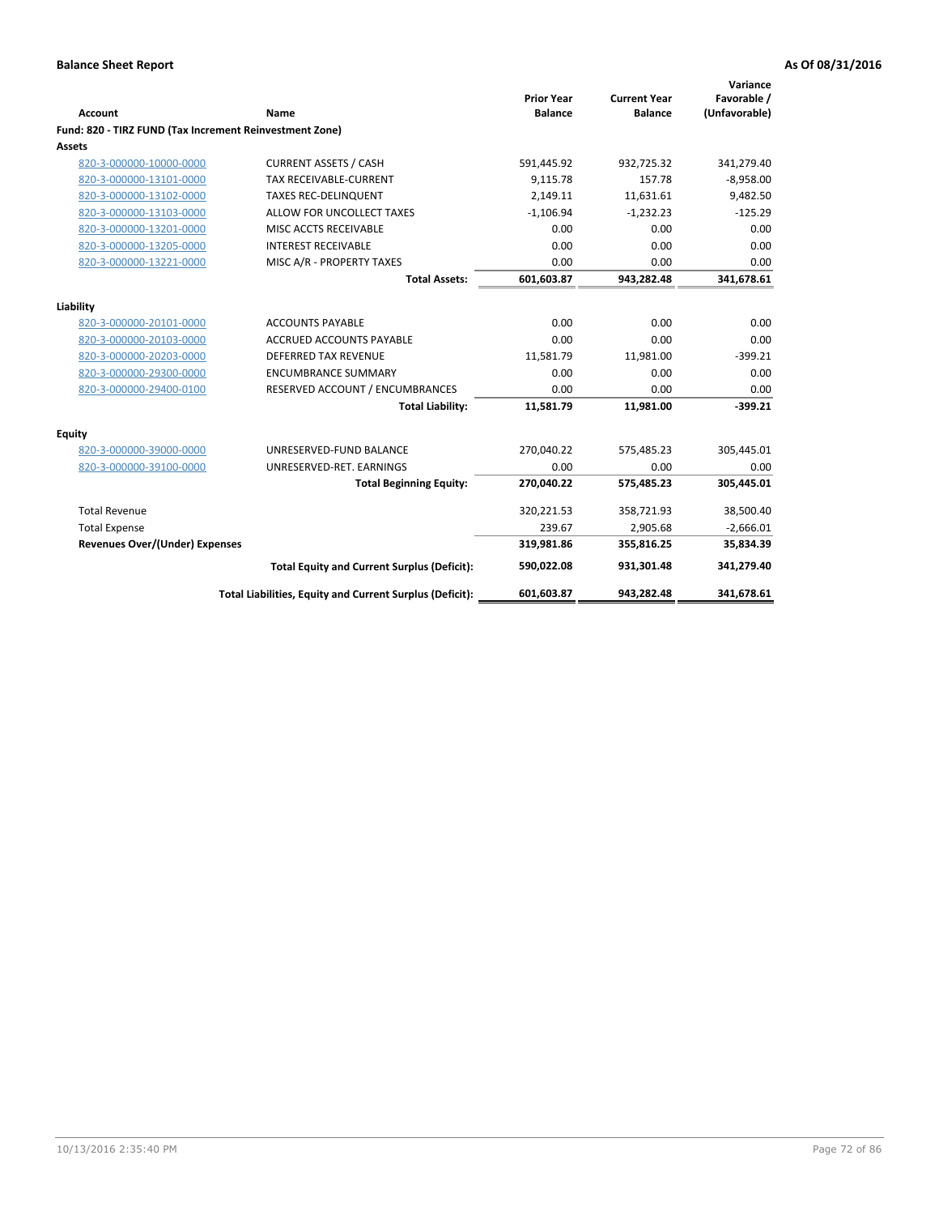**Balance Sheet Report** **As Of 08/31/2016**

| Account | Name | Prior Year Balance | Current Year Balance | Variance Favorable / (Unfavorable) |
|---|---|---|---|---|
| **Fund: 820 - TIRZ FUND (Tax Increment Reinvestment Zone)** | | | | |
| **Assets** | | | | |
| 820-3-000000-10000-0000 | CURRENT ASSETS / CASH | 591,445.92 | 932,725.32 | 341,279.40 |
| 820-3-000000-13101-0000 | TAX RECEIVABLE-CURRENT | 9,115.78 | 157.78 | -8,958.00 |
| 820-3-000000-13102-0000 | TAXES REC-DELINQUENT | 2,149.11 | 11,631.61 | 9,482.50 |
| 820-3-000000-13103-0000 | ALLOW FOR UNCOLLECT TAXES | -1,106.94 | -1,232.23 | -125.29 |
| 820-3-000000-13201-0000 | MISC ACCTS RECEIVABLE | 0.00 | 0.00 | 0.00 |
| 820-3-000000-13205-0000 | INTEREST RECEIVABLE | 0.00 | 0.00 | 0.00 |
| 820-3-000000-13221-0000 | MISC A/R - PROPERTY TAXES | 0.00 | 0.00 | 0.00 |
| | **Total Assets:** | **601,603.87** | **943,282.48** | **341,678.61** |
| **Liability** | | | | |
| 820-3-000000-20101-0000 | ACCOUNTS PAYABLE | 0.00 | 0.00 | 0.00 |
| 820-3-000000-20103-0000 | ACCRUED ACCOUNTS PAYABLE | 0.00 | 0.00 | 0.00 |
| 820-3-000000-20203-0000 | DEFERRED TAX REVENUE | 11,581.79 | 11,981.00 | -399.21 |
| 820-3-000000-29300-0000 | ENCUMBRANCE SUMMARY | 0.00 | 0.00 | 0.00 |
| 820-3-000000-29400-0100 | RESERVED ACCOUNT / ENCUMBRANCES | 0.00 | 0.00 | 0.00 |
| | **Total Liability:** | **11,581.79** | **11,981.00** | **-399.21** |
| **Equity** | | | | |
| 820-3-000000-39000-0000 | UNRESERVED-FUND BALANCE | 270,040.22 | 575,485.23 | 305,445.01 |
| 820-3-000000-39100-0000 | UNRESERVED-RET. EARNINGS | 0.00 | 0.00 | 0.00 |
| | **Total Beginning Equity:** | **270,040.22** | **575,485.23** | **305,445.01** |
| Total Revenue | | 320,221.53 | 358,721.93 | 38,500.40 |
| Total Expense | | 239.67 | 2,905.68 | -2,666.01 |
| **Revenues Over/(Under) Expenses** | | **319,981.86** | **355,816.25** | **35,834.39** |
| | **Total Equity and Current Surplus (Deficit):** | **590,022.08** | **931,301.48** | **341,279.40** |
| | **Total Liabilities, Equity and Current Surplus (Deficit):** | **601,603.87** | **943,282.48** | **341,678.61** |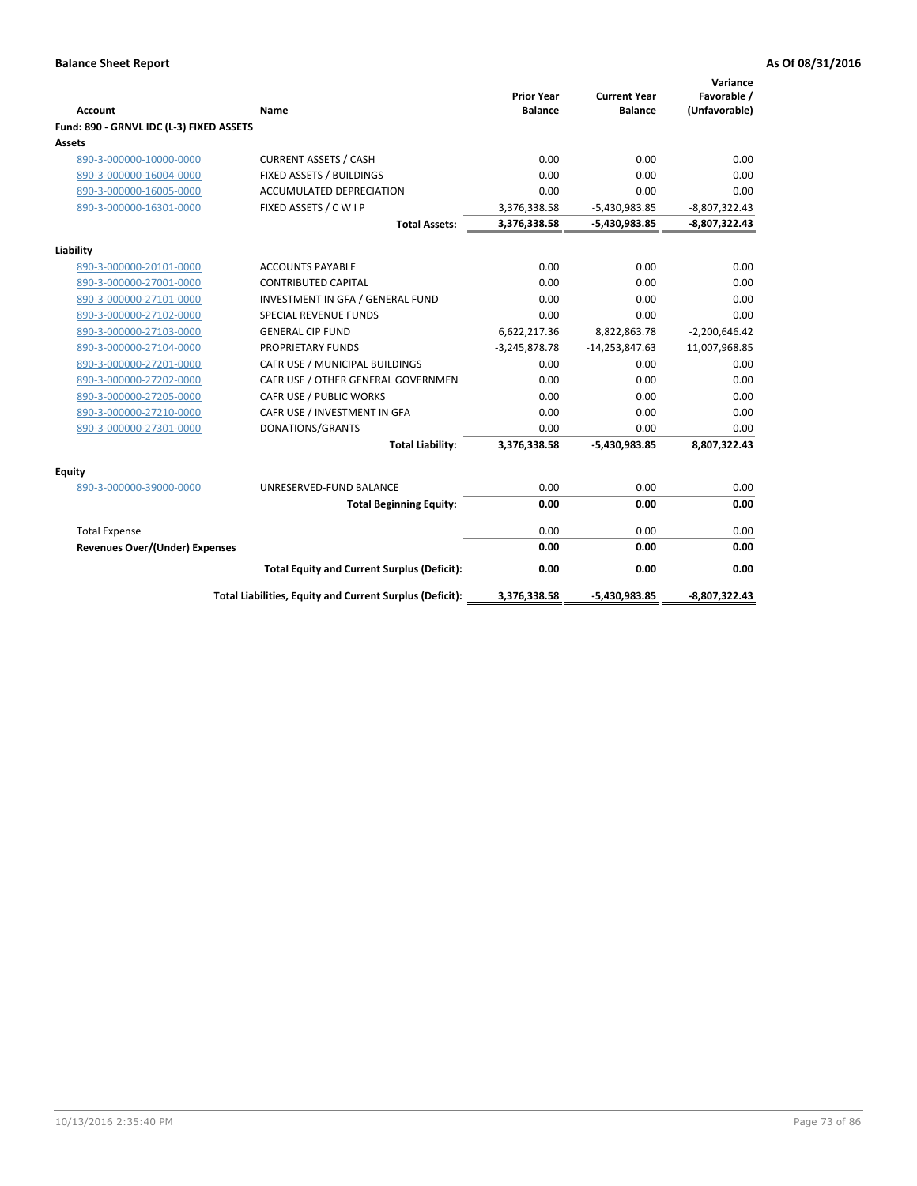**Balance Sheet Report** **As Of 08/31/2016**

| Account | Name | Prior Year Balance | Current Year Balance | Variance Favorable / (Unfavorable) |
|---|---|---|---|---|
| **Fund: 890 - GRNVL IDC (L-3) FIXED ASSETS** | | | | |
| **Assets** | | | | |
| 890-3-000000-10000-0000 | CURRENT ASSETS / CASH | 0.00 | 0.00 | 0.00 |
| 890-3-000000-16004-0000 | FIXED ASSETS / BUILDINGS | 0.00 | 0.00 | 0.00 |
| 890-3-000000-16005-0000 | ACCUMULATED DEPRECIATION | 0.00 | 0.00 | 0.00 |
| 890-3-000000-16301-0000 | FIXED ASSETS / C W I P | 3,376,338.58 | -5,430,983.85 | -8,807,322.43 |
| | **Total Assets:** | **3,376,338.58** | **-5,430,983.85** | **-8,807,322.43** |
| **Liability** | | | | |
| 890-3-000000-20101-0000 | ACCOUNTS PAYABLE | 0.00 | 0.00 | 0.00 |
| 890-3-000000-27001-0000 | CONTRIBUTED CAPITAL | 0.00 | 0.00 | 0.00 |
| 890-3-000000-27101-0000 | INVESTMENT IN GFA / GENERAL FUND | 0.00 | 0.00 | 0.00 |
| 890-3-000000-27102-0000 | SPECIAL REVENUE FUNDS | 0.00 | 0.00 | 0.00 |
| 890-3-000000-27103-0000 | GENERAL CIP FUND | 6,622,217.36 | 8,822,863.78 | -2,200,646.42 |
| 890-3-000000-27104-0000 | PROPRIETARY FUNDS | -3,245,878.78 | -14,253,847.63 | 11,007,968.85 |
| 890-3-000000-27201-0000 | CAFR USE / MUNICIPAL BUILDINGS | 0.00 | 0.00 | 0.00 |
| 890-3-000000-27202-0000 | CAFR USE / OTHER GENERAL GOVERNMEN | 0.00 | 0.00 | 0.00 |
| 890-3-000000-27205-0000 | CAFR USE / PUBLIC WORKS | 0.00 | 0.00 | 0.00 |
| 890-3-000000-27210-0000 | CAFR USE / INVESTMENT IN GFA | 0.00 | 0.00 | 0.00 |
| 890-3-000000-27301-0000 | DONATIONS/GRANTS | 0.00 | 0.00 | 0.00 |
| | **Total Liability:** | **3,376,338.58** | **-5,430,983.85** | **8,807,322.43** |
| **Equity** | | | | |
| 890-3-000000-39000-0000 | UNRESERVED-FUND BALANCE | 0.00 | 0.00 | 0.00 |
| | **Total Beginning Equity:** | **0.00** | **0.00** | **0.00** |
| Total Expense | | 0.00 | 0.00 | 0.00 |
| **Revenues Over/(Under) Expenses** | | **0.00** | **0.00** | **0.00** |
| | **Total Equity and Current Surplus (Deficit):** | **0.00** | **0.00** | **0.00** |
| | **Total Liabilities, Equity and Current Surplus (Deficit):** | **3,376,338.58** | **-5,430,983.85** | **-8,807,322.43** |

10/13/2016 2:35:40 PM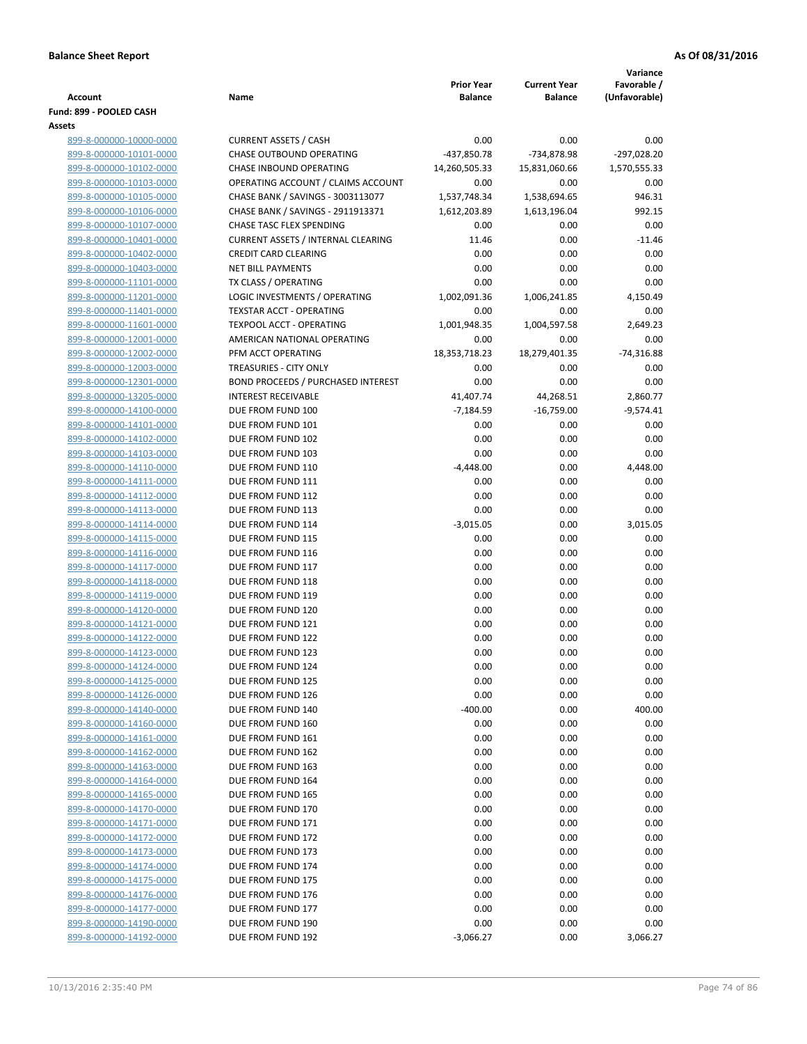**Balance Sheet Report** **As Of 08/31/2016**

| Account | Name | Prior Year Balance | Current Year Balance | Variance Favorable / (Unfavorable) |
|---|---|---|---|---|
| **Fund: 899 - POOLED CASH** | | | | |
| **Assets** | | | | |
| 899-8-000000-10000-0000 | CURRENT ASSETS / CASH | 0.00 | 0.00 | 0.00 |
| 899-8-000000-10101-0000 | CHASE OUTBOUND OPERATING | -437,850.78 | -734,878.98 | -297,028.20 |
| 899-8-000000-10102-0000 | CHASE INBOUND OPERATING | 14,260,505.33 | 15,831,060.66 | 1,570,555.33 |
| 899-8-000000-10103-0000 | OPERATING ACCOUNT / CLAIMS ACCOUNT | 0.00 | 0.00 | 0.00 |
| 899-8-000000-10105-0000 | CHASE BANK / SAVINGS - 3003113077 | 1,537,748.34 | 1,538,694.65 | 946.31 |
| 899-8-000000-10106-0000 | CHASE BANK / SAVINGS - 2911913371 | 1,612,203.89 | 1,613,196.04 | 992.15 |
| 899-8-000000-10107-0000 | CHASE TASC FLEX SPENDING | 0.00 | 0.00 | 0.00 |
| 899-8-000000-10401-0000 | CURRENT ASSETS / INTERNAL CLEARING | 11.46 | 0.00 | -11.46 |
| 899-8-000000-10402-0000 | CREDIT CARD CLEARING | 0.00 | 0.00 | 0.00 |
| 899-8-000000-10403-0000 | NET BILL PAYMENTS | 0.00 | 0.00 | 0.00 |
| 899-8-000000-11101-0000 | TX CLASS / OPERATING | 0.00 | 0.00 | 0.00 |
| 899-8-000000-11201-0000 | LOGIC INVESTMENTS / OPERATING | 1,002,091.36 | 1,006,241.85 | 4,150.49 |
| 899-8-000000-11401-0000 | TEXSTAR ACCT - OPERATING | 0.00 | 0.00 | 0.00 |
| 899-8-000000-11601-0000 | TEXPOOL ACCT - OPERATING | 1,001,948.35 | 1,004,597.58 | 2,649.23 |
| 899-8-000000-12001-0000 | AMERICAN NATIONAL OPERATING | 0.00 | 0.00 | 0.00 |
| 899-8-000000-12002-0000 | PFM ACCT OPERATING | 18,353,718.23 | 18,279,401.35 | -74,316.88 |
| 899-8-000000-12003-0000 | TREASURIES - CITY ONLY | 0.00 | 0.00 | 0.00 |
| 899-8-000000-12301-0000 | BOND PROCEEDS / PURCHASED INTEREST | 0.00 | 0.00 | 0.00 |
| 899-8-000000-13205-0000 | INTEREST RECEIVABLE | 41,407.74 | 44,268.51 | 2,860.77 |
| 899-8-000000-14100-0000 | DUE FROM FUND 100 | -7,184.59 | -16,759.00 | -9,574.41 |
| 899-8-000000-14101-0000 | DUE FROM FUND 101 | 0.00 | 0.00 | 0.00 |
| 899-8-000000-14102-0000 | DUE FROM FUND 102 | 0.00 | 0.00 | 0.00 |
| 899-8-000000-14103-0000 | DUE FROM FUND 103 | 0.00 | 0.00 | 0.00 |
| 899-8-000000-14110-0000 | DUE FROM FUND 110 | -4,448.00 | 0.00 | 4,448.00 |
| 899-8-000000-14111-0000 | DUE FROM FUND 111 | 0.00 | 0.00 | 0.00 |
| 899-8-000000-14112-0000 | DUE FROM FUND 112 | 0.00 | 0.00 | 0.00 |
| 899-8-000000-14113-0000 | DUE FROM FUND 113 | 0.00 | 0.00 | 0.00 |
| 899-8-000000-14114-0000 | DUE FROM FUND 114 | -3,015.05 | 0.00 | 3,015.05 |
| 899-8-000000-14115-0000 | DUE FROM FUND 115 | 0.00 | 0.00 | 0.00 |
| 899-8-000000-14116-0000 | DUE FROM FUND 116 | 0.00 | 0.00 | 0.00 |
| 899-8-000000-14117-0000 | DUE FROM FUND 117 | 0.00 | 0.00 | 0.00 |
| 899-8-000000-14118-0000 | DUE FROM FUND 118 | 0.00 | 0.00 | 0.00 |
| 899-8-000000-14119-0000 | DUE FROM FUND 119 | 0.00 | 0.00 | 0.00 |
| 899-8-000000-14120-0000 | DUE FROM FUND 120 | 0.00 | 0.00 | 0.00 |
| 899-8-000000-14121-0000 | DUE FROM FUND 121 | 0.00 | 0.00 | 0.00 |
| 899-8-000000-14122-0000 | DUE FROM FUND 122 | 0.00 | 0.00 | 0.00 |
| 899-8-000000-14123-0000 | DUE FROM FUND 123 | 0.00 | 0.00 | 0.00 |
| 899-8-000000-14124-0000 | DUE FROM FUND 124 | 0.00 | 0.00 | 0.00 |
| 899-8-000000-14125-0000 | DUE FROM FUND 125 | 0.00 | 0.00 | 0.00 |
| 899-8-000000-14126-0000 | DUE FROM FUND 126 | 0.00 | 0.00 | 0.00 |
| 899-8-000000-14140-0000 | DUE FROM FUND 140 | -400.00 | 0.00 | 400.00 |
| 899-8-000000-14160-0000 | DUE FROM FUND 160 | 0.00 | 0.00 | 0.00 |
| 899-8-000000-14161-0000 | DUE FROM FUND 161 | 0.00 | 0.00 | 0.00 |
| 899-8-000000-14162-0000 | DUE FROM FUND 162 | 0.00 | 0.00 | 0.00 |
| 899-8-000000-14163-0000 | DUE FROM FUND 163 | 0.00 | 0.00 | 0.00 |
| 899-8-000000-14164-0000 | DUE FROM FUND 164 | 0.00 | 0.00 | 0.00 |
| 899-8-000000-14165-0000 | DUE FROM FUND 165 | 0.00 | 0.00 | 0.00 |
| 899-8-000000-14170-0000 | DUE FROM FUND 170 | 0.00 | 0.00 | 0.00 |
| 899-8-000000-14171-0000 | DUE FROM FUND 171 | 0.00 | 0.00 | 0.00 |
| 899-8-000000-14172-0000 | DUE FROM FUND 172 | 0.00 | 0.00 | 0.00 |
| 899-8-000000-14173-0000 | DUE FROM FUND 173 | 0.00 | 0.00 | 0.00 |
| 899-8-000000-14174-0000 | DUE FROM FUND 174 | 0.00 | 0.00 | 0.00 |
| 899-8-000000-14175-0000 | DUE FROM FUND 175 | 0.00 | 0.00 | 0.00 |
| 899-8-000000-14176-0000 | DUE FROM FUND 176 | 0.00 | 0.00 | 0.00 |
| 899-8-000000-14177-0000 | DUE FROM FUND 177 | 0.00 | 0.00 | 0.00 |
| 899-8-000000-14190-0000 | DUE FROM FUND 190 | 0.00 | 0.00 | 0.00 |
| 899-8-000000-14192-0000 | DUE FROM FUND 192 | -3,066.27 | 0.00 | 3,066.27 |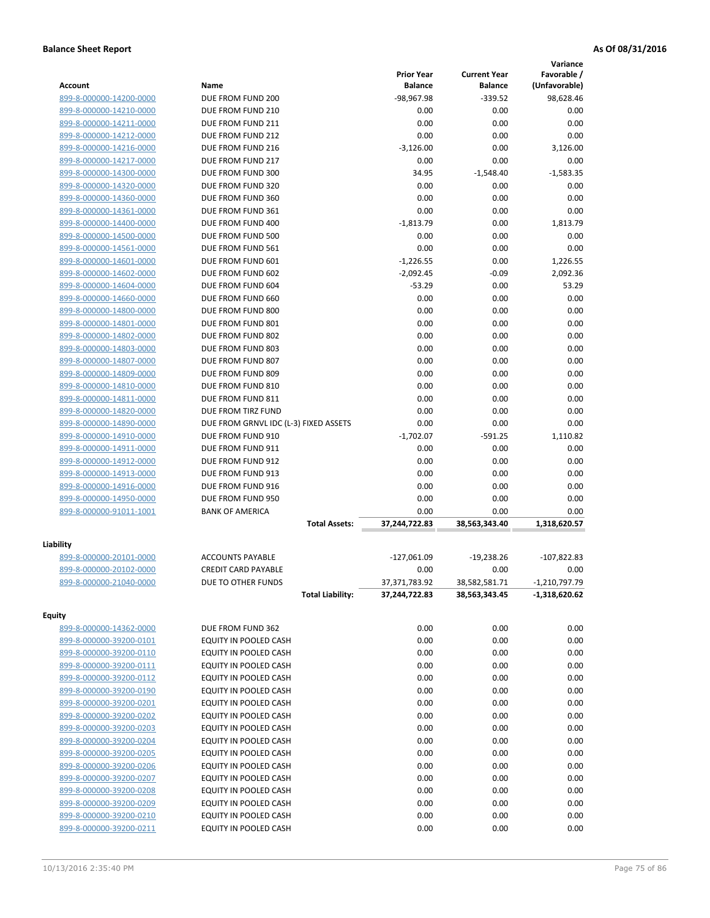**Balance Sheet Report** **As Of 08/31/2016**

| Account | Name | Prior Year Balance | Current Year Balance | Variance Favorable / (Unfavorable) |
|---|---|---|---|---|
| 899-8-000000-14200-0000 | DUE FROM FUND 200 | -98,967.98 | -339.52 | 98,628.46 |
| 899-8-000000-14210-0000 | DUE FROM FUND 210 | 0.00 | 0.00 | 0.00 |
| 899-8-000000-14211-0000 | DUE FROM FUND 211 | 0.00 | 0.00 | 0.00 |
| 899-8-000000-14212-0000 | DUE FROM FUND 212 | 0.00 | 0.00 | 0.00 |
| 899-8-000000-14216-0000 | DUE FROM FUND 216 | -3,126.00 | 0.00 | 3,126.00 |
| 899-8-000000-14217-0000 | DUE FROM FUND 217 | 0.00 | 0.00 | 0.00 |
| 899-8-000000-14300-0000 | DUE FROM FUND 300 | 34.95 | -1,548.40 | -1,583.35 |
| 899-8-000000-14320-0000 | DUE FROM FUND 320 | 0.00 | 0.00 | 0.00 |
| 899-8-000000-14360-0000 | DUE FROM FUND 360 | 0.00 | 0.00 | 0.00 |
| 899-8-000000-14361-0000 | DUE FROM FUND 361 | 0.00 | 0.00 | 0.00 |
| 899-8-000000-14400-0000 | DUE FROM FUND 400 | -1,813.79 | 0.00 | 1,813.79 |
| 899-8-000000-14500-0000 | DUE FROM FUND 500 | 0.00 | 0.00 | 0.00 |
| 899-8-000000-14561-0000 | DUE FROM FUND 561 | 0.00 | 0.00 | 0.00 |
| 899-8-000000-14601-0000 | DUE FROM FUND 601 | -1,226.55 | 0.00 | 1,226.55 |
| 899-8-000000-14602-0000 | DUE FROM FUND 602 | -2,092.45 | -0.09 | 2,092.36 |
| 899-8-000000-14604-0000 | DUE FROM FUND 604 | -53.29 | 0.00 | 53.29 |
| 899-8-000000-14660-0000 | DUE FROM FUND 660 | 0.00 | 0.00 | 0.00 |
| 899-8-000000-14800-0000 | DUE FROM FUND 800 | 0.00 | 0.00 | 0.00 |
| 899-8-000000-14801-0000 | DUE FROM FUND 801 | 0.00 | 0.00 | 0.00 |
| 899-8-000000-14802-0000 | DUE FROM FUND 802 | 0.00 | 0.00 | 0.00 |
| 899-8-000000-14803-0000 | DUE FROM FUND 803 | 0.00 | 0.00 | 0.00 |
| 899-8-000000-14807-0000 | DUE FROM FUND 807 | 0.00 | 0.00 | 0.00 |
| 899-8-000000-14809-0000 | DUE FROM FUND 809 | 0.00 | 0.00 | 0.00 |
| 899-8-000000-14810-0000 | DUE FROM FUND 810 | 0.00 | 0.00 | 0.00 |
| 899-8-000000-14811-0000 | DUE FROM FUND 811 | 0.00 | 0.00 | 0.00 |
| 899-8-000000-14820-0000 | DUE FROM TIRZ FUND | 0.00 | 0.00 | 0.00 |
| 899-8-000000-14890-0000 | DUE FROM GRNVL IDC (L-3) FIXED ASSETS | 0.00 | 0.00 | 0.00 |
| 899-8-000000-14910-0000 | DUE FROM FUND 910 | -1,702.07 | -591.25 | 1,110.82 |
| 899-8-000000-14911-0000 | DUE FROM FUND 911 | 0.00 | 0.00 | 0.00 |
| 899-8-000000-14912-0000 | DUE FROM FUND 912 | 0.00 | 0.00 | 0.00 |
| 899-8-000000-14913-0000 | DUE FROM FUND 913 | 0.00 | 0.00 | 0.00 |
| 899-8-000000-14916-0000 | DUE FROM FUND 916 | 0.00 | 0.00 | 0.00 |
| 899-8-000000-14950-0000 | DUE FROM FUND 950 | 0.00 | 0.00 | 0.00 |
| 899-8-000000-91011-1001 | BANK OF AMERICA | 0.00 | 0.00 | 0.00 |
| | **Total Assets:** | **37,244,722.83** | **38,563,343.40** | **1,318,620.57** |

**Liability**

| Account | Name | Prior Year Balance | Current Year Balance | Variance Favorable / (Unfavorable) |
|---|---|---|---|---|
| 899-8-000000-20101-0000 | ACCOUNTS PAYABLE | -127,061.09 | -19,238.26 | -107,822.83 |
| 899-8-000000-20102-0000 | CREDIT CARD PAYABLE | 0.00 | 0.00 | 0.00 |
| 899-8-000000-21040-0000 | DUE TO OTHER FUNDS | 37,371,783.92 | 38,582,581.71 | -1,210,797.79 |
| | **Total Liability:** | **37,244,722.83** | **38,563,343.45** | **-1,318,620.62** |

**Equity**

| Account | Name | Prior Year Balance | Current Year Balance | Variance Favorable / (Unfavorable) |
|---|---|---|---|---|
| 899-8-000000-14362-0000 | DUE FROM FUND 362 | 0.00 | 0.00 | 0.00 |
| 899-8-000000-39200-0101 | EQUITY IN POOLED CASH | 0.00 | 0.00 | 0.00 |
| 899-8-000000-39200-0110 | EQUITY IN POOLED CASH | 0.00 | 0.00 | 0.00 |
| 899-8-000000-39200-0111 | EQUITY IN POOLED CASH | 0.00 | 0.00 | 0.00 |
| 899-8-000000-39200-0112 | EQUITY IN POOLED CASH | 0.00 | 0.00 | 0.00 |
| 899-8-000000-39200-0190 | EQUITY IN POOLED CASH | 0.00 | 0.00 | 0.00 |
| 899-8-000000-39200-0201 | EQUITY IN POOLED CASH | 0.00 | 0.00 | 0.00 |
| 899-8-000000-39200-0202 | EQUITY IN POOLED CASH | 0.00 | 0.00 | 0.00 |
| 899-8-000000-39200-0203 | EQUITY IN POOLED CASH | 0.00 | 0.00 | 0.00 |
| 899-8-000000-39200-0204 | EQUITY IN POOLED CASH | 0.00 | 0.00 | 0.00 |
| 899-8-000000-39200-0205 | EQUITY IN POOLED CASH | 0.00 | 0.00 | 0.00 |
| 899-8-000000-39200-0206 | EQUITY IN POOLED CASH | 0.00 | 0.00 | 0.00 |
| 899-8-000000-39200-0207 | EQUITY IN POOLED CASH | 0.00 | 0.00 | 0.00 |
| 899-8-000000-39200-0208 | EQUITY IN POOLED CASH | 0.00 | 0.00 | 0.00 |
| 899-8-000000-39200-0209 | EQUITY IN POOLED CASH | 0.00 | 0.00 | 0.00 |
| 899-8-000000-39200-0210 | EQUITY IN POOLED CASH | 0.00 | 0.00 | 0.00 |
| 899-8-000000-39200-0211 | EQUITY IN POOLED CASH | 0.00 | 0.00 | 0.00 |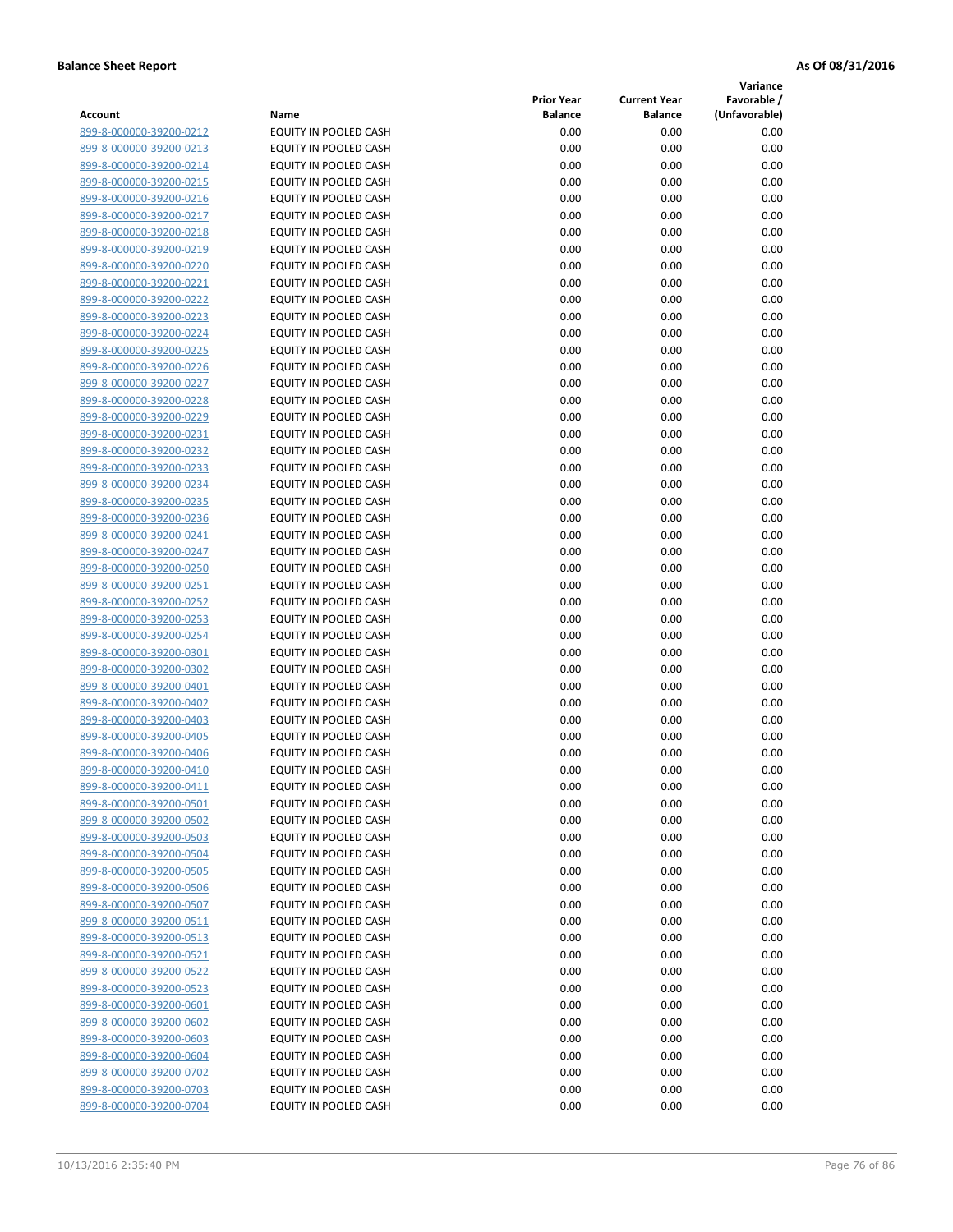**Balance Sheet Report** **As Of 08/31/2016**

| Account | Name | Prior Year Balance | Current Year Balance | Variance Favorable / (Unfavorable) |
|---|---|---|---|---|
| 899-8-000000-39200-0212 | EQUITY IN POOLED CASH | 0.00 | 0.00 | 0.00 |
| 899-8-000000-39200-0213 | EQUITY IN POOLED CASH | 0.00 | 0.00 | 0.00 |
| 899-8-000000-39200-0214 | EQUITY IN POOLED CASH | 0.00 | 0.00 | 0.00 |
| 899-8-000000-39200-0215 | EQUITY IN POOLED CASH | 0.00 | 0.00 | 0.00 |
| 899-8-000000-39200-0216 | EQUITY IN POOLED CASH | 0.00 | 0.00 | 0.00 |
| 899-8-000000-39200-0217 | EQUITY IN POOLED CASH | 0.00 | 0.00 | 0.00 |
| 899-8-000000-39200-0218 | EQUITY IN POOLED CASH | 0.00 | 0.00 | 0.00 |
| 899-8-000000-39200-0219 | EQUITY IN POOLED CASH | 0.00 | 0.00 | 0.00 |
| 899-8-000000-39200-0220 | EQUITY IN POOLED CASH | 0.00 | 0.00 | 0.00 |
| 899-8-000000-39200-0221 | EQUITY IN POOLED CASH | 0.00 | 0.00 | 0.00 |
| 899-8-000000-39200-0222 | EQUITY IN POOLED CASH | 0.00 | 0.00 | 0.00 |
| 899-8-000000-39200-0223 | EQUITY IN POOLED CASH | 0.00 | 0.00 | 0.00 |
| 899-8-000000-39200-0224 | EQUITY IN POOLED CASH | 0.00 | 0.00 | 0.00 |
| 899-8-000000-39200-0225 | EQUITY IN POOLED CASH | 0.00 | 0.00 | 0.00 |
| 899-8-000000-39200-0226 | EQUITY IN POOLED CASH | 0.00 | 0.00 | 0.00 |
| 899-8-000000-39200-0227 | EQUITY IN POOLED CASH | 0.00 | 0.00 | 0.00 |
| 899-8-000000-39200-0228 | EQUITY IN POOLED CASH | 0.00 | 0.00 | 0.00 |
| 899-8-000000-39200-0229 | EQUITY IN POOLED CASH | 0.00 | 0.00 | 0.00 |
| 899-8-000000-39200-0231 | EQUITY IN POOLED CASH | 0.00 | 0.00 | 0.00 |
| 899-8-000000-39200-0232 | EQUITY IN POOLED CASH | 0.00 | 0.00 | 0.00 |
| 899-8-000000-39200-0233 | EQUITY IN POOLED CASH | 0.00 | 0.00 | 0.00 |
| 899-8-000000-39200-0234 | EQUITY IN POOLED CASH | 0.00 | 0.00 | 0.00 |
| 899-8-000000-39200-0235 | EQUITY IN POOLED CASH | 0.00 | 0.00 | 0.00 |
| 899-8-000000-39200-0236 | EQUITY IN POOLED CASH | 0.00 | 0.00 | 0.00 |
| 899-8-000000-39200-0241 | EQUITY IN POOLED CASH | 0.00 | 0.00 | 0.00 |
| 899-8-000000-39200-0247 | EQUITY IN POOLED CASH | 0.00 | 0.00 | 0.00 |
| 899-8-000000-39200-0250 | EQUITY IN POOLED CASH | 0.00 | 0.00 | 0.00 |
| 899-8-000000-39200-0251 | EQUITY IN POOLED CASH | 0.00 | 0.00 | 0.00 |
| 899-8-000000-39200-0252 | EQUITY IN POOLED CASH | 0.00 | 0.00 | 0.00 |
| 899-8-000000-39200-0253 | EQUITY IN POOLED CASH | 0.00 | 0.00 | 0.00 |
| 899-8-000000-39200-0254 | EQUITY IN POOLED CASH | 0.00 | 0.00 | 0.00 |
| 899-8-000000-39200-0301 | EQUITY IN POOLED CASH | 0.00 | 0.00 | 0.00 |
| 899-8-000000-39200-0302 | EQUITY IN POOLED CASH | 0.00 | 0.00 | 0.00 |
| 899-8-000000-39200-0401 | EQUITY IN POOLED CASH | 0.00 | 0.00 | 0.00 |
| 899-8-000000-39200-0402 | EQUITY IN POOLED CASH | 0.00 | 0.00 | 0.00 |
| 899-8-000000-39200-0403 | EQUITY IN POOLED CASH | 0.00 | 0.00 | 0.00 |
| 899-8-000000-39200-0405 | EQUITY IN POOLED CASH | 0.00 | 0.00 | 0.00 |
| 899-8-000000-39200-0406 | EQUITY IN POOLED CASH | 0.00 | 0.00 | 0.00 |
| 899-8-000000-39200-0410 | EQUITY IN POOLED CASH | 0.00 | 0.00 | 0.00 |
| 899-8-000000-39200-0411 | EQUITY IN POOLED CASH | 0.00 | 0.00 | 0.00 |
| 899-8-000000-39200-0501 | EQUITY IN POOLED CASH | 0.00 | 0.00 | 0.00 |
| 899-8-000000-39200-0502 | EQUITY IN POOLED CASH | 0.00 | 0.00 | 0.00 |
| 899-8-000000-39200-0503 | EQUITY IN POOLED CASH | 0.00 | 0.00 | 0.00 |
| 899-8-000000-39200-0504 | EQUITY IN POOLED CASH | 0.00 | 0.00 | 0.00 |
| 899-8-000000-39200-0505 | EQUITY IN POOLED CASH | 0.00 | 0.00 | 0.00 |
| 899-8-000000-39200-0506 | EQUITY IN POOLED CASH | 0.00 | 0.00 | 0.00 |
| 899-8-000000-39200-0507 | EQUITY IN POOLED CASH | 0.00 | 0.00 | 0.00 |
| 899-8-000000-39200-0511 | EQUITY IN POOLED CASH | 0.00 | 0.00 | 0.00 |
| 899-8-000000-39200-0513 | EQUITY IN POOLED CASH | 0.00 | 0.00 | 0.00 |
| 899-8-000000-39200-0521 | EQUITY IN POOLED CASH | 0.00 | 0.00 | 0.00 |
| 899-8-000000-39200-0522 | EQUITY IN POOLED CASH | 0.00 | 0.00 | 0.00 |
| 899-8-000000-39200-0523 | EQUITY IN POOLED CASH | 0.00 | 0.00 | 0.00 |
| 899-8-000000-39200-0601 | EQUITY IN POOLED CASH | 0.00 | 0.00 | 0.00 |
| 899-8-000000-39200-0602 | EQUITY IN POOLED CASH | 0.00 | 0.00 | 0.00 |
| 899-8-000000-39200-0603 | EQUITY IN POOLED CASH | 0.00 | 0.00 | 0.00 |
| 899-8-000000-39200-0604 | EQUITY IN POOLED CASH | 0.00 | 0.00 | 0.00 |
| 899-8-000000-39200-0702 | EQUITY IN POOLED CASH | 0.00 | 0.00 | 0.00 |
| 899-8-000000-39200-0703 | EQUITY IN POOLED CASH | 0.00 | 0.00 | 0.00 |
| 899-8-000000-39200-0704 | EQUITY IN POOLED CASH | 0.00 | 0.00 | 0.00 |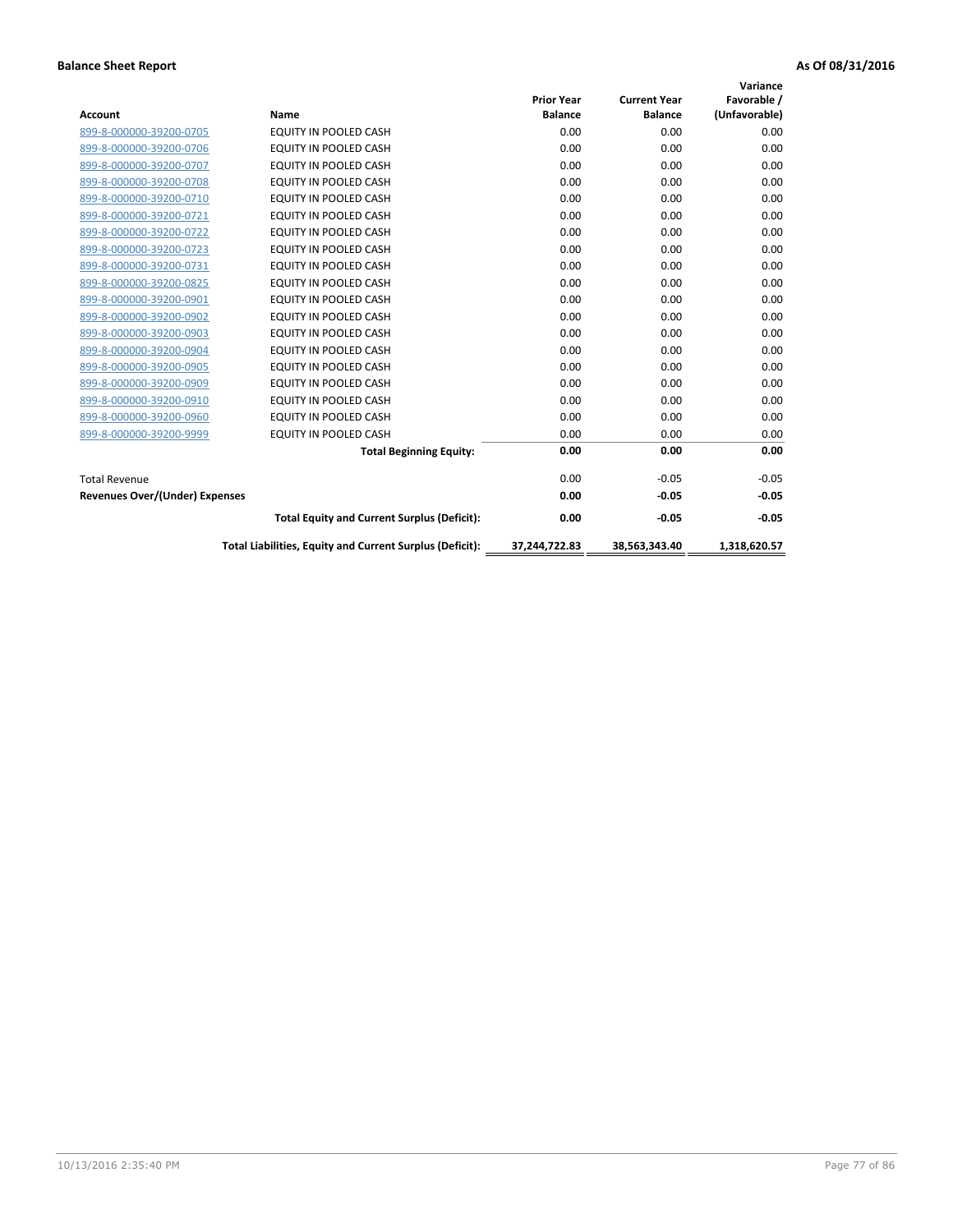**Balance Sheet Report** **As Of 08/31/2016**

| Account | Name | Prior Year Balance | Current Year Balance | Variance Favorable / (Unfavorable) |
|---|---|---|---|---|
| 899-8-000000-39200-0705 | EQUITY IN POOLED CASH | 0.00 | 0.00 | 0.00 |
| 899-8-000000-39200-0706 | EQUITY IN POOLED CASH | 0.00 | 0.00 | 0.00 |
| 899-8-000000-39200-0707 | EQUITY IN POOLED CASH | 0.00 | 0.00 | 0.00 |
| 899-8-000000-39200-0708 | EQUITY IN POOLED CASH | 0.00 | 0.00 | 0.00 |
| 899-8-000000-39200-0710 | EQUITY IN POOLED CASH | 0.00 | 0.00 | 0.00 |
| 899-8-000000-39200-0721 | EQUITY IN POOLED CASH | 0.00 | 0.00 | 0.00 |
| 899-8-000000-39200-0722 | EQUITY IN POOLED CASH | 0.00 | 0.00 | 0.00 |
| 899-8-000000-39200-0723 | EQUITY IN POOLED CASH | 0.00 | 0.00 | 0.00 |
| 899-8-000000-39200-0731 | EQUITY IN POOLED CASH | 0.00 | 0.00 | 0.00 |
| 899-8-000000-39200-0825 | EQUITY IN POOLED CASH | 0.00 | 0.00 | 0.00 |
| 899-8-000000-39200-0901 | EQUITY IN POOLED CASH | 0.00 | 0.00 | 0.00 |
| 899-8-000000-39200-0902 | EQUITY IN POOLED CASH | 0.00 | 0.00 | 0.00 |
| 899-8-000000-39200-0903 | EQUITY IN POOLED CASH | 0.00 | 0.00 | 0.00 |
| 899-8-000000-39200-0904 | EQUITY IN POOLED CASH | 0.00 | 0.00 | 0.00 |
| 899-8-000000-39200-0905 | EQUITY IN POOLED CASH | 0.00 | 0.00 | 0.00 |
| 899-8-000000-39200-0909 | EQUITY IN POOLED CASH | 0.00 | 0.00 | 0.00 |
| 899-8-000000-39200-0910 | EQUITY IN POOLED CASH | 0.00 | 0.00 | 0.00 |
| 899-8-000000-39200-0960 | EQUITY IN POOLED CASH | 0.00 | 0.00 | 0.00 |
| 899-8-000000-39200-9999 | EQUITY IN POOLED CASH | 0.00 | 0.00 | 0.00 |
| | **Total Beginning Equity:** | **0.00** | **0.00** | **0.00** |
| Total Revenue | | 0.00 | -0.05 | -0.05 |
| **Revenues Over/(Under) Expenses** | | **0.00** | **-0.05** | **-0.05** |
| | **Total Equity and Current Surplus (Deficit):** | **0.00** | **-0.05** | **-0.05** |
| | **Total Liabilities, Equity and Current Surplus (Deficit):** | **37,244,722.83** | **38,563,343.40** | **1,318,620.57** |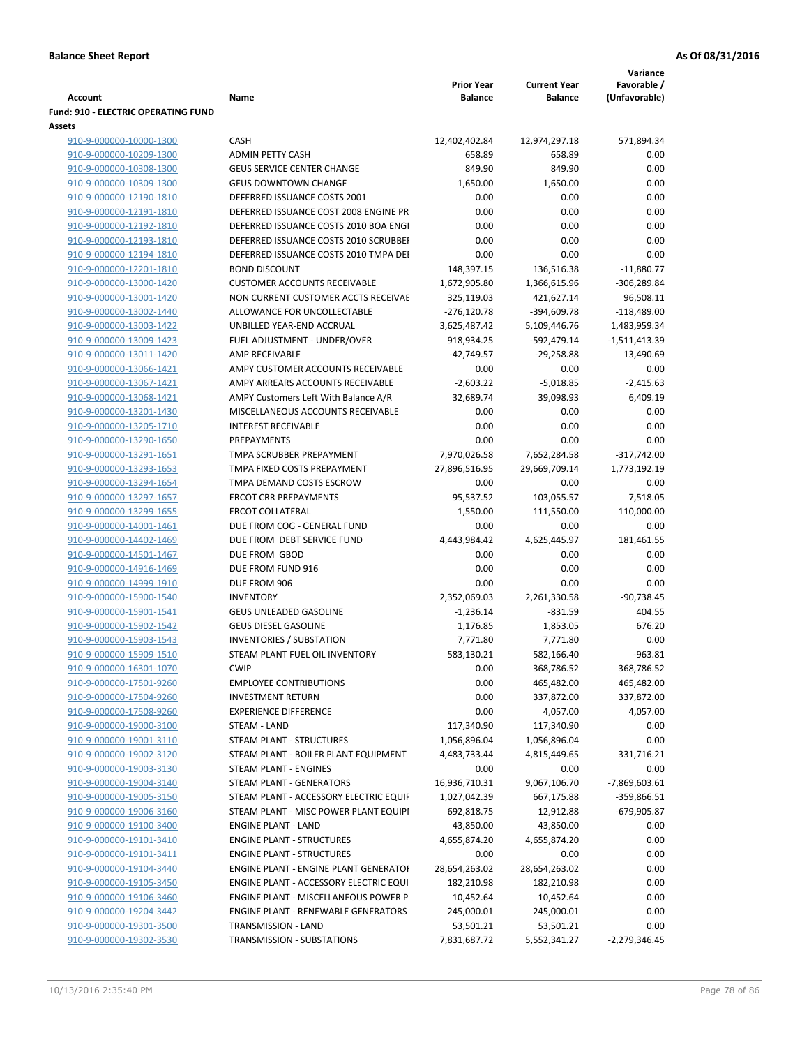**Balance Sheet Report** **As Of 08/31/2016**

| Account | Name | Prior Year Balance | Current Year Balance | Variance Favorable / (Unfavorable) |
|---|---|---|---|---|
| **Fund: 910 - ELECTRIC OPERATING FUND** | | | | |
| **Assets** | | | | |
| 910-9-000000-10000-1300 | CASH | 12,402,402.84 | 12,974,297.18 | 571,894.34 |
| 910-9-000000-10209-1300 | ADMIN PETTY CASH | 658.89 | 658.89 | 0.00 |
| 910-9-000000-10308-1300 | GEUS SERVICE CENTER CHANGE | 849.90 | 849.90 | 0.00 |
| 910-9-000000-10309-1300 | GEUS DOWNTOWN CHANGE | 1,650.00 | 1,650.00 | 0.00 |
| 910-9-000000-12190-1810 | DEFERRED ISSUANCE COSTS 2001 | 0.00 | 0.00 | 0.00 |
| 910-9-000000-12191-1810 | DEFERRED ISSUANCE COST 2008 ENGINE PR | 0.00 | 0.00 | 0.00 |
| 910-9-000000-12192-1810 | DEFERRED ISSUANCE COSTS 2010 BOA ENGI | 0.00 | 0.00 | 0.00 |
| 910-9-000000-12193-1810 | DEFERRED ISSUANCE COSTS 2010 SCRUBBEI | 0.00 | 0.00 | 0.00 |
| 910-9-000000-12194-1810 | DEFERRED ISSUANCE COSTS 2010 TMPA DEI | 0.00 | 0.00 | 0.00 |
| 910-9-000000-12201-1810 | BOND DISCOUNT | 148,397.15 | 136,516.38 | -11,880.77 |
| 910-9-000000-13000-1420 | CUSTOMER ACCOUNTS RECEIVABLE | 1,672,905.80 | 1,366,615.96 | -306,289.84 |
| 910-9-000000-13001-1420 | NON CURRENT CUSTOMER ACCTS RECEIVAE | 325,119.03 | 421,627.14 | 96,508.11 |
| 910-9-000000-13002-1440 | ALLOWANCE FOR UNCOLLECTABLE | -276,120.78 | -394,609.78 | -118,489.00 |
| 910-9-000000-13003-1422 | UNBILLED YEAR-END ACCRUAL | 3,625,487.42 | 5,109,446.76 | 1,483,959.34 |
| 910-9-000000-13009-1423 | FUEL ADJUSTMENT - UNDER/OVER | 918,934.25 | -592,479.14 | -1,511,413.39 |
| 910-9-000000-13011-1420 | AMP RECEIVABLE | -42,749.57 | -29,258.88 | 13,490.69 |
| 910-9-000000-13066-1421 | AMPY CUSTOMER ACCOUNTS RECEIVABLE | 0.00 | 0.00 | 0.00 |
| 910-9-000000-13067-1421 | AMPY ARREARS ACCOUNTS RECEIVABLE | -2,603.22 | -5,018.85 | -2,415.63 |
| 910-9-000000-13068-1421 | AMPY Customers Left With Balance A/R | 32,689.74 | 39,098.93 | 6,409.19 |
| 910-9-000000-13201-1430 | MISCELLANEOUS ACCOUNTS RECEIVABLE | 0.00 | 0.00 | 0.00 |
| 910-9-000000-13205-1710 | INTEREST RECEIVABLE | 0.00 | 0.00 | 0.00 |
| 910-9-000000-13290-1650 | PREPAYMENTS | 0.00 | 0.00 | 0.00 |
| 910-9-000000-13291-1651 | TMPA SCRUBBER PREPAYMENT | 7,970,026.58 | 7,652,284.58 | -317,742.00 |
| 910-9-000000-13293-1653 | TMPA FIXED COSTS PREPAYMENT | 27,896,516.95 | 29,669,709.14 | 1,773,192.19 |
| 910-9-000000-13294-1654 | TMPA DEMAND COSTS ESCROW | 0.00 | 0.00 | 0.00 |
| 910-9-000000-13297-1657 | ERCOT CRR PREPAYMENTS | 95,537.52 | 103,055.57 | 7,518.05 |
| 910-9-000000-13299-1655 | ERCOT COLLATERAL | 1,550.00 | 111,550.00 | 110,000.00 |
| 910-9-000000-14001-1461 | DUE FROM COG - GENERAL FUND | 0.00 | 0.00 | 0.00 |
| 910-9-000000-14402-1469 | DUE FROM DEBT SERVICE FUND | 4,443,984.42 | 4,625,445.97 | 181,461.55 |
| 910-9-000000-14501-1467 | DUE FROM GBOD | 0.00 | 0.00 | 0.00 |
| 910-9-000000-14916-1469 | DUE FROM FUND 916 | 0.00 | 0.00 | 0.00 |
| 910-9-000000-14999-1910 | DUE FROM 906 | 0.00 | 0.00 | 0.00 |
| 910-9-000000-15900-1540 | INVENTORY | 2,352,069.03 | 2,261,330.58 | -90,738.45 |
| 910-9-000000-15901-1541 | GEUS UNLEADED GASOLINE | -1,236.14 | -831.59 | 404.55 |
| 910-9-000000-15902-1542 | GEUS DIESEL GASOLINE | 1,176.85 | 1,853.05 | 676.20 |
| 910-9-000000-15903-1543 | INVENTORIES / SUBSTATION | 7,771.80 | 7,771.80 | 0.00 |
| 910-9-000000-15909-1510 | STEAM PLANT FUEL OIL INVENTORY | 583,130.21 | 582,166.40 | -963.81 |
| 910-9-000000-16301-1070 | CWIP | 0.00 | 368,786.52 | 368,786.52 |
| 910-9-000000-17501-9260 | EMPLOYEE CONTRIBUTIONS | 0.00 | 465,482.00 | 465,482.00 |
| 910-9-000000-17504-9260 | INVESTMENT RETURN | 0.00 | 337,872.00 | 337,872.00 |
| 910-9-000000-17508-9260 | EXPERIENCE DIFFERENCE | 0.00 | 4,057.00 | 4,057.00 |
| 910-9-000000-19000-3100 | STEAM - LAND | 117,340.90 | 117,340.90 | 0.00 |
| 910-9-000000-19001-3110 | STEAM PLANT - STRUCTURES | 1,056,896.04 | 1,056,896.04 | 0.00 |
| 910-9-000000-19002-3120 | STEAM PLANT - BOILER PLANT EQUIPMENT | 4,483,733.44 | 4,815,449.65 | 331,716.21 |
| 910-9-000000-19003-3130 | STEAM PLANT - ENGINES | 0.00 | 0.00 | 0.00 |
| 910-9-000000-19004-3140 | STEAM PLANT - GENERATORS | 16,936,710.31 | 9,067,106.70 | -7,869,603.61 |
| 910-9-000000-19005-3150 | STEAM PLANT - ACCESSORY ELECTRIC EQUIF | 1,027,042.39 | 667,175.88 | -359,866.51 |
| 910-9-000000-19006-3160 | STEAM PLANT - MISC POWER PLANT EQUIPI | 692,818.75 | 12,912.88 | -679,905.87 |
| 910-9-000000-19100-3400 | ENGINE PLANT - LAND | 43,850.00 | 43,850.00 | 0.00 |
| 910-9-000000-19101-3410 | ENGINE PLANT - STRUCTURES | 4,655,874.20 | 4,655,874.20 | 0.00 |
| 910-9-000000-19101-3411 | ENGINE PLANT - STRUCTURES | 0.00 | 0.00 | 0.00 |
| 910-9-000000-19104-3440 | ENGINE PLANT - ENGINE PLANT GENERATOF | 28,654,263.02 | 28,654,263.02 | 0.00 |
| 910-9-000000-19105-3450 | ENGINE PLANT - ACCESSORY ELECTRIC EQUI | 182,210.98 | 182,210.98 | 0.00 |
| 910-9-000000-19106-3460 | ENGINE PLANT - MISCELLANEOUS POWER P | 10,452.64 | 10,452.64 | 0.00 |
| 910-9-000000-19204-3442 | ENGINE PLANT - RENEWABLE GENERATORS | 245,000.01 | 245,000.01 | 0.00 |
| 910-9-000000-19301-3500 | TRANSMISSION - LAND | 53,501.21 | 53,501.21 | 0.00 |
| 910-9-000000-19302-3530 | TRANSMISSION - SUBSTATIONS | 7,831,687.72 | 5,552,341.27 | -2,279,346.45 |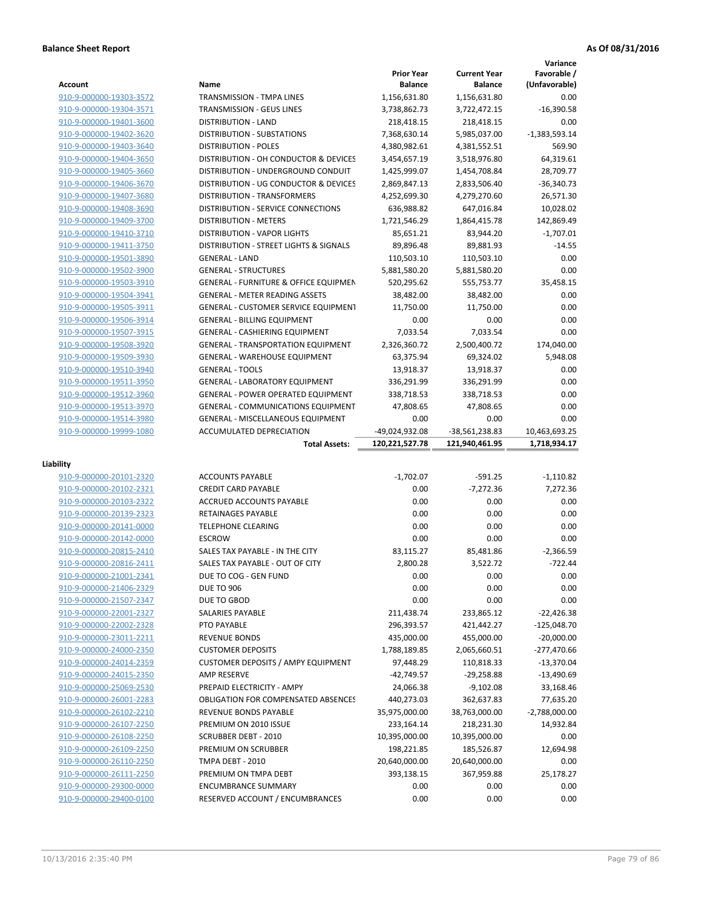**Balance Sheet Report** **As Of 08/31/2016**

| Account | Name | Prior Year Balance | Current Year Balance | Variance Favorable / (Unfavorable) |
|---|---|---|---|---|
| 910-9-000000-19303-3572 | TRANSMISSION - TMPA LINES | 1,156,631.80 | 1,156,631.80 | 0.00 |
| 910-9-000000-19304-3571 | TRANSMISSION - GEUS LINES | 3,738,862.73 | 3,722,472.15 | -16,390.58 |
| 910-9-000000-19401-3600 | DISTRIBUTION - LAND | 218,418.15 | 218,418.15 | 0.00 |
| 910-9-000000-19402-3620 | DISTRIBUTION - SUBSTATIONS | 7,368,630.14 | 5,985,037.00 | -1,383,593.14 |
| 910-9-000000-19403-3640 | DISTRIBUTION - POLES | 4,380,982.61 | 4,381,552.51 | 569.90 |
| 910-9-000000-19404-3650 | DISTRIBUTION - OH CONDUCTOR & DEVICES | 3,454,657.19 | 3,518,976.80 | 64,319.61 |
| 910-9-000000-19405-3660 | DISTRIBUTION - UNDERGROUND CONDUIT | 1,425,999.07 | 1,454,708.84 | 28,709.77 |
| 910-9-000000-19406-3670 | DISTRIBUTION - UG CONDUCTOR & DEVICES | 2,869,847.13 | 2,833,506.40 | -36,340.73 |
| 910-9-000000-19407-3680 | DISTRIBUTION - TRANSFORMERS | 4,252,699.30 | 4,279,270.60 | 26,571.30 |
| 910-9-000000-19408-3690 | DISTRIBUTION - SERVICE CONNECTIONS | 636,988.82 | 647,016.84 | 10,028.02 |
| 910-9-000000-19409-3700 | DISTRIBUTION - METERS | 1,721,546.29 | 1,864,415.78 | 142,869.49 |
| 910-9-000000-19410-3710 | DISTRIBUTION - VAPOR LIGHTS | 85,651.21 | 83,944.20 | -1,707.01 |
| 910-9-000000-19411-3750 | DISTRIBUTION - STREET LIGHTS & SIGNALS | 89,896.48 | 89,881.93 | -14.55 |
| 910-9-000000-19501-3890 | GENERAL - LAND | 110,503.10 | 110,503.10 | 0.00 |
| 910-9-000000-19502-3900 | GENERAL - STRUCTURES | 5,881,580.20 | 5,881,580.20 | 0.00 |
| 910-9-000000-19503-3910 | GENERAL - FURNITURE & OFFICE EQUIPMEN | 520,295.62 | 555,753.77 | 35,458.15 |
| 910-9-000000-19504-3941 | GENERAL - METER READING ASSETS | 38,482.00 | 38,482.00 | 0.00 |
| 910-9-000000-19505-3911 | GENERAL - CUSTOMER SERVICE EQUIPMENT | 11,750.00 | 11,750.00 | 0.00 |
| 910-9-000000-19506-3914 | GENERAL - BILLING EQUIPMENT | 0.00 | 0.00 | 0.00 |
| 910-9-000000-19507-3915 | GENERAL - CASHIERING EQUIPMENT | 7,033.54 | 7,033.54 | 0.00 |
| 910-9-000000-19508-3920 | GENERAL - TRANSPORTATION EQUIPMENT | 2,326,360.72 | 2,500,400.72 | 174,040.00 |
| 910-9-000000-19509-3930 | GENERAL - WAREHOUSE EQUIPMENT | 63,375.94 | 69,324.02 | 5,948.08 |
| 910-9-000000-19510-3940 | GENERAL - TOOLS | 13,918.37 | 13,918.37 | 0.00 |
| 910-9-000000-19511-3950 | GENERAL - LABORATORY EQUIPMENT | 336,291.99 | 336,291.99 | 0.00 |
| 910-9-000000-19512-3960 | GENERAL - POWER OPERATED EQUIPMENT | 338,718.53 | 338,718.53 | 0.00 |
| 910-9-000000-19513-3970 | GENERAL - COMMUNICATIONS EQUIPMENT | 47,808.65 | 47,808.65 | 0.00 |
| 910-9-000000-19514-3980 | GENERAL - MISCELLANEOUS EQUIPMENT | 0.00 | 0.00 | 0.00 |
| 910-9-000000-19999-1080 | ACCUMULATED DEPRECIATION | -49,024,932.08 | -38,561,238.83 | 10,463,693.25 |
| | **Total Assets:** | **120,221,527.78** | **121,940,461.95** | **1,718,934.17** |

**Liability**

| Account | Name | Prior Year Balance | Current Year Balance | Variance Favorable / (Unfavorable) |
|---|---|---|---|---|
| 910-9-000000-20101-2320 | ACCOUNTS PAYABLE | -1,702.07 | -591.25 | -1,110.82 |
| 910-9-000000-20102-2321 | CREDIT CARD PAYABLE | 0.00 | -7,272.36 | 7,272.36 |
| 910-9-000000-20103-2322 | ACCRUED ACCOUNTS PAYABLE | 0.00 | 0.00 | 0.00 |
| 910-9-000000-20139-2323 | RETAINAGES PAYABLE | 0.00 | 0.00 | 0.00 |
| 910-9-000000-20141-0000 | TELEPHONE CLEARING | 0.00 | 0.00 | 0.00 |
| 910-9-000000-20142-0000 | ESCROW | 0.00 | 0.00 | 0.00 |
| 910-9-000000-20815-2410 | SALES TAX PAYABLE - IN THE CITY | 83,115.27 | 85,481.86 | -2,366.59 |
| 910-9-000000-20816-2411 | SALES TAX PAYABLE - OUT OF CITY | 2,800.28 | 3,522.72 | -722.44 |
| 910-9-000000-21001-2341 | DUE TO COG - GEN FUND | 0.00 | 0.00 | 0.00 |
| 910-9-000000-21406-2329 | DUE TO 906 | 0.00 | 0.00 | 0.00 |
| 910-9-000000-21507-2347 | DUE TO GBOD | 0.00 | 0.00 | 0.00 |
| 910-9-000000-22001-2327 | SALARIES PAYABLE | 211,438.74 | 233,865.12 | -22,426.38 |
| 910-9-000000-22002-2328 | PTO PAYABLE | 296,393.57 | 421,442.27 | -125,048.70 |
| 910-9-000000-23011-2211 | REVENUE BONDS | 435,000.00 | 455,000.00 | -20,000.00 |
| 910-9-000000-24000-2350 | CUSTOMER DEPOSITS | 1,788,189.85 | 2,065,660.51 | -277,470.66 |
| 910-9-000000-24014-2359 | CUSTOMER DEPOSITS / AMPY EQUIPMENT | 97,448.29 | 110,818.33 | -13,370.04 |
| 910-9-000000-24015-2350 | AMP RESERVE | -42,749.57 | -29,258.88 | -13,490.69 |
| 910-9-000000-25069-2530 | PREPAID ELECTRICITY - AMPY | 24,066.38 | -9,102.08 | 33,168.46 |
| 910-9-000000-26001-2283 | OBLIGATION FOR COMPENSATED ABSENCES | 440,273.03 | 362,637.83 | 77,635.20 |
| 910-9-000000-26102-2210 | REVENUE BONDS PAYABLE | 35,975,000.00 | 38,763,000.00 | -2,788,000.00 |
| 910-9-000000-26107-2250 | PREMIUM ON 2010 ISSUE | 233,164.14 | 218,231.30 | 14,932.84 |
| 910-9-000000-26108-2250 | SCRUBBER DEBT - 2010 | 10,395,000.00 | 10,395,000.00 | 0.00 |
| 910-9-000000-26109-2250 | PREMIUM ON SCRUBBER | 198,221.85 | 185,526.87 | 12,694.98 |
| 910-9-000000-26110-2250 | TMPA DEBT - 2010 | 20,640,000.00 | 20,640,000.00 | 0.00 |
| 910-9-000000-26111-2250 | PREMIUM ON TMPA DEBT | 393,138.15 | 367,959.88 | 25,178.27 |
| 910-9-000000-29300-0000 | ENCUMBRANCE SUMMARY | 0.00 | 0.00 | 0.00 |
| 910-9-000000-29400-0100 | RESERVED ACCOUNT / ENCUMBRANCES | 0.00 | 0.00 | 0.00 |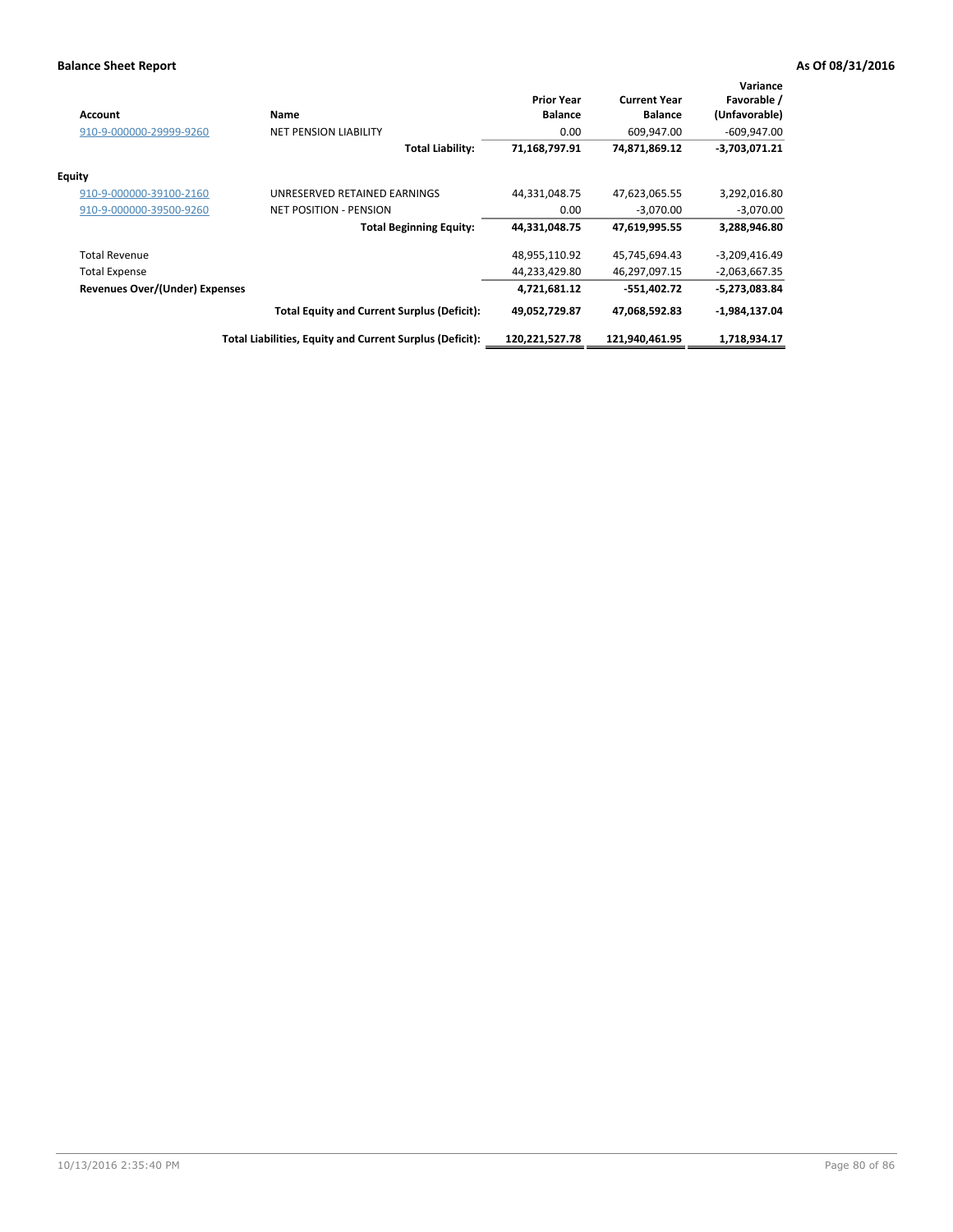**Balance Sheet Report** **As Of 08/31/2016**

| Account | Name | Prior Year Balance | Current Year Balance | Variance Favorable / (Unfavorable) |
|---|---|---|---|---|
| 910-9-000000-29999-9260 | NET PENSION LIABILITY | 0.00 | 609,947.00 | -609,947.00 |
| | **Total Liability:** | **71,168,797.91** | **74,871,869.12** | **-3,703,071.21** |
| **Equity** | | | | |
| 910-9-000000-39100-2160 | UNRESERVED RETAINED EARNINGS | 44,331,048.75 | 47,623,065.55 | 3,292,016.80 |
| 910-9-000000-39500-9260 | NET POSITION - PENSION | 0.00 | -3,070.00 | -3,070.00 |
| | **Total Beginning Equity:** | **44,331,048.75** | **47,619,995.55** | **3,288,946.80** |
| Total Revenue | | 48,955,110.92 | 45,745,694.43 | -3,209,416.49 |
| Total Expense | | 44,233,429.80 | 46,297,097.15 | -2,063,667.35 |
| **Revenues Over/(Under) Expenses** | | **4,721,681.12** | **-551,402.72** | **-5,273,083.84** |
| | **Total Equity and Current Surplus (Deficit):** | **49,052,729.87** | **47,068,592.83** | **-1,984,137.04** |
| | **Total Liabilities, Equity and Current Surplus (Deficit):** | **120,221,527.78** | **121,940,461.95** | **1,718,934.17** |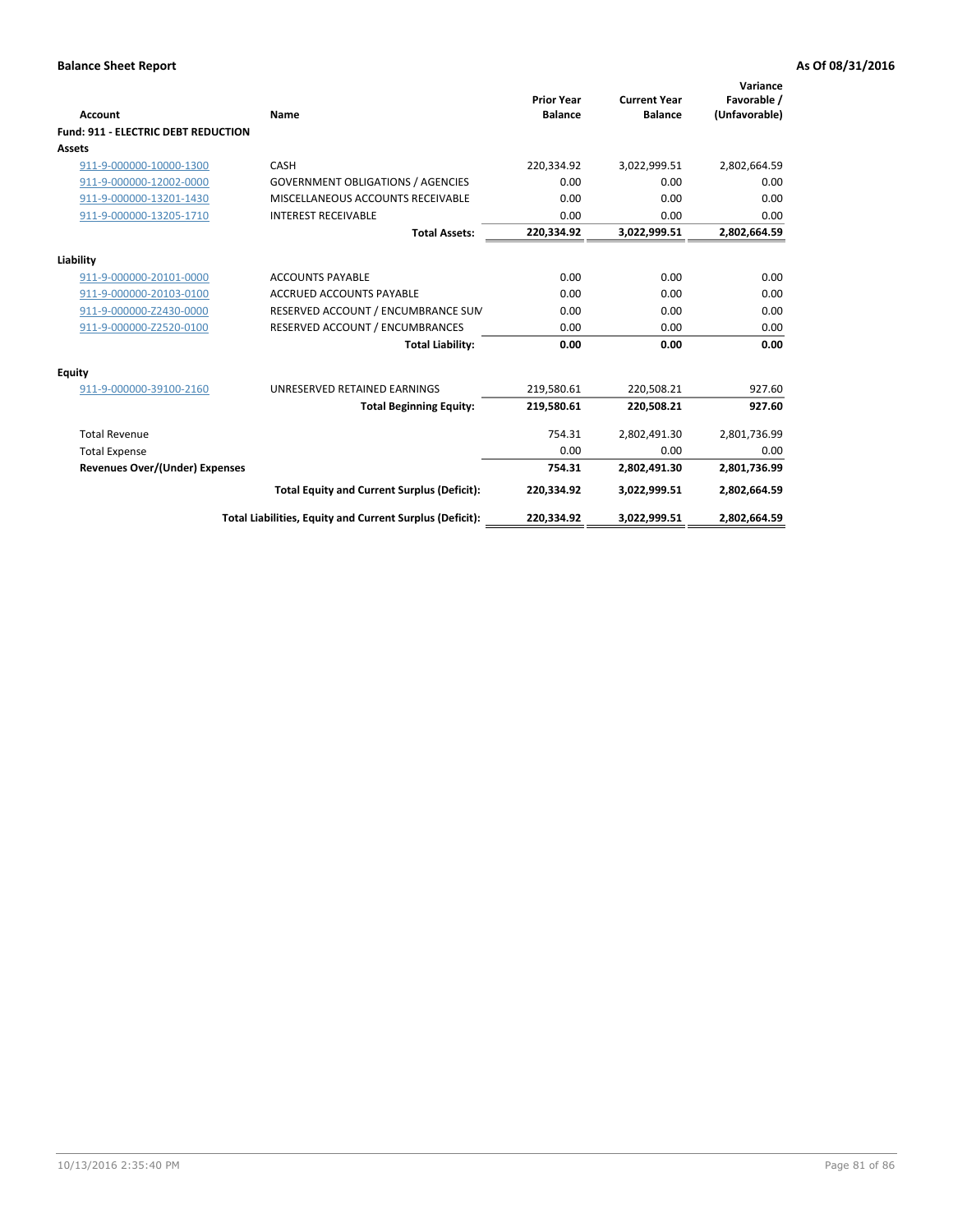**Balance Sheet Report** **As Of 08/31/2016**

| Account | Name | Prior Year Balance | Current Year Balance | Variance Favorable / (Unfavorable) |
|---|---|---|---|---|
| **Fund: 911 - ELECTRIC DEBT REDUCTION** | | | | |
| **Assets** | | | | |
| 911-9-000000-10000-1300 | CASH | 220,334.92 | 3,022,999.51 | 2,802,664.59 |
| 911-9-000000-12002-0000 | GOVERNMENT OBLIGATIONS / AGENCIES | 0.00 | 0.00 | 0.00 |
| 911-9-000000-13201-1430 | MISCELLANEOUS ACCOUNTS RECEIVABLE | 0.00 | 0.00 | 0.00 |
| 911-9-000000-13205-1710 | INTEREST RECEIVABLE | 0.00 | 0.00 | 0.00 |
| | **Total Assets:** | **220,334.92** | **3,022,999.51** | **2,802,664.59** |
| **Liability** | | | | |
| 911-9-000000-20101-0000 | ACCOUNTS PAYABLE | 0.00 | 0.00 | 0.00 |
| 911-9-000000-20103-0100 | ACCRUED ACCOUNTS PAYABLE | 0.00 | 0.00 | 0.00 |
| 911-9-000000-Z2430-0000 | RESERVED ACCOUNT / ENCUMBRANCE SUN | 0.00 | 0.00 | 0.00 |
| 911-9-000000-Z2520-0100 | RESERVED ACCOUNT / ENCUMBRANCES | 0.00 | 0.00 | 0.00 |
| | **Total Liability:** | **0.00** | **0.00** | **0.00** |
| **Equity** | | | | |
| 911-9-000000-39100-2160 | UNRESERVED RETAINED EARNINGS | 219,580.61 | 220,508.21 | 927.60 |
| | **Total Beginning Equity:** | **219,580.61** | **220,508.21** | **927.60** |
| Total Revenue | | 754.31 | 2,802,491.30 | 2,801,736.99 |
| Total Expense | | 0.00 | 0.00 | 0.00 |
| **Revenues Over/(Under) Expenses** | | **754.31** | **2,802,491.30** | **2,801,736.99** |
| | **Total Equity and Current Surplus (Deficit):** | **220,334.92** | **3,022,999.51** | **2,802,664.59** |
| | **Total Liabilities, Equity and Current Surplus (Deficit):** | **220,334.92** | **3,022,999.51** | **2,802,664.59** |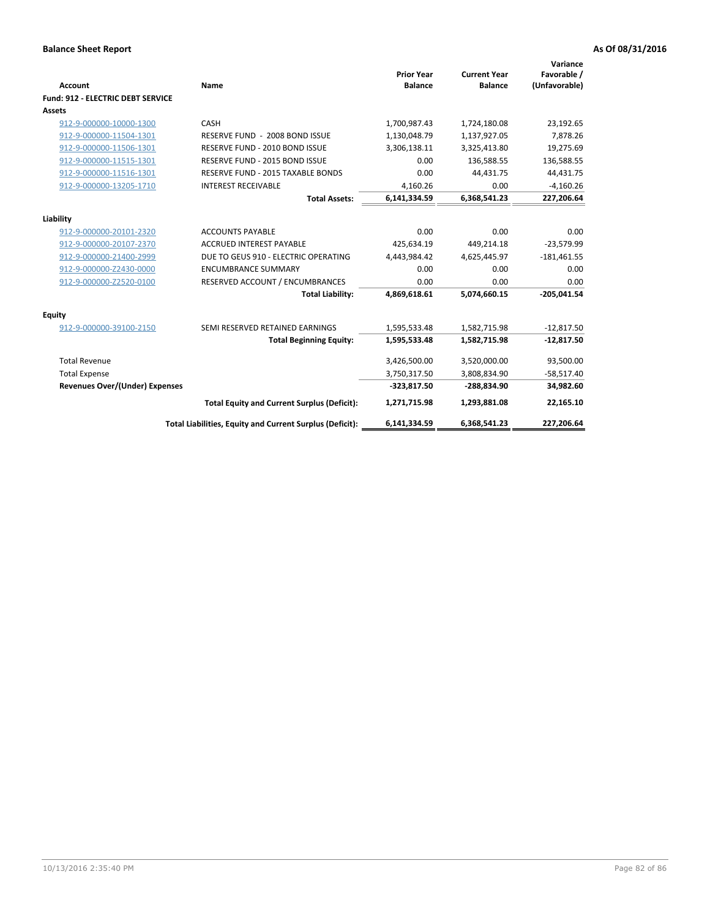**Balance Sheet Report** | **As Of 08/31/2016**

| Account | Name | Prior Year Balance | Current Year Balance | Variance Favorable / (Unfavorable) |
|---|---|---|---|---|
| **Fund: 912 - ELECTRIC DEBT SERVICE** | | | | |
| **Assets** | | | | |
| 912-9-000000-10000-1300 | CASH | 1,700,987.43 | 1,724,180.08 | 23,192.65 |
| 912-9-000000-11504-1301 | RESERVE FUND - 2008 BOND ISSUE | 1,130,048.79 | 1,137,927.05 | 7,878.26 |
| 912-9-000000-11506-1301 | RESERVE FUND - 2010 BOND ISSUE | 3,306,138.11 | 3,325,413.80 | 19,275.69 |
| 912-9-000000-11515-1301 | RESERVE FUND - 2015 BOND ISSUE | 0.00 | 136,588.55 | 136,588.55 |
| 912-9-000000-11516-1301 | RESERVE FUND - 2015 TAXABLE BONDS | 0.00 | 44,431.75 | 44,431.75 |
| 912-9-000000-13205-1710 | INTEREST RECEIVABLE | 4,160.26 | 0.00 | -4,160.26 |
| | **Total Assets:** | **6,141,334.59** | **6,368,541.23** | **227,206.64** |
| **Liability** | | | | |
| 912-9-000000-20101-2320 | ACCOUNTS PAYABLE | 0.00 | 0.00 | 0.00 |
| 912-9-000000-20107-2370 | ACCRUED INTEREST PAYABLE | 425,634.19 | 449,214.18 | -23,579.99 |
| 912-9-000000-21400-2999 | DUE TO GEUS 910 - ELECTRIC OPERATING | 4,443,984.42 | 4,625,445.97 | -181,461.55 |
| 912-9-000000-Z2430-0000 | ENCUMBRANCE SUMMARY | 0.00 | 0.00 | 0.00 |
| 912-9-000000-Z2520-0100 | RESERVED ACCOUNT / ENCUMBRANCES | 0.00 | 0.00 | 0.00 |
| | **Total Liability:** | **4,869,618.61** | **5,074,660.15** | **-205,041.54** |
| **Equity** | | | | |
| 912-9-000000-39100-2150 | SEMI RESERVED RETAINED EARNINGS | 1,595,533.48 | 1,582,715.98 | -12,817.50 |
| | **Total Beginning Equity:** | **1,595,533.48** | **1,582,715.98** | **-12,817.50** |
| Total Revenue | | 3,426,500.00 | 3,520,000.00 | 93,500.00 |
| Total Expense | | 3,750,317.50 | 3,808,834.90 | -58,517.40 |
| **Revenues Over/(Under) Expenses** | | **-323,817.50** | **-288,834.90** | **34,982.60** |
| | **Total Equity and Current Surplus (Deficit):** | **1,271,715.98** | **1,293,881.08** | **22,165.10** |
| | **Total Liabilities, Equity and Current Surplus (Deficit):** | **6,141,334.59** | **6,368,541.23** | **227,206.64** |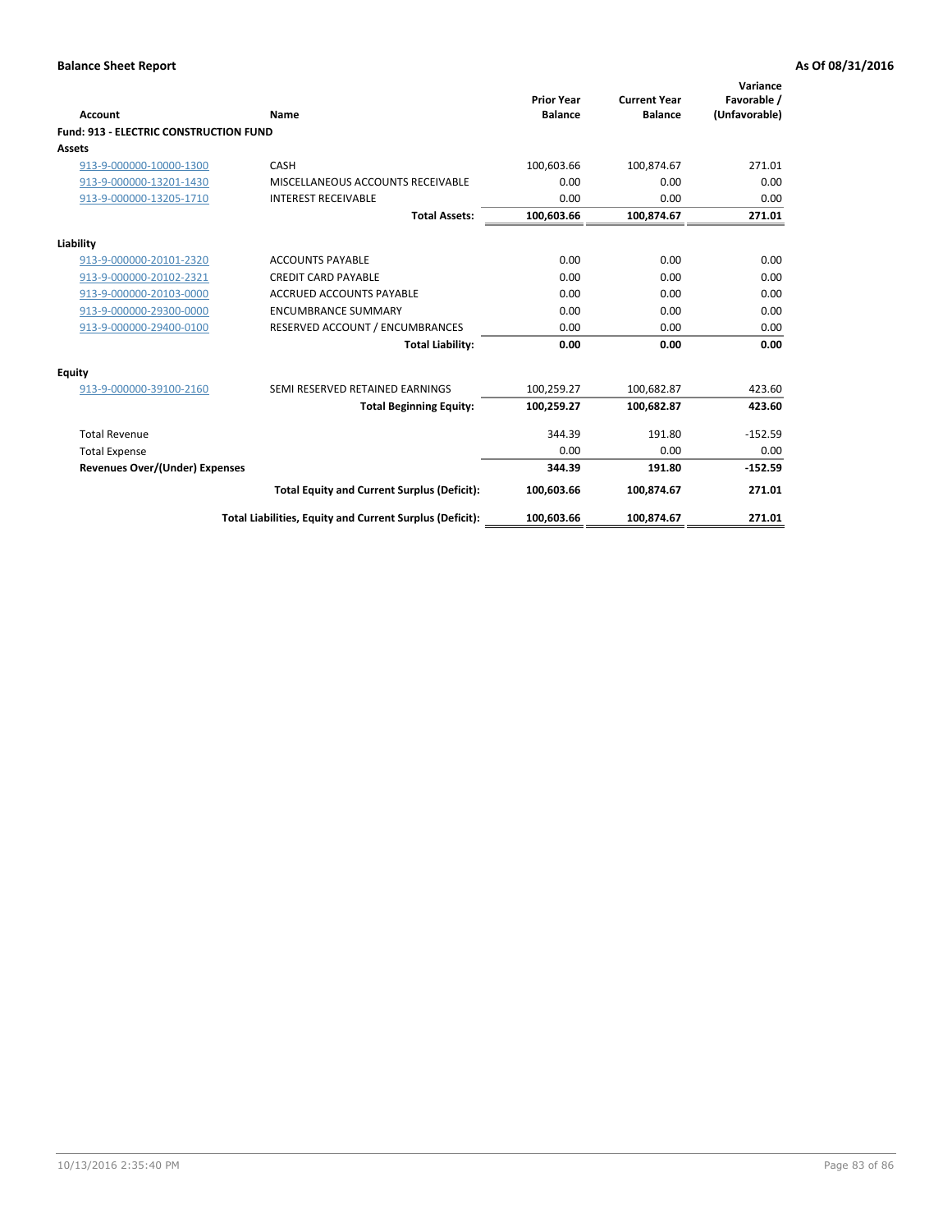**Balance Sheet Report** | **As Of 08/31/2016**

| Account | Name | Prior Year Balance | Current Year Balance | Variance Favorable / (Unfavorable) |
|---|---|---|---|---|
| **Fund: 913 - ELECTRIC CONSTRUCTION FUND** | | | | |
| **Assets** | | | | |
| 913-9-000000-10000-1300 | CASH | 100,603.66 | 100,874.67 | 271.01 |
| 913-9-000000-13201-1430 | MISCELLANEOUS ACCOUNTS RECEIVABLE | 0.00 | 0.00 | 0.00 |
| 913-9-000000-13205-1710 | INTEREST RECEIVABLE | 0.00 | 0.00 | 0.00 |
| | **Total Assets:** | **100,603.66** | **100,874.67** | **271.01** |
| **Liability** | | | | |
| 913-9-000000-20101-2320 | ACCOUNTS PAYABLE | 0.00 | 0.00 | 0.00 |
| 913-9-000000-20102-2321 | CREDIT CARD PAYABLE | 0.00 | 0.00 | 0.00 |
| 913-9-000000-20103-0000 | ACCRUED ACCOUNTS PAYABLE | 0.00 | 0.00 | 0.00 |
| 913-9-000000-29300-0000 | ENCUMBRANCE SUMMARY | 0.00 | 0.00 | 0.00 |
| 913-9-000000-29400-0100 | RESERVED ACCOUNT / ENCUMBRANCES | 0.00 | 0.00 | 0.00 |
| | **Total Liability:** | **0.00** | **0.00** | **0.00** |
| **Equity** | | | | |
| 913-9-000000-39100-2160 | SEMI RESERVED RETAINED EARNINGS | 100,259.27 | 100,682.87 | 423.60 |
| | **Total Beginning Equity:** | **100,259.27** | **100,682.87** | **423.60** |
| Total Revenue | | 344.39 | 191.80 | -152.59 |
| Total Expense | | 0.00 | 0.00 | 0.00 |
| **Revenues Over/(Under) Expenses** | | **344.39** | **191.80** | **-152.59** |
| | **Total Equity and Current Surplus (Deficit):** | **100,603.66** | **100,874.67** | **271.01** |
| | **Total Liabilities, Equity and Current Surplus (Deficit):** | **100,603.66** | **100,874.67** | **271.01** |

10/13/2016 2:35:40 PM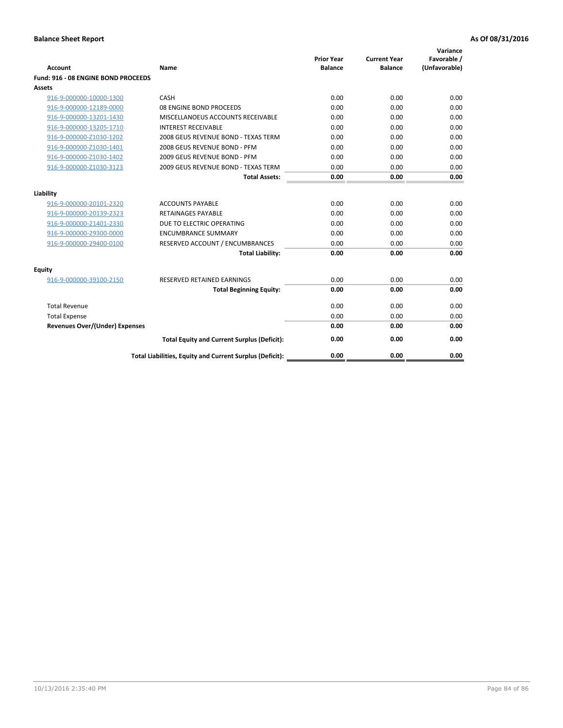**Balance Sheet Report** **As Of 08/31/2016**

| Account | Name | Prior Year Balance | Current Year Balance | Variance Favorable / (Unfavorable) |
|---|---|---|---|---|
| **Fund: 916 - 08 ENGINE BOND PROCEEDS** | | | | |
| **Assets** | | | | |
| 916-9-000000-10000-1300 | CASH | 0.00 | 0.00 | 0.00 |
| 916-9-000000-12189-0000 | 08 ENGINE BOND PROCEEDS | 0.00 | 0.00 | 0.00 |
| 916-9-000000-13201-1430 | MISCELLANOEUS ACCOUNTS RECEIVABLE | 0.00 | 0.00 | 0.00 |
| 916-9-000000-13205-1710 | INTEREST RECEIVABLE | 0.00 | 0.00 | 0.00 |
| 916-9-000000-Z1030-1202 | 2008 GEUS REVENUE BOND - TEXAS TERM | 0.00 | 0.00 | 0.00 |
| 916-9-000000-Z1030-1401 | 2008 GEUS REVENUE BOND - PFM | 0.00 | 0.00 | 0.00 |
| 916-9-000000-Z1030-1402 | 2009 GEUS REVENUE BOND - PFM | 0.00 | 0.00 | 0.00 |
| 916-9-000000-Z1030-3123 | 2009 GEUS REVENUE BOND - TEXAS TERM | 0.00 | 0.00 | 0.00 |
| | **Total Assets:** | **0.00** | **0.00** | **0.00** |
| **Liability** | | | | |
| 916-9-000000-20101-2320 | ACCOUNTS PAYABLE | 0.00 | 0.00 | 0.00 |
| 916-9-000000-20139-2323 | RETAINAGES PAYABLE | 0.00 | 0.00 | 0.00 |
| 916-9-000000-21401-2330 | DUE TO ELECTRIC OPERATING | 0.00 | 0.00 | 0.00 |
| 916-9-000000-29300-0000 | ENCUMBRANCE SUMMARY | 0.00 | 0.00 | 0.00 |
| 916-9-000000-29400-0100 | RESERVED ACCOUNT / ENCUMBRANCES | 0.00 | 0.00 | 0.00 |
| | **Total Liability:** | **0.00** | **0.00** | **0.00** |
| **Equity** | | | | |
| 916-9-000000-39100-2150 | RESERVED RETAINED EARNINGS | 0.00 | 0.00 | 0.00 |
| | **Total Beginning Equity:** | **0.00** | **0.00** | **0.00** |
| Total Revenue | | 0.00 | 0.00 | 0.00 |
| Total Expense | | 0.00 | 0.00 | 0.00 |
| **Revenues Over/(Under) Expenses** | | **0.00** | **0.00** | **0.00** |
| | **Total Equity and Current Surplus (Deficit):** | **0.00** | **0.00** | **0.00** |
| | **Total Liabilities, Equity and Current Surplus (Deficit):** | **0.00** | **0.00** | **0.00** |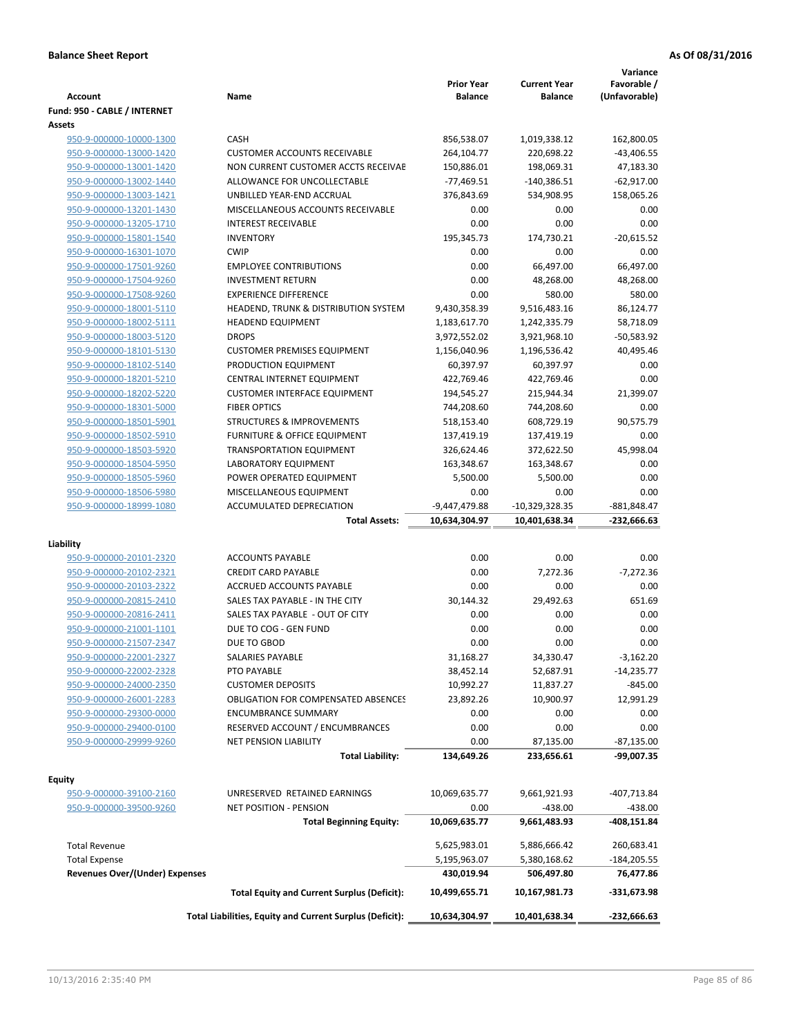**Balance Sheet Report** — As Of 08/31/2016

| Account | Name | Prior Year Balance | Current Year Balance | Variance Favorable / (Unfavorable) |
|---|---|---|---|---|
| **Fund: 950 - CABLE / INTERNET** | | | | |
| **Assets** | | | | |
| 950-9-000000-10000-1300 | CASH | 856,538.07 | 1,019,338.12 | 162,800.05 |
| 950-9-000000-13000-1420 | CUSTOMER ACCOUNTS RECEIVABLE | 264,104.77 | 220,698.22 | -43,406.55 |
| 950-9-000000-13001-1420 | NON CURRENT CUSTOMER ACCTS RECEIVAE | 150,886.01 | 198,069.31 | 47,183.30 |
| 950-9-000000-13002-1440 | ALLOWANCE FOR UNCOLLECTABLE | -77,469.51 | -140,386.51 | -62,917.00 |
| 950-9-000000-13003-1421 | UNBILLED YEAR-END ACCRUAL | 376,843.69 | 534,908.95 | 158,065.26 |
| 950-9-000000-13201-1430 | MISCELLANEOUS ACCOUNTS RECEIVABLE | 0.00 | 0.00 | 0.00 |
| 950-9-000000-13205-1710 | INTEREST RECEIVABLE | 0.00 | 0.00 | 0.00 |
| 950-9-000000-15801-1540 | INVENTORY | 195,345.73 | 174,730.21 | -20,615.52 |
| 950-9-000000-16301-1070 | CWIP | 0.00 | 0.00 | 0.00 |
| 950-9-000000-17501-9260 | EMPLOYEE CONTRIBUTIONS | 0.00 | 66,497.00 | 66,497.00 |
| 950-9-000000-17504-9260 | INVESTMENT RETURN | 0.00 | 48,268.00 | 48,268.00 |
| 950-9-000000-17508-9260 | EXPERIENCE DIFFERENCE | 0.00 | 580.00 | 580.00 |
| 950-9-000000-18001-5110 | HEADEND, TRUNK & DISTRIBUTION SYSTEM | 9,430,358.39 | 9,516,483.16 | 86,124.77 |
| 950-9-000000-18002-5111 | HEADEND EQUIPMENT | 1,183,617.70 | 1,242,335.79 | 58,718.09 |
| 950-9-000000-18003-5120 | DROPS | 3,972,552.02 | 3,921,968.10 | -50,583.92 |
| 950-9-000000-18101-5130 | CUSTOMER PREMISES EQUIPMENT | 1,156,040.96 | 1,196,536.42 | 40,495.46 |
| 950-9-000000-18102-5140 | PRODUCTION EQUIPMENT | 60,397.97 | 60,397.97 | 0.00 |
| 950-9-000000-18201-5210 | CENTRAL INTERNET EQUIPMENT | 422,769.46 | 422,769.46 | 0.00 |
| 950-9-000000-18202-5220 | CUSTOMER INTERFACE EQUIPMENT | 194,545.27 | 215,944.34 | 21,399.07 |
| 950-9-000000-18301-5000 | FIBER OPTICS | 744,208.60 | 744,208.60 | 0.00 |
| 950-9-000000-18501-5901 | STRUCTURES & IMPROVEMENTS | 518,153.40 | 608,729.19 | 90,575.79 |
| 950-9-000000-18502-5910 | FURNITURE & OFFICE EQUIPMENT | 137,419.19 | 137,419.19 | 0.00 |
| 950-9-000000-18503-5920 | TRANSPORTATION EQUIPMENT | 326,624.46 | 372,622.50 | 45,998.04 |
| 950-9-000000-18504-5950 | LABORATORY EQUIPMENT | 163,348.67 | 163,348.67 | 0.00 |
| 950-9-000000-18505-5960 | POWER OPERATED EQUIPMENT | 5,500.00 | 5,500.00 | 0.00 |
| 950-9-000000-18506-5980 | MISCELLANEOUS EQUIPMENT | 0.00 | 0.00 | 0.00 |
| 950-9-000000-18999-1080 | ACCUMULATED DEPRECIATION | -9,447,479.88 | -10,329,328.35 | -881,848.47 |
| | **Total Assets:** | **10,634,304.97** | **10,401,638.34** | **-232,666.63** |
| **Liability** | | | | |
| 950-9-000000-20101-2320 | ACCOUNTS PAYABLE | 0.00 | 0.00 | 0.00 |
| 950-9-000000-20102-2321 | CREDIT CARD PAYABLE | 0.00 | 7,272.36 | -7,272.36 |
| 950-9-000000-20103-2322 | ACCRUED ACCOUNTS PAYABLE | 0.00 | 0.00 | 0.00 |
| 950-9-000000-20815-2410 | SALES TAX PAYABLE - IN THE CITY | 30,144.32 | 29,492.63 | 651.69 |
| 950-9-000000-20816-2411 | SALES TAX PAYABLE - OUT OF CITY | 0.00 | 0.00 | 0.00 |
| 950-9-000000-21001-1101 | DUE TO COG - GEN FUND | 0.00 | 0.00 | 0.00 |
| 950-9-000000-21507-2347 | DUE TO GBOD | 0.00 | 0.00 | 0.00 |
| 950-9-000000-22001-2327 | SALARIES PAYABLE | 31,168.27 | 34,330.47 | -3,162.20 |
| 950-9-000000-22002-2328 | PTO PAYABLE | 38,452.14 | 52,687.91 | -14,235.77 |
| 950-9-000000-24000-2350 | CUSTOMER DEPOSITS | 10,992.27 | 11,837.27 | -845.00 |
| 950-9-000000-26001-2283 | OBLIGATION FOR COMPENSATED ABSENCES | 23,892.26 | 10,900.97 | 12,991.29 |
| 950-9-000000-29300-0000 | ENCUMBRANCE SUMMARY | 0.00 | 0.00 | 0.00 |
| 950-9-000000-29400-0100 | RESERVED ACCOUNT / ENCUMBRANCES | 0.00 | 0.00 | 0.00 |
| 950-9-000000-29999-9260 | NET PENSION LIABILITY | 0.00 | 87,135.00 | -87,135.00 |
| | **Total Liability:** | **134,649.26** | **233,656.61** | **-99,007.35** |
| **Equity** | | | | |
| 950-9-000000-39100-2160 | UNRESERVED RETAINED EARNINGS | 10,069,635.77 | 9,661,921.93 | -407,713.84 |
| 950-9-000000-39500-9260 | NET POSITION - PENSION | 0.00 | -438.00 | -438.00 |
| | **Total Beginning Equity:** | **10,069,635.77** | **9,661,483.93** | **-408,151.84** |
| Total Revenue | | 5,625,983.01 | 5,886,666.42 | 260,683.41 |
| Total Expense | | 5,195,963.07 | 5,380,168.62 | -184,205.55 |
| **Revenues Over/(Under) Expenses** | | **430,019.94** | **506,497.80** | **76,477.86** |
| | **Total Equity and Current Surplus (Deficit):** | **10,499,655.71** | **10,167,981.73** | **-331,673.98** |
| | **Total Liabilities, Equity and Current Surplus (Deficit):** | **10,634,304.97** | **10,401,638.34** | **-232,666.63** |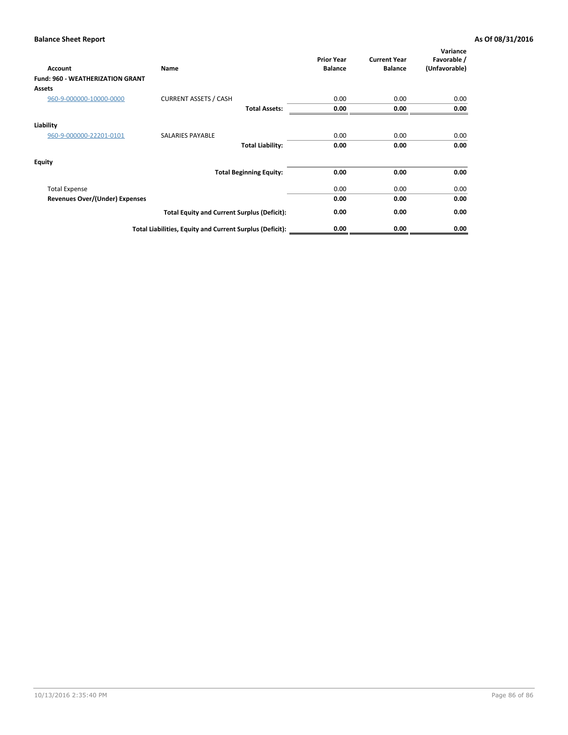**Balance Sheet Report** **As Of 08/31/2016**

| Account | Name | Prior Year Balance | Current Year Balance | Variance Favorable / (Unfavorable) |
|---|---|---|---|---|
| **Fund: 960 - WEATHERIZATION GRANT** | | | | |
| **Assets** | | | | |
| 960-9-000000-10000-0000 | CURRENT ASSETS / CASH | 0.00 | 0.00 | 0.00 |
| | **Total Assets:** | **0.00** | **0.00** | **0.00** |
| **Liability** | | | | |
| 960-9-000000-22201-0101 | SALARIES PAYABLE | 0.00 | 0.00 | 0.00 |
| | **Total Liability:** | **0.00** | **0.00** | **0.00** |
| **Equity** | | | | |
| | **Total Beginning Equity:** | **0.00** | **0.00** | **0.00** |
| Total Expense | | 0.00 | 0.00 | 0.00 |
| **Revenues Over/(Under) Expenses** | | **0.00** | **0.00** | **0.00** |
| | **Total Equity and Current Surplus (Deficit):** | **0.00** | **0.00** | **0.00** |
| | **Total Liabilities, Equity and Current Surplus (Deficit):** | **0.00** | **0.00** | **0.00** |

10/13/2016 2:35:40 PM